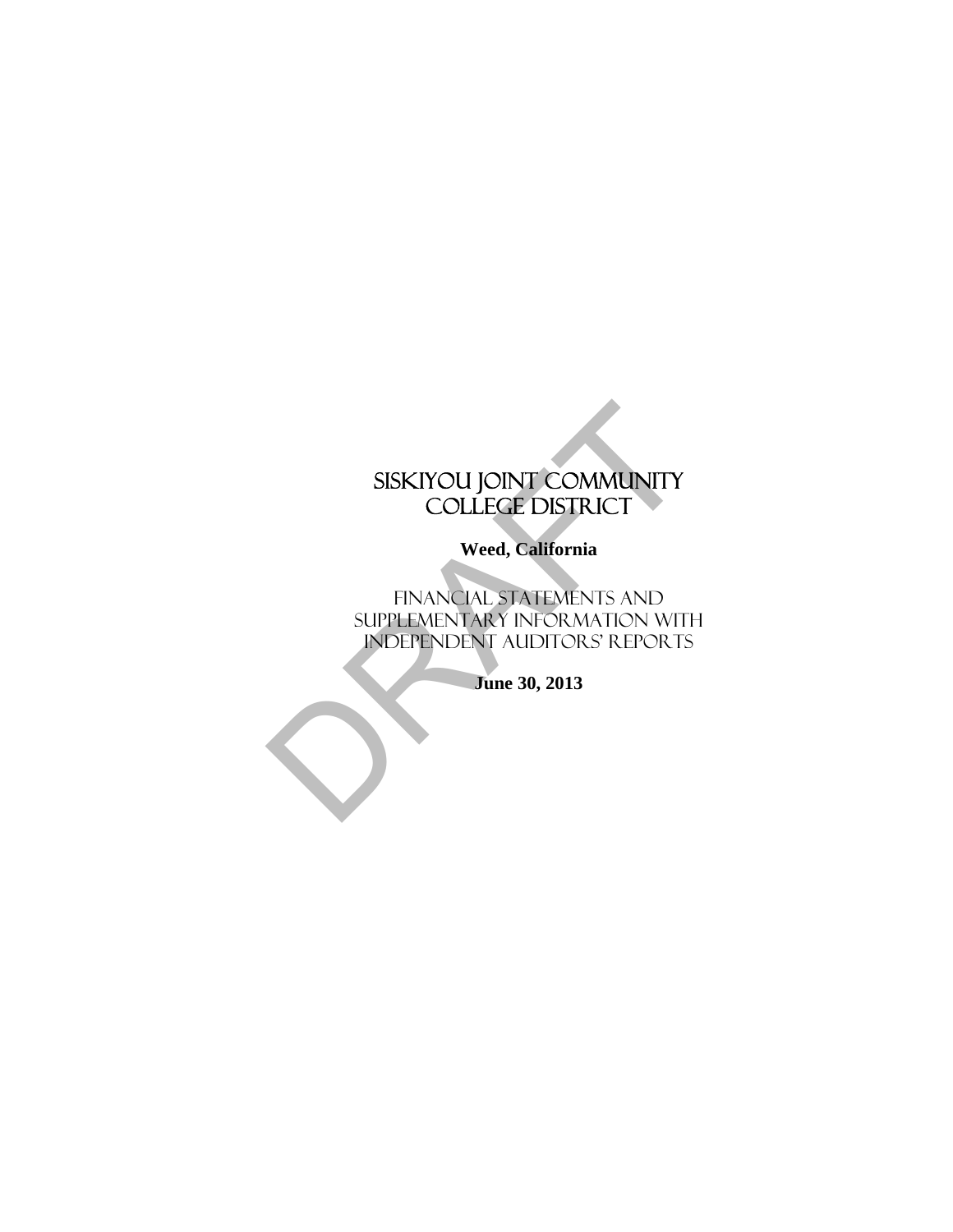# SISKIYOU JOINT COMMUNITY COLLEGE DISTRICT

**Weed, California**

FINANCIAL STATEMENTS AND SUPPLEMENTARY INFORMATION WITH INDEPENDENT AUDITORS' REPORTS

**June 30, 2013**

DRAFT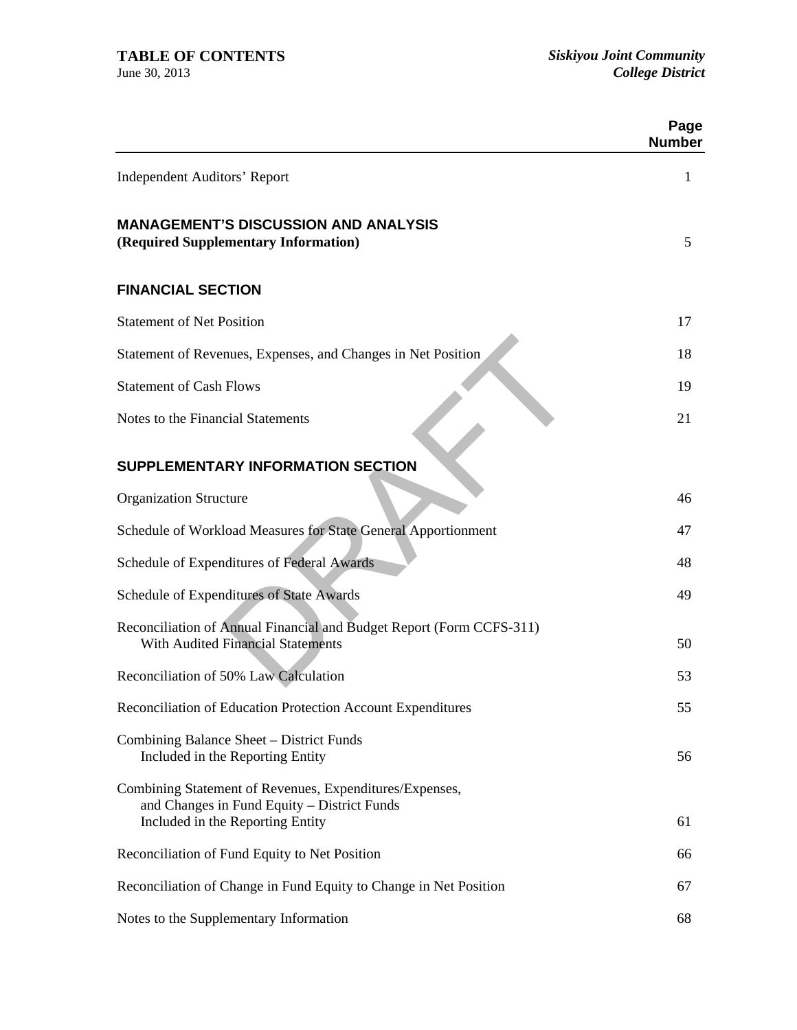# TABLE OF CONTENTS

June 30, 2013

*Siskiyou Joint Community College District*

| | Page Number |
|---|---|
| Independent Auditors' Report | 1 |
| **MANAGEMENT'S DISCUSSION AND ANALYSIS (Required Supplementary Information)** | 5 |
| **FINANCIAL SECTION** | |
| Statement of Net Position | 17 |
| Statement of Revenues, Expenses, and Changes in Net Position | 18 |
| Statement of Cash Flows | 19 |
| Notes to the Financial Statements | 21 |
| **SUPPLEMENTARY INFORMATION SECTION** | |
| Organization Structure | 46 |
| Schedule of Workload Measures for State General Apportionment | 47 |
| Schedule of Expenditures of Federal Awards | 48 |
| Schedule of Expenditures of State Awards | 49 |
| Reconciliation of Annual Financial and Budget Report (Form CCFS-311) With Audited Financial Statements | 50 |
| Reconciliation of 50% Law Calculation | 53 |
| Reconciliation of Education Protection Account Expenditures | 55 |
| Combining Balance Sheet – District Funds Included in the Reporting Entity | 56 |
| Combining Statement of Revenues, Expenditures/Expenses, and Changes in Fund Equity – District Funds Included in the Reporting Entity | 61 |
| Reconciliation of Fund Equity to Net Position | 66 |
| Reconciliation of Change in Fund Equity to Change in Net Position | 67 |
| Notes to the Supplementary Information | 68 |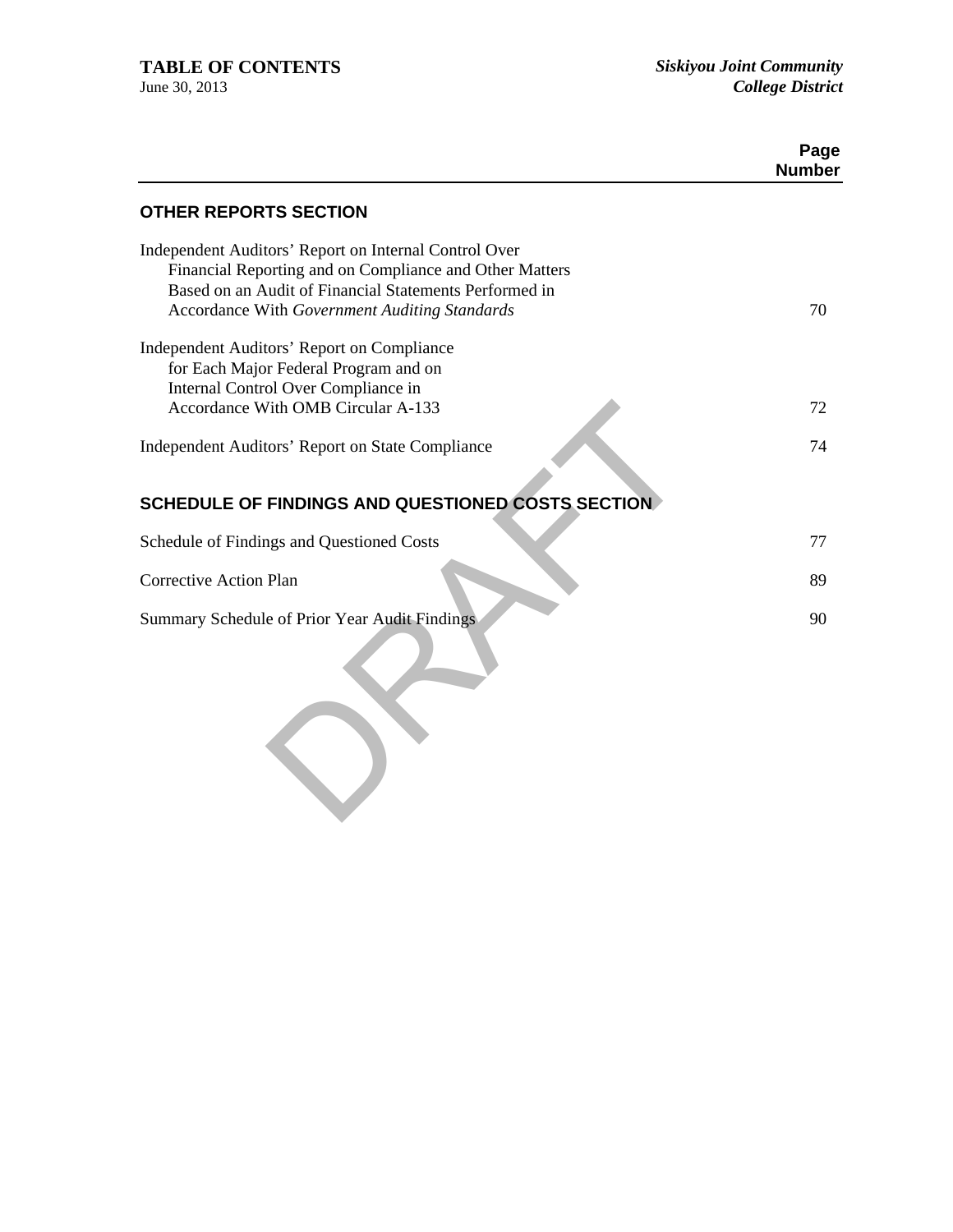# TABLE OF CONTENTS

June 30, 2013

*Siskiyou Joint Community College District*

| | Page Number |
|---|---|
| **OTHER REPORTS SECTION** | |
| Independent Auditors' Report on Internal Control Over Financial Reporting and on Compliance and Other Matters Based on an Audit of Financial Statements Performed in Accordance With *Government Auditing Standards* | 70 |
| Independent Auditors' Report on Compliance for Each Major Federal Program and on Internal Control Over Compliance in Accordance With OMB Circular A-133 | 72 |
| Independent Auditors' Report on State Compliance | 74 |
| **SCHEDULE OF FINDINGS AND QUESTIONED COSTS SECTION** | |
| Schedule of Findings and Questioned Costs | 77 |
| Corrective Action Plan | 89 |
| Summary Schedule of Prior Year Audit Findings | 90 |

DRAFT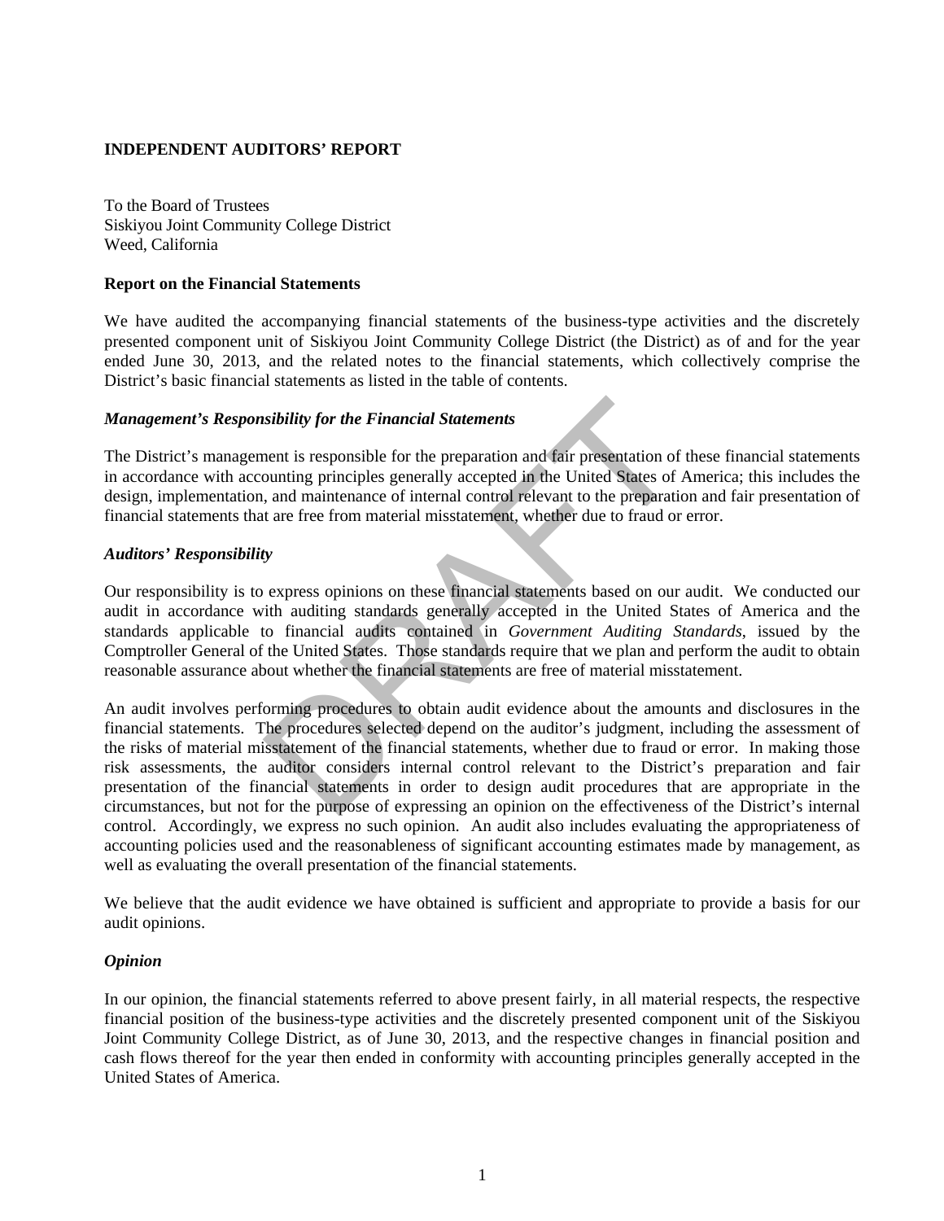# INDEPENDENT AUDITORS' REPORT

To the Board of Trustees
Siskiyou Joint Community College District
Weed, California

## Report on the Financial Statements

We have audited the accompanying financial statements of the business-type activities and the discretely presented component unit of Siskiyou Joint Community College District (the District) as of and for the year ended June 30, 2013, and the related notes to the financial statements, which collectively comprise the District's basic financial statements as listed in the table of contents.

### *Management's Responsibility for the Financial Statements*

The District's management is responsible for the preparation and fair presentation of these financial statements in accordance with accounting principles generally accepted in the United States of America; this includes the design, implementation, and maintenance of internal control relevant to the preparation and fair presentation of financial statements that are free from material misstatement, whether due to fraud or error.

### *Auditors' Responsibility*

Our responsibility is to express opinions on these financial statements based on our audit. We conducted our audit in accordance with auditing standards generally accepted in the United States of America and the standards applicable to financial audits contained in *Government Auditing Standards*, issued by the Comptroller General of the United States. Those standards require that we plan and perform the audit to obtain reasonable assurance about whether the financial statements are free of material misstatement.

An audit involves performing procedures to obtain audit evidence about the amounts and disclosures in the financial statements. The procedures selected depend on the auditor's judgment, including the assessment of the risks of material misstatement of the financial statements, whether due to fraud or error. In making those risk assessments, the auditor considers internal control relevant to the District's preparation and fair presentation of the financial statements in order to design audit procedures that are appropriate in the circumstances, but not for the purpose of expressing an opinion on the effectiveness of the District's internal control. Accordingly, we express no such opinion. An audit also includes evaluating the appropriateness of accounting policies used and the reasonableness of significant accounting estimates made by management, as well as evaluating the overall presentation of the financial statements.

We believe that the audit evidence we have obtained is sufficient and appropriate to provide a basis for our audit opinions.

### *Opinion*

In our opinion, the financial statements referred to above present fairly, in all material respects, the respective financial position of the business-type activities and the discretely presented component unit of the Siskiyou Joint Community College District, as of June 30, 2013, and the respective changes in financial position and cash flows thereof for the year then ended in conformity with accounting principles generally accepted in the United States of America.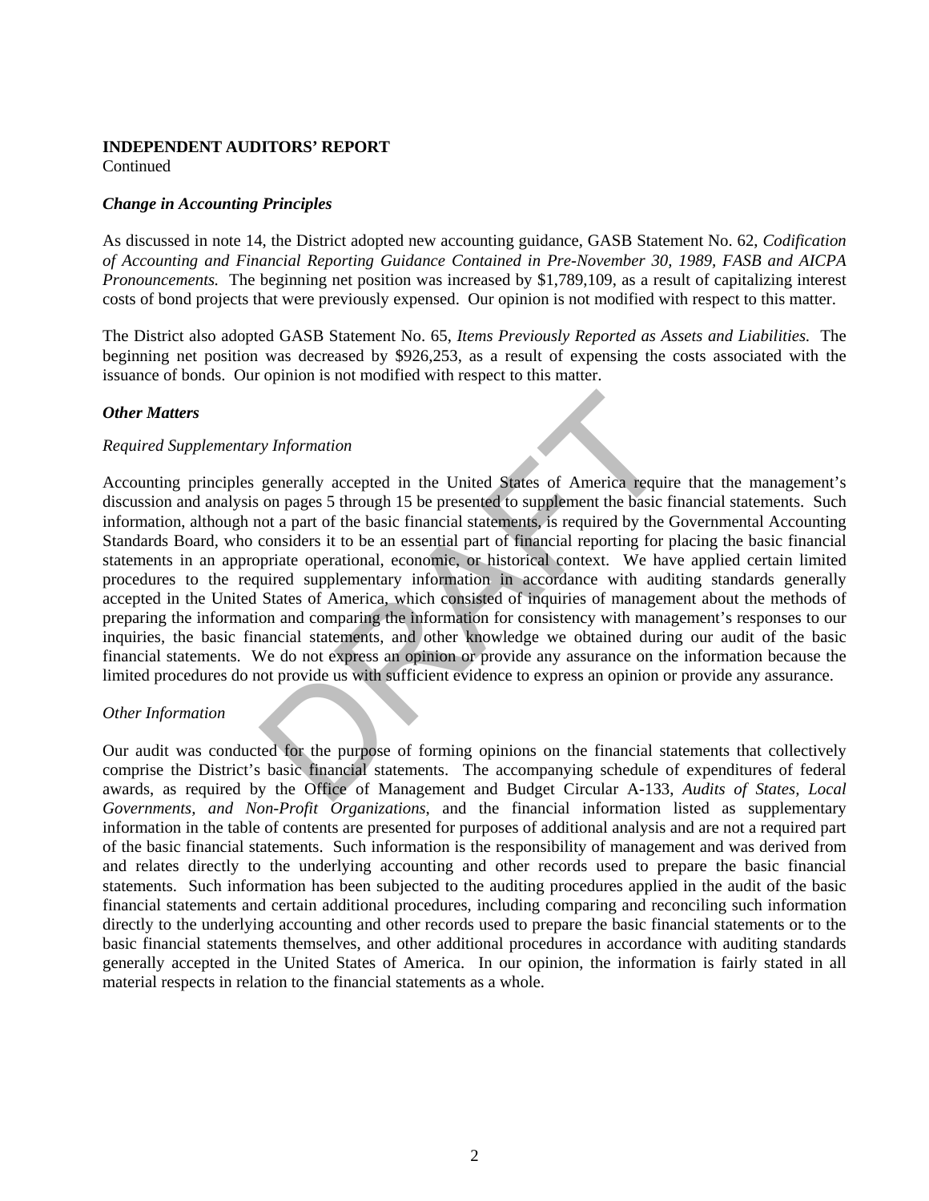**INDEPENDENT AUDITORS' REPORT**
Continued

***Change in Accounting Principles***

As discussed in note 14, the District adopted new accounting guidance, GASB Statement No. 62, *Codification of Accounting and Financial Reporting Guidance Contained in Pre-November 30, 1989, FASB and AICPA Pronouncements.* The beginning net position was increased by $1,789,109, as a result of capitalizing interest costs of bond projects that were previously expensed. Our opinion is not modified with respect to this matter.

The District also adopted GASB Statement No. 65, *Items Previously Reported as Assets and Liabilities.* The beginning net position was decreased by $926,253, as a result of expensing the costs associated with the issuance of bonds. Our opinion is not modified with respect to this matter.

***Other Matters***

*Required Supplementary Information*

Accounting principles generally accepted in the United States of America require that the management's discussion and analysis on pages 5 through 15 be presented to supplement the basic financial statements. Such information, although not a part of the basic financial statements, is required by the Governmental Accounting Standards Board, who considers it to be an essential part of financial reporting for placing the basic financial statements in an appropriate operational, economic, or historical context. We have applied certain limited procedures to the required supplementary information in accordance with auditing standards generally accepted in the United States of America, which consisted of inquiries of management about the methods of preparing the information and comparing the information for consistency with management's responses to our inquiries, the basic financial statements, and other knowledge we obtained during our audit of the basic financial statements. We do not express an opinion or provide any assurance on the information because the limited procedures do not provide us with sufficient evidence to express an opinion or provide any assurance.

*Other Information*

Our audit was conducted for the purpose of forming opinions on the financial statements that collectively comprise the District's basic financial statements. The accompanying schedule of expenditures of federal awards, as required by the Office of Management and Budget Circular A-133, *Audits of States, Local Governments, and Non-Profit Organizations*, and the financial information listed as supplementary information in the table of contents are presented for purposes of additional analysis and are not a required part of the basic financial statements. Such information is the responsibility of management and was derived from and relates directly to the underlying accounting and other records used to prepare the basic financial statements. Such information has been subjected to the auditing procedures applied in the audit of the basic financial statements and certain additional procedures, including comparing and reconciling such information directly to the underlying accounting and other records used to prepare the basic financial statements or to the basic financial statements themselves, and other additional procedures in accordance with auditing standards generally accepted in the United States of America. In our opinion, the information is fairly stated in all material respects in relation to the financial statements as a whole.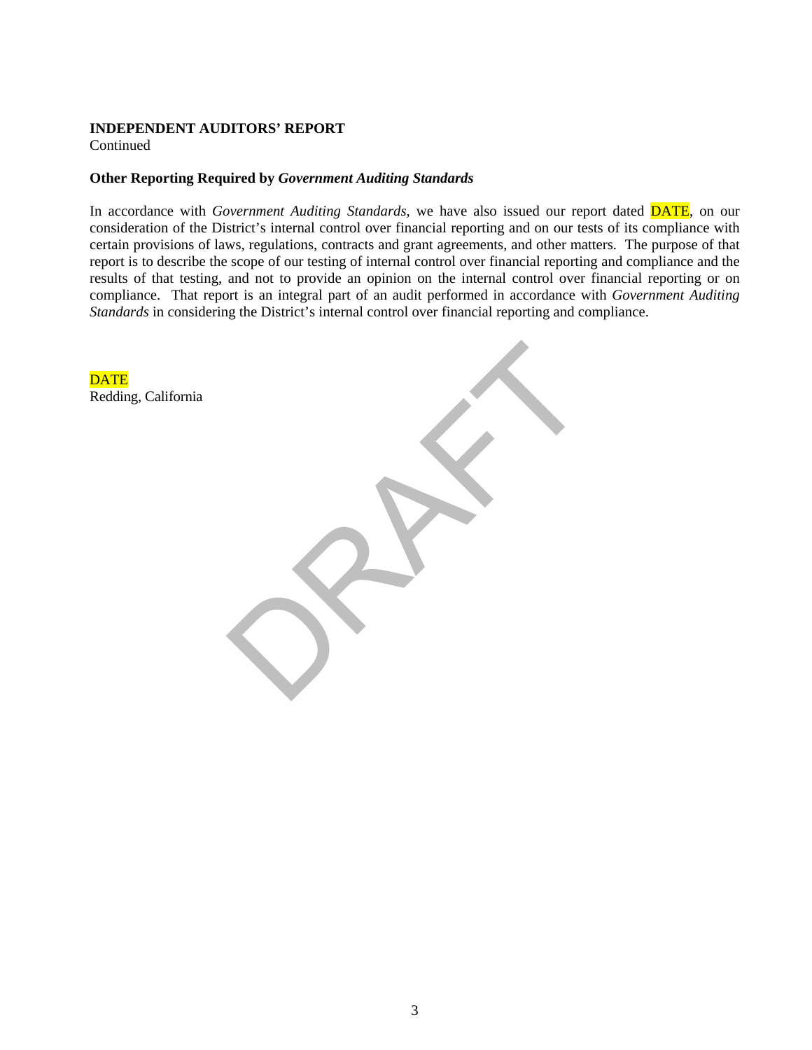**INDEPENDENT AUDITORS' REPORT**
Continued

**Other Reporting Required by *Government Auditing Standards***

In accordance with *Government Auditing Standards,* we have also issued our report dated DATE, on our consideration of the District's internal control over financial reporting and on our tests of its compliance with certain provisions of laws, regulations, contracts and grant agreements, and other matters. The purpose of that report is to describe the scope of our testing of internal control over financial reporting and compliance and the results of that testing, and not to provide an opinion on the internal control over financial reporting or on compliance. That report is an integral part of an audit performed in accordance with *Government Auditing Standards* in considering the District's internal control over financial reporting and compliance.

DATE
Redding, California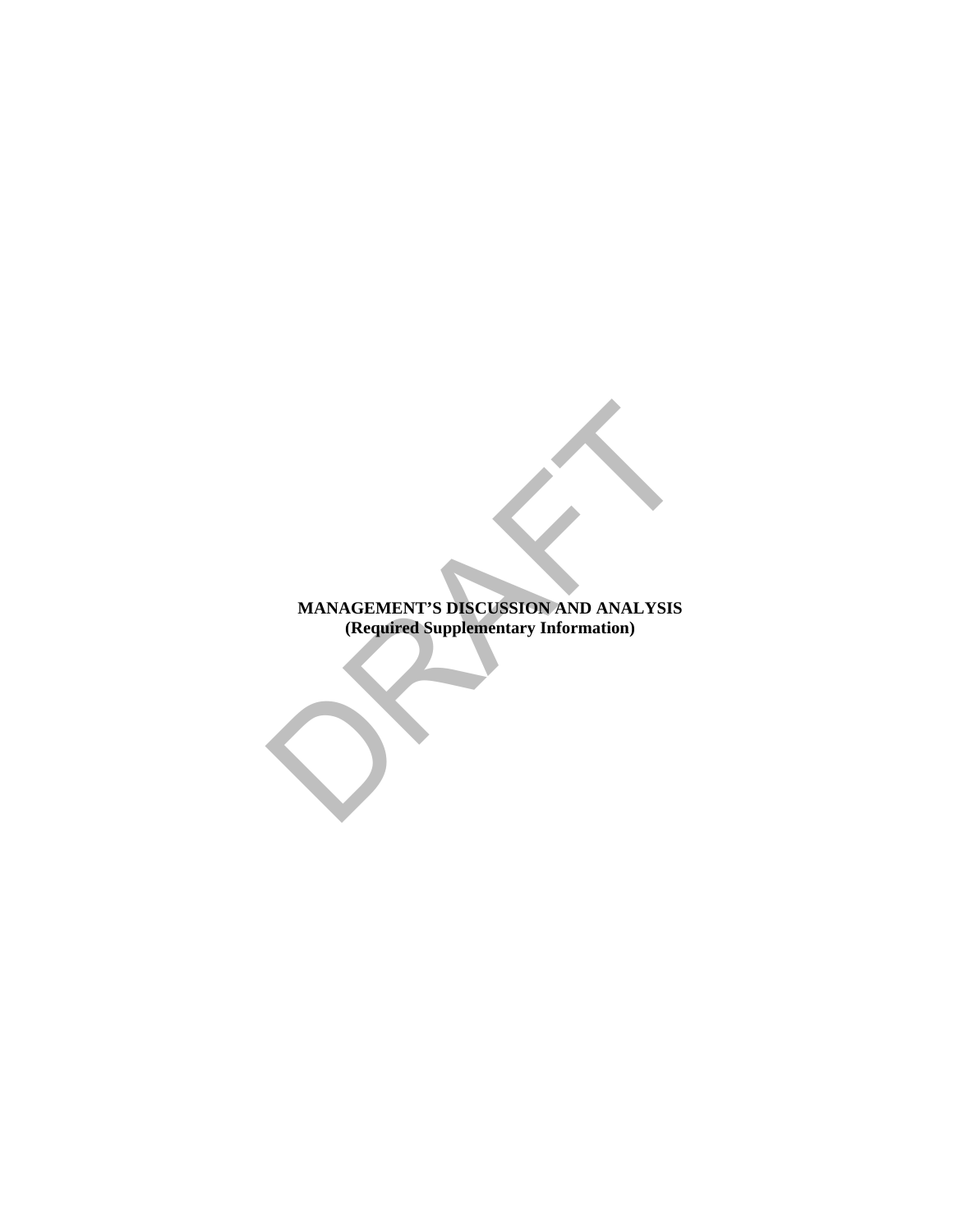**MANAGEMENT'S DISCUSSION AND ANALYSIS**
**(Required Supplementary Information)**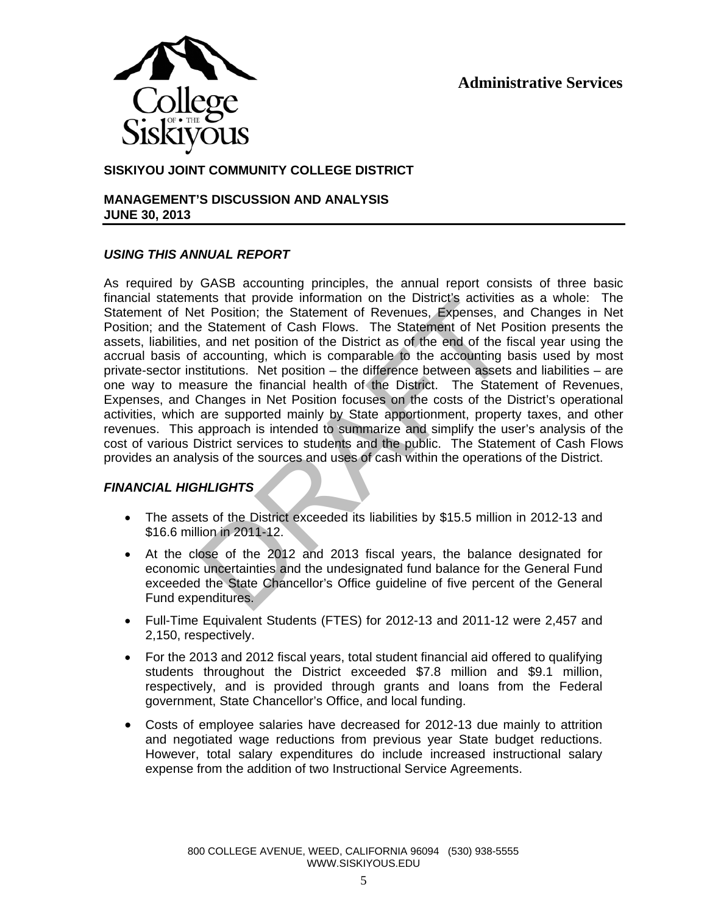**Administrative Services**

**SISKIYOU JOINT COMMUNITY COLLEGE DISTRICT**

**MANAGEMENT'S DISCUSSION AND ANALYSIS**
**JUNE 30, 2013**

***USING THIS ANNUAL REPORT***

As required by GASB accounting principles, the annual report consists of three basic financial statements that provide information on the District's activities as a whole: The Statement of Net Position; the Statement of Revenues, Expenses, and Changes in Net Position; and the Statement of Cash Flows. The Statement of Net Position presents the assets, liabilities, and net position of the District as of the end of the fiscal year using the accrual basis of accounting, which is comparable to the accounting basis used by most private-sector institutions. Net position – the difference between assets and liabilities – are one way to measure the financial health of the District. The Statement of Revenues, Expenses, and Changes in Net Position focuses on the costs of the District's operational activities, which are supported mainly by State apportionment, property taxes, and other revenues. This approach is intended to summarize and simplify the user's analysis of the cost of various District services to students and the public. The Statement of Cash Flows provides an analysis of the sources and uses of cash within the operations of the District.

***FINANCIAL HIGHLIGHTS***

- The assets of the District exceeded its liabilities by $15.5 million in 2012-13 and $16.6 million in 2011-12.
- At the close of the 2012 and 2013 fiscal years, the balance designated for economic uncertainties and the undesignated fund balance for the General Fund exceeded the State Chancellor's Office guideline of five percent of the General Fund expenditures.
- Full-Time Equivalent Students (FTES) for 2012-13 and 2011-12 were 2,457 and 2,150, respectively.
- For the 2013 and 2012 fiscal years, total student financial aid offered to qualifying students throughout the District exceeded $7.8 million and $9.1 million, respectively, and is provided through grants and loans from the Federal government, State Chancellor's Office, and local funding.
- Costs of employee salaries have decreased for 2012-13 due mainly to attrition and negotiated wage reductions from previous year State budget reductions. However, total salary expenditures do include increased instructional salary expense from the addition of two Instructional Service Agreements.

800 COLLEGE AVENUE, WEED, CALIFORNIA 96094 (530) 938-5555
WWW.SISKIYOUS.EDU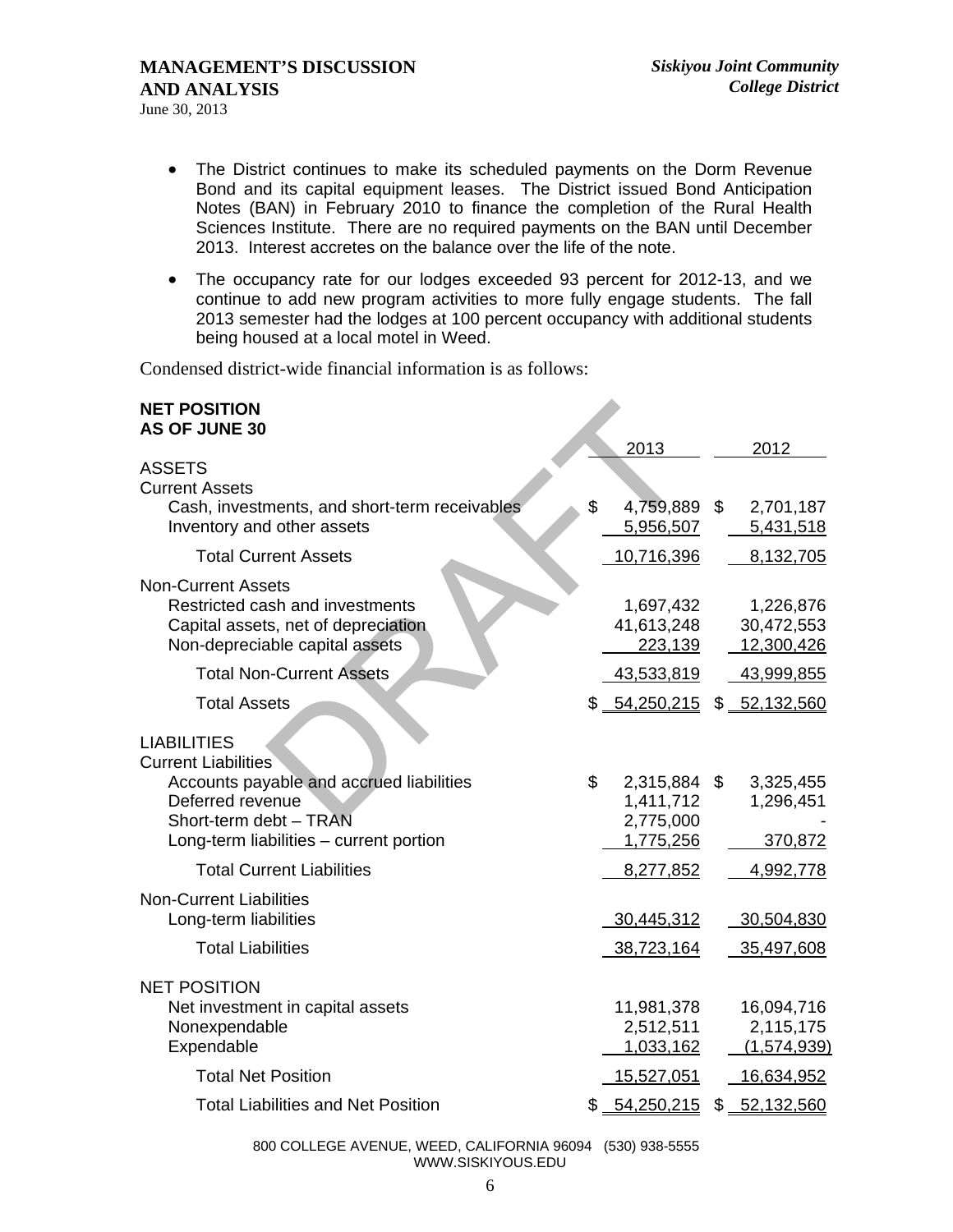- The District continues to make its scheduled payments on the Dorm Revenue Bond and its capital equipment leases. The District issued Bond Anticipation Notes (BAN) in February 2010 to finance the completion of the Rural Health Sciences Institute. There are no required payments on the BAN until December 2013. Interest accretes on the balance over the life of the note.

- The occupancy rate for our lodges exceeded 93 percent for 2012-13, and we continue to add new program activities to more fully engage students. The fall 2013 semester had the lodges at 100 percent occupancy with additional students being housed at a local motel in Weed.

Condensed district-wide financial information is as follows:

**NET POSITION**
**AS OF JUNE 30**

| | 2013 | 2012 |
|---|---|---|
| ASSETS | | |
| Current Assets | | |
| Cash, investments, and short-term receivables | $ 4,759,889 | $ 2,701,187 |
| Inventory and other assets | 5,956,507 | 5,431,518 |
| Total Current Assets | 10,716,396 | 8,132,705 |
| Non-Current Assets | | |
| Restricted cash and investments | 1,697,432 | 1,226,876 |
| Capital assets, net of depreciation | 41,613,248 | 30,472,553 |
| Non-depreciable capital assets | 223,139 | 12,300,426 |
| Total Non-Current Assets | 43,533,819 | 43,999,855 |
| Total Assets | $ 54,250,215 | $ 52,132,560 |
| LIABILITIES | | |
| Current Liabilities | | |
| Accounts payable and accrued liabilities | $ 2,315,884 | $ 3,325,455 |
| Deferred revenue | 1,411,712 | 1,296,451 |
| Short-term debt – TRAN | 2,775,000 | - |
| Long-term liabilities – current portion | 1,775,256 | 370,872 |
| Total Current Liabilities | 8,277,852 | 4,992,778 |
| Non-Current Liabilities | | |
| Long-term liabilities | 30,445,312 | 30,504,830 |
| Total Liabilities | 38,723,164 | 35,497,608 |
| NET POSITION | | |
| Net investment in capital assets | 11,981,378 | 16,094,716 |
| Nonexpendable | 2,512,511 | 2,115,175 |
| Expendable | 1,033,162 | (1,574,939) |
| Total Net Position | 15,527,051 | 16,634,952 |
| Total Liabilities and Net Position | $ 54,250,215 | $ 52,132,560 |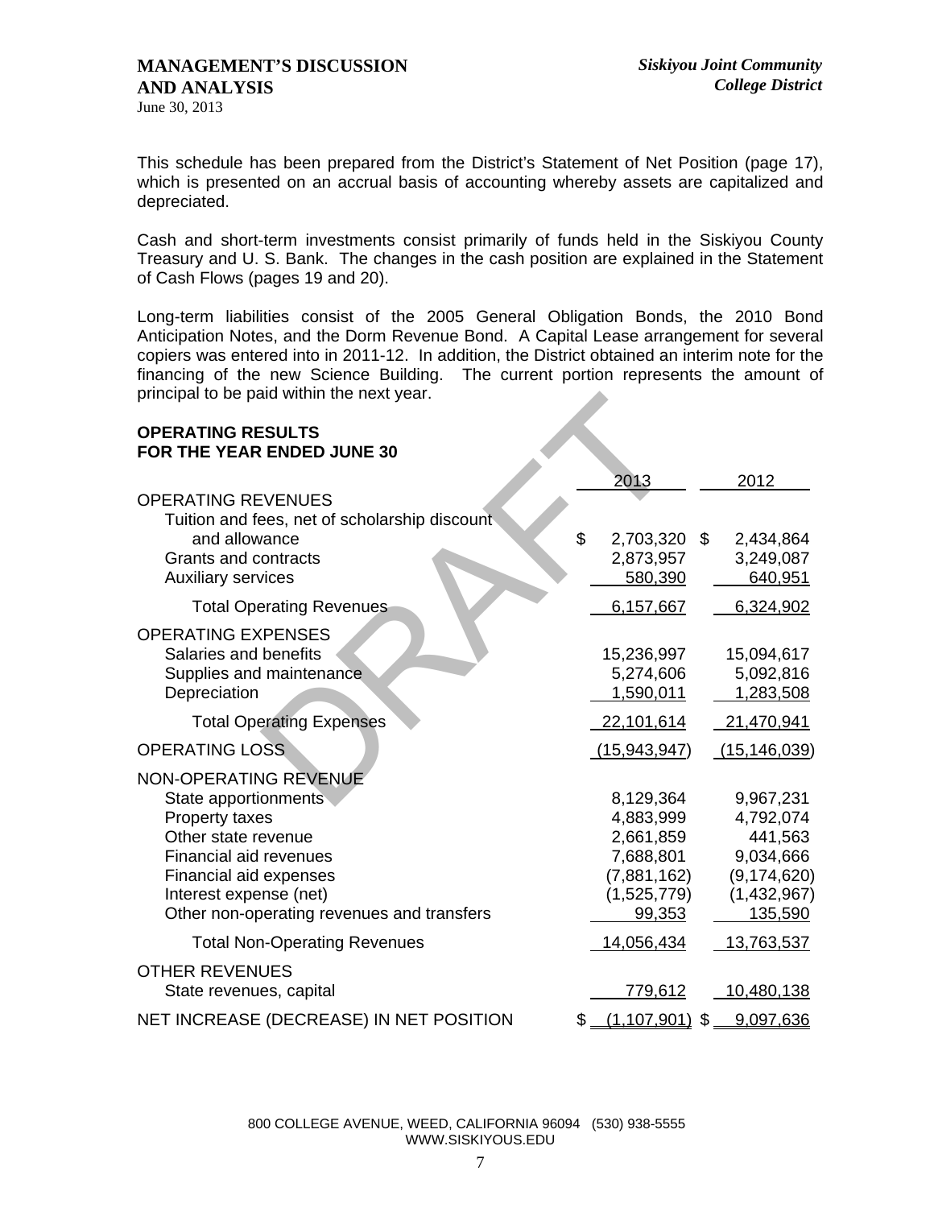This schedule has been prepared from the District's Statement of Net Position (page 17), which is presented on an accrual basis of accounting whereby assets are capitalized and depreciated.

Cash and short-term investments consist primarily of funds held in the Siskiyou County Treasury and U. S. Bank. The changes in the cash position are explained in the Statement of Cash Flows (pages 19 and 20).

Long-term liabilities consist of the 2005 General Obligation Bonds, the 2010 Bond Anticipation Notes, and the Dorm Revenue Bond. A Capital Lease arrangement for several copiers was entered into in 2011-12. In addition, the District obtained an interim note for the financing of the new Science Building. The current portion represents the amount of principal to be paid within the next year.

**OPERATING RESULTS**
**FOR THE YEAR ENDED JUNE 30**

| | 2013 | 2012 |
|---|---|---|
| OPERATING REVENUES | | |
| Tuition and fees, net of scholarship discount and allowance | $ 2,703,320 | $ 2,434,864 |
| Grants and contracts | 2,873,957 | 3,249,087 |
| Auxiliary services | 580,390 | 640,951 |
| Total Operating Revenues | 6,157,667 | 6,324,902 |
| OPERATING EXPENSES | | |
| Salaries and benefits | 15,236,997 | 15,094,617 |
| Supplies and maintenance | 5,274,606 | 5,092,816 |
| Depreciation | 1,590,011 | 1,283,508 |
| Total Operating Expenses | 22,101,614 | 21,470,941 |
| OPERATING LOSS | (15,943,947) | (15,146,039) |
| NON-OPERATING REVENUE | | |
| State apportionments | 8,129,364 | 9,967,231 |
| Property taxes | 4,883,999 | 4,792,074 |
| Other state revenue | 2,661,859 | 441,563 |
| Financial aid revenues | 7,688,801 | 9,034,666 |
| Financial aid expenses | (7,881,162) | (9,174,620) |
| Interest expense (net) | (1,525,779) | (1,432,967) |
| Other non-operating revenues and transfers | 99,353 | 135,590 |
| Total Non-Operating Revenues | 14,056,434 | 13,763,537 |
| OTHER REVENUES | | |
| State revenues, capital | 779,612 | 10,480,138 |
| NET INCREASE (DECREASE) IN NET POSITION | $ (1,107,901) | $ 9,097,636 |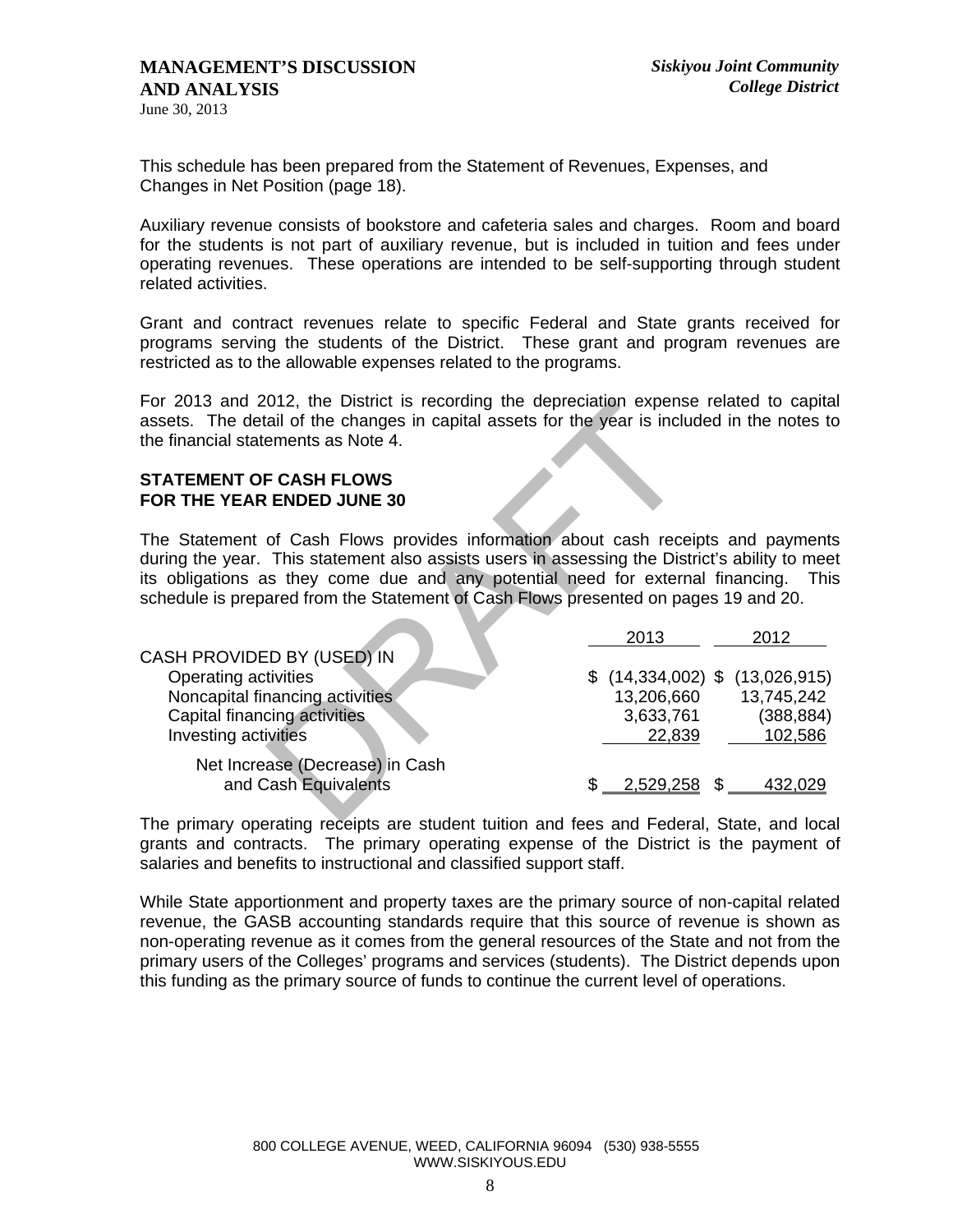This schedule has been prepared from the Statement of Revenues, Expenses, and Changes in Net Position (page 18).

Auxiliary revenue consists of bookstore and cafeteria sales and charges. Room and board for the students is not part of auxiliary revenue, but is included in tuition and fees under operating revenues. These operations are intended to be self-supporting through student related activities.

Grant and contract revenues relate to specific Federal and State grants received for programs serving the students of the District. These grant and program revenues are restricted as to the allowable expenses related to the programs.

For 2013 and 2012, the District is recording the depreciation expense related to capital assets. The detail of the changes in capital assets for the year is included in the notes to the financial statements as Note 4.

## STATEMENT OF CASH FLOWS FOR THE YEAR ENDED JUNE 30

The Statement of Cash Flows provides information about cash receipts and payments during the year. This statement also assists users in assessing the District's ability to meet its obligations as they come due and any potential need for external financing. This schedule is prepared from the Statement of Cash Flows presented on pages 19 and 20.

| | 2013 | 2012 |
|---|---|---|
| CASH PROVIDED BY (USED) IN | | |
| Operating activities | $ (14,334,002) | $ (13,026,915) |
| Noncapital financing activities | 13,206,660 | 13,745,242 |
| Capital financing activities | 3,633,761 | (388,884) |
| Investing activities | 22,839 | 102,586 |
| Net Increase (Decrease) in Cash and Cash Equivalents | $ 2,529,258 | $ 432,029 |

The primary operating receipts are student tuition and fees and Federal, State, and local grants and contracts. The primary operating expense of the District is the payment of salaries and benefits to instructional and classified support staff.

While State apportionment and property taxes are the primary source of non-capital related revenue, the GASB accounting standards require that this source of revenue is shown as non-operating revenue as it comes from the general resources of the State and not from the primary users of the Colleges' programs and services (students). The District depends upon this funding as the primary source of funds to continue the current level of operations.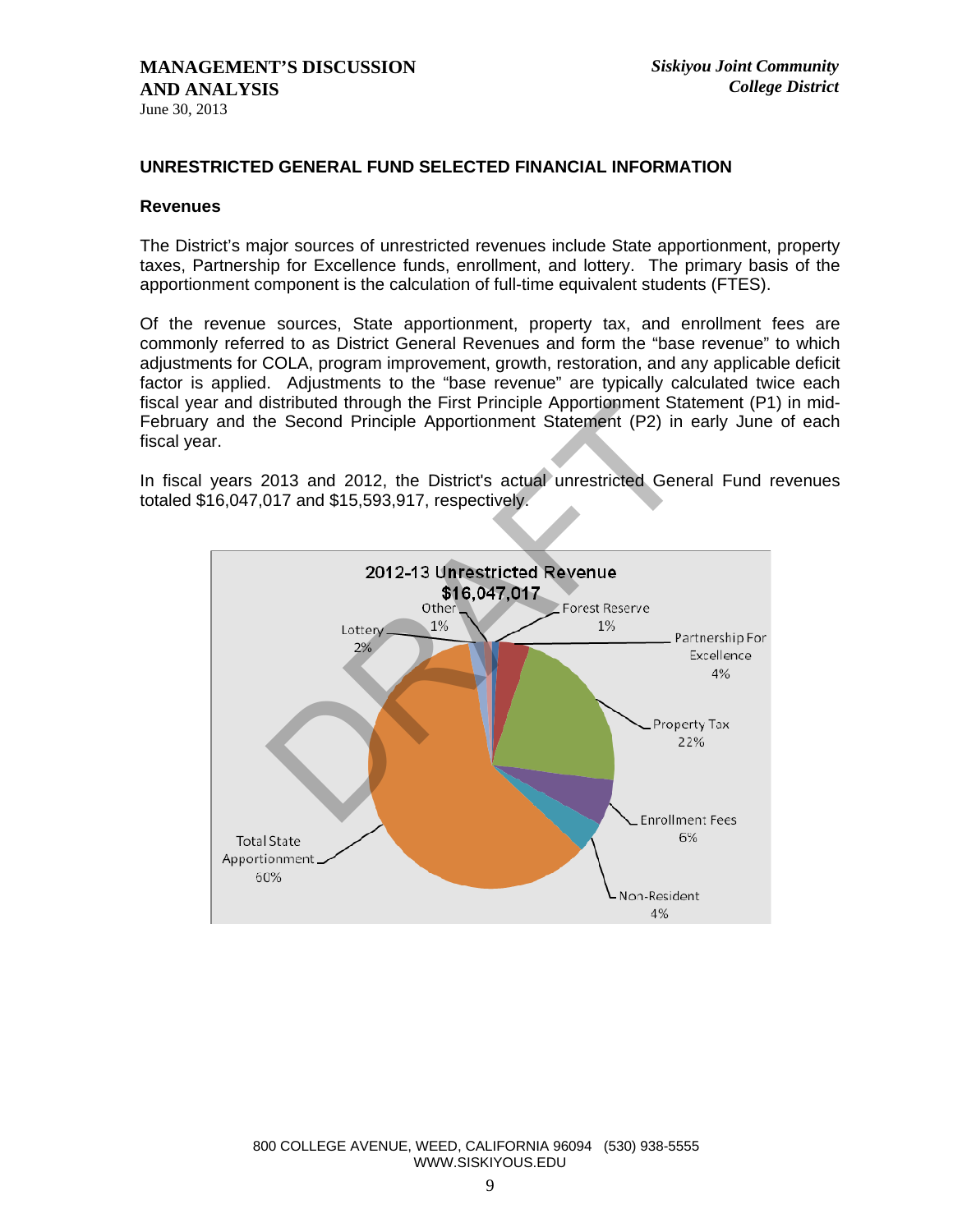## UNRESTRICTED GENERAL FUND SELECTED FINANCIAL INFORMATION

### Revenues

The District's major sources of unrestricted revenues include State apportionment, property taxes, Partnership for Excellence funds, enrollment, and lottery. The primary basis of the apportionment component is the calculation of full-time equivalent students (FTES).

Of the revenue sources, State apportionment, property tax, and enrollment fees are commonly referred to as District General Revenues and form the "base revenue" to which adjustments for COLA, program improvement, growth, restoration, and any applicable deficit factor is applied. Adjustments to the "base revenue" are typically calculated twice each fiscal year and distributed through the First Principle Apportionment Statement (P1) in mid-February and the Second Principle Apportionment Statement (P2) in early June of each fiscal year.

In fiscal years 2013 and 2012, the District's actual unrestricted General Fund revenues totaled $16,047,017 and $15,593,917, respectively.

**2012-13 Unrestricted Revenue $16,047,017**

| Source | Percent |
|---|---|
| Total State Apportionment | 60% |
| Property Tax | 22% |
| Enrollment Fees | 6% |
| Non-Resident | 4% |
| Partnership For Excellence | 4% |
| Lottery | 2% |
| Other | 1% |
| Forest Reserve | 1% |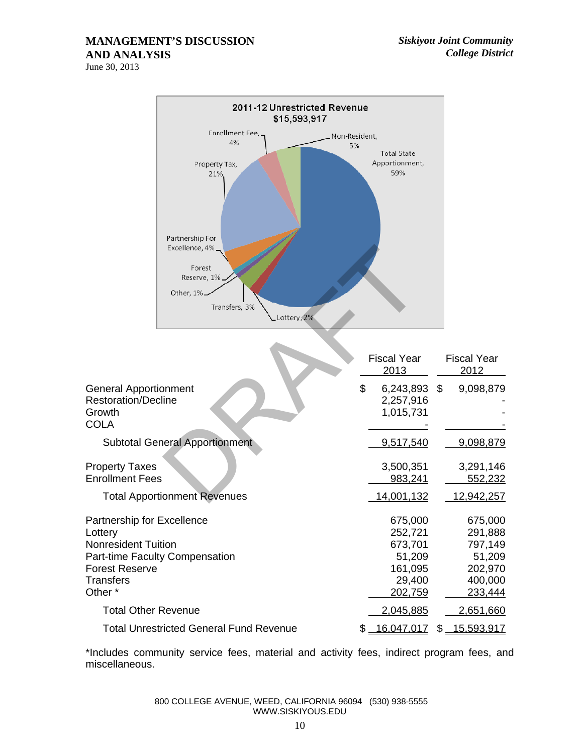2011-12 Unrestricted Revenue
$15,593,917

Total State Apportionment, 59%
Property Tax, 21%
Enrollment Fee, 4%
Non-Resident, 5%
Partnership For Excellence, 4%
Forest Reserve, 1%
Other, 1%
Transfers, 3%
Lottery, 2%

| | Fiscal Year 2013 | Fiscal Year 2012 |
|---|---|---|
| General Apportionment | $ 6,243,893 | $ 9,098,879 |
| Restoration/Decline | 2,257,916 | - |
| Growth | 1,015,731 | - |
| COLA | - | - |
| Subtotal General Apportionment | 9,517,540 | 9,098,879 |
| Property Taxes | 3,500,351 | 3,291,146 |
| Enrollment Fees | 983,241 | 552,232 |
| Total Apportionment Revenues | 14,001,132 | 12,942,257 |
| Partnership for Excellence | 675,000 | 675,000 |
| Lottery | 252,721 | 291,888 |
| Nonresident Tuition | 673,701 | 797,149 |
| Part-time Faculty Compensation | 51,209 | 51,209 |
| Forest Reserve | 161,095 | 202,970 |
| Transfers | 29,400 | 400,000 |
| Other * | 202,759 | 233,444 |
| Total Other Revenue | 2,045,885 | 2,651,660 |
| Total Unrestricted General Fund Revenue | $ 16,047,017 | $ 15,593,917 |

*Includes community service fees, material and activity fees, indirect program fees, and miscellaneous.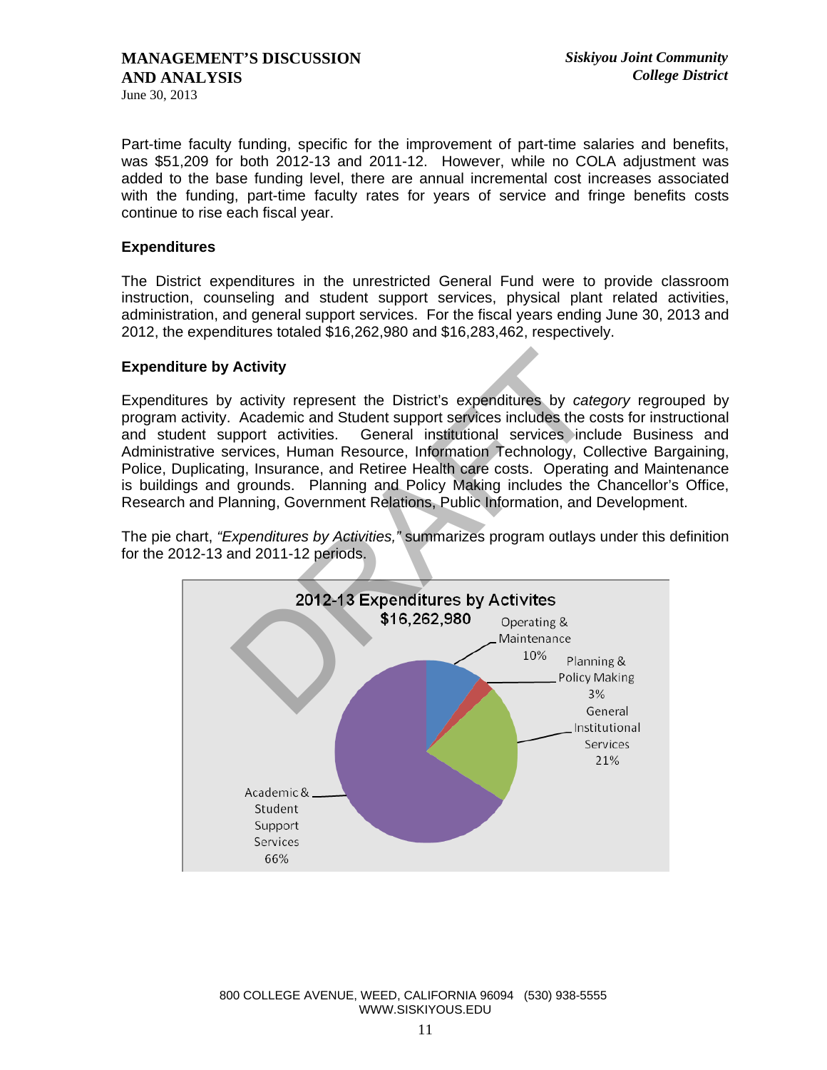Part-time faculty funding, specific for the improvement of part-time salaries and benefits, was $51,209 for both 2012-13 and 2011-12. However, while no COLA adjustment was added to the base funding level, there are annual incremental cost increases associated with the funding, part-time faculty rates for years of service and fringe benefits costs continue to rise each fiscal year.

**Expenditures**

The District expenditures in the unrestricted General Fund were to provide classroom instruction, counseling and student support services, physical plant related activities, administration, and general support services. For the fiscal years ending June 30, 2013 and 2012, the expenditures totaled $16,262,980 and $16,283,462, respectively.

**Expenditure by Activity**

Expenditures by activity represent the District's expenditures by *category* regrouped by program activity. Academic and Student support services includes the costs for instructional and student support activities. General institutional services include Business and Administrative services, Human Resource, Information Technology, Collective Bargaining, Police, Duplicating, Insurance, and Retiree Health care costs. Operating and Maintenance is buildings and grounds. Planning and Policy Making includes the Chancellor's Office, Research and Planning, Government Relations, Public Information, and Development.

The pie chart, *"Expenditures by Activities,"* summarizes program outlays under this definition for the 2012-13 and 2011-12 periods.

**2012-13 Expenditures by Activites**
**$16,262,980**

| Activity | Percent |
|---|---|
| Operating & Maintenance | 10% |
| Planning & Policy Making | 3% |
| General Institutional Services | 21% |
| Academic & Student Support Services | 66% |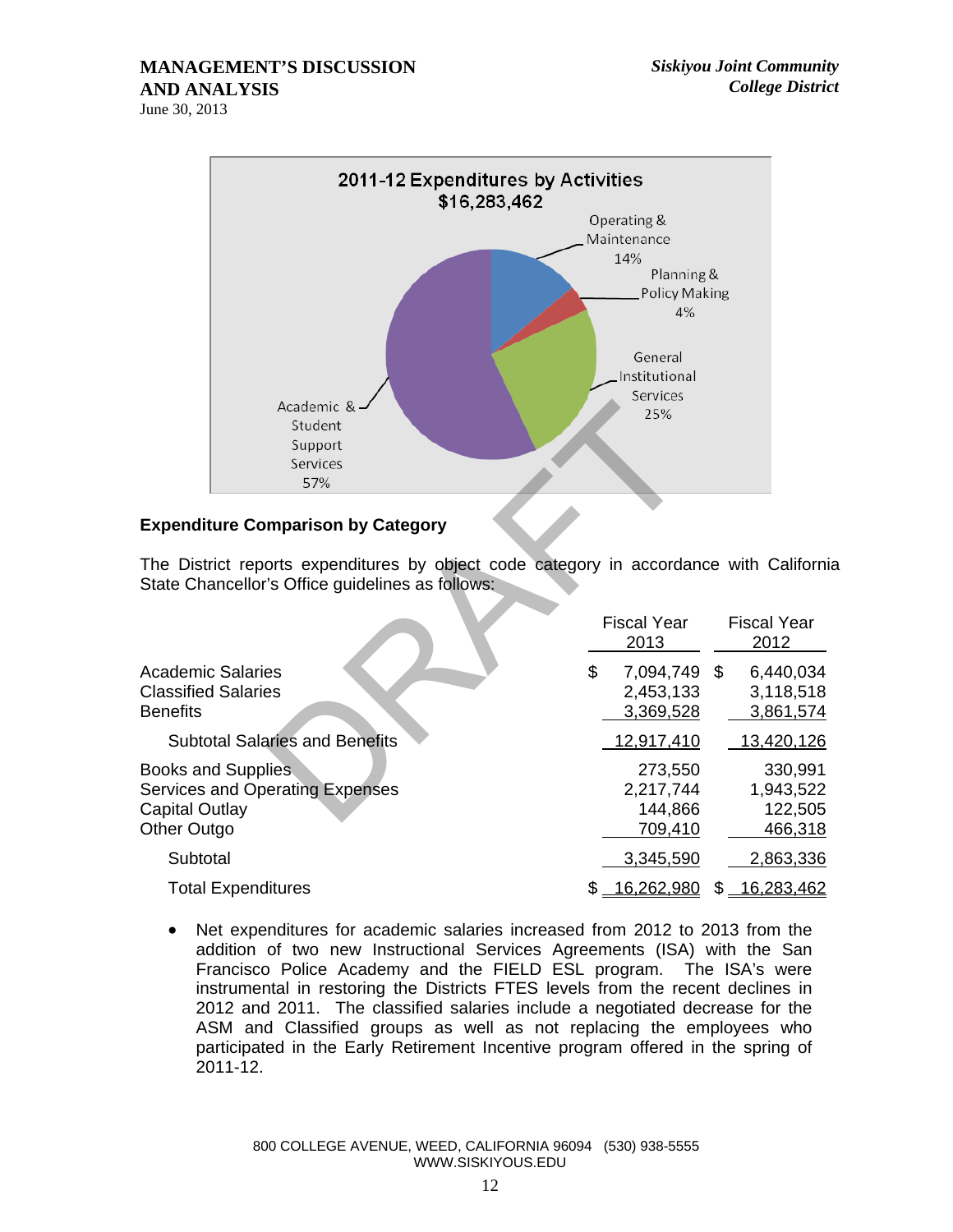2011-12 Expenditures by Activities
$16,283,462

Operating & Maintenance 14%
Planning & Policy Making 4%
General Institutional Services 25%
Academic & Student Support Services 57%

### Expenditure Comparison by Category

The District reports expenditures by object code category in accordance with California State Chancellor's Office guidelines as follows:

| | Fiscal Year 2013 | Fiscal Year 2012 |
|---|---|---|
| Academic Salaries | $ 7,094,749 | $ 6,440,034 |
| Classified Salaries | 2,453,133 | 3,118,518 |
| Benefits | 3,369,528 | 3,861,574 |
| Subtotal Salaries and Benefits | 12,917,410 | 13,420,126 |
| Books and Supplies | 273,550 | 330,991 |
| Services and Operating Expenses | 2,217,744 | 1,943,522 |
| Capital Outlay | 144,866 | 122,505 |
| Other Outgo | 709,410 | 466,318 |
| Subtotal | 3,345,590 | 2,863,336 |
| Total Expenditures | $ 16,262,980 | $ 16,283,462 |

- Net expenditures for academic salaries increased from 2012 to 2013 from the addition of two new Instructional Services Agreements (ISA) with the San Francisco Police Academy and the FIELD ESL program. The ISA's were instrumental in restoring the Districts FTES levels from the recent declines in 2012 and 2011. The classified salaries include a negotiated decrease for the ASM and Classified groups as well as not replacing the employees who participated in the Early Retirement Incentive program offered in the spring of 2011-12.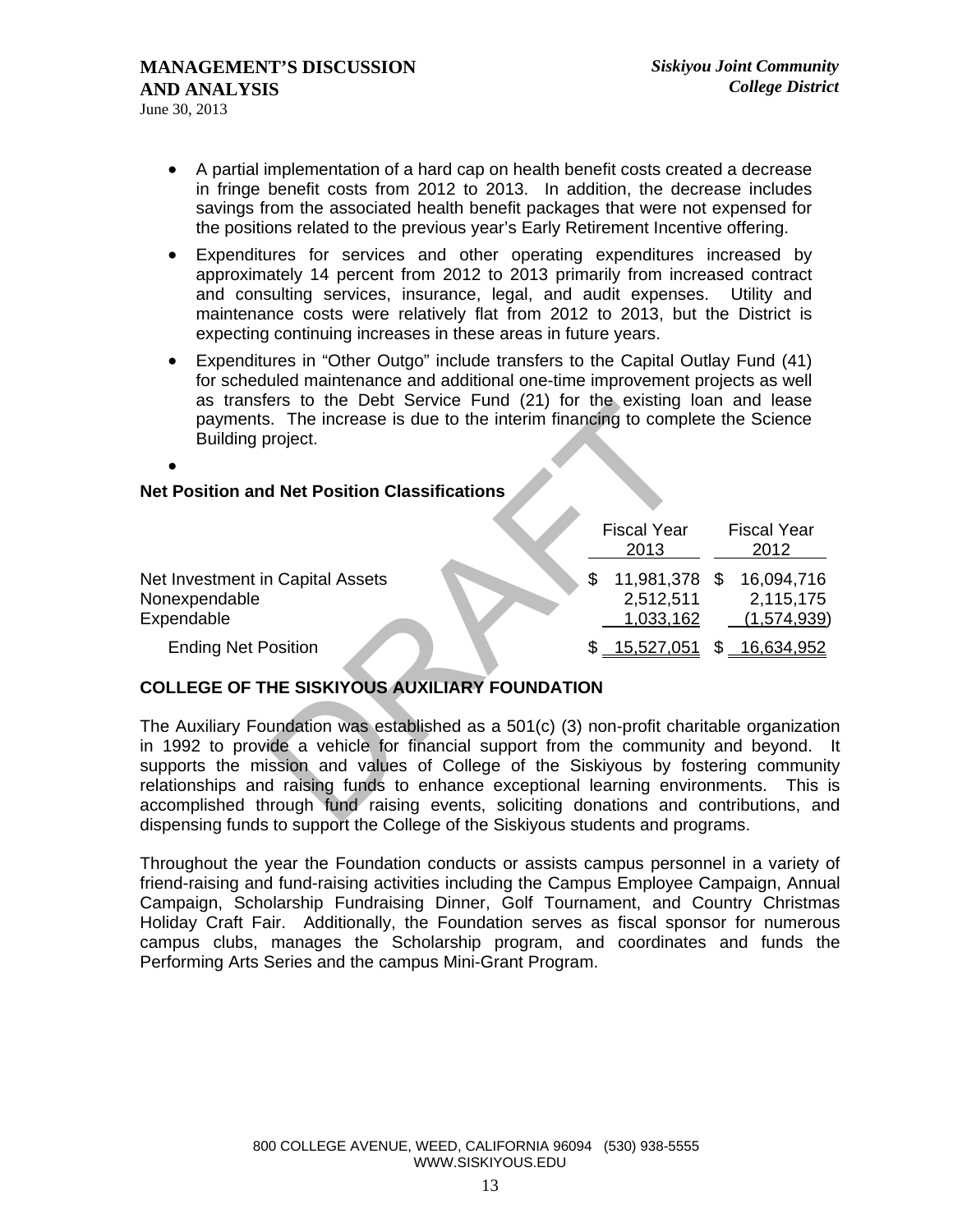- A partial implementation of a hard cap on health benefit costs created a decrease in fringe benefit costs from 2012 to 2013. In addition, the decrease includes savings from the associated health benefit packages that were not expensed for the positions related to the previous year's Early Retirement Incentive offering.
- Expenditures for services and other operating expenditures increased by approximately 14 percent from 2012 to 2013 primarily from increased contract and consulting services, insurance, legal, and audit expenses. Utility and maintenance costs were relatively flat from 2012 to 2013, but the District is expecting continuing increases in these areas in future years.
- Expenditures in "Other Outgo" include transfers to the Capital Outlay Fund (41) for scheduled maintenance and additional one-time improvement projects as well as transfers to the Debt Service Fund (21) for the existing loan and lease payments. The increase is due to the interim financing to complete the Science Building project.
- 

**Net Position and Net Position Classifications**

| | Fiscal Year 2013 | Fiscal Year 2012 |
|---|---|---|
| Net Investment in Capital Assets | $ 11,981,378 | $ 16,094,716 |
| Nonexpendable | 2,512,511 | 2,115,175 |
| Expendable | 1,033,162 | (1,574,939) |
| Ending Net Position | $ 15,527,051 | $ 16,634,952 |

## COLLEGE OF THE SISKIYOUS AUXILIARY FOUNDATION

The Auxiliary Foundation was established as a 501(c) (3) non-profit charitable organization in 1992 to provide a vehicle for financial support from the community and beyond. It supports the mission and values of College of the Siskiyous by fostering community relationships and raising funds to enhance exceptional learning environments. This is accomplished through fund raising events, soliciting donations and contributions, and dispensing funds to support the College of the Siskiyous students and programs.

Throughout the year the Foundation conducts or assists campus personnel in a variety of friend-raising and fund-raising activities including the Campus Employee Campaign, Annual Campaign, Scholarship Fundraising Dinner, Golf Tournament, and Country Christmas Holiday Craft Fair. Additionally, the Foundation serves as fiscal sponsor for numerous campus clubs, manages the Scholarship program, and coordinates and funds the Performing Arts Series and the campus Mini-Grant Program.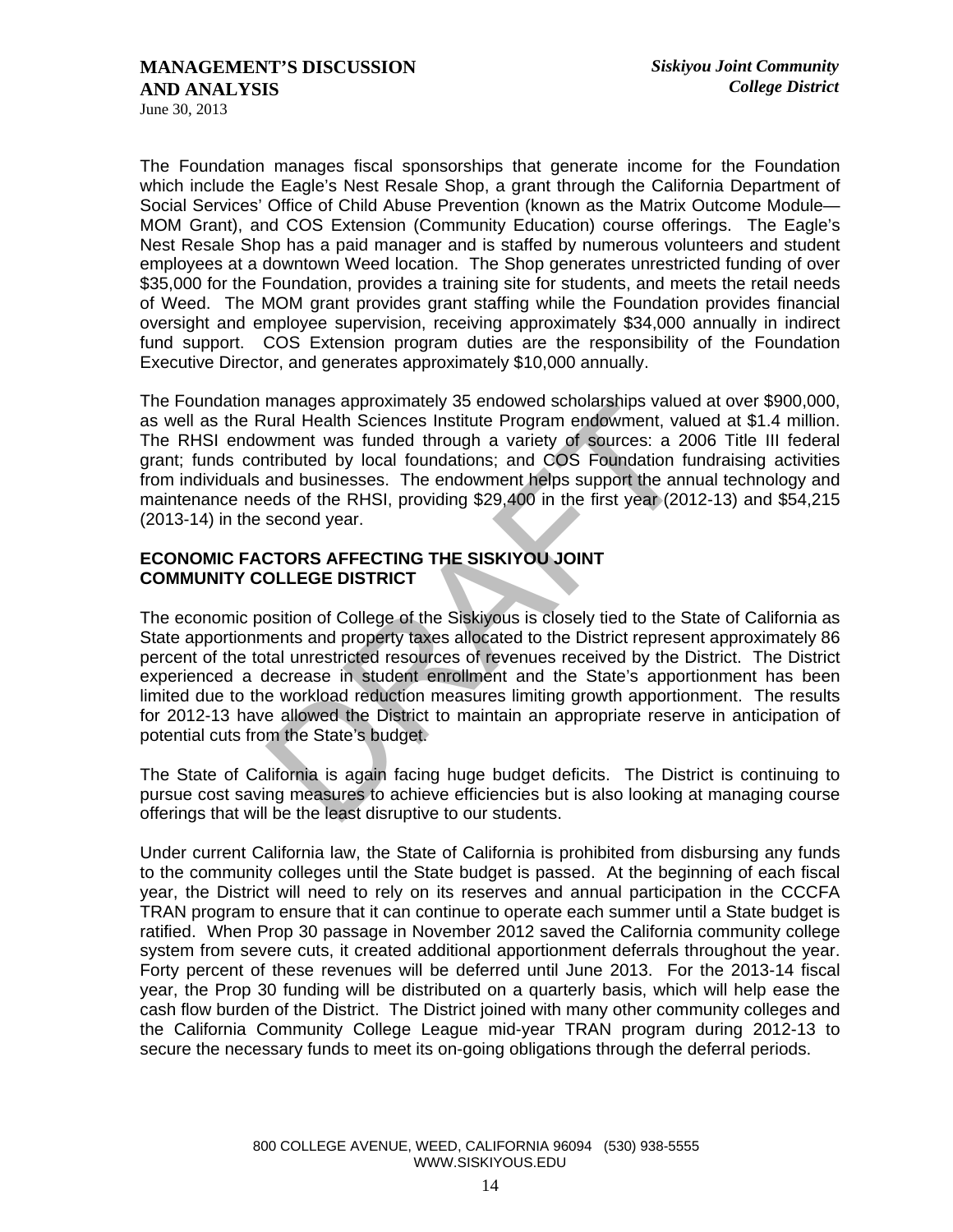The Foundation manages fiscal sponsorships that generate income for the Foundation which include the Eagle's Nest Resale Shop, a grant through the California Department of Social Services' Office of Child Abuse Prevention (known as the Matrix Outcome Module—MOM Grant), and COS Extension (Community Education) course offerings. The Eagle's Nest Resale Shop has a paid manager and is staffed by numerous volunteers and student employees at a downtown Weed location. The Shop generates unrestricted funding of over $35,000 for the Foundation, provides a training site for students, and meets the retail needs of Weed. The MOM grant provides grant staffing while the Foundation provides financial oversight and employee supervision, receiving approximately $34,000 annually in indirect fund support. COS Extension program duties are the responsibility of the Foundation Executive Director, and generates approximately $10,000 annually.

The Foundation manages approximately 35 endowed scholarships valued at over $900,000, as well as the Rural Health Sciences Institute Program endowment, valued at $1.4 million. The RHSI endowment was funded through a variety of sources: a 2006 Title III federal grant; funds contributed by local foundations; and COS Foundation fundraising activities from individuals and businesses. The endowment helps support the annual technology and maintenance needs of the RHSI, providing $29,400 in the first year (2012-13) and $54,215 (2013-14) in the second year.

## ECONOMIC FACTORS AFFECTING THE SISKIYOU JOINT COMMUNITY COLLEGE DISTRICT

The economic position of College of the Siskiyous is closely tied to the State of California as State apportionments and property taxes allocated to the District represent approximately 86 percent of the total unrestricted resources of revenues received by the District. The District experienced a decrease in student enrollment and the State's apportionment has been limited due to the workload reduction measures limiting growth apportionment. The results for 2012-13 have allowed the District to maintain an appropriate reserve in anticipation of potential cuts from the State's budget.

The State of California is again facing huge budget deficits. The District is continuing to pursue cost saving measures to achieve efficiencies but is also looking at managing course offerings that will be the least disruptive to our students.

Under current California law, the State of California is prohibited from disbursing any funds to the community colleges until the State budget is passed. At the beginning of each fiscal year, the District will need to rely on its reserves and annual participation in the CCCFA TRAN program to ensure that it can continue to operate each summer until a State budget is ratified. When Prop 30 passage in November 2012 saved the California community college system from severe cuts, it created additional apportionment deferrals throughout the year. Forty percent of these revenues will be deferred until June 2013. For the 2013-14 fiscal year, the Prop 30 funding will be distributed on a quarterly basis, which will help ease the cash flow burden of the District. The District joined with many other community colleges and the California Community College League mid-year TRAN program during 2012-13 to secure the necessary funds to meet its on-going obligations through the deferral periods.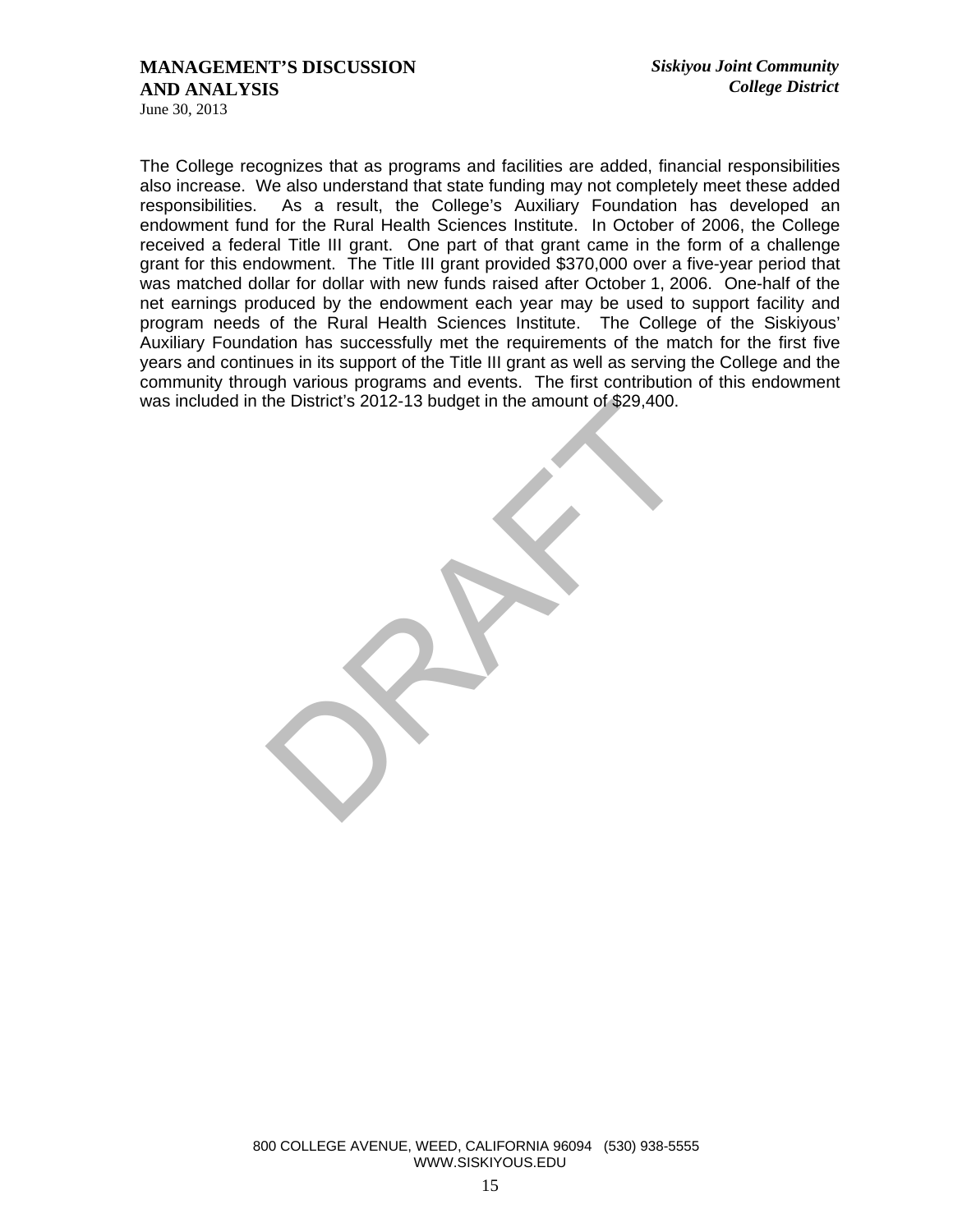The College recognizes that as programs and facilities are added, financial responsibilities also increase. We also understand that state funding may not completely meet these added responsibilities. As a result, the College's Auxiliary Foundation has developed an endowment fund for the Rural Health Sciences Institute. In October of 2006, the College received a federal Title III grant. One part of that grant came in the form of a challenge grant for this endowment. The Title III grant provided $370,000 over a five-year period that was matched dollar for dollar with new funds raised after October 1, 2006. One-half of the net earnings produced by the endowment each year may be used to support facility and program needs of the Rural Health Sciences Institute. The College of the Siskiyous' Auxiliary Foundation has successfully met the requirements of the match for the first five years and continues in its support of the Title III grant as well as serving the College and the community through various programs and events. The first contribution of this endowment was included in the District's 2012-13 budget in the amount of $29,400.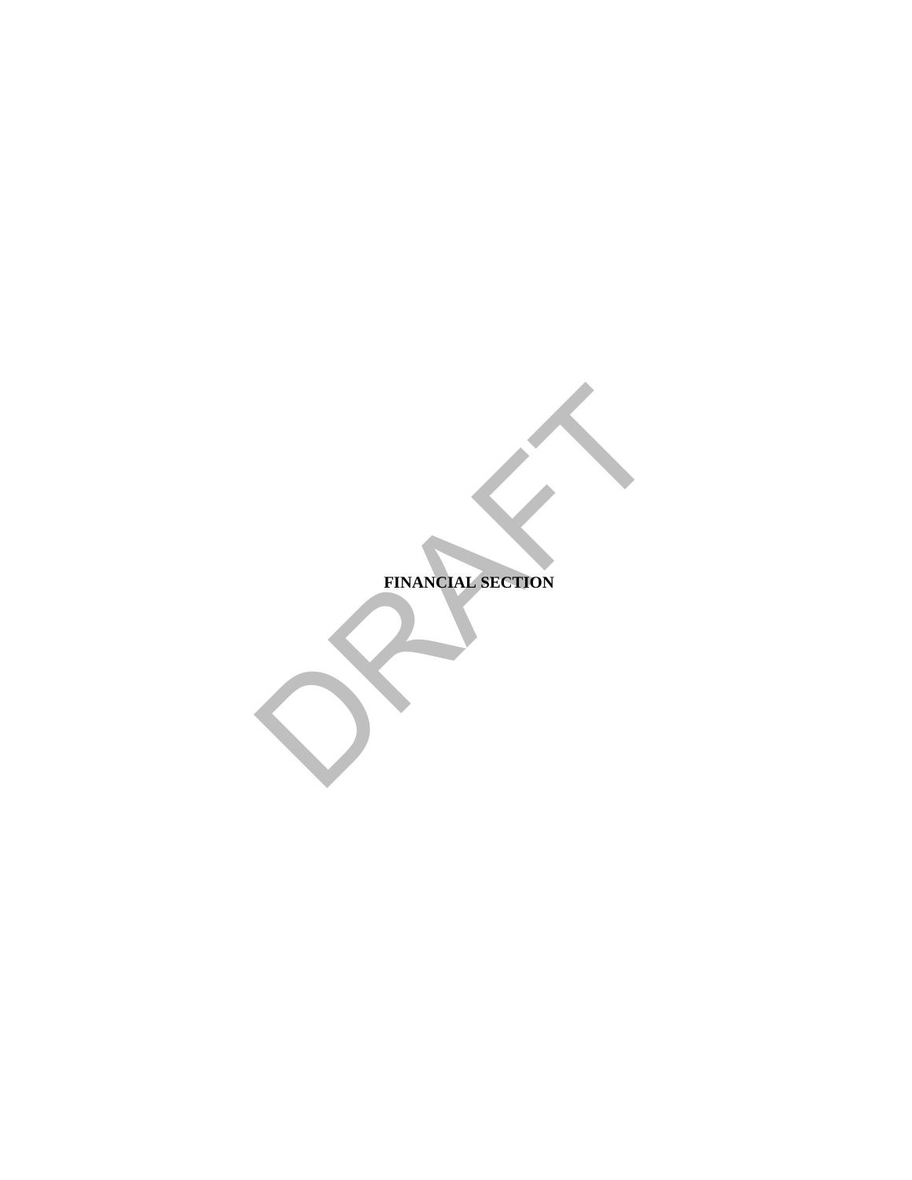# FINANCIAL SECTION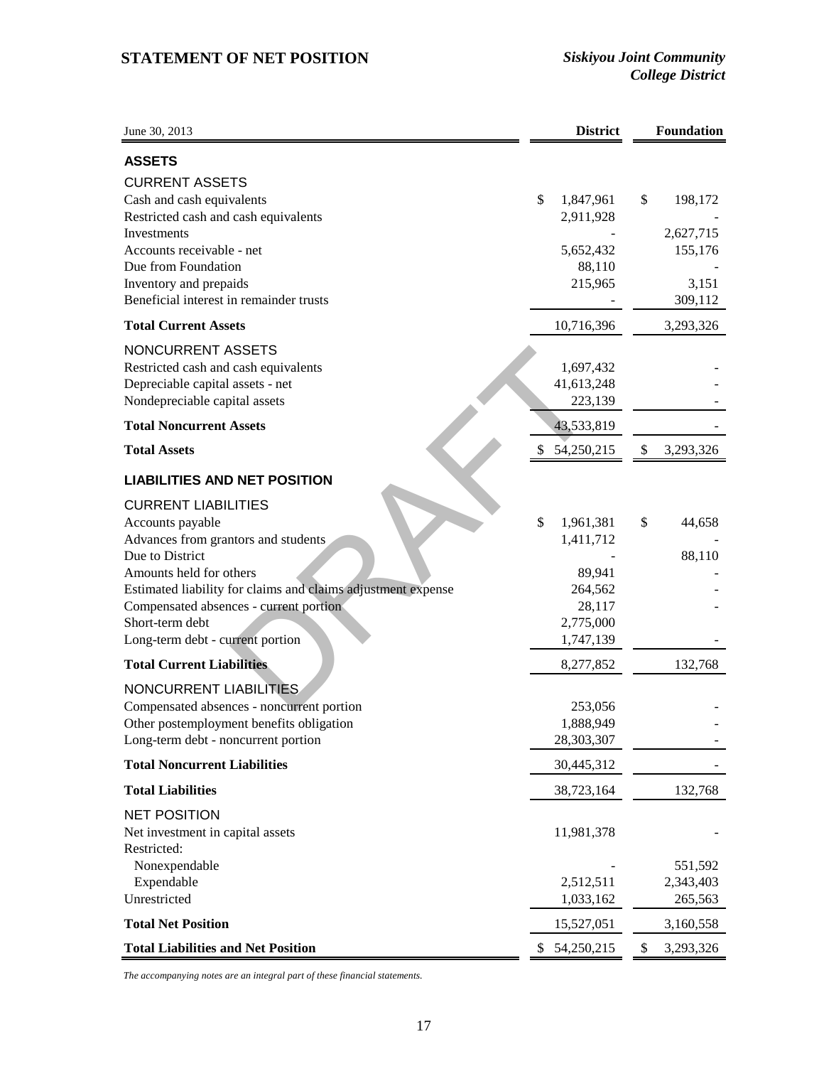# STATEMENT OF NET POSITION

*Siskiyou Joint Community College District*

| June 30, 2013 | District | Foundation |
|---|---|---|
| **ASSETS** | | |
| CURRENT ASSETS | | |
| Cash and cash equivalents | $ 1,847,961 | $ 198,172 |
| Restricted cash and cash equivalents | 2,911,928 | - |
| Investments | - | 2,627,715 |
| Accounts receivable - net | 5,652,432 | 155,176 |
| Due from Foundation | 88,110 | - |
| Inventory and prepaids | 215,965 | 3,151 |
| Beneficial interest in remainder trusts | - | 309,112 |
| **Total Current Assets** | 10,716,396 | 3,293,326 |
| NONCURRENT ASSETS | | |
| Restricted cash and cash equivalents | 1,697,432 | - |
| Depreciable capital assets - net | 41,613,248 | - |
| Nondepreciable capital assets | 223,139 | - |
| **Total Noncurrent Assets** | 43,533,819 | - |
| **Total Assets** | $ 54,250,215 | $ 3,293,326 |
| **LIABILITIES AND NET POSITION** | | |
| CURRENT LIABILITIES | | |
| Accounts payable | $ 1,961,381 | $ 44,658 |
| Advances from grantors and students | 1,411,712 | - |
| Due to District | - | 88,110 |
| Amounts held for others | 89,941 | - |
| Estimated liability for claims and claims adjustment expense | 264,562 | - |
| Compensated absences - current portion | 28,117 | - |
| Short-term debt | 2,775,000 | |
| Long-term debt - current portion | 1,747,139 | - |
| **Total Current Liabilities** | 8,277,852 | 132,768 |
| NONCURRENT LIABILITIES | | |
| Compensated absences - noncurrent portion | 253,056 | - |
| Other postemployment benefits obligation | 1,888,949 | - |
| Long-term debt - noncurrent portion | 28,303,307 | - |
| **Total Noncurrent Liabilities** | 30,445,312 | - |
| **Total Liabilities** | 38,723,164 | 132,768 |
| NET POSITION | | |
| Net investment in capital assets | 11,981,378 | - |
| Restricted: | | |
| Nonexpendable | - | 551,592 |
| Expendable | 2,512,511 | 2,343,403 |
| Unrestricted | 1,033,162 | 265,563 |
| **Total Net Position** | 15,527,051 | 3,160,558 |
| **Total Liabilities and Net Position** | $ 54,250,215 | $ 3,293,326 |

*The accompanying notes are an integral part of these financial statements.*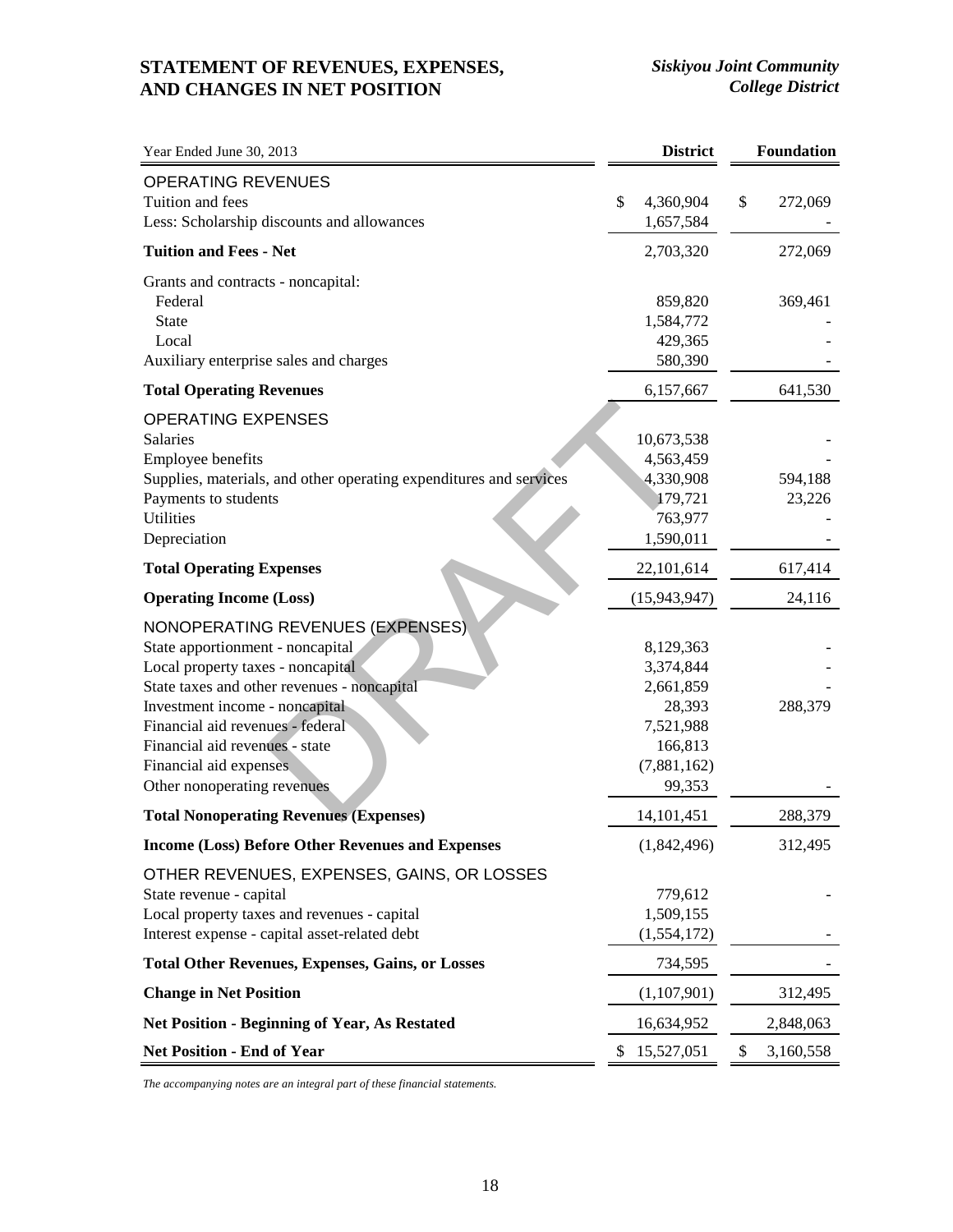# STATEMENT OF REVENUES, EXPENSES, AND CHANGES IN NET POSITION

*Siskiyou Joint Community College District*

| Year Ended June 30, 2013 | District | Foundation |
|---|---|---|
| **OPERATING REVENUES** | | |
| Tuition and fees | $ 4,360,904 | $ 272,069 |
| Less: Scholarship discounts and allowances | 1,657,584 | - |
| **Tuition and Fees - Net** | 2,703,320 | 272,069 |
| Grants and contracts - noncapital: | | |
| Federal | 859,820 | 369,461 |
| State | 1,584,772 | - |
| Local | 429,365 | - |
| Auxiliary enterprise sales and charges | 580,390 | - |
| **Total Operating Revenues** | 6,157,667 | 641,530 |
| **OPERATING EXPENSES** | | |
| Salaries | 10,673,538 | - |
| Employee benefits | 4,563,459 | - |
| Supplies, materials, and other operating expenditures and services | 4,330,908 | 594,188 |
| Payments to students | 179,721 | 23,226 |
| Utilities | 763,977 | - |
| Depreciation | 1,590,011 | - |
| **Total Operating Expenses** | 22,101,614 | 617,414 |
| **Operating Income (Loss)** | (15,943,947) | 24,116 |
| **NONOPERATING REVENUES (EXPENSES)** | | |
| State apportionment - noncapital | 8,129,363 | - |
| Local property taxes - noncapital | 3,374,844 | - |
| State taxes and other revenues - noncapital | 2,661,859 | - |
| Investment income - noncapital | 28,393 | 288,379 |
| Financial aid revenues - federal | 7,521,988 | |
| Financial aid revenues - state | 166,813 | |
| Financial aid expenses | (7,881,162) | |
| Other nonoperating revenues | 99,353 | - |
| **Total Nonoperating Revenues (Expenses)** | 14,101,451 | 288,379 |
| **Income (Loss) Before Other Revenues and Expenses** | (1,842,496) | 312,495 |
| **OTHER REVENUES, EXPENSES, GAINS, OR LOSSES** | | |
| State revenue - capital | 779,612 | - |
| Local property taxes and revenues - capital | 1,509,155 | |
| Interest expense - capital asset-related debt | (1,554,172) | - |
| **Total Other Revenues, Expenses, Gains, or Losses** | 734,595 | - |
| **Change in Net Position** | (1,107,901) | 312,495 |
| **Net Position - Beginning of Year, As Restated** | 16,634,952 | 2,848,063 |
| **Net Position - End of Year** | $ 15,527,051 | $ 3,160,558 |

*The accompanying notes are an integral part of these financial statements.*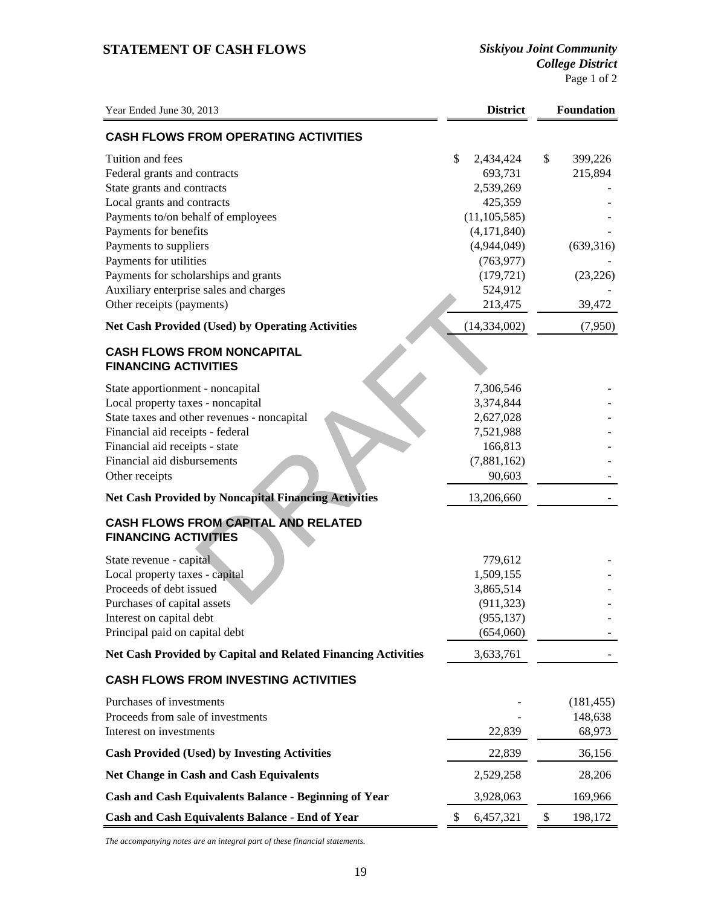# STATEMENT OF CASH FLOWS

*Siskiyou Joint Community College District*

| Year Ended June 30, 2013 | District | Foundation |
|---|---|---|
| **CASH FLOWS FROM OPERATING ACTIVITIES** | | |
| Tuition and fees | $ 2,434,424 | $ 399,226 |
| Federal grants and contracts | 693,731 | 215,894 |
| State grants and contracts | 2,539,269 | - |
| Local grants and contracts | 425,359 | - |
| Payments to/on behalf of employees | (11,105,585) | - |
| Payments for benefits | (4,171,840) | - |
| Payments to suppliers | (4,944,049) | (639,316) |
| Payments for utilities | (763,977) | - |
| Payments for scholarships and grants | (179,721) | (23,226) |
| Auxiliary enterprise sales and charges | 524,912 | - |
| Other receipts (payments) | 213,475 | 39,472 |
| **Net Cash Provided (Used) by Operating Activities** | (14,334,002) | (7,950) |
| **CASH FLOWS FROM NONCAPITAL FINANCING ACTIVITIES** | | |
| State apportionment - noncapital | 7,306,546 | - |
| Local property taxes - noncapital | 3,374,844 | - |
| State taxes and other revenues - noncapital | 2,627,028 | - |
| Financial aid receipts - federal | 7,521,988 | - |
| Financial aid receipts - state | 166,813 | - |
| Financial aid disbursements | (7,881,162) | - |
| Other receipts | 90,603 | - |
| **Net Cash Provided by Noncapital Financing Activities** | 13,206,660 | - |
| **CASH FLOWS FROM CAPITAL AND RELATED FINANCING ACTIVITIES** | | |
| State revenue - capital | 779,612 | - |
| Local property taxes - capital | 1,509,155 | - |
| Proceeds of debt issued | 3,865,514 | - |
| Purchases of capital assets | (911,323) | - |
| Interest on capital debt | (955,137) | - |
| Principal paid on capital debt | (654,060) | - |
| **Net Cash Provided by Capital and Related Financing Activities** | 3,633,761 | - |
| **CASH FLOWS FROM INVESTING ACTIVITIES** | | |
| Purchases of investments | - | (181,455) |
| Proceeds from sale of investments | - | 148,638 |
| Interest on investments | 22,839 | 68,973 |
| **Cash Provided (Used) by Investing Activities** | 22,839 | 36,156 |
| **Net Change in Cash and Cash Equivalents** | 2,529,258 | 28,206 |
| **Cash and Cash Equivalents Balance - Beginning of Year** | 3,928,063 | 169,966 |
| **Cash and Cash Equivalents Balance - End of Year** | $ 6,457,321 | $ 198,172 |

*The accompanying notes are an integral part of these financial statements.*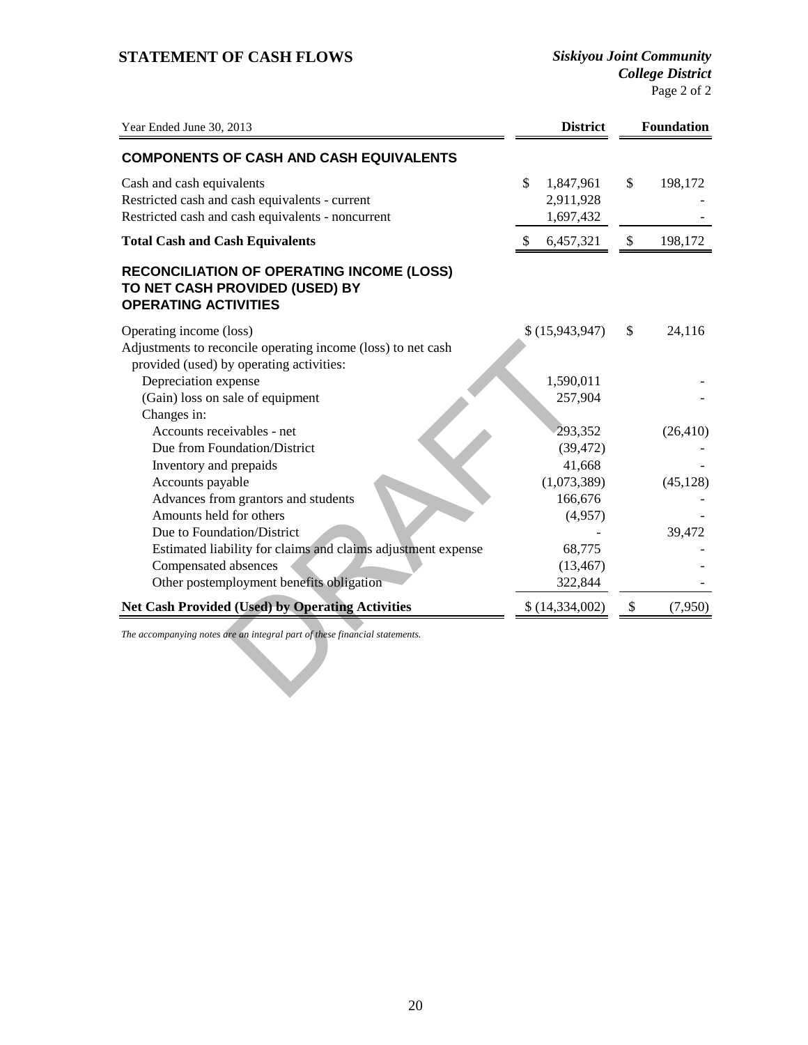# STATEMENT OF CASH FLOWS

*Siskiyou Joint Community College District*

| Year Ended June 30, 2013 | District | Foundation |
|---|---|---|
| **COMPONENTS OF CASH AND CASH EQUIVALENTS** | | |
| Cash and cash equivalents | $ 1,847,961 | $ 198,172 |
| Restricted cash and cash equivalents - current | 2,911,928 | - |
| Restricted cash and cash equivalents - noncurrent | 1,697,432 | - |
| **Total Cash and Cash Equivalents** | $ 6,457,321 | $ 198,172 |
| **RECONCILIATION OF OPERATING INCOME (LOSS) TO NET CASH PROVIDED (USED) BY OPERATING ACTIVITIES** | | |
| Operating income (loss) | $ (15,943,947) | $ 24,116 |
| Adjustments to reconcile operating income (loss) to net cash provided (used) by operating activities: | | |
| Depreciation expense | 1,590,011 | - |
| (Gain) loss on sale of equipment | 257,904 | - |
| Changes in: | | |
| Accounts receivables - net | 293,352 | (26,410) |
| Due from Foundation/District | (39,472) | - |
| Inventory and prepaids | 41,668 | - |
| Accounts payable | (1,073,389) | (45,128) |
| Advances from grantors and students | 166,676 | - |
| Amounts held for others | (4,957) | - |
| Due to Foundation/District | - | 39,472 |
| Estimated liability for claims and claims adjustment expense | 68,775 | - |
| Compensated absences | (13,467) | - |
| Other postemployment benefits obligation | 322,844 | - |
| **Net Cash Provided (Used) by Operating Activities** | $ (14,334,002) | $ (7,950) |

*The accompanying notes are an integral part of these financial statements.*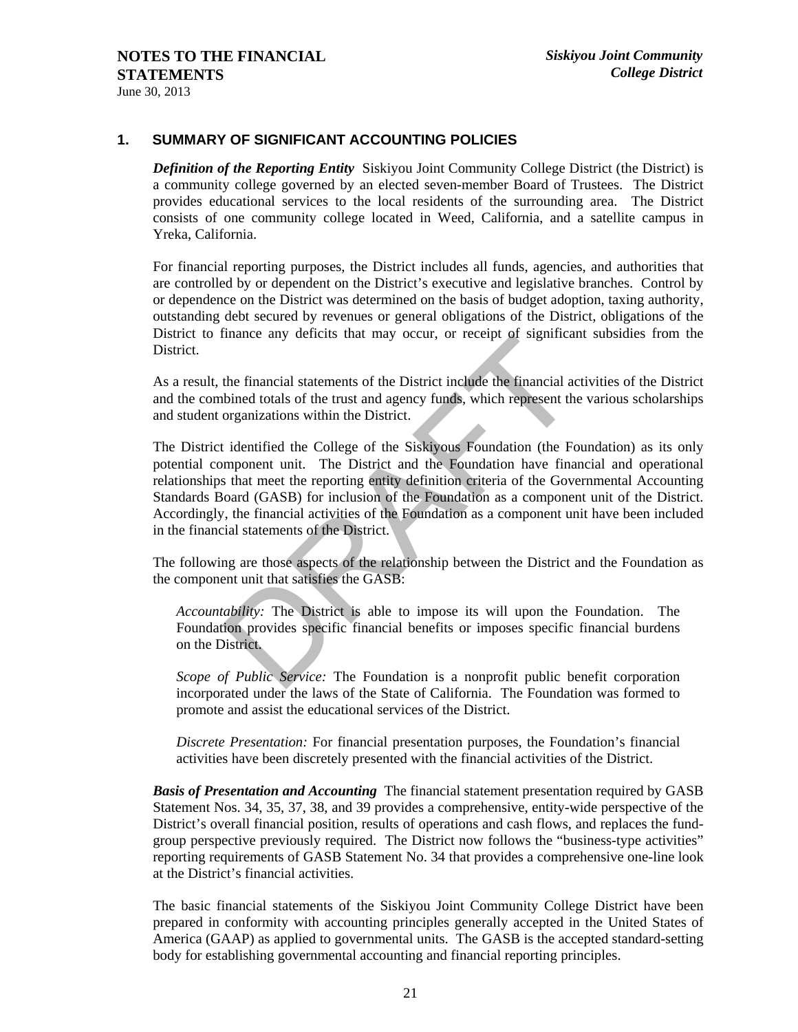## 1. SUMMARY OF SIGNIFICANT ACCOUNTING POLICIES

***Definition of the Reporting Entity*** Siskiyou Joint Community College District (the District) is a community college governed by an elected seven-member Board of Trustees. The District provides educational services to the local residents of the surrounding area. The District consists of one community college located in Weed, California, and a satellite campus in Yreka, California.

For financial reporting purposes, the District includes all funds, agencies, and authorities that are controlled by or dependent on the District's executive and legislative branches. Control by or dependence on the District was determined on the basis of budget adoption, taxing authority, outstanding debt secured by revenues or general obligations of the District, obligations of the District to finance any deficits that may occur, or receipt of significant subsidies from the District.

As a result, the financial statements of the District include the financial activities of the District and the combined totals of the trust and agency funds, which represent the various scholarships and student organizations within the District.

The District identified the College of the Siskiyous Foundation (the Foundation) as its only potential component unit. The District and the Foundation have financial and operational relationships that meet the reporting entity definition criteria of the Governmental Accounting Standards Board (GASB) for inclusion of the Foundation as a component unit of the District. Accordingly, the financial activities of the Foundation as a component unit have been included in the financial statements of the District.

The following are those aspects of the relationship between the District and the Foundation as the component unit that satisfies the GASB:

*Accountability:* The District is able to impose its will upon the Foundation. The Foundation provides specific financial benefits or imposes specific financial burdens on the District.

*Scope of Public Service:* The Foundation is a nonprofit public benefit corporation incorporated under the laws of the State of California. The Foundation was formed to promote and assist the educational services of the District.

*Discrete Presentation:* For financial presentation purposes, the Foundation's financial activities have been discretely presented with the financial activities of the District.

***Basis of Presentation and Accounting*** The financial statement presentation required by GASB Statement Nos. 34, 35, 37, 38, and 39 provides a comprehensive, entity-wide perspective of the District's overall financial position, results of operations and cash flows, and replaces the fund-group perspective previously required. The District now follows the "business-type activities" reporting requirements of GASB Statement No. 34 that provides a comprehensive one-line look at the District's financial activities.

The basic financial statements of the Siskiyou Joint Community College District have been prepared in conformity with accounting principles generally accepted in the United States of America (GAAP) as applied to governmental units. The GASB is the accepted standard-setting body for establishing governmental accounting and financial reporting principles.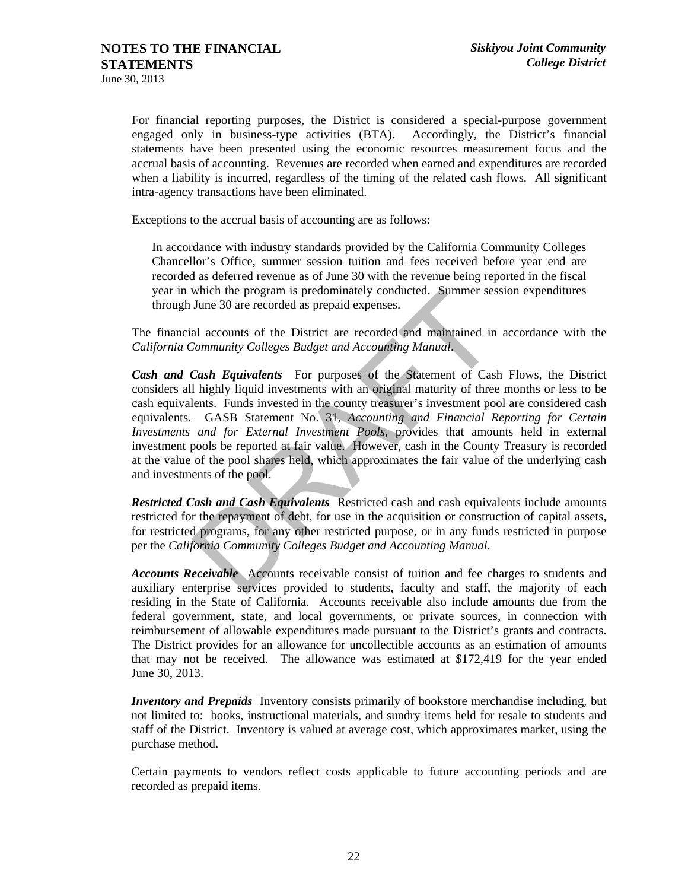For financial reporting purposes, the District is considered a special-purpose government engaged only in business-type activities (BTA). Accordingly, the District's financial statements have been presented using the economic resources measurement focus and the accrual basis of accounting. Revenues are recorded when earned and expenditures are recorded when a liability is incurred, regardless of the timing of the related cash flows. All significant intra-agency transactions have been eliminated.

Exceptions to the accrual basis of accounting are as follows:

> In accordance with industry standards provided by the California Community Colleges Chancellor's Office, summer session tuition and fees received before year end are recorded as deferred revenue as of June 30 with the revenue being reported in the fiscal year in which the program is predominately conducted. Summer session expenditures through June 30 are recorded as prepaid expenses.

The financial accounts of the District are recorded and maintained in accordance with the *California Community Colleges Budget and Accounting Manual*.

***Cash and Cash Equivalents*** For purposes of the Statement of Cash Flows, the District considers all highly liquid investments with an original maturity of three months or less to be cash equivalents. Funds invested in the county treasurer's investment pool are considered cash equivalents. GASB Statement No. 31, *Accounting and Financial Reporting for Certain Investments and for External Investment Pools,* provides that amounts held in external investment pools be reported at fair value. However, cash in the County Treasury is recorded at the value of the pool shares held, which approximates the fair value of the underlying cash and investments of the pool.

***Restricted Cash and Cash Equivalents*** Restricted cash and cash equivalents include amounts restricted for the repayment of debt, for use in the acquisition or construction of capital assets, for restricted programs, for any other restricted purpose, or in any funds restricted in purpose per the *California Community Colleges Budget and Accounting Manual*.

***Accounts Receivable*** Accounts receivable consist of tuition and fee charges to students and auxiliary enterprise services provided to students, faculty and staff, the majority of each residing in the State of California. Accounts receivable also include amounts due from the federal government, state, and local governments, or private sources, in connection with reimbursement of allowable expenditures made pursuant to the District's grants and contracts. The District provides for an allowance for uncollectible accounts as an estimation of amounts that may not be received. The allowance was estimated at $172,419 for the year ended June 30, 2013.

***Inventory and Prepaids*** Inventory consists primarily of bookstore merchandise including, but not limited to: books, instructional materials, and sundry items held for resale to students and staff of the District. Inventory is valued at average cost, which approximates market, using the purchase method.

Certain payments to vendors reflect costs applicable to future accounting periods and are recorded as prepaid items.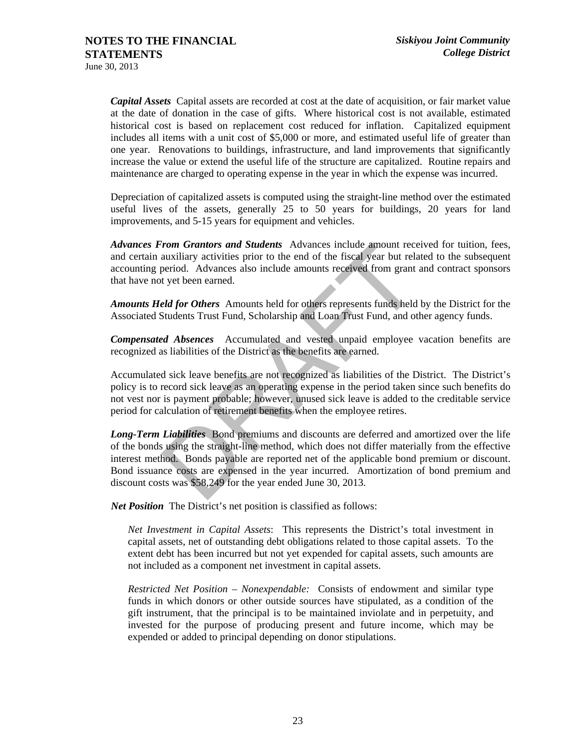***Capital Assets*** Capital assets are recorded at cost at the date of acquisition, or fair market value at the date of donation in the case of gifts. Where historical cost is not available, estimated historical cost is based on replacement cost reduced for inflation. Capitalized equipment includes all items with a unit cost of $5,000 or more, and estimated useful life of greater than one year. Renovations to buildings, infrastructure, and land improvements that significantly increase the value or extend the useful life of the structure are capitalized. Routine repairs and maintenance are charged to operating expense in the year in which the expense was incurred.

Depreciation of capitalized assets is computed using the straight-line method over the estimated useful lives of the assets, generally 25 to 50 years for buildings, 20 years for land improvements, and 5-15 years for equipment and vehicles.

***Advances From Grantors and Students*** Advances include amount received for tuition, fees, and certain auxiliary activities prior to the end of the fiscal year but related to the subsequent accounting period. Advances also include amounts received from grant and contract sponsors that have not yet been earned.

***Amounts Held for Others*** Amounts held for others represents funds held by the District for the Associated Students Trust Fund, Scholarship and Loan Trust Fund, and other agency funds.

***Compensated Absences*** Accumulated and vested unpaid employee vacation benefits are recognized as liabilities of the District as the benefits are earned.

Accumulated sick leave benefits are not recognized as liabilities of the District. The District's policy is to record sick leave as an operating expense in the period taken since such benefits do not vest nor is payment probable; however, unused sick leave is added to the creditable service period for calculation of retirement benefits when the employee retires.

***Long-Term Liabilities*** Bond premiums and discounts are deferred and amortized over the life of the bonds using the straight-line method, which does not differ materially from the effective interest method. Bonds payable are reported net of the applicable bond premium or discount. Bond issuance costs are expensed in the year incurred. Amortization of bond premium and discount costs was $58,249 for the year ended June 30, 2013.

***Net Position*** The District's net position is classified as follows:

*Net Investment in Capital Assets*: This represents the District's total investment in capital assets, net of outstanding debt obligations related to those capital assets. To the extent debt has been incurred but not yet expended for capital assets, such amounts are not included as a component net investment in capital assets.

*Restricted Net Position – Nonexpendable:* Consists of endowment and similar type funds in which donors or other outside sources have stipulated, as a condition of the gift instrument, that the principal is to be maintained inviolate and in perpetuity, and invested for the purpose of producing present and future income, which may be expended or added to principal depending on donor stipulations.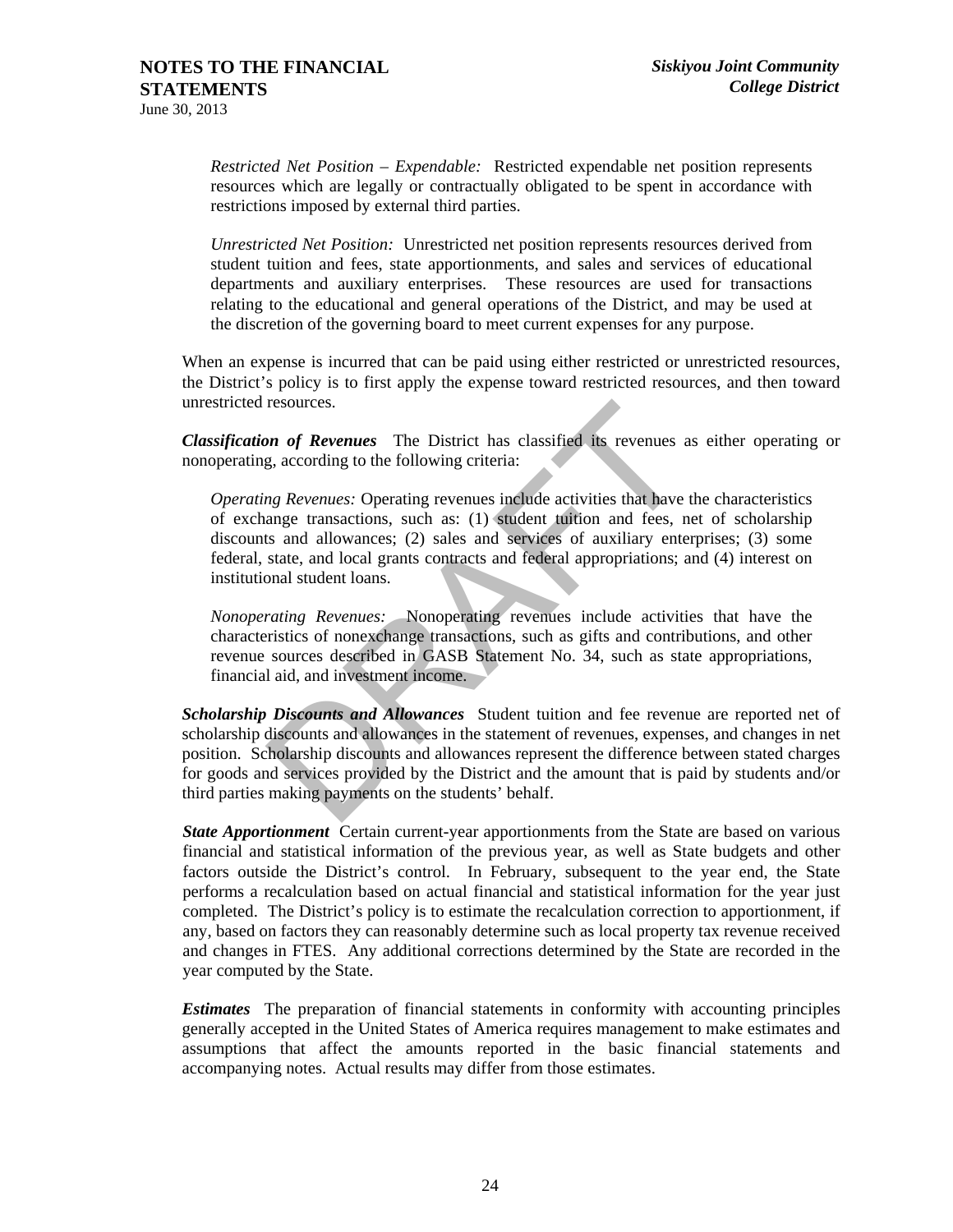*Restricted Net Position – Expendable:* Restricted expendable net position represents resources which are legally or contractually obligated to be spent in accordance with restrictions imposed by external third parties.

*Unrestricted Net Position:* Unrestricted net position represents resources derived from student tuition and fees, state apportionments, and sales and services of educational departments and auxiliary enterprises. These resources are used for transactions relating to the educational and general operations of the District, and may be used at the discretion of the governing board to meet current expenses for any purpose.

When an expense is incurred that can be paid using either restricted or unrestricted resources, the District's policy is to first apply the expense toward restricted resources, and then toward unrestricted resources.

***Classification of Revenues*** The District has classified its revenues as either operating or nonoperating, according to the following criteria:

*Operating Revenues:* Operating revenues include activities that have the characteristics of exchange transactions, such as: (1) student tuition and fees, net of scholarship discounts and allowances; (2) sales and services of auxiliary enterprises; (3) some federal, state, and local grants contracts and federal appropriations; and (4) interest on institutional student loans.

*Nonoperating Revenues:* Nonoperating revenues include activities that have the characteristics of nonexchange transactions, such as gifts and contributions, and other revenue sources described in GASB Statement No. 34, such as state appropriations, financial aid, and investment income.

***Scholarship Discounts and Allowances*** Student tuition and fee revenue are reported net of scholarship discounts and allowances in the statement of revenues, expenses, and changes in net position. Scholarship discounts and allowances represent the difference between stated charges for goods and services provided by the District and the amount that is paid by students and/or third parties making payments on the students' behalf.

***State Apportionment*** Certain current-year apportionments from the State are based on various financial and statistical information of the previous year, as well as State budgets and other factors outside the District's control. In February, subsequent to the year end, the State performs a recalculation based on actual financial and statistical information for the year just completed. The District's policy is to estimate the recalculation correction to apportionment, if any, based on factors they can reasonably determine such as local property tax revenue received and changes in FTES. Any additional corrections determined by the State are recorded in the year computed by the State.

***Estimates*** The preparation of financial statements in conformity with accounting principles generally accepted in the United States of America requires management to make estimates and assumptions that affect the amounts reported in the basic financial statements and accompanying notes. Actual results may differ from those estimates.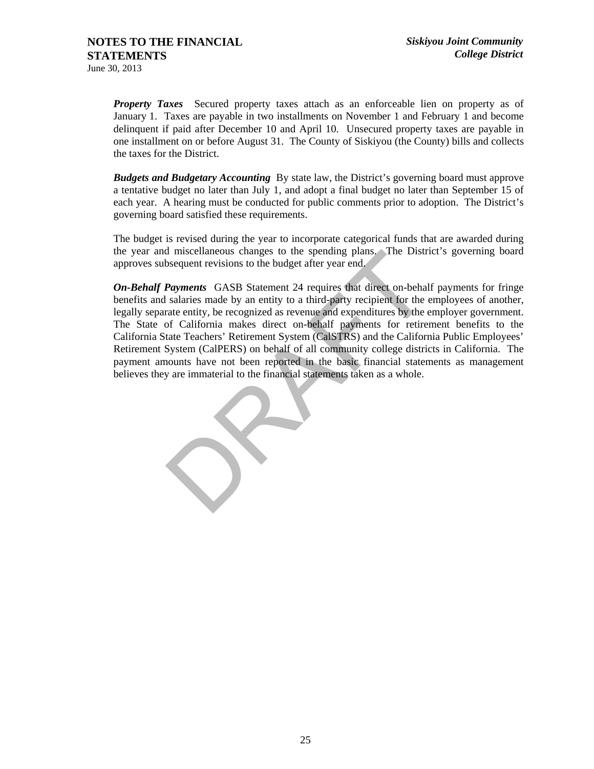***Property Taxes*** Secured property taxes attach as an enforceable lien on property as of January 1. Taxes are payable in two installments on November 1 and February 1 and become delinquent if paid after December 10 and April 10. Unsecured property taxes are payable in one installment on or before August 31. The County of Siskiyou (the County) bills and collects the taxes for the District.

***Budgets and Budgetary Accounting*** By state law, the District's governing board must approve a tentative budget no later than July 1, and adopt a final budget no later than September 15 of each year. A hearing must be conducted for public comments prior to adoption. The District's governing board satisfied these requirements.

The budget is revised during the year to incorporate categorical funds that are awarded during the year and miscellaneous changes to the spending plans. The District's governing board approves subsequent revisions to the budget after year end.

***On-Behalf Payments*** GASB Statement 24 requires that direct on-behalf payments for fringe benefits and salaries made by an entity to a third-party recipient for the employees of another, legally separate entity, be recognized as revenue and expenditures by the employer government. The State of California makes direct on-behalf payments for retirement benefits to the California State Teachers' Retirement System (CalSTRS) and the California Public Employees' Retirement System (CalPERS) on behalf of all community college districts in California. The payment amounts have not been reported in the basic financial statements as management believes they are immaterial to the financial statements taken as a whole.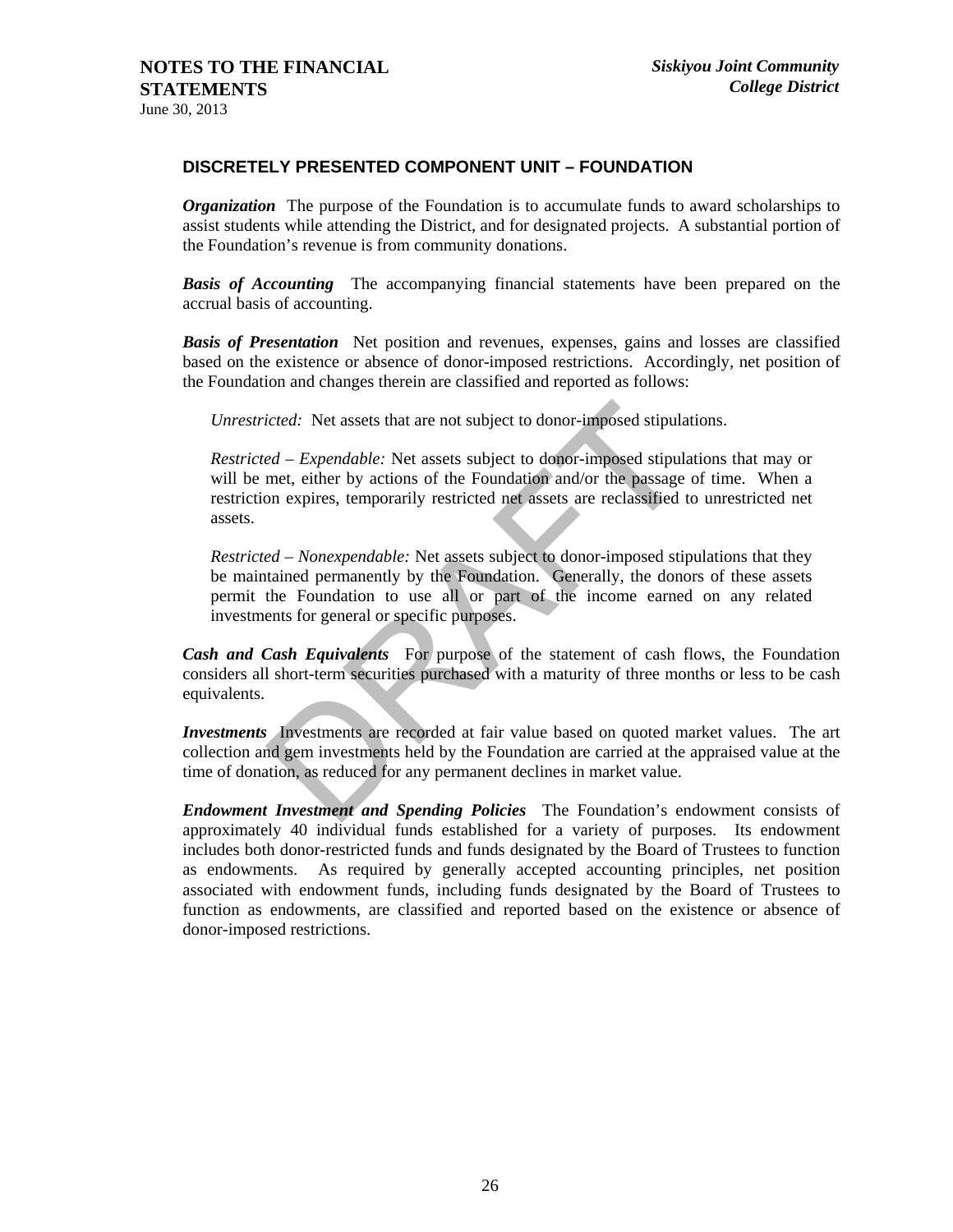## DISCRETELY PRESENTED COMPONENT UNIT – FOUNDATION

***Organization*** The purpose of the Foundation is to accumulate funds to award scholarships to assist students while attending the District, and for designated projects. A substantial portion of the Foundation's revenue is from community donations.

***Basis of Accounting*** The accompanying financial statements have been prepared on the accrual basis of accounting.

***Basis of Presentation*** Net position and revenues, expenses, gains and losses are classified based on the existence or absence of donor-imposed restrictions. Accordingly, net position of the Foundation and changes therein are classified and reported as follows:

> *Unrestricted:* Net assets that are not subject to donor-imposed stipulations.
>
> *Restricted – Expendable:* Net assets subject to donor-imposed stipulations that may or will be met, either by actions of the Foundation and/or the passage of time. When a restriction expires, temporarily restricted net assets are reclassified to unrestricted net assets.
>
> *Restricted – Nonexpendable:* Net assets subject to donor-imposed stipulations that they be maintained permanently by the Foundation. Generally, the donors of these assets permit the Foundation to use all or part of the income earned on any related investments for general or specific purposes.

***Cash and Cash Equivalents*** For purpose of the statement of cash flows, the Foundation considers all short-term securities purchased with a maturity of three months or less to be cash equivalents.

***Investments*** Investments are recorded at fair value based on quoted market values. The art collection and gem investments held by the Foundation are carried at the appraised value at the time of donation, as reduced for any permanent declines in market value.

***Endowment Investment and Spending Policies*** The Foundation's endowment consists of approximately 40 individual funds established for a variety of purposes. Its endowment includes both donor-restricted funds and funds designated by the Board of Trustees to function as endowments. As required by generally accepted accounting principles, net position associated with endowment funds, including funds designated by the Board of Trustees to function as endowments, are classified and reported based on the existence or absence of donor-imposed restrictions.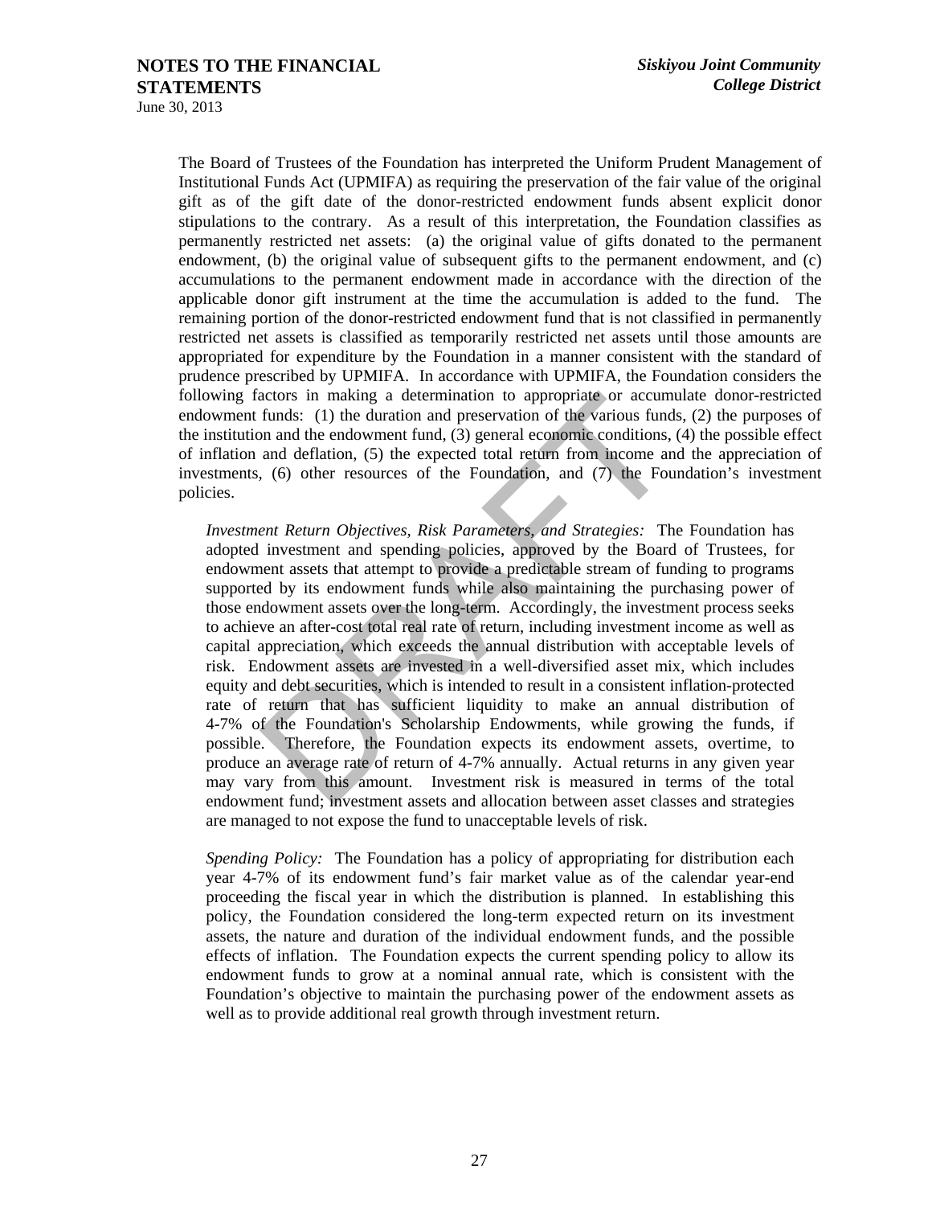The Board of Trustees of the Foundation has interpreted the Uniform Prudent Management of Institutional Funds Act (UPMIFA) as requiring the preservation of the fair value of the original gift as of the gift date of the donor-restricted endowment funds absent explicit donor stipulations to the contrary. As a result of this interpretation, the Foundation classifies as permanently restricted net assets: (a) the original value of gifts donated to the permanent endowment, (b) the original value of subsequent gifts to the permanent endowment, and (c) accumulations to the permanent endowment made in accordance with the direction of the applicable donor gift instrument at the time the accumulation is added to the fund. The remaining portion of the donor-restricted endowment fund that is not classified in permanently restricted net assets is classified as temporarily restricted net assets until those amounts are appropriated for expenditure by the Foundation in a manner consistent with the standard of prudence prescribed by UPMIFA. In accordance with UPMIFA, the Foundation considers the following factors in making a determination to appropriate or accumulate donor-restricted endowment funds: (1) the duration and preservation of the various funds, (2) the purposes of the institution and the endowment fund, (3) general economic conditions, (4) the possible effect of inflation and deflation, (5) the expected total return from income and the appreciation of investments, (6) other resources of the Foundation, and (7) the Foundation's investment policies.

*Investment Return Objectives, Risk Parameters, and Strategies:* The Foundation has adopted investment and spending policies, approved by the Board of Trustees, for endowment assets that attempt to provide a predictable stream of funding to programs supported by its endowment funds while also maintaining the purchasing power of those endowment assets over the long-term. Accordingly, the investment process seeks to achieve an after-cost total real rate of return, including investment income as well as capital appreciation, which exceeds the annual distribution with acceptable levels of risk. Endowment assets are invested in a well-diversified asset mix, which includes equity and debt securities, which is intended to result in a consistent inflation-protected rate of return that has sufficient liquidity to make an annual distribution of 4-7% of the Foundation's Scholarship Endowments, while growing the funds, if possible. Therefore, the Foundation expects its endowment assets, overtime, to produce an average rate of return of 4-7% annually. Actual returns in any given year may vary from this amount. Investment risk is measured in terms of the total endowment fund; investment assets and allocation between asset classes and strategies are managed to not expose the fund to unacceptable levels of risk.

*Spending Policy:* The Foundation has a policy of appropriating for distribution each year 4-7% of its endowment fund's fair market value as of the calendar year-end proceeding the fiscal year in which the distribution is planned. In establishing this policy, the Foundation considered the long-term expected return on its investment assets, the nature and duration of the individual endowment funds, and the possible effects of inflation. The Foundation expects the current spending policy to allow its endowment funds to grow at a nominal annual rate, which is consistent with the Foundation's objective to maintain the purchasing power of the endowment assets as well as to provide additional real growth through investment return.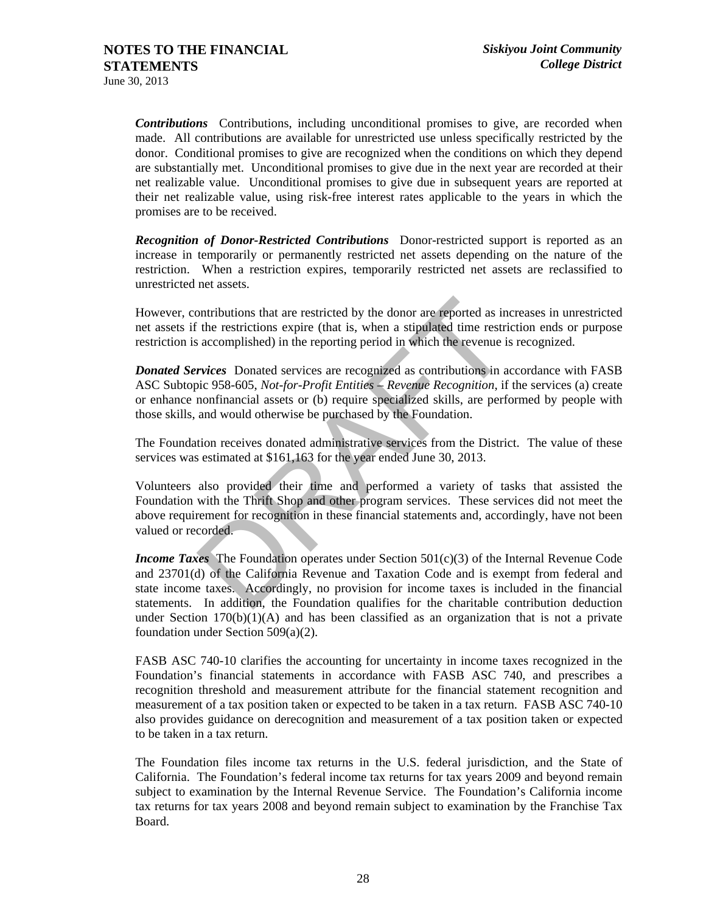***Contributions*** Contributions, including unconditional promises to give, are recorded when made. All contributions are available for unrestricted use unless specifically restricted by the donor. Conditional promises to give are recognized when the conditions on which they depend are substantially met. Unconditional promises to give due in the next year are recorded at their net realizable value. Unconditional promises to give due in subsequent years are reported at their net realizable value, using risk-free interest rates applicable to the years in which the promises are to be received.

***Recognition of Donor-Restricted Contributions*** Donor-restricted support is reported as an increase in temporarily or permanently restricted net assets depending on the nature of the restriction. When a restriction expires, temporarily restricted net assets are reclassified to unrestricted net assets.

However, contributions that are restricted by the donor are reported as increases in unrestricted net assets if the restrictions expire (that is, when a stipulated time restriction ends or purpose restriction is accomplished) in the reporting period in which the revenue is recognized.

***Donated Services*** Donated services are recognized as contributions in accordance with FASB ASC Subtopic 958-605, *Not-for-Profit Entities – Revenue Recognition*, if the services (a) create or enhance nonfinancial assets or (b) require specialized skills, are performed by people with those skills, and would otherwise be purchased by the Foundation.

The Foundation receives donated administrative services from the District. The value of these services was estimated at $161,163 for the year ended June 30, 2013.

Volunteers also provided their time and performed a variety of tasks that assisted the Foundation with the Thrift Shop and other program services. These services did not meet the above requirement for recognition in these financial statements and, accordingly, have not been valued or recorded.

***Income Taxes*** The Foundation operates under Section 501(c)(3) of the Internal Revenue Code and 23701(d) of the California Revenue and Taxation Code and is exempt from federal and state income taxes. Accordingly, no provision for income taxes is included in the financial statements. In addition, the Foundation qualifies for the charitable contribution deduction under Section 170(b)(1)(A) and has been classified as an organization that is not a private foundation under Section 509(a)(2).

FASB ASC 740-10 clarifies the accounting for uncertainty in income taxes recognized in the Foundation's financial statements in accordance with FASB ASC 740, and prescribes a recognition threshold and measurement attribute for the financial statement recognition and measurement of a tax position taken or expected to be taken in a tax return. FASB ASC 740-10 also provides guidance on derecognition and measurement of a tax position taken or expected to be taken in a tax return.

The Foundation files income tax returns in the U.S. federal jurisdiction, and the State of California. The Foundation's federal income tax returns for tax years 2009 and beyond remain subject to examination by the Internal Revenue Service. The Foundation's California income tax returns for tax years 2008 and beyond remain subject to examination by the Franchise Tax Board.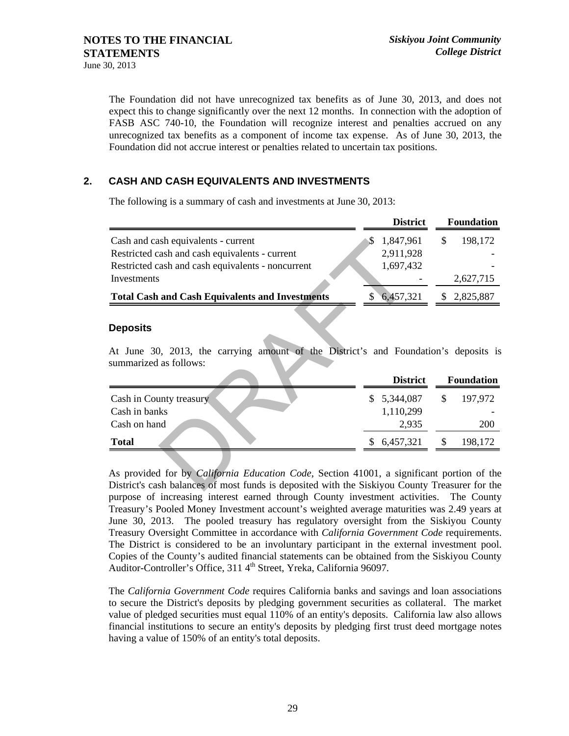The Foundation did not have unrecognized tax benefits as of June 30, 2013, and does not expect this to change significantly over the next 12 months. In connection with the adoption of FASB ASC 740-10, the Foundation will recognize interest and penalties accrued on any unrecognized tax benefits as a component of income tax expense. As of June 30, 2013, the Foundation did not accrue interest or penalties related to uncertain tax positions.

## 2. CASH AND CASH EQUIVALENTS AND INVESTMENTS

The following is a summary of cash and investments at June 30, 2013:

| | District | Foundation |
|---|---|---|
| Cash and cash equivalents - current | $ 1,847,961 | $ 198,172 |
| Restricted cash and cash equivalents - current | 2,911,928 | - |
| Restricted cash and cash equivalents - noncurrent | 1,697,432 | - |
| Investments | - | 2,627,715 |
| **Total Cash and Cash Equivalents and Investments** | $ 6,457,321 | $ 2,825,887 |

### Deposits

At June 30, 2013, the carrying amount of the District's and Foundation's deposits is summarized as follows:

| | District | Foundation |
|---|---|---|
| Cash in County treasury | $ 5,344,087 | $ 197,972 |
| Cash in banks | 1,110,299 | - |
| Cash on hand | 2,935 | 200 |
| **Total** | $ 6,457,321 | $ 198,172 |

As provided for by *California Education Code*, Section 41001, a significant portion of the District's cash balances of most funds is deposited with the Siskiyou County Treasurer for the purpose of increasing interest earned through County investment activities. The County Treasury's Pooled Money Investment account's weighted average maturities was 2.49 years at June 30, 2013. The pooled treasury has regulatory oversight from the Siskiyou County Treasury Oversight Committee in accordance with *California Government Code* requirements. The District is considered to be an involuntary participant in the external investment pool. Copies of the County's audited financial statements can be obtained from the Siskiyou County Auditor-Controller's Office, 311 4th Street, Yreka, California 96097.

The *California Government Code* requires California banks and savings and loan associations to secure the District's deposits by pledging government securities as collateral. The market value of pledged securities must equal 110% of an entity's deposits. California law also allows financial institutions to secure an entity's deposits by pledging first trust deed mortgage notes having a value of 150% of an entity's total deposits.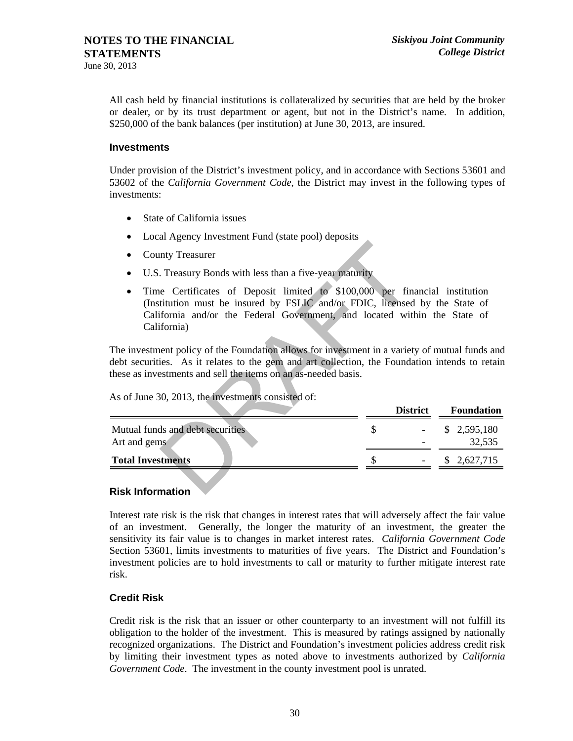All cash held by financial institutions is collateralized by securities that are held by the broker or dealer, or by its trust department or agent, but not in the District's name. In addition, $250,000 of the bank balances (per institution) at June 30, 2013, are insured.

### Investments

Under provision of the District's investment policy, and in accordance with Sections 53601 and 53602 of the *California Government Code*, the District may invest in the following types of investments:

- State of California issues
- Local Agency Investment Fund (state pool) deposits
- County Treasurer
- U.S. Treasury Bonds with less than a five-year maturity
- Time Certificates of Deposit limited to $100,000 per financial institution (Institution must be insured by FSLIC and/or FDIC, licensed by the State of California and/or the Federal Government, and located within the State of California)

The investment policy of the Foundation allows for investment in a variety of mutual funds and debt securities. As it relates to the gem and art collection, the Foundation intends to retain these as investments and sell the items on an as-needed basis.

As of June 30, 2013, the investments consisted of:

| | District | Foundation |
|---|---|---|
| Mutual funds and debt securities | $ - | $ 2,595,180 |
| Art and gems | - | 32,535 |
| **Total Investments** | $ - | $ 2,627,715 |

### Risk Information

Interest rate risk is the risk that changes in interest rates that will adversely affect the fair value of an investment. Generally, the longer the maturity of an investment, the greater the sensitivity its fair value is to changes in market interest rates. *California Government Code* Section 53601, limits investments to maturities of five years. The District and Foundation's investment policies are to hold investments to call or maturity to further mitigate interest rate risk.

### Credit Risk

Credit risk is the risk that an issuer or other counterparty to an investment will not fulfill its obligation to the holder of the investment. This is measured by ratings assigned by nationally recognized organizations. The District and Foundation's investment policies address credit risk by limiting their investment types as noted above to investments authorized by *California Government Code*. The investment in the county investment pool is unrated.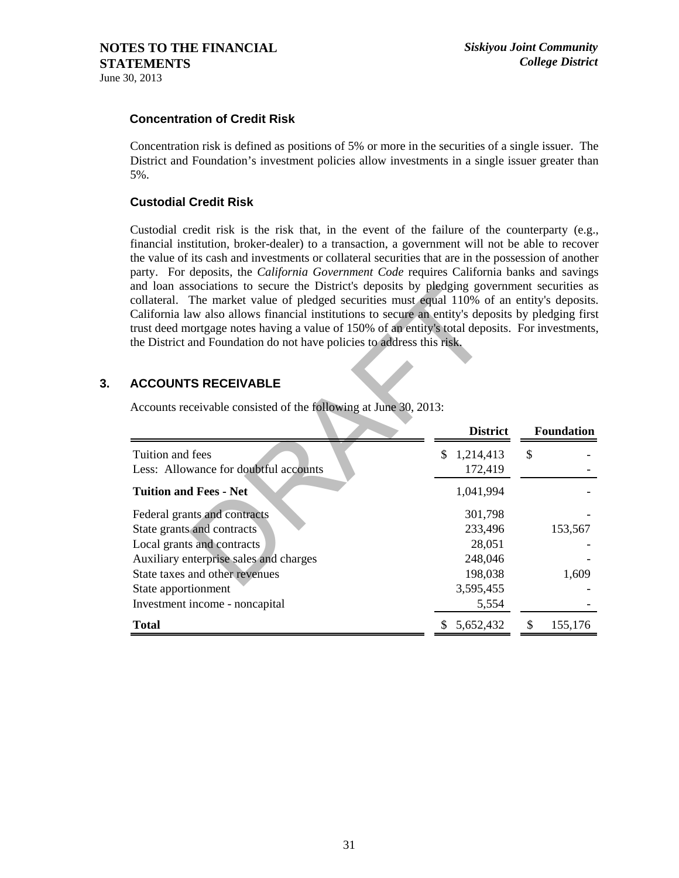### Concentration of Credit Risk

Concentration risk is defined as positions of 5% or more in the securities of a single issuer. The District and Foundation's investment policies allow investments in a single issuer greater than 5%.

### Custodial Credit Risk

Custodial credit risk is the risk that, in the event of the failure of the counterparty (e.g., financial institution, broker-dealer) to a transaction, a government will not be able to recover the value of its cash and investments or collateral securities that are in the possession of another party. For deposits, the *California Government Code* requires California banks and savings and loan associations to secure the District's deposits by pledging government securities as collateral. The market value of pledged securities must equal 110% of an entity's deposits. California law also allows financial institutions to secure an entity's deposits by pledging first trust deed mortgage notes having a value of 150% of an entity's total deposits. For investments, the District and Foundation do not have policies to address this risk.

## 3. ACCOUNTS RECEIVABLE

Accounts receivable consisted of the following at June 30, 2013:

| | District | Foundation |
|---|---|---|
| Tuition and fees | $ 1,214,413 | $ - |
| Less: Allowance for doubtful accounts | 172,419 | - |
| **Tuition and Fees - Net** | 1,041,994 | - |
| Federal grants and contracts | 301,798 | - |
| State grants and contracts | 233,496 | 153,567 |
| Local grants and contracts | 28,051 | - |
| Auxiliary enterprise sales and charges | 248,046 | - |
| State taxes and other revenues | 198,038 | 1,609 |
| State apportionment | 3,595,455 | - |
| Investment income - noncapital | 5,554 | - |
| **Total** | $ 5,652,432 | $ 155,176 |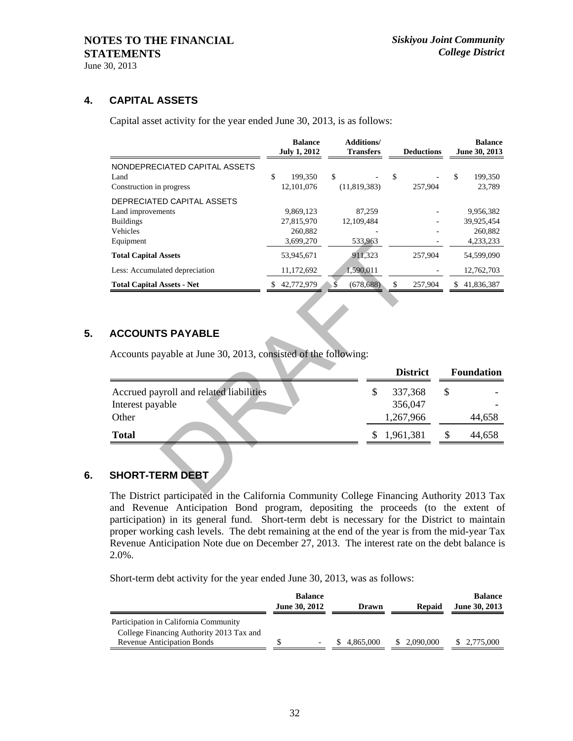## 4. CAPITAL ASSETS

Capital asset activity for the year ended June 30, 2013, is as follows:

| | Balance July 1, 2012 | Additions/ Transfers | Deductions | Balance June 30, 2013 |
|---|---|---|---|---|
| NONDEPRECIATED CAPITAL ASSETS | | | | |
| Land | $ 199,350 | $ - | $ - | $ 199,350 |
| Construction in progress | 12,101,076 | (11,819,383) | 257,904 | 23,789 |
| DEPRECIATED CAPITAL ASSETS | | | | |
| Land improvements | 9,869,123 | 87,259 | - | 9,956,382 |
| Buildings | 27,815,970 | 12,109,484 | - | 39,925,454 |
| Vehicles | 260,882 | - | - | 260,882 |
| Equipment | 3,699,270 | 533,963 | - | 4,233,233 |
| **Total Capital Assets** | 53,945,671 | 911,323 | 257,904 | 54,599,090 |
| Less: Accumulated depreciation | 11,172,692 | 1,590,011 | - | 12,762,703 |
| **Total Capital Assets - Net** | $ 42,772,979 | $ (678,688) | $ 257,904 | $ 41,836,387 |

## 5. ACCOUNTS PAYABLE

Accounts payable at June 30, 2013, consisted of the following:

| | District | Foundation |
|---|---|---|
| Accrued payroll and related liabilities | $ 337,368 | $ - |
| Interest payable | 356,047 | - |
| Other | 1,267,966 | 44,658 |
| **Total** | $ 1,961,381 | $ 44,658 |

## 6. SHORT-TERM DEBT

The District participated in the California Community College Financing Authority 2013 Tax and Revenue Anticipation Bond program, depositing the proceeds (to the extent of participation) in its general fund. Short-term debt is necessary for the District to maintain proper working cash levels. The debt remaining at the end of the year is from the mid-year Tax Revenue Anticipation Note due on December 27, 2013. The interest rate on the debt balance is 2.0%.

Short-term debt activity for the year ended June 30, 2013, was as follows:

| | Balance June 30, 2012 | Drawn | Repaid | Balance June 30, 2013 |
|---|---|---|---|---|
| Participation in California Community College Financing Authority 2013 Tax and Revenue Anticipation Bonds | $ - | $ 4,865,000 | $ 2,090,000 | $ 2,775,000 |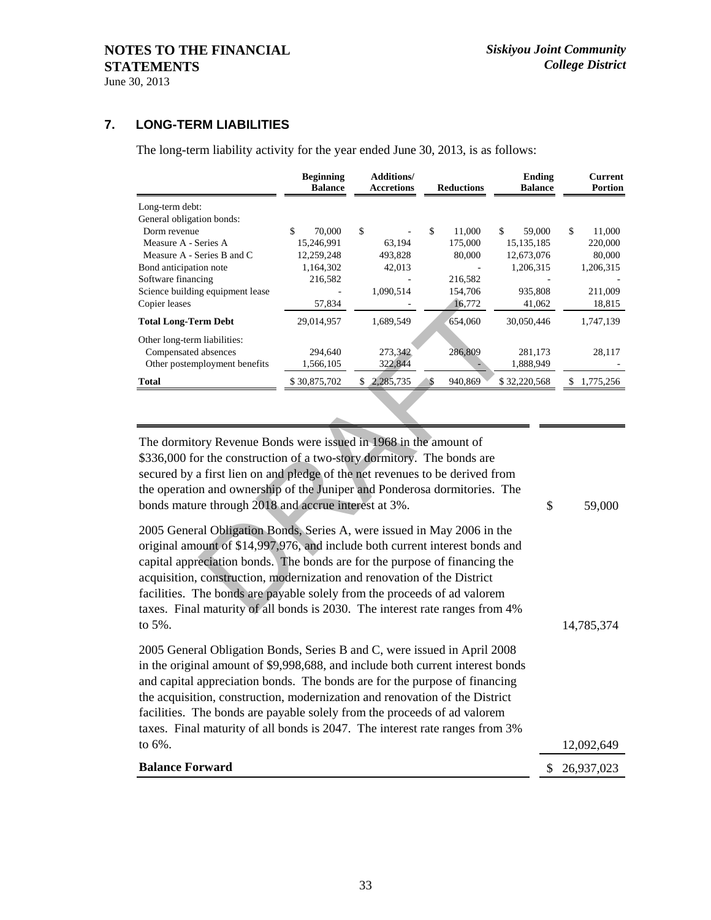## 7. LONG-TERM LIABILITIES

The long-term liability activity for the year ended June 30, 2013, is as follows:

| | Beginning Balance | Additions/ Accretions | Reductions | Ending Balance | Current Portion |
|---|---|---|---|---|---|
| Long-term debt: | | | | | |
| General obligation bonds: | | | | | |
| Dorm revenue | $ 70,000 | $ - | $ 11,000 | $ 59,000 | $ 11,000 |
| Measure A - Series A | 15,246,991 | 63,194 | 175,000 | 15,135,185 | 220,000 |
| Measure A - Series B and C | 12,259,248 | 493,828 | 80,000 | 12,673,076 | 80,000 |
| Bond anticipation note | 1,164,302 | 42,013 | - | 1,206,315 | 1,206,315 |
| Software financing | 216,582 | - | 216,582 | - | - |
| Science building equipment lease | - | 1,090,514 | 154,706 | 935,808 | 211,009 |
| Copier leases | 57,834 | - | 16,772 | 41,062 | 18,815 |
| **Total Long-Term Debt** | 29,014,957 | 1,689,549 | 654,060 | 30,050,446 | 1,747,139 |
| Other long-term liabilities: | | | | | |
| Compensated absences | 294,640 | 273,342 | 286,809 | 281,173 | 28,117 |
| Other postemployment benefits | 1,566,105 | 322,844 | - | 1,888,949 | - |
| **Total** | $ 30,875,702 | $ 2,285,735 | $ 940,869 | $ 32,220,568 | $ 1,775,256 |

| | |
|---|---|
| The dormitory Revenue Bonds were issued in 1968 in the amount of $336,000 for the construction of a two-story dormitory. The bonds are secured by a first lien on and pledge of the net revenues to be derived from the operation and ownership of the Juniper and Ponderosa dormitories. The bonds mature through 2018 and accrue interest at 3%. | $ 59,000 |
| 2005 General Obligation Bonds, Series A, were issued in May 2006 in the original amount of $14,997,976, and include both current interest bonds and capital appreciation bonds. The bonds are for the purpose of financing the acquisition, construction, modernization and renovation of the District facilities. The bonds are payable solely from the proceeds of ad valorem taxes. Final maturity of all bonds is 2030. The interest rate ranges from 4% to 5%. | 14,785,374 |
| 2005 General Obligation Bonds, Series B and C, were issued in April 2008 in the original amount of $9,998,688, and include both current interest bonds and capital appreciation bonds. The bonds are for the purpose of financing the acquisition, construction, modernization and renovation of the District facilities. The bonds are payable solely from the proceeds of ad valorem taxes. Final maturity of all bonds is 2047. The interest rate ranges from 3% to 6%. | 12,092,649 |
| **Balance Forward** | $ 26,937,023 |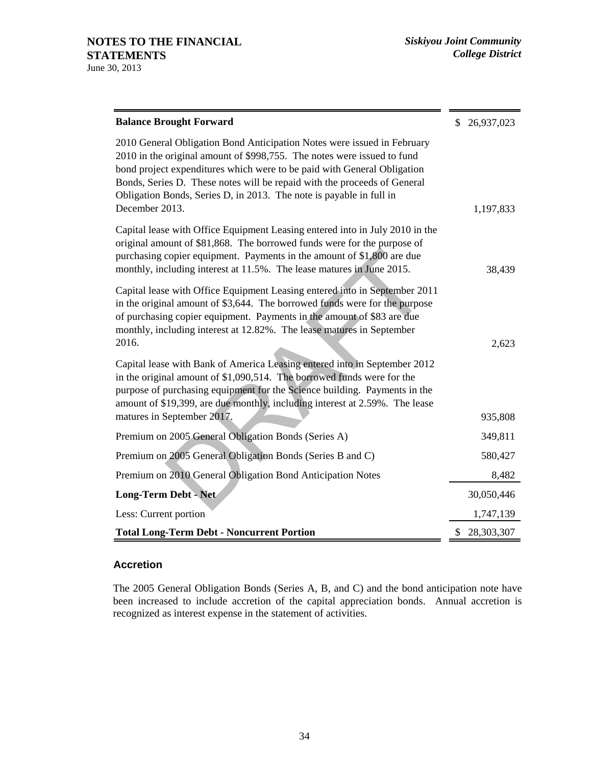| | |
|---|---|
| **Balance Brought Forward** | $ 26,937,023 |
| 2010 General Obligation Bond Anticipation Notes were issued in February 2010 in the original amount of $998,755. The notes were issued to fund bond project expenditures which were to be paid with General Obligation Bonds, Series D. These notes will be repaid with the proceeds of General Obligation Bonds, Series D, in 2013. The note is payable in full in December 2013. | 1,197,833 |
| Capital lease with Office Equipment Leasing entered into in July 2010 in the original amount of $81,868. The borrowed funds were for the purpose of purchasing copier equipment. Payments in the amount of $1,800 are due monthly, including interest at 11.5%. The lease matures in June 2015. | 38,439 |
| Capital lease with Office Equipment Leasing entered into in September 2011 in the original amount of $3,644. The borrowed funds were for the purpose of purchasing copier equipment. Payments in the amount of $83 are due monthly, including interest at 12.82%. The lease matures in September 2016. | 2,623 |
| Capital lease with Bank of America Leasing entered into in September 2012 in the original amount of $1,090,514. The borrowed funds were for the purpose of purchasing equipment for the Science building. Payments in the amount of $19,399, are due monthly, including interest at 2.59%. The lease matures in September 2017. | 935,808 |
| Premium on 2005 General Obligation Bonds (Series A) | 349,811 |
| Premium on 2005 General Obligation Bonds (Series B and C) | 580,427 |
| Premium on 2010 General Obligation Bond Anticipation Notes | 8,482 |
| **Long-Term Debt - Net** | 30,050,446 |
| Less: Current portion | 1,747,139 |
| **Total Long-Term Debt - Noncurrent Portion** | $ 28,303,307 |

### Accretion

The 2005 General Obligation Bonds (Series A, B, and C) and the bond anticipation note have been increased to include accretion of the capital appreciation bonds. Annual accretion is recognized as interest expense in the statement of activities.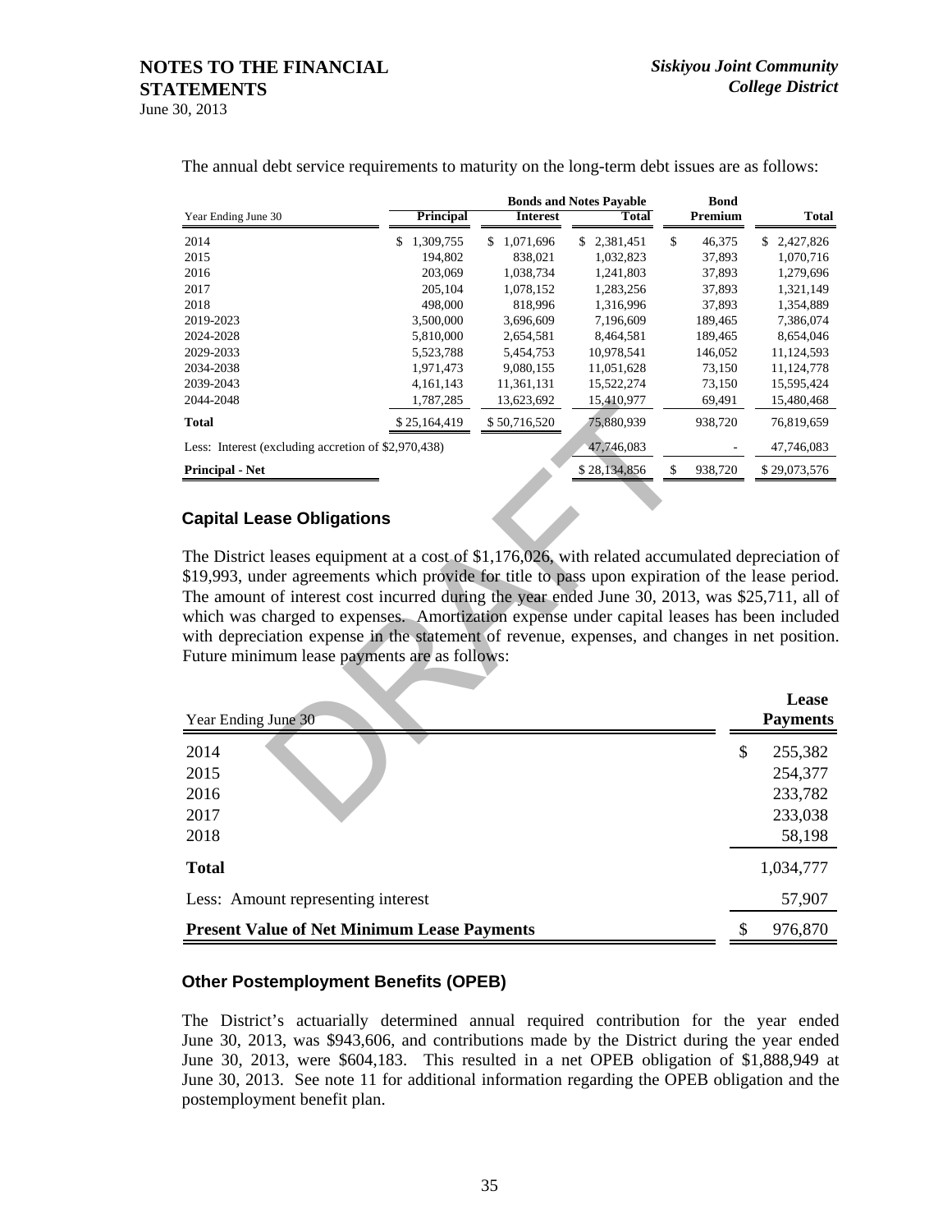The annual debt service requirements to maturity on the long-term debt issues are as follows:

| Year Ending June 30 | Bonds and Notes Payable Principal | Interest | Total | Bond Premium | Total |
|---|---|---|---|---|---|
| 2014 | $ 1,309,755 | $ 1,071,696 | $ 2,381,451 | $ 46,375 | $ 2,427,826 |
| 2015 | 194,802 | 838,021 | 1,032,823 | 37,893 | 1,070,716 |
| 2016 | 203,069 | 1,038,734 | 1,241,803 | 37,893 | 1,279,696 |
| 2017 | 205,104 | 1,078,152 | 1,283,256 | 37,893 | 1,321,149 |
| 2018 | 498,000 | 818,996 | 1,316,996 | 37,893 | 1,354,889 |
| 2019-2023 | 3,500,000 | 3,696,609 | 7,196,609 | 189,465 | 7,386,074 |
| 2024-2028 | 5,810,000 | 2,654,581 | 8,464,581 | 189,465 | 8,654,046 |
| 2029-2033 | 5,523,788 | 5,454,753 | 10,978,541 | 146,052 | 11,124,593 |
| 2034-2038 | 1,971,473 | 9,080,155 | 11,051,628 | 73,150 | 11,124,778 |
| 2039-2043 | 4,161,143 | 11,361,131 | 15,522,274 | 73,150 | 15,595,424 |
| 2044-2048 | 1,787,285 | 13,623,692 | 15,410,977 | 69,491 | 15,480,468 |
| **Total** | $ 25,164,419 | $ 50,716,520 | 75,880,939 | 938,720 | 76,819,659 |
| Less: Interest (excluding accretion of $2,970,438) | | | 47,746,083 | - | 47,746,083 |
| **Principal - Net** | | | $ 28,134,856 | $ 938,720 | $ 29,073,576 |

## Capital Lease Obligations

The District leases equipment at a cost of $1,176,026, with related accumulated depreciation of $19,993, under agreements which provide for title to pass upon expiration of the lease period. The amount of interest cost incurred during the year ended June 30, 2013, was $25,711, all of which was charged to expenses. Amortization expense under capital leases has been included with depreciation expense in the statement of revenue, expenses, and changes in net position. Future minimum lease payments are as follows:

| Year Ending June 30 | Lease Payments |
|---|---|
| 2014 | $ 255,382 |
| 2015 | 254,377 |
| 2016 | 233,782 |
| 2017 | 233,038 |
| 2018 | 58,198 |
| **Total** | 1,034,777 |
| Less: Amount representing interest | 57,907 |
| **Present Value of Net Minimum Lease Payments** | $ 976,870 |

## Other Postemployment Benefits (OPEB)

The District's actuarially determined annual required contribution for the year ended June 30, 2013, was $943,606, and contributions made by the District during the year ended June 30, 2013, were $604,183. This resulted in a net OPEB obligation of $1,888,949 at June 30, 2013. See note 11 for additional information regarding the OPEB obligation and the postemployment benefit plan.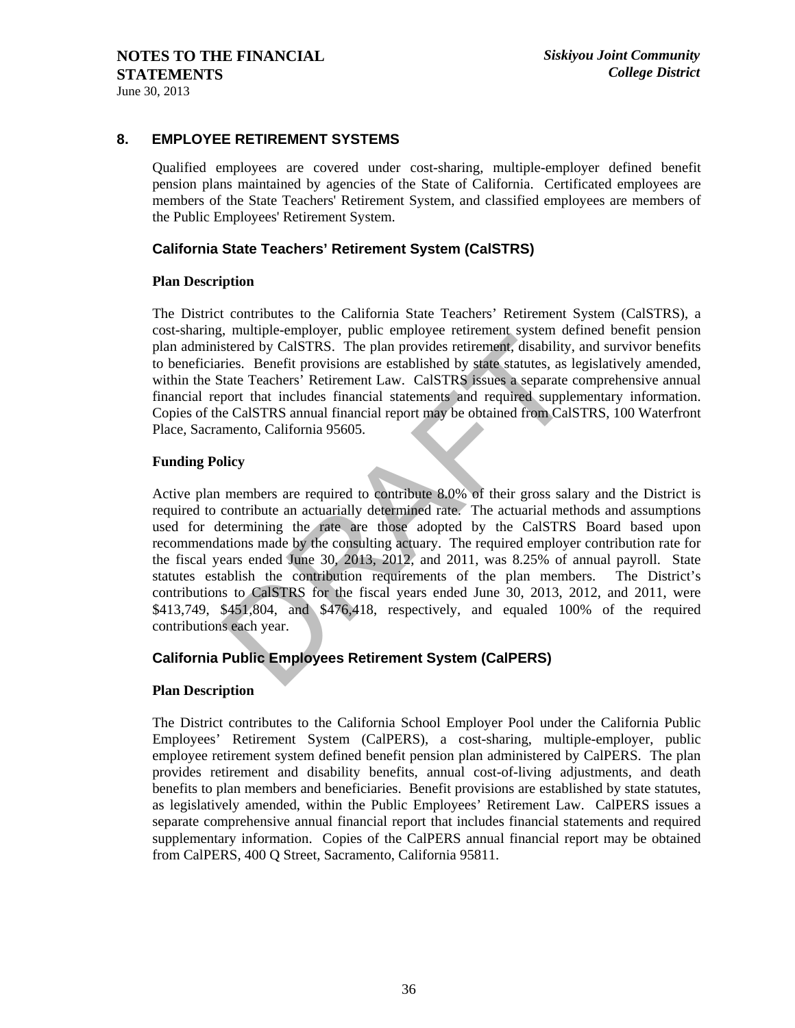## 8. EMPLOYEE RETIREMENT SYSTEMS

Qualified employees are covered under cost-sharing, multiple-employer defined benefit pension plans maintained by agencies of the State of California. Certificated employees are members of the State Teachers' Retirement System, and classified employees are members of the Public Employees' Retirement System.

### California State Teachers' Retirement System (CalSTRS)

**Plan Description**

The District contributes to the California State Teachers' Retirement System (CalSTRS), a cost-sharing, multiple-employer, public employee retirement system defined benefit pension plan administered by CalSTRS. The plan provides retirement, disability, and survivor benefits to beneficiaries. Benefit provisions are established by state statutes, as legislatively amended, within the State Teachers' Retirement Law. CalSTRS issues a separate comprehensive annual financial report that includes financial statements and required supplementary information. Copies of the CalSTRS annual financial report may be obtained from CalSTRS, 100 Waterfront Place, Sacramento, California 95605.

**Funding Policy**

Active plan members are required to contribute 8.0% of their gross salary and the District is required to contribute an actuarially determined rate. The actuarial methods and assumptions used for determining the rate are those adopted by the CalSTRS Board based upon recommendations made by the consulting actuary. The required employer contribution rate for the fiscal years ended June 30, 2013, 2012, and 2011, was 8.25% of annual payroll. State statutes establish the contribution requirements of the plan members. The District's contributions to CalSTRS for the fiscal years ended June 30, 2013, 2012, and 2011, were $413,749, $451,804, and $476,418, respectively, and equaled 100% of the required contributions each year.

### California Public Employees Retirement System (CalPERS)

**Plan Description**

The District contributes to the California School Employer Pool under the California Public Employees' Retirement System (CalPERS), a cost-sharing, multiple-employer, public employee retirement system defined benefit pension plan administered by CalPERS. The plan provides retirement and disability benefits, annual cost-of-living adjustments, and death benefits to plan members and beneficiaries. Benefit provisions are established by state statutes, as legislatively amended, within the Public Employees' Retirement Law. CalPERS issues a separate comprehensive annual financial report that includes financial statements and required supplementary information. Copies of the CalPERS annual financial report may be obtained from CalPERS, 400 Q Street, Sacramento, California 95811.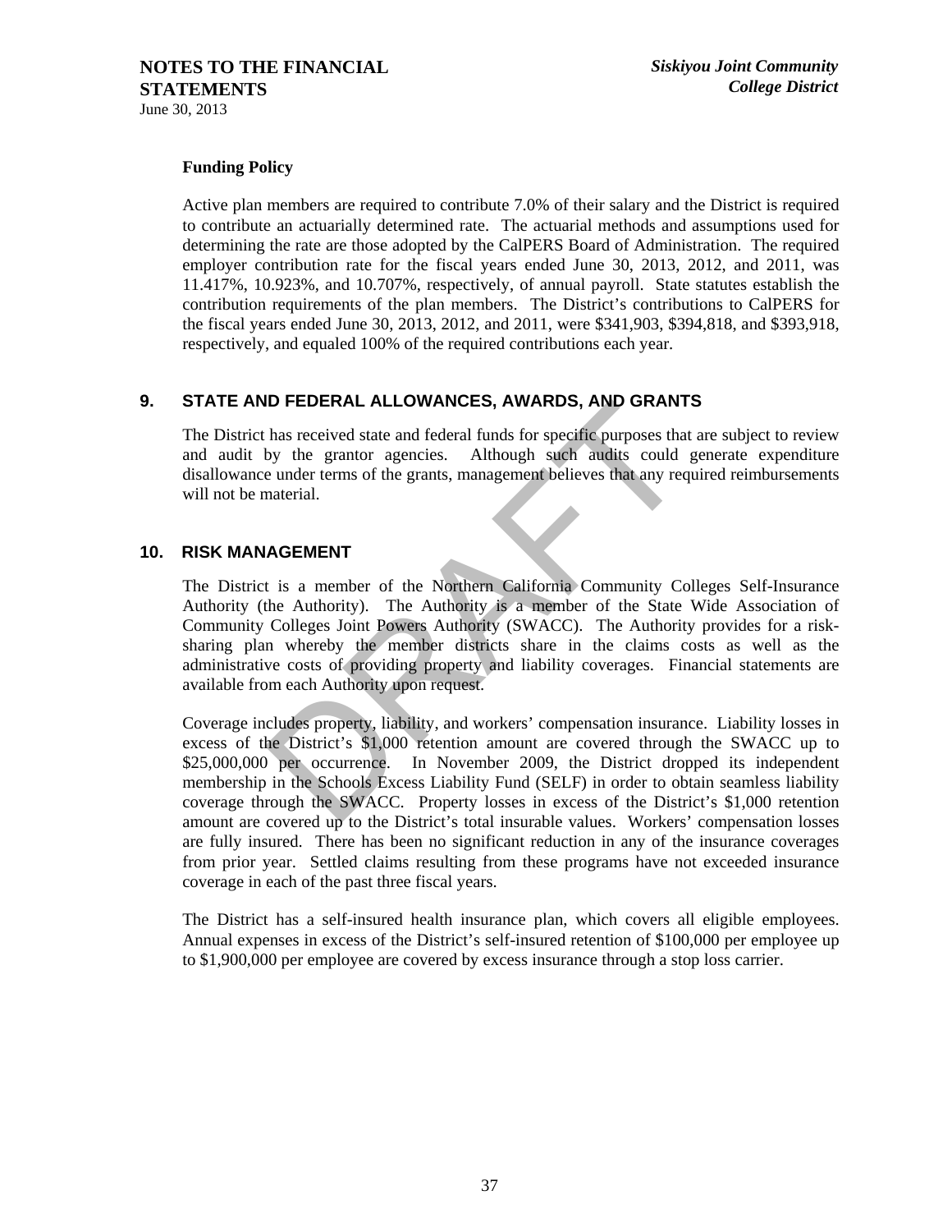**Funding Policy**

Active plan members are required to contribute 7.0% of their salary and the District is required to contribute an actuarially determined rate. The actuarial methods and assumptions used for determining the rate are those adopted by the CalPERS Board of Administration. The required employer contribution rate for the fiscal years ended June 30, 2013, 2012, and 2011, was 11.417%, 10.923%, and 10.707%, respectively, of annual payroll. State statutes establish the contribution requirements of the plan members. The District's contributions to CalPERS for the fiscal years ended June 30, 2013, 2012, and 2011, were $341,903, $394,818, and $393,918, respectively, and equaled 100% of the required contributions each year.

## 9. STATE AND FEDERAL ALLOWANCES, AWARDS, AND GRANTS

The District has received state and federal funds for specific purposes that are subject to review and audit by the grantor agencies. Although such audits could generate expenditure disallowance under terms of the grants, management believes that any required reimbursements will not be material.

## 10. RISK MANAGEMENT

The District is a member of the Northern California Community Colleges Self-Insurance Authority (the Authority). The Authority is a member of the State Wide Association of Community Colleges Joint Powers Authority (SWACC). The Authority provides for a risk-sharing plan whereby the member districts share in the claims costs as well as the administrative costs of providing property and liability coverages. Financial statements are available from each Authority upon request.

Coverage includes property, liability, and workers' compensation insurance. Liability losses in excess of the District's $1,000 retention amount are covered through the SWACC up to $25,000,000 per occurrence. In November 2009, the District dropped its independent membership in the Schools Excess Liability Fund (SELF) in order to obtain seamless liability coverage through the SWACC. Property losses in excess of the District's $1,000 retention amount are covered up to the District's total insurable values. Workers' compensation losses are fully insured. There has been no significant reduction in any of the insurance coverages from prior year. Settled claims resulting from these programs have not exceeded insurance coverage in each of the past three fiscal years.

The District has a self-insured health insurance plan, which covers all eligible employees. Annual expenses in excess of the District's self-insured retention of $100,000 per employee up to $1,900,000 per employee are covered by excess insurance through a stop loss carrier.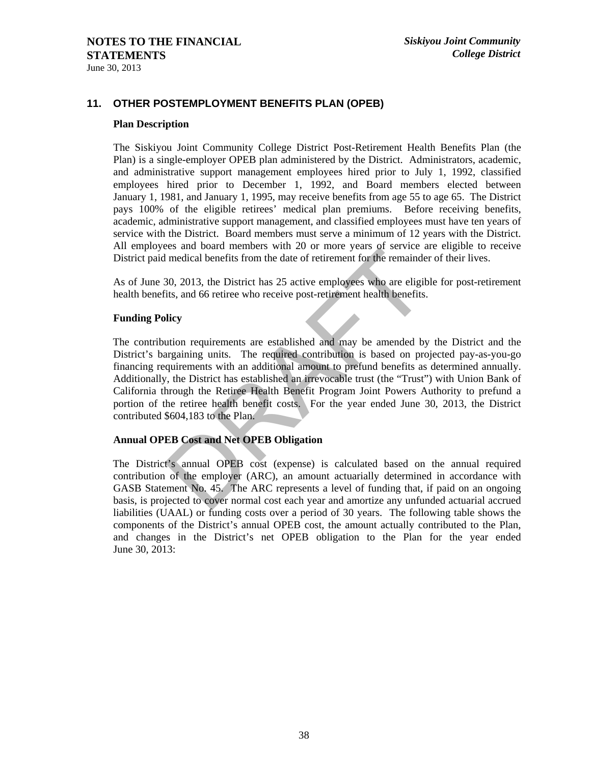## 11. OTHER POSTEMPLOYMENT BENEFITS PLAN (OPEB)

### Plan Description

The Siskiyou Joint Community College District Post-Retirement Health Benefits Plan (the Plan) is a single-employer OPEB plan administered by the District. Administrators, academic, and administrative support management employees hired prior to July 1, 1992, classified employees hired prior to December 1, 1992, and Board members elected between January 1, 1981, and January 1, 1995, may receive benefits from age 55 to age 65. The District pays 100% of the eligible retirees' medical plan premiums. Before receiving benefits, academic, administrative support management, and classified employees must have ten years of service with the District. Board members must serve a minimum of 12 years with the District. All employees and board members with 20 or more years of service are eligible to receive District paid medical benefits from the date of retirement for the remainder of their lives.

As of June 30, 2013, the District has 25 active employees who are eligible for post-retirement health benefits, and 66 retiree who receive post-retirement health benefits.

### Funding Policy

The contribution requirements are established and may be amended by the District and the District's bargaining units. The required contribution is based on projected pay-as-you-go financing requirements with an additional amount to prefund benefits as determined annually. Additionally, the District has established an irrevocable trust (the "Trust") with Union Bank of California through the Retiree Health Benefit Program Joint Powers Authority to prefund a portion of the retiree health benefit costs. For the year ended June 30, 2013, the District contributed $604,183 to the Plan.

### Annual OPEB Cost and Net OPEB Obligation

The District's annual OPEB cost (expense) is calculated based on the annual required contribution of the employer (ARC), an amount actuarially determined in accordance with GASB Statement No. 45. The ARC represents a level of funding that, if paid on an ongoing basis, is projected to cover normal cost each year and amortize any unfunded actuarial accrued liabilities (UAAL) or funding costs over a period of 30 years. The following table shows the components of the District's annual OPEB cost, the amount actually contributed to the Plan, and changes in the District's net OPEB obligation to the Plan for the year ended June 30, 2013: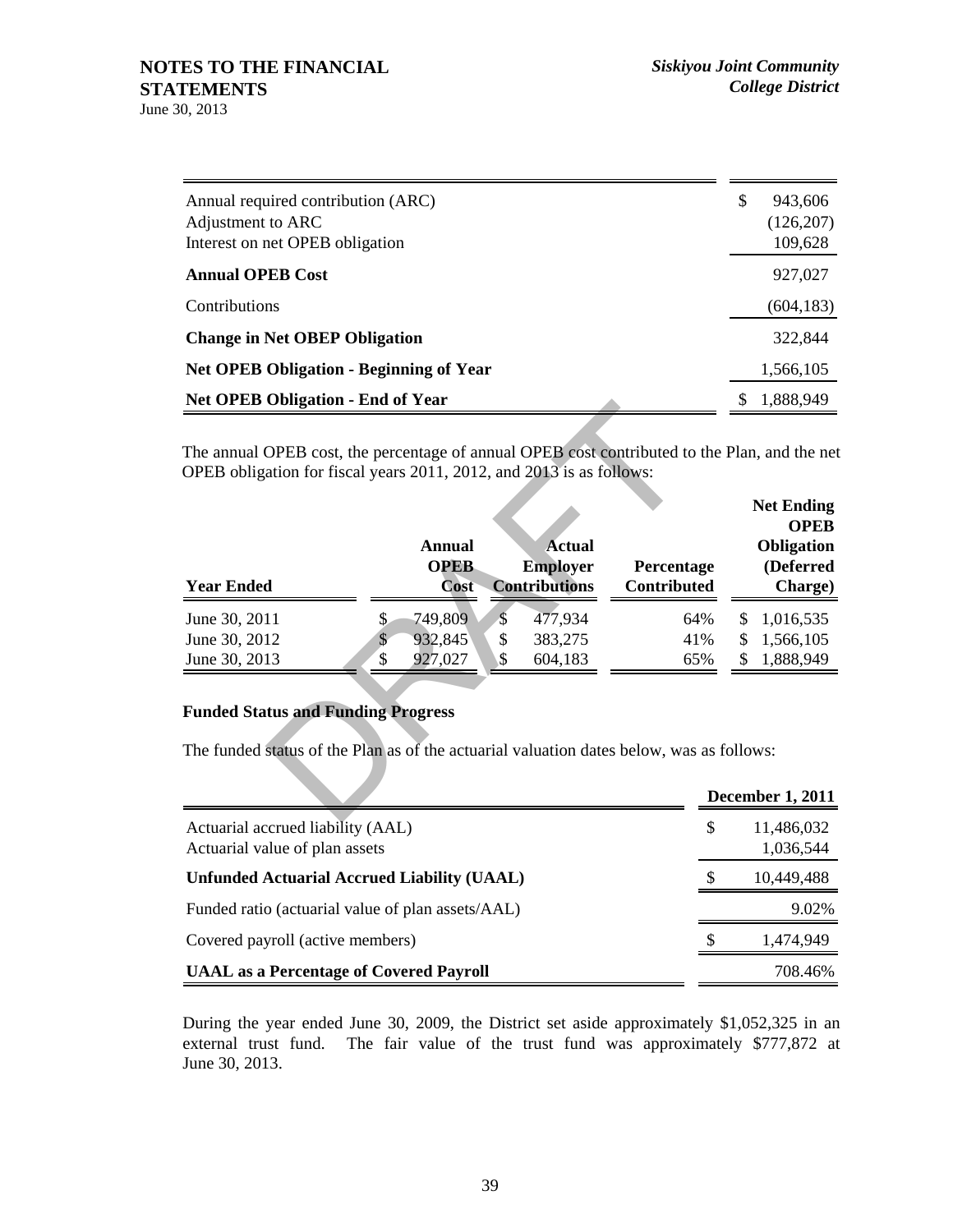| | |
|---|---|
| Annual required contribution (ARC) | $ 943,606 |
| Adjustment to ARC | (126,207) |
| Interest on net OPEB obligation | 109,628 |
| **Annual OPEB Cost** | 927,027 |
| Contributions | (604,183) |
| **Change in Net OBEP Obligation** | 322,844 |
| **Net OPEB Obligation - Beginning of Year** | 1,566,105 |
| **Net OPEB Obligation - End of Year** | $ 1,888,949 |

The annual OPEB cost, the percentage of annual OPEB cost contributed to the Plan, and the net OPEB obligation for fiscal years 2011, 2012, and 2013 is as follows:

| Year Ended | Annual OPEB Cost | Actual Employer Contributions | Percentage Contributed | Net Ending OPEB Obligation (Deferred Charge) |
|---|---|---|---|---|
| June 30, 2011 | $ 749,809 | $ 477,934 | 64% | $ 1,016,535 |
| June 30, 2012 | $ 932,845 | $ 383,275 | 41% | $ 1,566,105 |
| June 30, 2013 | $ 927,027 | $ 604,183 | 65% | $ 1,888,949 |

**Funded Status and Funding Progress**

The funded status of the Plan as of the actuarial valuation dates below, was as follows:

| | December 1, 2011 |
|---|---|
| Actuarial accrued liability (AAL) | $ 11,486,032 |
| Actuarial value of plan assets | 1,036,544 |
| **Unfunded Actuarial Accrued Liability (UAAL)** | $ 10,449,488 |
| Funded ratio (actuarial value of plan assets/AAL) | 9.02% |
| Covered payroll (active members) | $ 1,474,949 |
| **UAAL as a Percentage of Covered Payroll** | 708.46% |

During the year ended June 30, 2009, the District set aside approximately $1,052,325 in an external trust fund. The fair value of the trust fund was approximately $777,872 at June 30, 2013.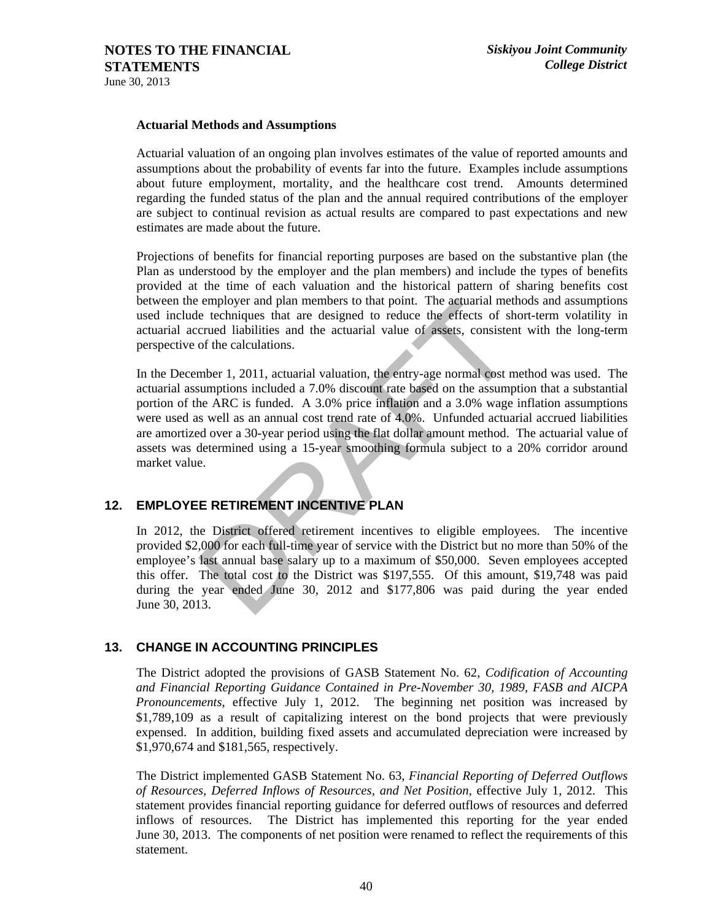### Actuarial Methods and Assumptions

Actuarial valuation of an ongoing plan involves estimates of the value of reported amounts and assumptions about the probability of events far into the future. Examples include assumptions about future employment, mortality, and the healthcare cost trend. Amounts determined regarding the funded status of the plan and the annual required contributions of the employer are subject to continual revision as actual results are compared to past expectations and new estimates are made about the future.

Projections of benefits for financial reporting purposes are based on the substantive plan (the Plan as understood by the employer and the plan members) and include the types of benefits provided at the time of each valuation and the historical pattern of sharing benefits cost between the employer and plan members to that point. The actuarial methods and assumptions used include techniques that are designed to reduce the effects of short-term volatility in actuarial accrued liabilities and the actuarial value of assets, consistent with the long-term perspective of the calculations.

In the December 1, 2011, actuarial valuation, the entry-age normal cost method was used. The actuarial assumptions included a 7.0% discount rate based on the assumption that a substantial portion of the ARC is funded. A 3.0% price inflation and a 3.0% wage inflation assumptions were used as well as an annual cost trend rate of 4.0%. Unfunded actuarial accrued liabilities are amortized over a 30-year period using the flat dollar amount method. The actuarial value of assets was determined using a 15-year smoothing formula subject to a 20% corridor around market value.

## 12. EMPLOYEE RETIREMENT INCENTIVE PLAN

In 2012, the District offered retirement incentives to eligible employees. The incentive provided $2,000 for each full-time year of service with the District but no more than 50% of the employee's last annual base salary up to a maximum of $50,000. Seven employees accepted this offer. The total cost to the District was $197,555. Of this amount, $19,748 was paid during the year ended June 30, 2012 and $177,806 was paid during the year ended June 30, 2013.

## 13. CHANGE IN ACCOUNTING PRINCIPLES

The District adopted the provisions of GASB Statement No. 62, *Codification of Accounting and Financial Reporting Guidance Contained in Pre-November 30, 1989, FASB and AICPA Pronouncements*, effective July 1, 2012. The beginning net position was increased by $1,789,109 as a result of capitalizing interest on the bond projects that were previously expensed. In addition, building fixed assets and accumulated depreciation were increased by $1,970,674 and $181,565, respectively.

The District implemented GASB Statement No. 63, *Financial Reporting of Deferred Outflows of Resources, Deferred Inflows of Resources, and Net Position*, effective July 1, 2012. This statement provides financial reporting guidance for deferred outflows of resources and deferred inflows of resources. The District has implemented this reporting for the year ended June 30, 2013. The components of net position were renamed to reflect the requirements of this statement.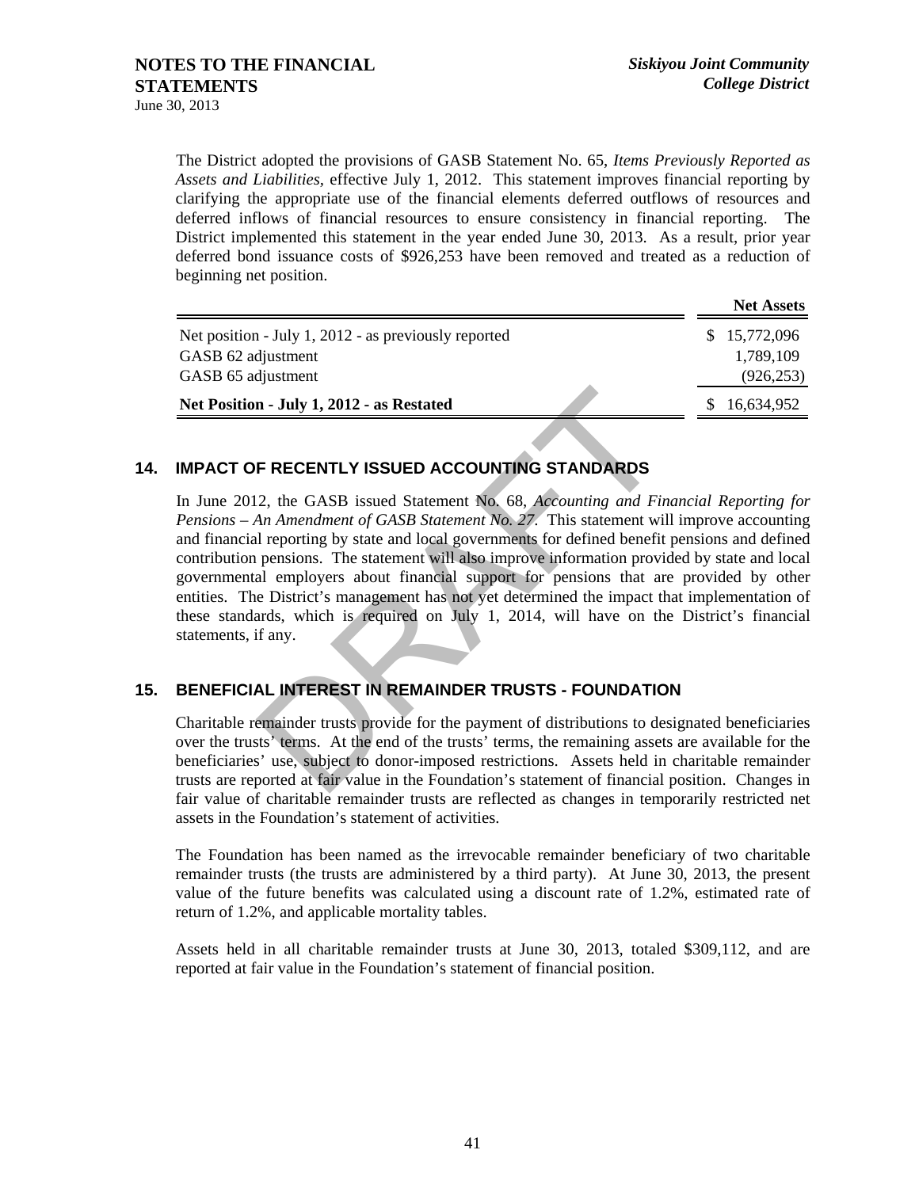The District adopted the provisions of GASB Statement No. 65, *Items Previously Reported as Assets and Liabilities*, effective July 1, 2012. This statement improves financial reporting by clarifying the appropriate use of the financial elements deferred outflows of resources and deferred inflows of financial resources to ensure consistency in financial reporting. The District implemented this statement in the year ended June 30, 2013. As a result, prior year deferred bond issuance costs of $926,253 have been removed and treated as a reduction of beginning net position.

| | Net Assets |
|---|---|
| Net position - July 1, 2012 - as previously reported | $ 15,772,096 |
| GASB 62 adjustment | 1,789,109 |
| GASB 65 adjustment | (926,253) |
| **Net Position - July 1, 2012 - as Restated** | $ 16,634,952 |

## 14. IMPACT OF RECENTLY ISSUED ACCOUNTING STANDARDS

In June 2012, the GASB issued Statement No. 68, *Accounting and Financial Reporting for Pensions – An Amendment of GASB Statement No. 27*. This statement will improve accounting and financial reporting by state and local governments for defined benefit pensions and defined contribution pensions. The statement will also improve information provided by state and local governmental employers about financial support for pensions that are provided by other entities. The District's management has not yet determined the impact that implementation of these standards, which is required on July 1, 2014, will have on the District's financial statements, if any.

## 15. BENEFICIAL INTEREST IN REMAINDER TRUSTS - FOUNDATION

Charitable remainder trusts provide for the payment of distributions to designated beneficiaries over the trusts' terms. At the end of the trusts' terms, the remaining assets are available for the beneficiaries' use, subject to donor-imposed restrictions. Assets held in charitable remainder trusts are reported at fair value in the Foundation's statement of financial position. Changes in fair value of charitable remainder trusts are reflected as changes in temporarily restricted net assets in the Foundation's statement of activities.

The Foundation has been named as the irrevocable remainder beneficiary of two charitable remainder trusts (the trusts are administered by a third party). At June 30, 2013, the present value of the future benefits was calculated using a discount rate of 1.2%, estimated rate of return of 1.2%, and applicable mortality tables.

Assets held in all charitable remainder trusts at June 30, 2013, totaled $309,112, and are reported at fair value in the Foundation's statement of financial position.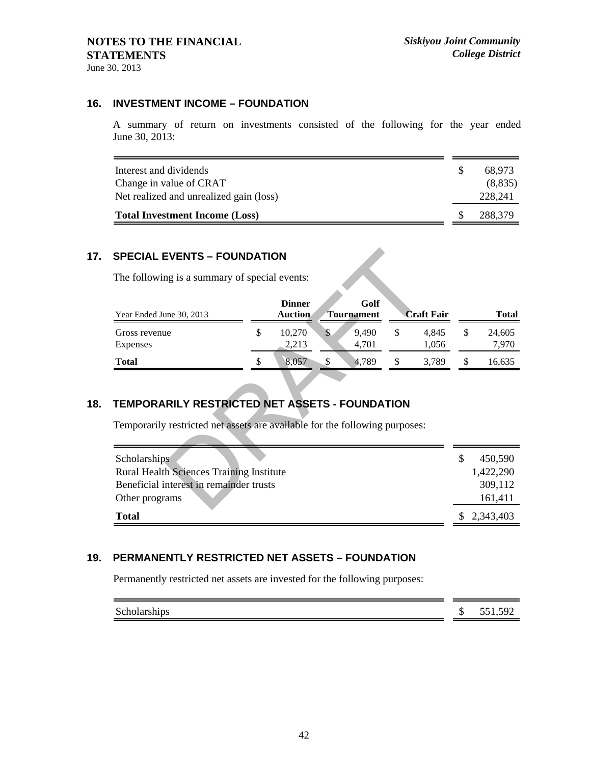## 16. INVESTMENT INCOME – FOUNDATION

A summary of return on investments consisted of the following for the year ended June 30, 2013:

| | |
|---|---|
| Interest and dividends | $ 68,973 |
| Change in value of CRAT | (8,835) |
| Net realized and unrealized gain (loss) | 228,241 |
| **Total Investment Income (Loss)** | $ 288,379 |

## 17. SPECIAL EVENTS – FOUNDATION

The following is a summary of special events:

| Year Ended June 30, 2013 | Dinner Auction | Golf Tournament | Craft Fair | Total |
|---|---|---|---|---|
| Gross revenue | $ 10,270 | $ 9,490 | $ 4,845 | $ 24,605 |
| Expenses | 2,213 | 4,701 | 1,056 | 7,970 |
| **Total** | $ 8,057 | $ 4,789 | $ 3,789 | $ 16,635 |

## 18. TEMPORARILY RESTRICTED NET ASSETS - FOUNDATION

Temporarily restricted net assets are available for the following purposes:

| | |
|---|---|
| Scholarships | $ 450,590 |
| Rural Health Sciences Training Institute | 1,422,290 |
| Beneficial interest in remainder trusts | 309,112 |
| Other programs | 161,411 |
| **Total** | $ 2,343,403 |

## 19. PERMANENTLY RESTRICTED NET ASSETS – FOUNDATION

Permanently restricted net assets are invested for the following purposes:

| | |
|---|---|
| Scholarships | $ 551,592 |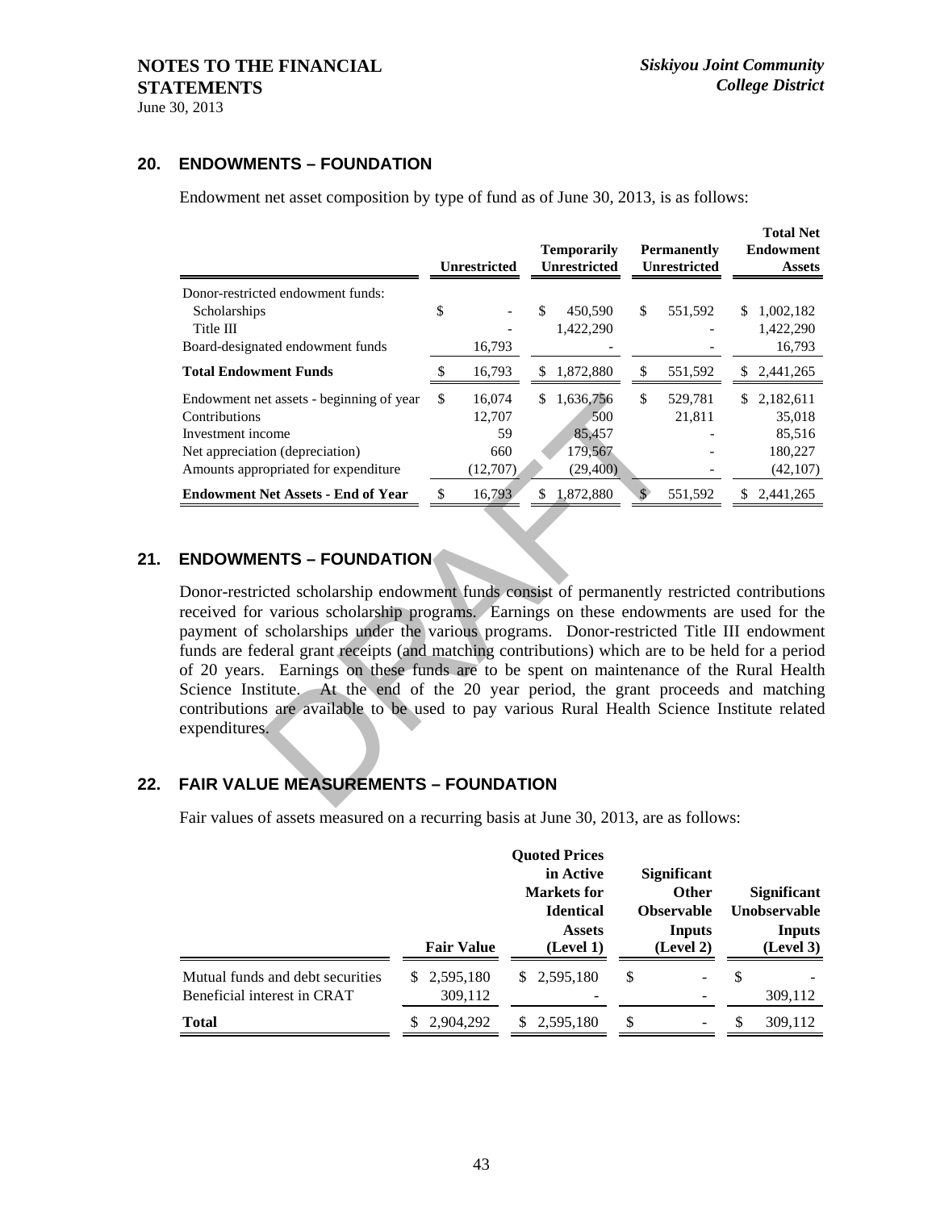## 20. ENDOWMENTS – FOUNDATION

Endowment net asset composition by type of fund as of June 30, 2013, is as follows:

| | Unrestricted | Temporarily Unrestricted | Permanently Unrestricted | Total Net Endowment Assets |
|---|---|---|---|---|
| Donor-restricted endowment funds: | | | | |
| Scholarships | $ - | $ 450,590 | $ 551,592 | $ 1,002,182 |
| Title III | - | 1,422,290 | - | 1,422,290 |
| Board-designated endowment funds | 16,793 | - | - | 16,793 |
| **Total Endowment Funds** | $ 16,793 | $ 1,872,880 | $ 551,592 | $ 2,441,265 |
| Endowment net assets - beginning of year | $ 16,074 | $ 1,636,756 | $ 529,781 | $ 2,182,611 |
| Contributions | 12,707 | 500 | 21,811 | 35,018 |
| Investment income | 59 | 85,457 | - | 85,516 |
| Net appreciation (depreciation) | 660 | 179,567 | - | 180,227 |
| Amounts appropriated for expenditure | (12,707) | (29,400) | - | (42,107) |
| **Endowment Net Assets - End of Year** | $ 16,793 | $ 1,872,880 | $ 551,592 | $ 2,441,265 |

## 21. ENDOWMENTS – FOUNDATION

Donor-restricted scholarship endowment funds consist of permanently restricted contributions received for various scholarship programs. Earnings on these endowments are used for the payment of scholarships under the various programs. Donor-restricted Title III endowment funds are federal grant receipts (and matching contributions) which are to be held for a period of 20 years. Earnings on these funds are to be spent on maintenance of the Rural Health Science Institute. At the end of the 20 year period, the grant proceeds and matching contributions are available to be used to pay various Rural Health Science Institute related expenditures.

## 22. FAIR VALUE MEASUREMENTS – FOUNDATION

Fair values of assets measured on a recurring basis at June 30, 2013, are as follows:

| | Fair Value | Quoted Prices in Active Markets for Identical Assets (Level 1) | Significant Other Observable Inputs (Level 2) | Significant Unobservable Inputs (Level 3) |
|---|---|---|---|---|
| Mutual funds and debt securities | $ 2,595,180 | $ 2,595,180 | $ - | $ - |
| Beneficial interest in CRAT | 309,112 | - | - | 309,112 |
| **Total** | $ 2,904,292 | $ 2,595,180 | $ - | $ 309,112 |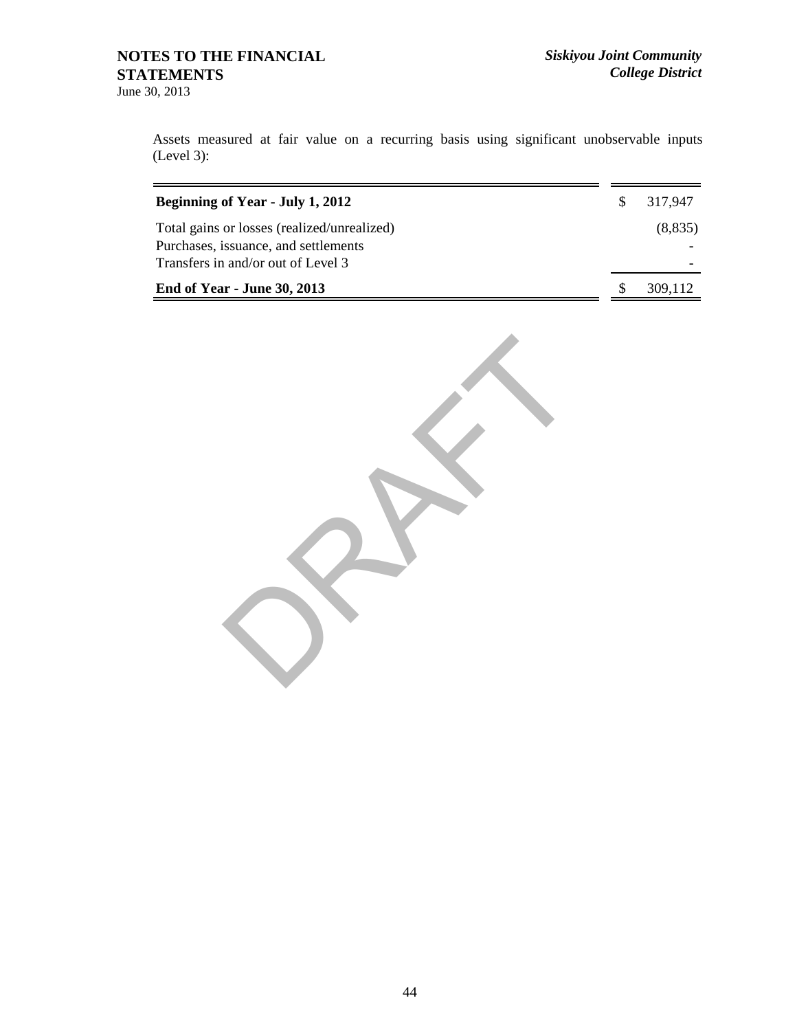Assets measured at fair value on a recurring basis using significant unobservable inputs (Level 3):

| | |
|---|---|
| **Beginning of Year - July 1, 2012** | $ 317,947 |
| Total gains or losses (realized/unrealized) | (8,835) |
| Purchases, issuance, and settlements | - |
| Transfers in and/or out of Level 3 | - |
| **End of Year - June 30, 2013** | $ 309,112 |

DRAFT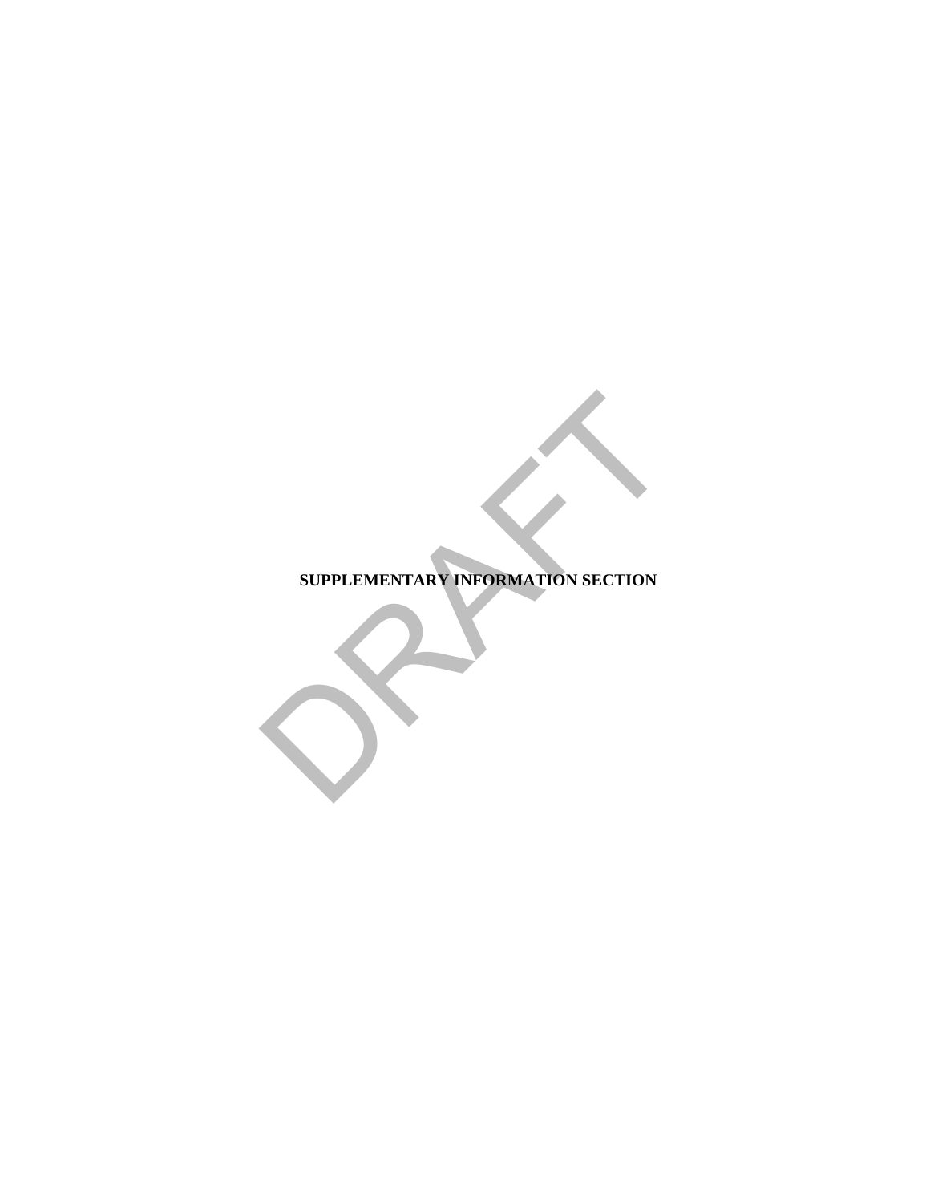# SUPPLEMENTARY INFORMATION SECTION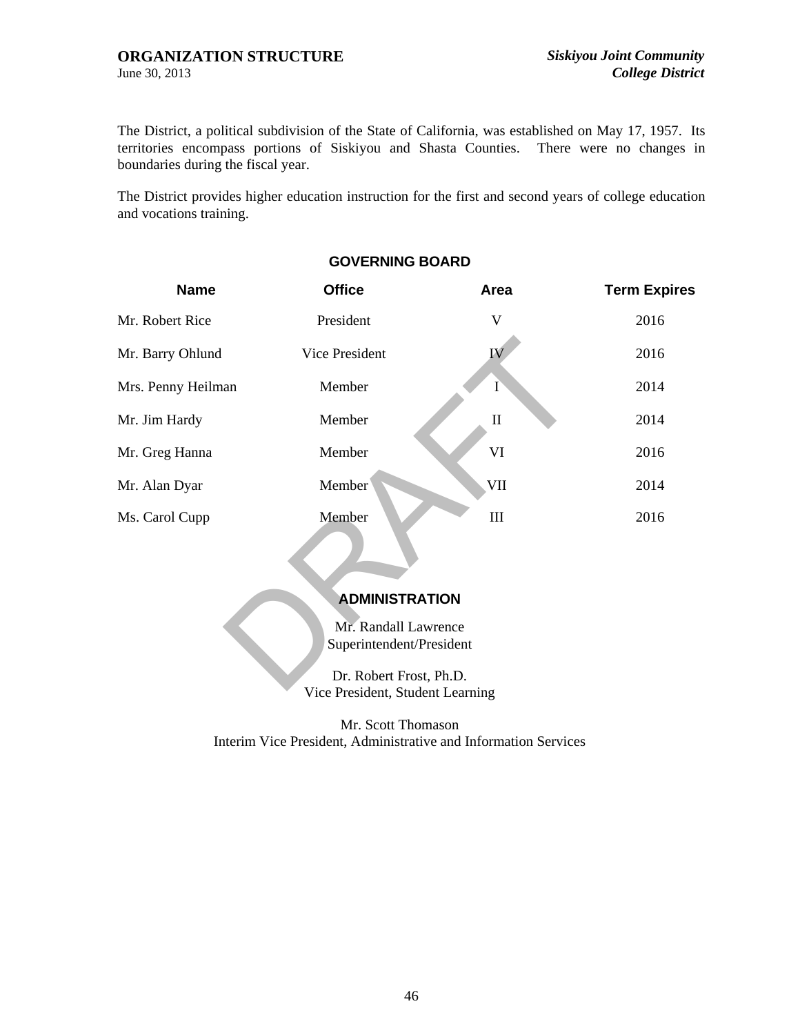# ORGANIZATION STRUCTURE

June 30, 2013

*Siskiyou Joint Community College District*

The District, a political subdivision of the State of California, was established on May 17, 1957. Its territories encompass portions of Siskiyou and Shasta Counties. There were no changes in boundaries during the fiscal year.

The District provides higher education instruction for the first and second years of college education and vocations training.

## GOVERNING BOARD

| Name | Office | Area | Term Expires |
|---|---|---|---|
| Mr. Robert Rice | President | V | 2016 |
| Mr. Barry Ohlund | Vice President | IV | 2016 |
| Mrs. Penny Heilman | Member | I | 2014 |
| Mr. Jim Hardy | Member | II | 2014 |
| Mr. Greg Hanna | Member | VI | 2016 |
| Mr. Alan Dyar | Member | VII | 2014 |
| Ms. Carol Cupp | Member | III | 2016 |

## ADMINISTRATION

Mr. Randall Lawrence
Superintendent/President

Dr. Robert Frost, Ph.D.
Vice President, Student Learning

Mr. Scott Thomason
Interim Vice President, Administrative and Information Services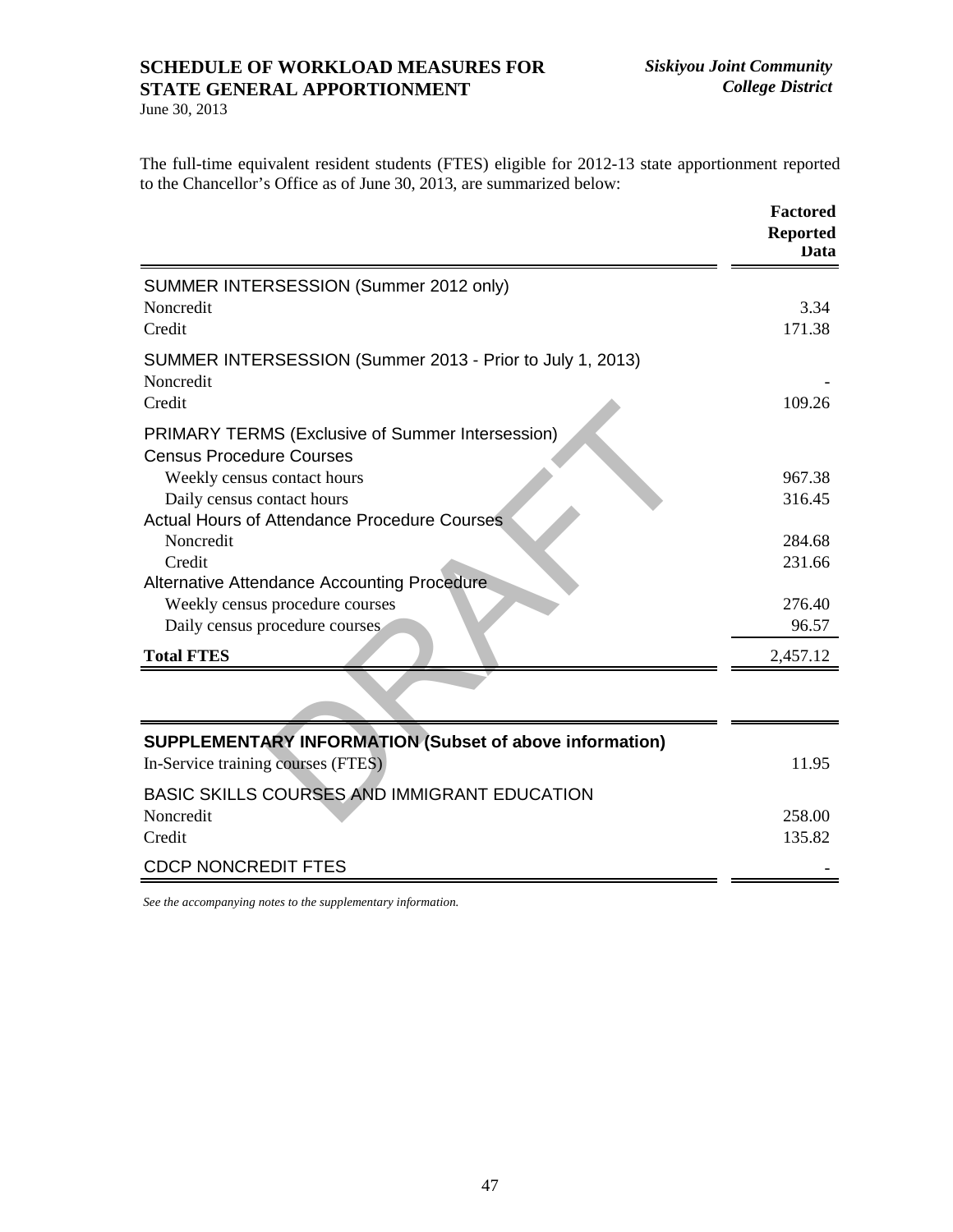# SCHEDULE OF WORKLOAD MEASURES FOR STATE GENERAL APPORTIONMENT

June 30, 2013

*Siskiyou Joint Community College District*

The full-time equivalent resident students (FTES) eligible for 2012-13 state apportionment reported to the Chancellor's Office as of June 30, 2013, are summarized below:

| | Factored Reported Data |
|---|---|
| **SUMMER INTERSESSION (Summer 2012 only)** | |
| Noncredit | 3.34 |
| Credit | 171.38 |
| **SUMMER INTERSESSION (Summer 2013 - Prior to July 1, 2013)** | |
| Noncredit | - |
| Credit | 109.26 |
| **PRIMARY TERMS (Exclusive of Summer Intersession)** | |
| Census Procedure Courses | |
| Weekly census contact hours | 967.38 |
| Daily census contact hours | 316.45 |
| Actual Hours of Attendance Procedure Courses | |
| Noncredit | 284.68 |
| Credit | 231.66 |
| Alternative Attendance Accounting Procedure | |
| Weekly census procedure courses | 276.40 |
| Daily census procedure courses | 96.57 |
| **Total FTES** | 2,457.12 |

| | |
|---|---|
| **SUPPLEMENTARY INFORMATION (Subset of above information)** | |
| In-Service training courses (FTES) | 11.95 |
| **BASIC SKILLS COURSES AND IMMIGRANT EDUCATION** | |
| Noncredit | 258.00 |
| Credit | 135.82 |
| **CDCP NONCREDIT FTES** | - |

*See the accompanying notes to the supplementary information.*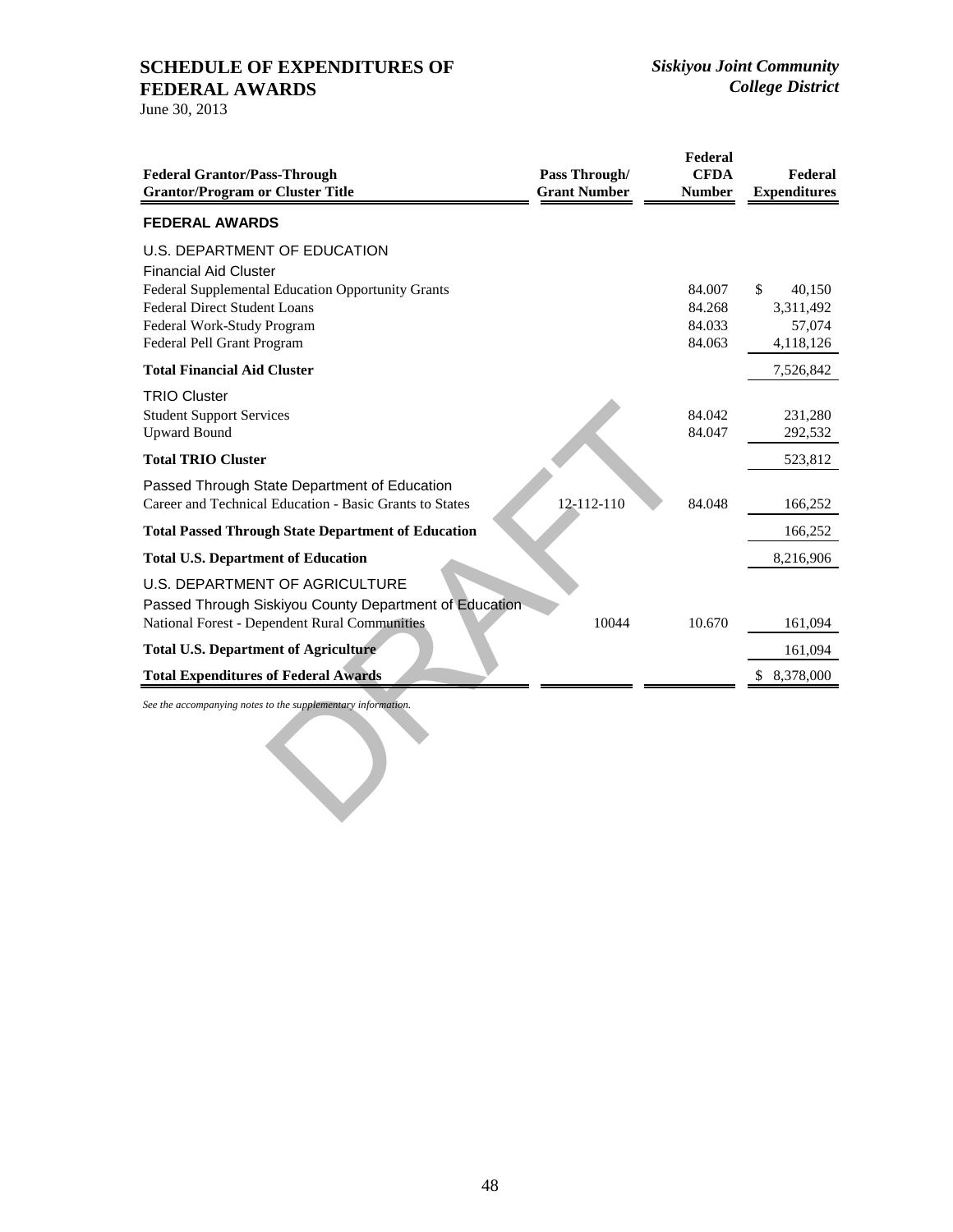# SCHEDULE OF EXPENDITURES OF FEDERAL AWARDS

June 30, 2013

*Siskiyou Joint Community College District*

| Federal Grantor/Pass-Through Grantor/Program or Cluster Title | Pass Through/ Grant Number | Federal CFDA Number | Federal Expenditures |
|---|---|---|---|
| **FEDERAL AWARDS** | | | |
| U.S. DEPARTMENT OF EDUCATION | | | |
| Financial Aid Cluster | | | |
| Federal Supplemental Education Opportunity Grants | | 84.007 | $ 40,150 |
| Federal Direct Student Loans | | 84.268 | 3,311,492 |
| Federal Work-Study Program | | 84.033 | 57,074 |
| Federal Pell Grant Program | | 84.063 | 4,118,126 |
| **Total Financial Aid Cluster** | | | 7,526,842 |
| TRIO Cluster | | | |
| Student Support Services | | 84.042 | 231,280 |
| Upward Bound | | 84.047 | 292,532 |
| **Total TRIO Cluster** | | | 523,812 |
| Passed Through State Department of Education | | | |
| Career and Technical Education - Basic Grants to States | 12-112-110 | 84.048 | 166,252 |
| **Total Passed Through State Department of Education** | | | 166,252 |
| **Total U.S. Department of Education** | | | 8,216,906 |
| U.S. DEPARTMENT OF AGRICULTURE | | | |
| Passed Through Siskiyou County Department of Education | | | |
| National Forest - Dependent Rural Communities | 10044 | 10.670 | 161,094 |
| **Total U.S. Department of Agriculture** | | | 161,094 |
| **Total Expenditures of Federal Awards** | | | $ 8,378,000 |

*See the accompanying notes to the supplementary information.*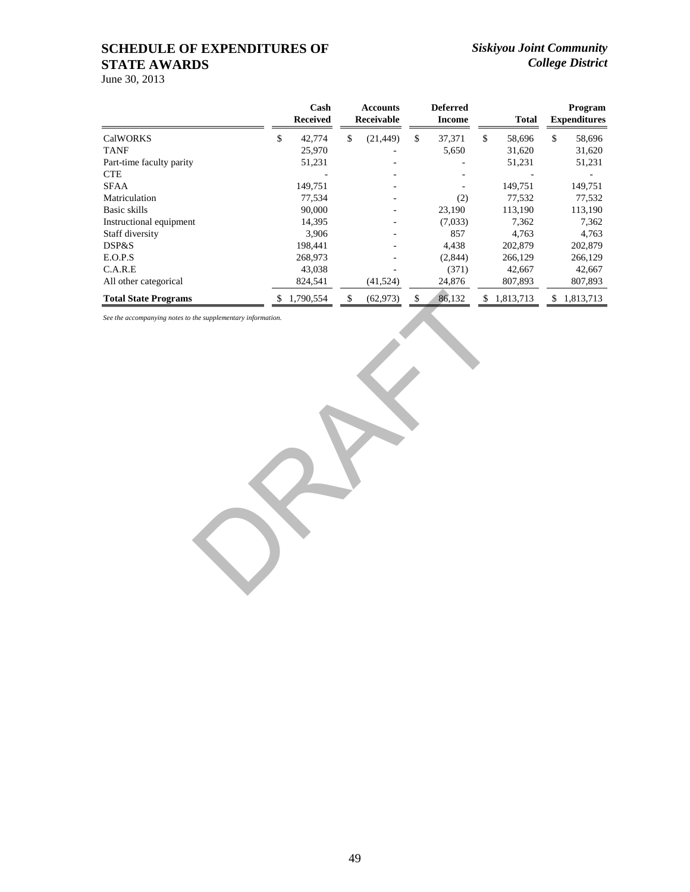# SCHEDULE OF EXPENDITURES OF STATE AWARDS

*Siskiyou Joint Community College District*

June 30, 2013

| | Cash Received | Accounts Receivable | Deferred Income | Total | Program Expenditures |
|---|---|---|---|---|---|
| CalWORKS | $ 42,774 | $ (21,449) | $ 37,371 | $ 58,696 | $ 58,696 |
| TANF | 25,970 | - | 5,650 | 31,620 | 31,620 |
| Part-time faculty parity | 51,231 | - | - | 51,231 | 51,231 |
| CTE | - | - | - | - | - |
| SFAA | 149,751 | - | - | 149,751 | 149,751 |
| Matriculation | 77,534 | - | (2) | 77,532 | 77,532 |
| Basic skills | 90,000 | - | 23,190 | 113,190 | 113,190 |
| Instructional equipment | 14,395 | - | (7,033) | 7,362 | 7,362 |
| Staff diversity | 3,906 | - | 857 | 4,763 | 4,763 |
| DSP&S | 198,441 | - | 4,438 | 202,879 | 202,879 |
| E.O.P.S | 268,973 | - | (2,844) | 266,129 | 266,129 |
| C.A.R.E | 43,038 | - | (371) | 42,667 | 42,667 |
| All other categorical | 824,541 | (41,524) | 24,876 | 807,893 | 807,893 |
| **Total State Programs** | $ 1,790,554 | $ (62,973) | $ 86,132 | $ 1,813,713 | $ 1,813,713 |

*See the accompanying notes to the supplementary information.*

DRAFT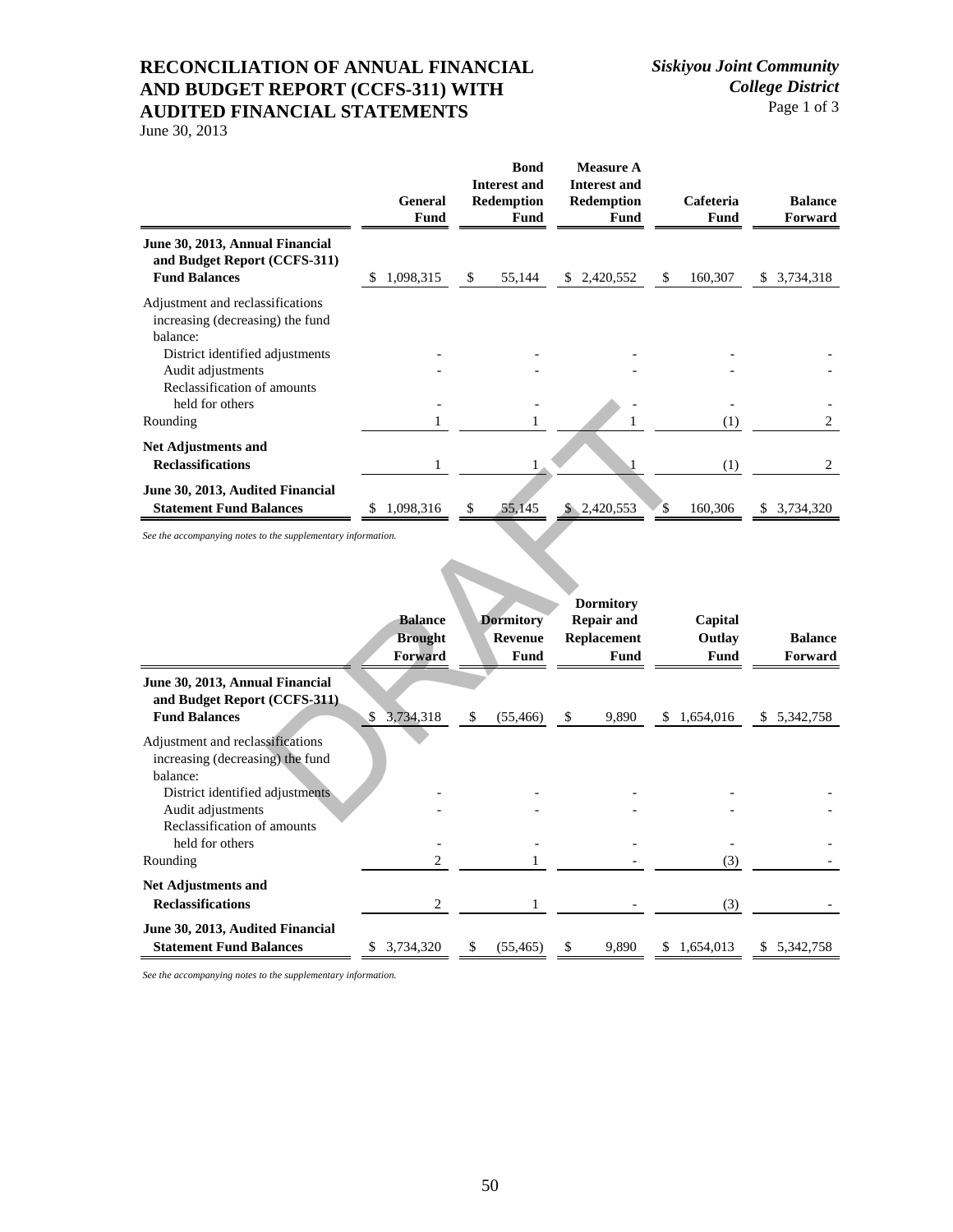# RECONCILIATION OF ANNUAL FINANCIAL AND BUDGET REPORT (CCFS-311) WITH AUDITED FINANCIAL STATEMENTS

June 30, 2013

*Siskiyou Joint Community College District*

| | General Fund | Bond Interest and Redemption Fund | Measure A Interest and Redemption Fund | Cafeteria Fund | Balance Forward |
|---|---|---|---|---|---|
| **June 30, 2013, Annual Financial and Budget Report (CCFS-311) Fund Balances** | $ 1,098,315 | $ 55,144 | $ 2,420,552 | $ 160,307 | $ 3,734,318 |
| Adjustment and reclassifications increasing (decreasing) the fund balance: | | | | | |
| District identified adjustments | - | - | - | - | - |
| Audit adjustments | - | - | - | - | - |
| Reclassification of amounts held for others | - | - | - | - | - |
| Rounding | 1 | 1 | 1 | (1) | 2 |
| **Net Adjustments and Reclassifications** | 1 | 1 | 1 | (1) | 2 |
| **June 30, 2013, Audited Financial Statement Fund Balances** | $ 1,098,316 | $ 55,145 | $ 2,420,553 | $ 160,306 | $ 3,734,320 |

*See the accompanying notes to the supplementary information.*

| | Balance Brought Forward | Dormitory Revenue Fund | Dormitory Repair and Replacement Fund | Capital Outlay Fund | Balance Forward |
|---|---|---|---|---|---|
| **June 30, 2013, Annual Financial and Budget Report (CCFS-311) Fund Balances** | $ 3,734,318 | $ (55,466) | $ 9,890 | $ 1,654,016 | $ 5,342,758 |
| Adjustment and reclassifications increasing (decreasing) the fund balance: | | | | | |
| District identified adjustments | - | - | - | - | - |
| Audit adjustments | - | - | - | - | - |
| Reclassification of amounts held for others | - | - | - | - | - |
| Rounding | 2 | 1 | - | (3) | - |
| **Net Adjustments and Reclassifications** | 2 | 1 | - | (3) | - |
| **June 30, 2013, Audited Financial Statement Fund Balances** | $ 3,734,320 | $ (55,465) | $ 9,890 | $ 1,654,013 | $ 5,342,758 |

*See the accompanying notes to the supplementary information.*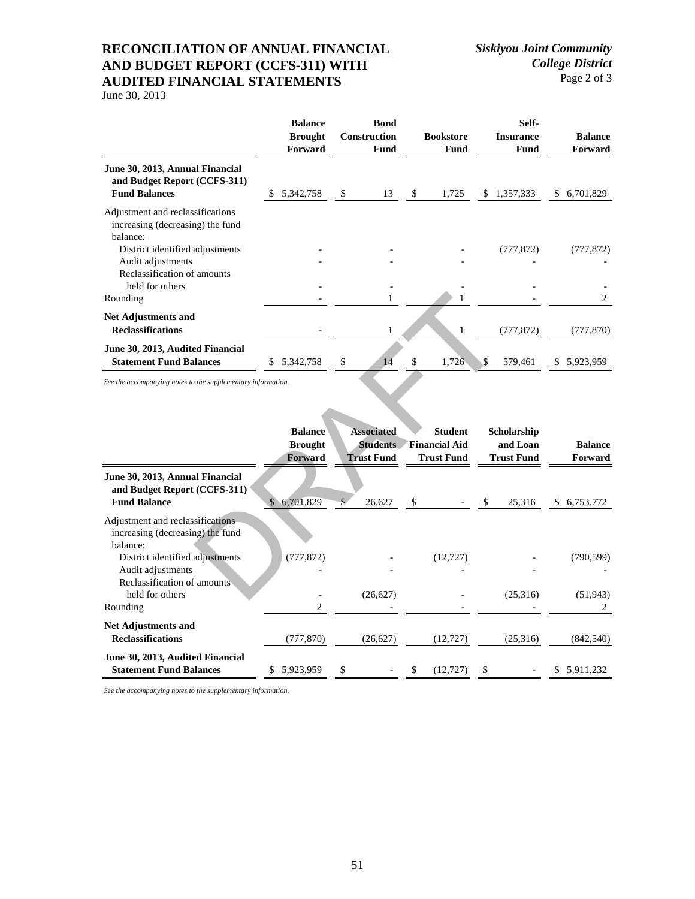# RECONCILIATION OF ANNUAL FINANCIAL AND BUDGET REPORT (CCFS-311) WITH AUDITED FINANCIAL STATEMENTS

June 30, 2013

*Siskiyou Joint Community College District*

|  | Balance Brought Forward | Bond Construction Fund | Bookstore Fund | Self-Insurance Fund | Balance Forward |
|---|---|---|---|---|---|
| **June 30, 2013, Annual Financial and Budget Report (CCFS-311) Fund Balances** | $ 5,342,758 | $ 13 | $ 1,725 | $ 1,357,333 | $ 6,701,829 |
| Adjustment and reclassifications increasing (decreasing) the fund balance: | | | | | |
| District identified adjustments | - | - | - | (777,872) | (777,872) |
| Audit adjustments | - | - | - | - | - |
| Reclassification of amounts held for others | - | - | - | - | - |
| Rounding | - | 1 | 1 | - | 2 |
| **Net Adjustments and Reclassifications** | - | 1 | 1 | (777,872) | (777,870) |
| **June 30, 2013, Audited Financial Statement Fund Balances** | $ 5,342,758 | $ 14 | $ 1,726 | $ 579,461 | $ 5,923,959 |

*See the accompanying notes to the supplementary information.*

|  | Balance Brought Forward | Associated Students Trust Fund | Student Financial Aid Trust Fund | Scholarship and Loan Trust Fund | Balance Forward |
|---|---|---|---|---|---|
| **June 30, 2013, Annual Financial and Budget Report (CCFS-311) Fund Balance** | $ 6,701,829 | $ 26,627 | $ - | $ 25,316 | $ 6,753,772 |
| Adjustment and reclassifications increasing (decreasing) the fund balance: | | | | | |
| District identified adjustments | (777,872) | - | (12,727) | - | (790,599) |
| Audit adjustments | - | - | - | - | - |
| Reclassification of amounts held for others | - | (26,627) | - | (25,316) | (51,943) |
| Rounding | 2 | - | - | - | 2 |
| **Net Adjustments and Reclassifications** | (777,870) | (26,627) | (12,727) | (25,316) | (842,540) |
| **June 30, 2013, Audited Financial Statement Fund Balances** | $ 5,923,959 | $ - | $ (12,727) | $ - | $ 5,911,232 |

*See the accompanying notes to the supplementary information.*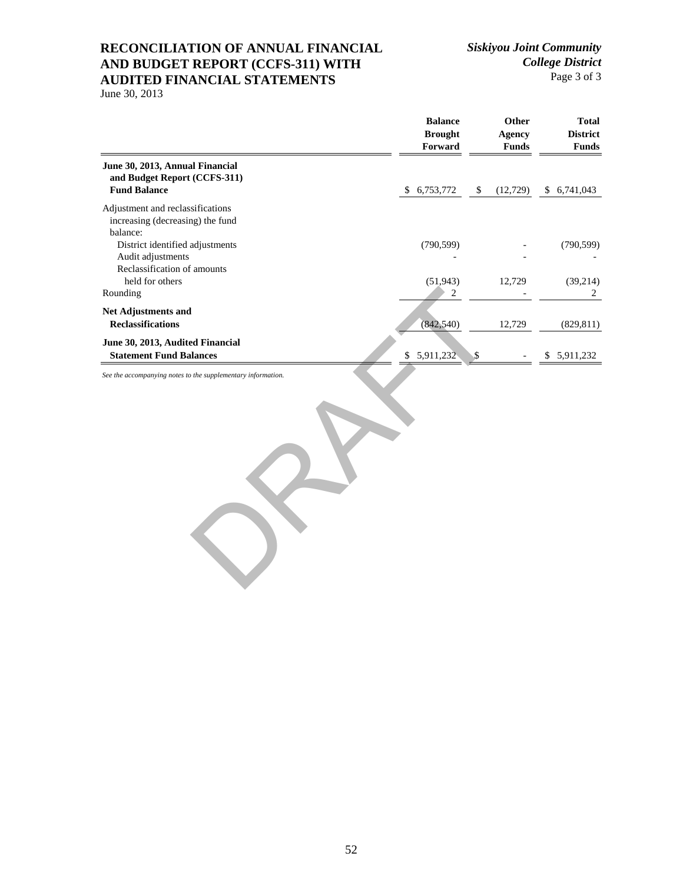# RECONCILIATION OF ANNUAL FINANCIAL AND BUDGET REPORT (CCFS-311) WITH AUDITED FINANCIAL STATEMENTS

June 30, 2013

*Siskiyou Joint Community College District*

|  | Balance Brought Forward | Other Agency Funds | Total District Funds |
|---|---|---|---|
| **June 30, 2013, Annual Financial and Budget Report (CCFS-311) Fund Balance** | $ 6,753,772 | $ (12,729) | $ 6,741,043 |
| Adjustment and reclassifications increasing (decreasing) the fund balance: | | | |
| District identified adjustments | (790,599) | - | (790,599) |
| Audit adjustments | - | - | - |
| Reclassification of amounts held for others | (51,943) | 12,729 | (39,214) |
| Rounding | 2 | - | 2 |
| **Net Adjustments and Reclassifications** | (842,540) | 12,729 | (829,811) |
| **June 30, 2013, Audited Financial Statement Fund Balances** | $ 5,911,232 | $ - | $ 5,911,232 |

*See the accompanying notes to the supplementary information.*

DRAFT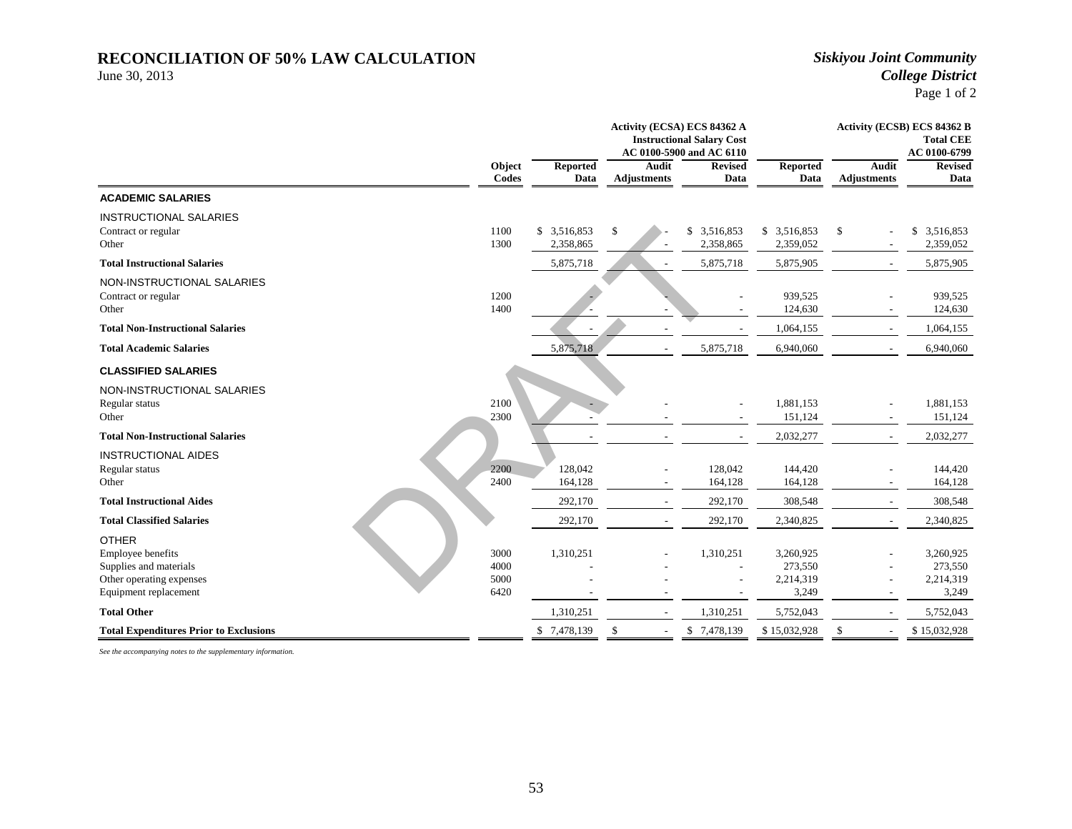# RECONCILIATION OF 50% LAW CALCULATION

June 30, 2013

*Siskiyou Joint Community College District*

| | Object Codes | Activity (ECSA) ECS 84362 A Instructional Salary Cost AC 0100-5900 and AC 6110 Reported Data | Audit Adjustments | Revised Data | Activity (ECSB) ECS 84362 B Total CEE AC 0100-6799 Reported Data | Audit Adjustments | Revised Data |
|---|---|---|---|---|---|---|---|
| **ACADEMIC SALARIES** | | | | | | | |
| INSTRUCTIONAL SALARIES | | | | | | | |
| Contract or regular | 1100 | $ 3,516,853 | $ - | $ 3,516,853 | $ 3,516,853 | $ - | $ 3,516,853 |
| Other | 1300 | 2,358,865 | - | 2,358,865 | 2,359,052 | - | 2,359,052 |
| **Total Instructional Salaries** | | 5,875,718 | - | 5,875,718 | 5,875,905 | - | 5,875,905 |
| NON-INSTRUCTIONAL SALARIES | | | | | | | |
| Contract or regular | 1200 | - | - | - | 939,525 | - | 939,525 |
| Other | 1400 | - | - | - | 124,630 | - | 124,630 |
| **Total Non-Instructional Salaries** | | - | - | - | 1,064,155 | - | 1,064,155 |
| **Total Academic Salaries** | | 5,875,718 | - | 5,875,718 | 6,940,060 | - | 6,940,060 |
| **CLASSIFIED SALARIES** | | | | | | | |
| NON-INSTRUCTIONAL SALARIES | | | | | | | |
| Regular status | 2100 | - | - | - | 1,881,153 | - | 1,881,153 |
| Other | 2300 | - | - | - | 151,124 | - | 151,124 |
| **Total Non-Instructional Salaries** | | - | - | - | 2,032,277 | - | 2,032,277 |
| INSTRUCTIONAL AIDES | | | | | | | |
| Regular status | 2200 | 128,042 | - | 128,042 | 144,420 | - | 144,420 |
| Other | 2400 | 164,128 | - | 164,128 | 164,128 | - | 164,128 |
| **Total Instructional Aides** | | 292,170 | - | 292,170 | 308,548 | - | 308,548 |
| **Total Classified Salaries** | | 292,170 | - | 292,170 | 2,340,825 | - | 2,340,825 |
| OTHER | | | | | | | |
| Employee benefits | 3000 | 1,310,251 | - | 1,310,251 | 3,260,925 | - | 3,260,925 |
| Supplies and materials | 4000 | - | - | - | 273,550 | - | 273,550 |
| Other operating expenses | 5000 | - | - | - | 2,214,319 | - | 2,214,319 |
| Equipment replacement | 6420 | - | - | - | 3,249 | - | 3,249 |
| **Total Other** | | 1,310,251 | - | 1,310,251 | 5,752,043 | - | 5,752,043 |
| **Total Expenditures Prior to Exclusions** | | $ 7,478,139 | $ - | $ 7,478,139 | $ 15,032,928 | $ - | $ 15,032,928 |

*See the accompanying notes to the supplementary information.*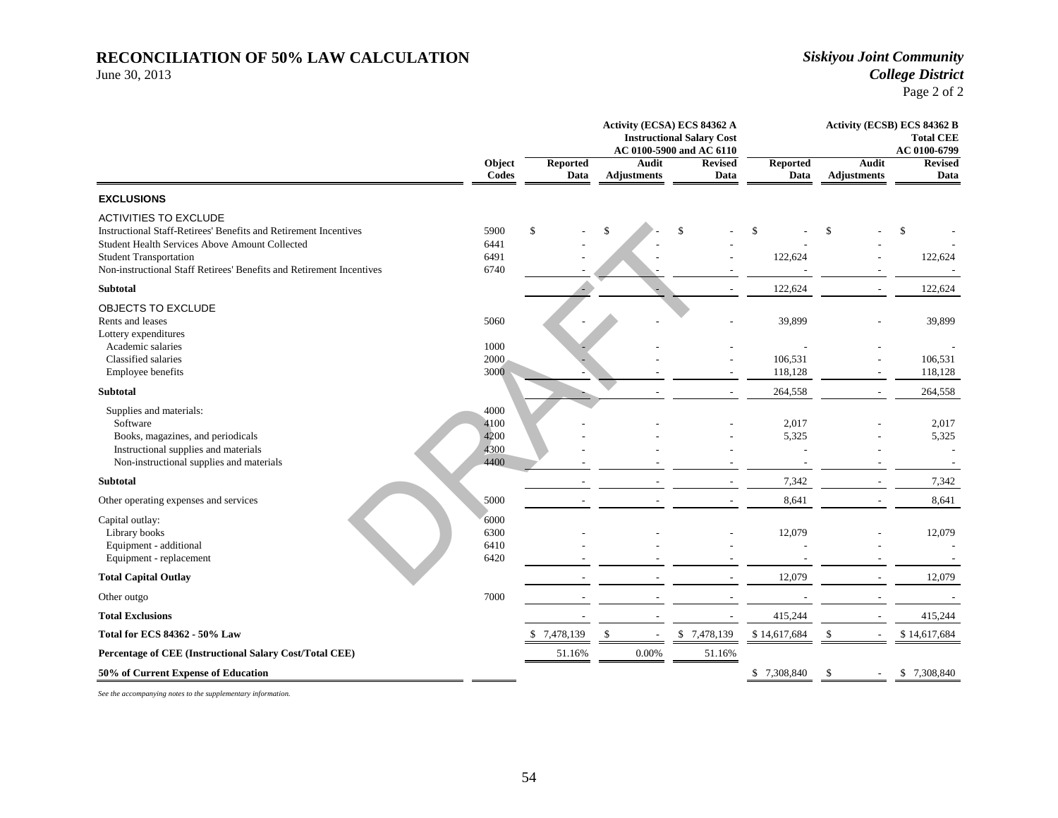# RECONCILIATION OF 50% LAW CALCULATION

June 30, 2013

*Siskiyou Joint Community College District*

| | Object Codes | Activity (ECSA) ECS 84362 A Instructional Salary Cost AC 0100-5900 and AC 6110 Reported Data | Audit Adjustments | Revised Data | Activity (ECSB) ECS 84362 B Total CEE AC 0100-6799 Reported Data | Audit Adjustments | Revised Data |
|---|---|---|---|---|---|---|---|
| **EXCLUSIONS** | | | | | | | |
| ACTIVITIES TO EXCLUDE | | | | | | | |
| Instructional Staff-Retirees' Benefits and Retirement Incentives | 5900 | $ - | $ - | $ - | $ - | $ - | $ - |
| Student Health Services Above Amount Collected | 6441 | - | - | - | - | - | - |
| Student Transportation | 6491 | - | - | - | 122,624 | - | 122,624 |
| Non-instructional Staff Retirees' Benefits and Retirement Incentives | 6740 | - | - | - | - | - | - |
| **Subtotal** | | - | - | - | 122,624 | - | 122,624 |
| OBJECTS TO EXCLUDE | | | | | | | |
| Rents and leases | 5060 | - | - | - | 39,899 | - | 39,899 |
| Lottery expenditures | | | | | | | |
| Academic salaries | 1000 | - | - | - | - | - | - |
| Classified salaries | 2000 | - | - | - | 106,531 | - | 106,531 |
| Employee benefits | 3000 | - | - | - | 118,128 | - | 118,128 |
| **Subtotal** | | - | - | - | 264,558 | - | 264,558 |
| Supplies and materials: | 4000 | | | | | | |
| Software | 4100 | - | - | - | 2,017 | - | 2,017 |
| Books, magazines, and periodicals | 4200 | - | - | - | 5,325 | - | 5,325 |
| Instructional supplies and materials | 4300 | - | - | - | - | - | - |
| Non-instructional supplies and materials | 4400 | - | - | - | - | - | - |
| **Subtotal** | | - | - | - | 7,342 | - | 7,342 |
| Other operating expenses and services | 5000 | - | - | - | 8,641 | - | 8,641 |
| Capital outlay: | 6000 | | | | | | |
| Library books | 6300 | - | - | - | 12,079 | - | 12,079 |
| Equipment - additional | 6410 | - | - | - | - | - | - |
| Equipment - replacement | 6420 | - | - | - | - | - | - |
| **Total Capital Outlay** | | - | - | - | 12,079 | - | 12,079 |
| Other outgo | 7000 | - | - | - | - | - | - |
| **Total Exclusions** | | - | - | - | 415,244 | - | 415,244 |
| **Total for ECS 84362 - 50% Law** | | $ 7,478,139 | $ - | $ 7,478,139 | $ 14,617,684 | $ - | $ 14,617,684 |
| **Percentage of CEE (Instructional Salary Cost/Total CEE)** | | 51.16% | 0.00% | 51.16% | | | |
| **50% of Current Expense of Education** | | | | | $ 7,308,840 | $ - | $ 7,308,840 |

*See the accompanying notes to the supplementary information.*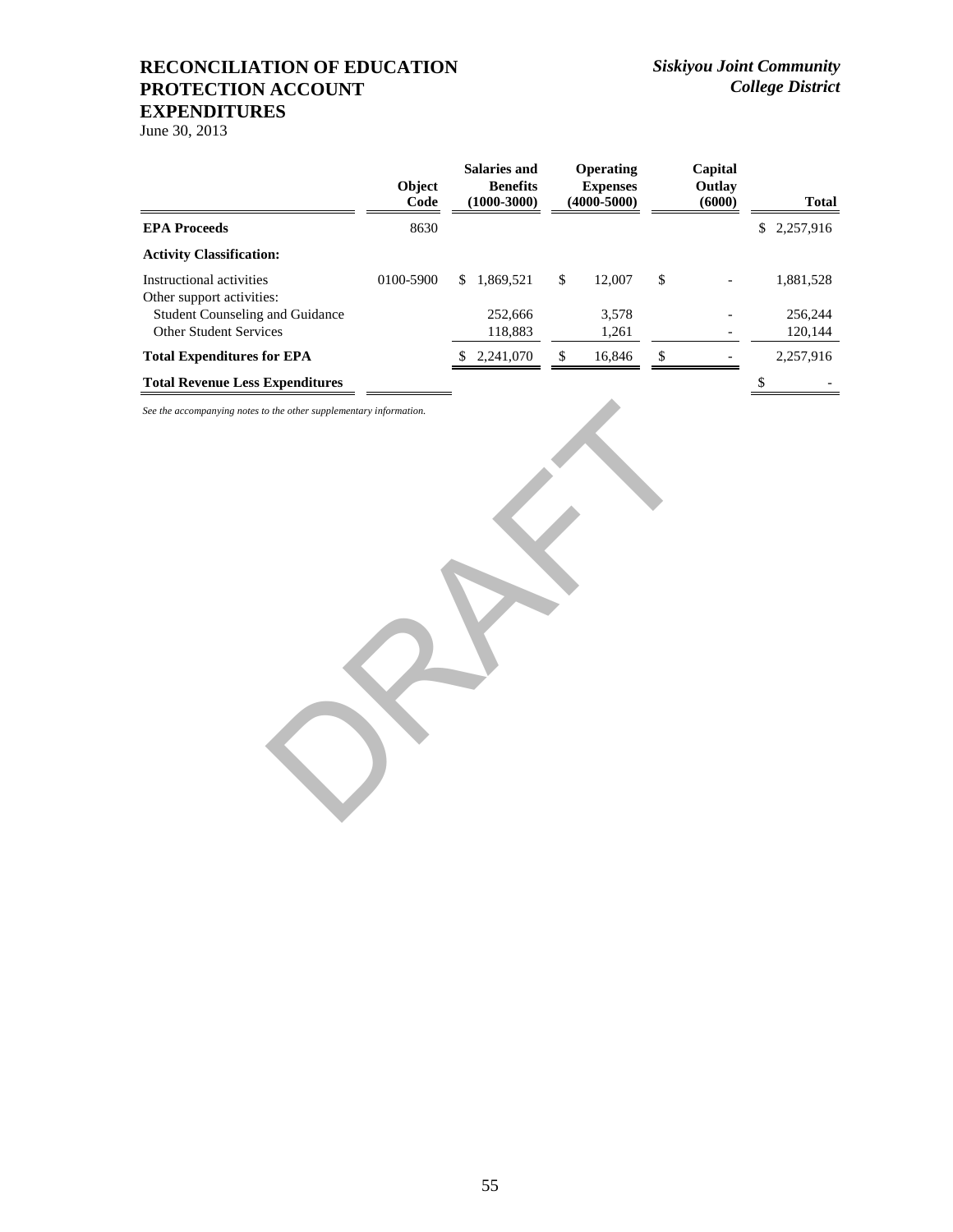# RECONCILIATION OF EDUCATION PROTECTION ACCOUNT EXPENDITURES

*Siskiyou Joint Community College District*

June 30, 2013

| | Object Code | Salaries and Benefits (1000-3000) | Operating Expenses (4000-5000) | Capital Outlay (6000) | Total |
|---|---|---|---|---|---|
| **EPA Proceeds** | 8630 | | | | $ 2,257,916 |
| **Activity Classification:** | | | | | |
| Instructional activities | 0100-5900 | $ 1,869,521 | $ 12,007 | $ - | 1,881,528 |
| Other support activities: | | | | | |
| Student Counseling and Guidance | | 252,666 | 3,578 | - | 256,244 |
| Other Student Services | | 118,883 | 1,261 | - | 120,144 |
| **Total Expenditures for EPA** | | $ 2,241,070 | $ 16,846 | $ - | 2,257,916 |
| **Total Revenue Less Expenditures** | | | | | $ - |

*See the accompanying notes to the other supplementary information.*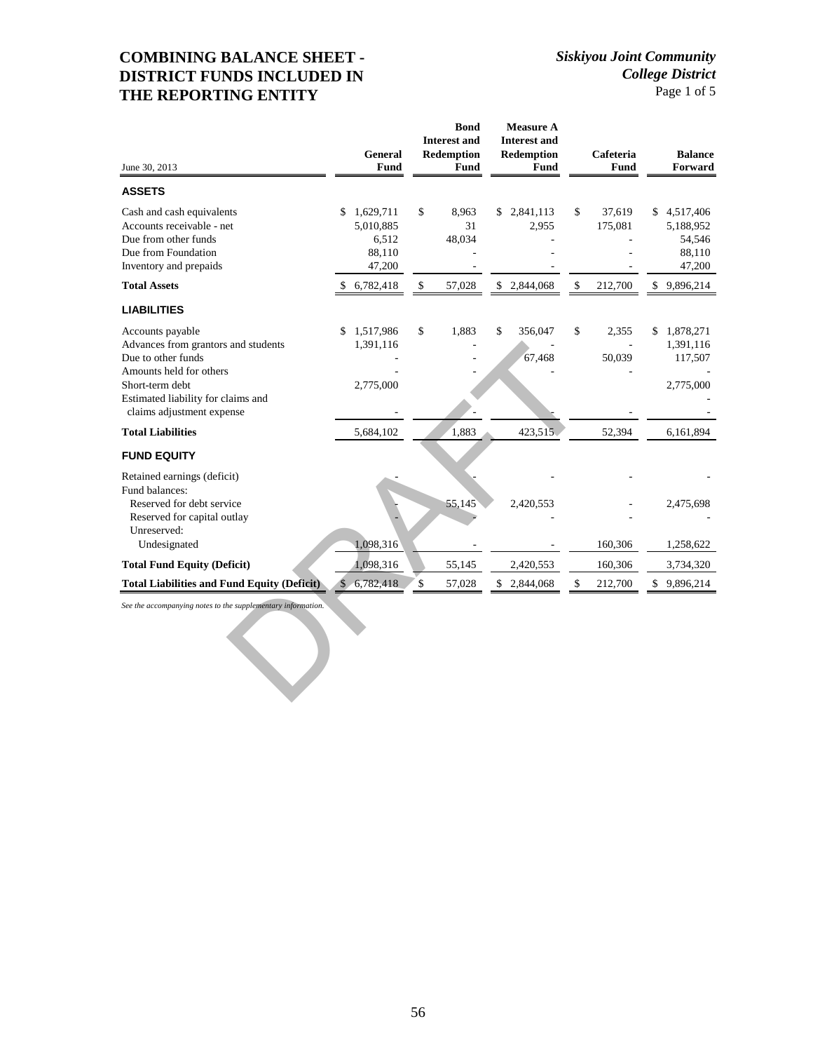# COMBINING BALANCE SHEET - DISTRICT FUNDS INCLUDED IN THE REPORTING ENTITY

*Siskiyou Joint Community College District*

| June 30, 2013 | General Fund | Bond Interest and Redemption Fund | Measure A Interest and Redemption Fund | Cafeteria Fund | Balance Forward |
|---|---|---|---|---|---|
| **ASSETS** | | | | | |
| Cash and cash equivalents | $ 1,629,711 | $ 8,963 | $ 2,841,113 | $ 37,619 | $ 4,517,406 |
| Accounts receivable - net | 5,010,885 | 31 | 2,955 | 175,081 | 5,188,952 |
| Due from other funds | 6,512 | 48,034 | - | - | 54,546 |
| Due from Foundation | 88,110 | - | - | - | 88,110 |
| Inventory and prepaids | 47,200 | - | - | - | 47,200 |
| **Total Assets** | $ 6,782,418 | $ 57,028 | $ 2,844,068 | $ 212,700 | $ 9,896,214 |
| **LIABILITIES** | | | | | |
| Accounts payable | $ 1,517,986 | $ 1,883 | $ 356,047 | $ 2,355 | $ 1,878,271 |
| Advances from grantors and students | 1,391,116 | - | - | - | 1,391,116 |
| Due to other funds | - | - | 67,468 | 50,039 | 117,507 |
| Amounts held for others | - | - | - | - | - |
| Short-term debt | 2,775,000 | | | | 2,775,000 |
| Estimated liability for claims and claims adjustment expense | - | - | - | - | - |
| **Total Liabilities** | 5,684,102 | 1,883 | 423,515 | 52,394 | 6,161,894 |
| **FUND EQUITY** | | | | | |
| Retained earnings (deficit) | - | - | - | - | - |
| Fund balances: | | | | | |
| Reserved for debt service | - | 55,145 | 2,420,553 | - | 2,475,698 |
| Reserved for capital outlay | - | - | - | - | - |
| Unreserved: | | | | | |
| Undesignated | 1,098,316 | - | - | 160,306 | 1,258,622 |
| **Total Fund Equity (Deficit)** | 1,098,316 | 55,145 | 2,420,553 | 160,306 | 3,734,320 |
| **Total Liabilities and Fund Equity (Deficit)** | $ 6,782,418 | $ 57,028 | $ 2,844,068 | $ 212,700 | $ 9,896,214 |

*See the accompanying notes to the supplementary information.*

DRAFT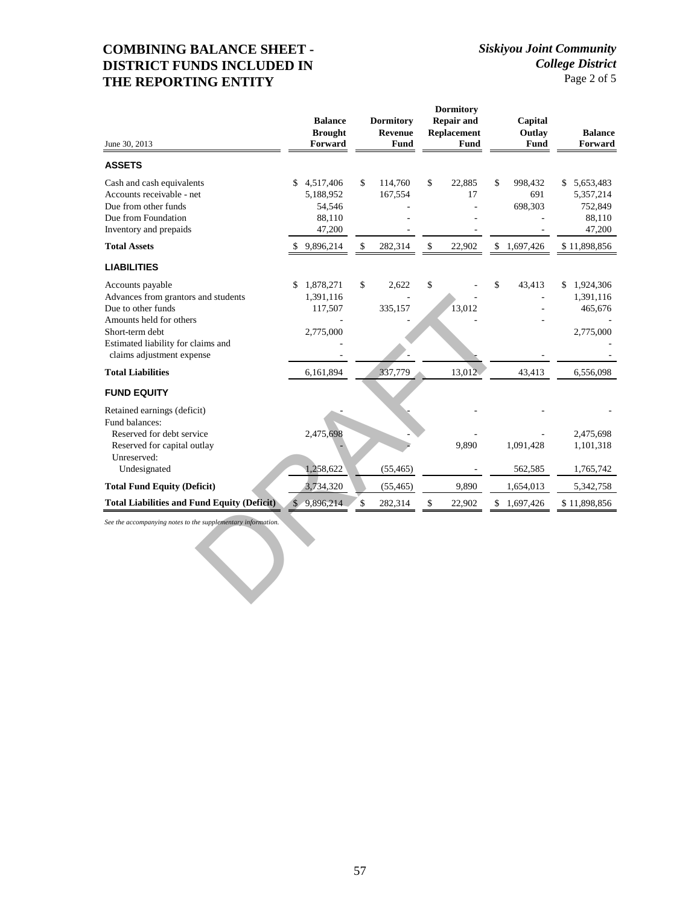# COMBINING BALANCE SHEET - DISTRICT FUNDS INCLUDED IN THE REPORTING ENTITY

*Siskiyou Joint Community College District*

| June 30, 2013 | Balance Brought Forward | Dormitory Revenue Fund | Dormitory Repair and Replacement Fund | Capital Outlay Fund | Balance Forward |
|---|---|---|---|---|---|
| **ASSETS** | | | | | |
| Cash and cash equivalents | $ 4,517,406 | $ 114,760 | $ 22,885 | $ 998,432 | $ 5,653,483 |
| Accounts receivable - net | 5,188,952 | 167,554 | 17 | 691 | 5,357,214 |
| Due from other funds | 54,546 | - | - | 698,303 | 752,849 |
| Due from Foundation | 88,110 | - | - | - | 88,110 |
| Inventory and prepaids | 47,200 | - | - | - | 47,200 |
| **Total Assets** | $ 9,896,214 | $ 282,314 | $ 22,902 | $ 1,697,426 | $ 11,898,856 |
| **LIABILITIES** | | | | | |
| Accounts payable | $ 1,878,271 | $ 2,622 | $ - | $ 43,413 | $ 1,924,306 |
| Advances from grantors and students | 1,391,116 | - | - | - | 1,391,116 |
| Due to other funds | 117,507 | 335,157 | 13,012 | - | 465,676 |
| Amounts held for others | - | - | - | - | - |
| Short-term debt | 2,775,000 | | | | 2,775,000 |
| Estimated liability for claims and claims adjustment expense | - | - | - | - | - |
| **Total Liabilities** | 6,161,894 | 337,779 | 13,012 | 43,413 | 6,556,098 |
| **FUND EQUITY** | | | | | |
| Retained earnings (deficit) | - | - | - | - | - |
| Fund balances: | | | | | |
| Reserved for debt service | 2,475,698 | - | - | - | 2,475,698 |
| Reserved for capital outlay | - | - | 9,890 | 1,091,428 | 1,101,318 |
| Unreserved: | | | | | |
| Undesignated | 1,258,622 | (55,465) | - | 562,585 | 1,765,742 |
| **Total Fund Equity (Deficit)** | 3,734,320 | (55,465) | 9,890 | 1,654,013 | 5,342,758 |
| **Total Liabilities and Fund Equity (Deficit)** | $ 9,896,214 | $ 282,314 | $ 22,902 | $ 1,697,426 | $ 11,898,856 |

*See the accompanying notes to the supplementary information.*

DRAFT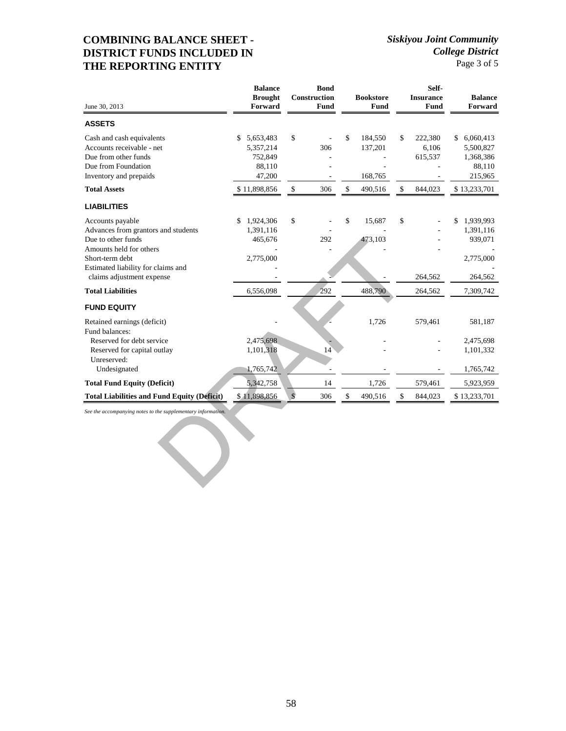# COMBINING BALANCE SHEET - DISTRICT FUNDS INCLUDED IN THE REPORTING ENTITY

*Siskiyou Joint Community College District*

| June 30, 2013 | Balance Brought Forward | Bond Construction Fund | Bookstore Fund | Self-Insurance Fund | Balance Forward |
|---|---|---|---|---|---|
| **ASSETS** | | | | | |
| Cash and cash equivalents | $ 5,653,483 | $ - | $ 184,550 | $ 222,380 | $ 6,060,413 |
| Accounts receivable - net | 5,357,214 | 306 | 137,201 | 6,106 | 5,500,827 |
| Due from other funds | 752,849 | - | - | 615,537 | 1,368,386 |
| Due from Foundation | 88,110 | - | - | - | 88,110 |
| Inventory and prepaids | 47,200 | - | 168,765 | - | 215,965 |
| **Total Assets** | $ 11,898,856 | $ 306 | $ 490,516 | $ 844,023 | $ 13,233,701 |
| **LIABILITIES** | | | | | |
| Accounts payable | $ 1,924,306 | $ - | $ 15,687 | $ - | $ 1,939,993 |
| Advances from grantors and students | 1,391,116 | - | - | - | 1,391,116 |
| Due to other funds | 465,676 | 292 | 473,103 | - | 939,071 |
| Amounts held for others | - | - | - | - | - |
| Short-term debt | 2,775,000 | | | | 2,775,000 |
| Estimated liability for claims and claims adjustment expense | - | - | - | 264,562 | 264,562 |
| **Total Liabilities** | 6,556,098 | 292 | 488,790 | 264,562 | 7,309,742 |
| **FUND EQUITY** | | | | | |
| Retained earnings (deficit) | - | - | 1,726 | 579,461 | 581,187 |
| Fund balances: | | | | | |
| Reserved for debt service | 2,475,698 | - | - | - | 2,475,698 |
| Reserved for capital outlay | 1,101,318 | 14 | - | - | 1,101,332 |
| Unreserved: | | | | | |
| Undesignated | 1,765,742 | - | - | - | 1,765,742 |
| **Total Fund Equity (Deficit)** | 5,342,758 | 14 | 1,726 | 579,461 | 5,923,959 |
| **Total Liabilities and Fund Equity (Deficit)** | $ 11,898,856 | $ 306 | $ 490,516 | $ 844,023 | $ 13,233,701 |

*See the accompanying notes to the supplementary information.*

DRAFT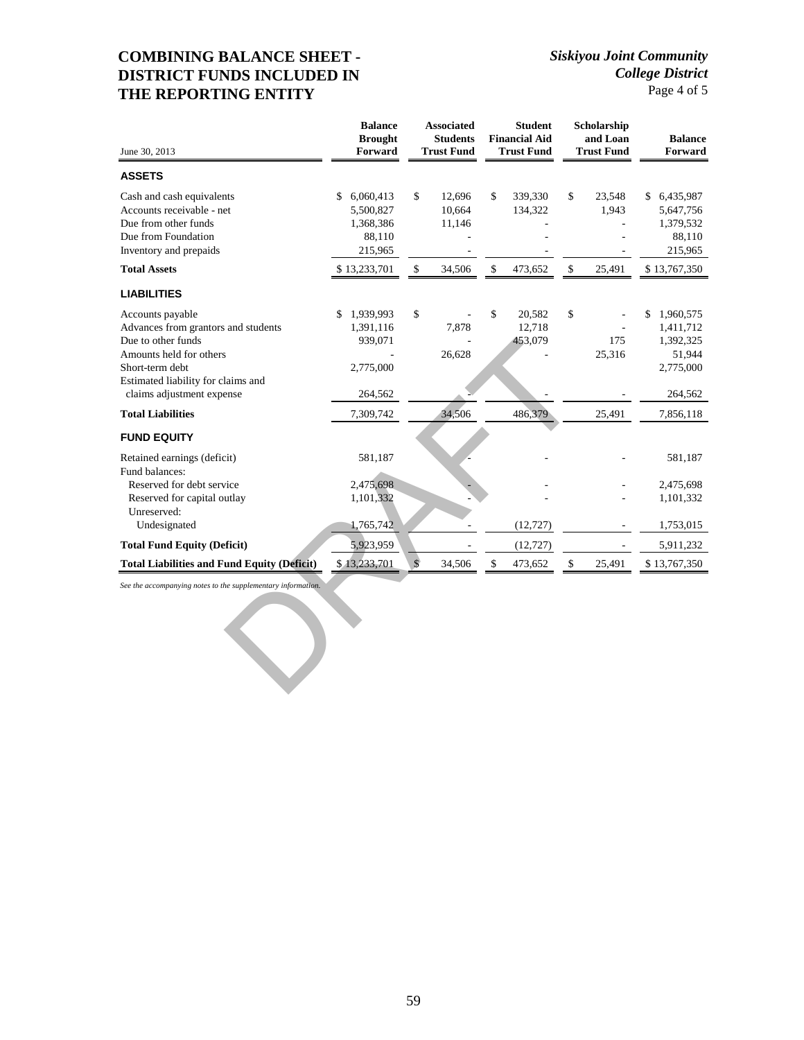# COMBINING BALANCE SHEET - DISTRICT FUNDS INCLUDED IN THE REPORTING ENTITY

*Siskiyou Joint Community College District*

| June 30, 2013 | Balance Brought Forward | Associated Students Trust Fund | Student Financial Aid Trust Fund | Scholarship and Loan Trust Fund | Balance Forward |
|---|---|---|---|---|---|
| **ASSETS** | | | | | |
| Cash and cash equivalents | $ 6,060,413 | $ 12,696 | $ 339,330 | $ 23,548 | $ 6,435,987 |
| Accounts receivable - net | 5,500,827 | 10,664 | 134,322 | 1,943 | 5,647,756 |
| Due from other funds | 1,368,386 | 11,146 | - | - | 1,379,532 |
| Due from Foundation | 88,110 | - | - | - | 88,110 |
| Inventory and prepaids | 215,965 | - | - | - | 215,965 |
| **Total Assets** | $ 13,233,701 | $ 34,506 | $ 473,652 | $ 25,491 | $ 13,767,350 |
| **LIABILITIES** | | | | | |
| Accounts payable | $ 1,939,993 | $ - | $ 20,582 | $ - | $ 1,960,575 |
| Advances from grantors and students | 1,391,116 | 7,878 | 12,718 | - | 1,411,712 |
| Due to other funds | 939,071 | - | 453,079 | 175 | 1,392,325 |
| Amounts held for others | - | 26,628 | - | 25,316 | 51,944 |
| Short-term debt | 2,775,000 | | | | 2,775,000 |
| Estimated liability for claims and claims adjustment expense | 264,562 | - | - | - | 264,562 |
| **Total Liabilities** | 7,309,742 | 34,506 | 486,379 | 25,491 | 7,856,118 |
| **FUND EQUITY** | | | | | |
| Retained earnings (deficit) | 581,187 | - | - | - | 581,187 |
| Fund balances: | | | | | |
| Reserved for debt service | 2,475,698 | - | - | - | 2,475,698 |
| Reserved for capital outlay | 1,101,332 | - | - | - | 1,101,332 |
| Unreserved: | | | | | |
| Undesignated | 1,765,742 | - | (12,727) | - | 1,753,015 |
| **Total Fund Equity (Deficit)** | 5,923,959 | - | (12,727) | - | 5,911,232 |
| **Total Liabilities and Fund Equity (Deficit)** | $ 13,233,701 | $ 34,506 | $ 473,652 | $ 25,491 | $ 13,767,350 |

*See the accompanying notes to the supplementary information.*

DRAFT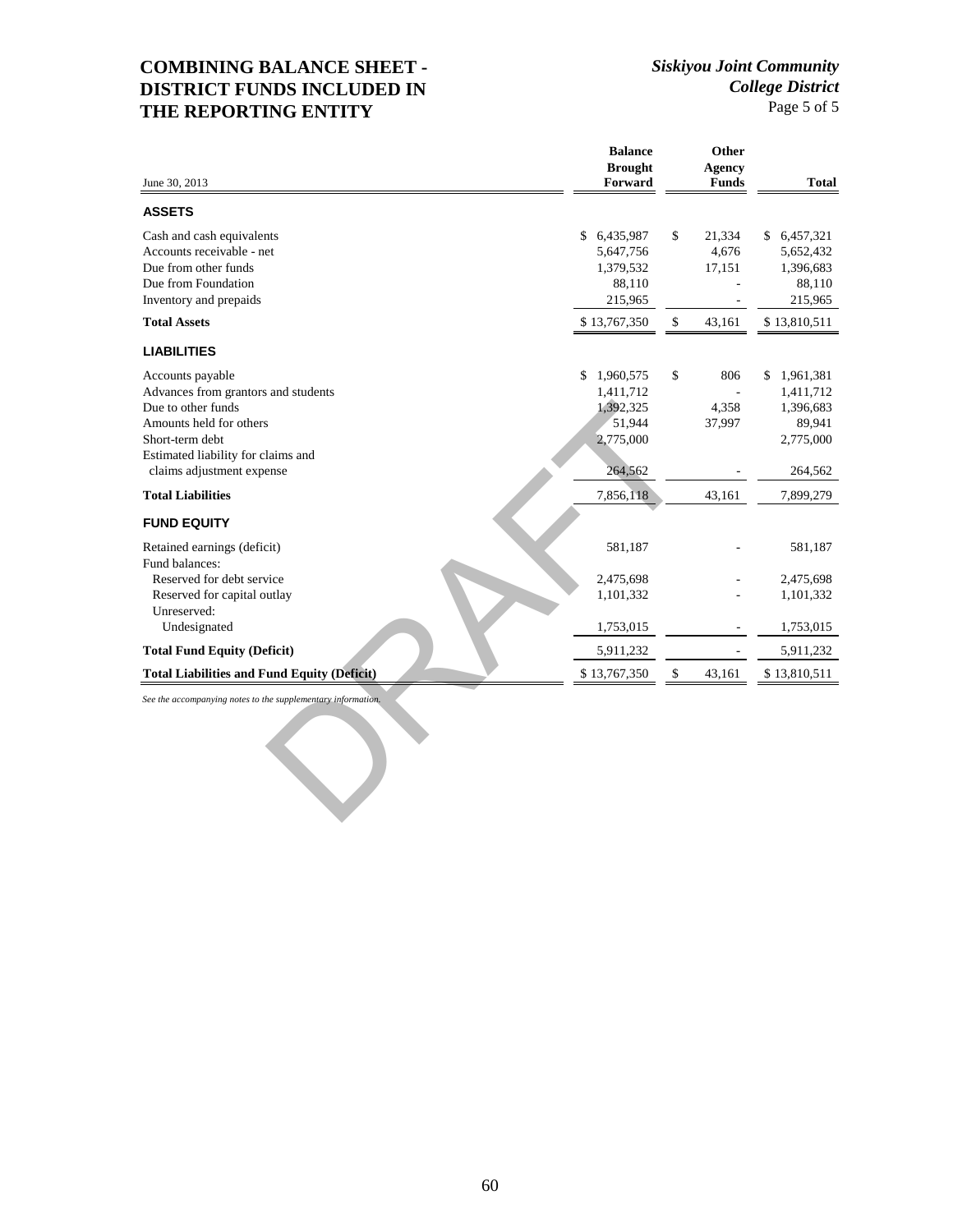# COMBINING BALANCE SHEET - DISTRICT FUNDS INCLUDED IN THE REPORTING ENTITY

*Siskiyou Joint Community College District*

| June 30, 2013 | Balance Brought Forward | Other Agency Funds | Total |
|---|---|---|---|
| **ASSETS** | | | |
| Cash and cash equivalents | $ 6,435,987 | $ 21,334 | $ 6,457,321 |
| Accounts receivable - net | 5,647,756 | 4,676 | 5,652,432 |
| Due from other funds | 1,379,532 | 17,151 | 1,396,683 |
| Due from Foundation | 88,110 | - | 88,110 |
| Inventory and prepaids | 215,965 | - | 215,965 |
| **Total Assets** | $ 13,767,350 | $ 43,161 | $ 13,810,511 |
| **LIABILITIES** | | | |
| Accounts payable | $ 1,960,575 | $ 806 | $ 1,961,381 |
| Advances from grantors and students | 1,411,712 | - | 1,411,712 |
| Due to other funds | 1,392,325 | 4,358 | 1,396,683 |
| Amounts held for others | 51,944 | 37,997 | 89,941 |
| Short-term debt | 2,775,000 | | 2,775,000 |
| Estimated liability for claims and claims adjustment expense | 264,562 | - | 264,562 |
| **Total Liabilities** | 7,856,118 | 43,161 | 7,899,279 |
| **FUND EQUITY** | | | |
| Retained earnings (deficit) | 581,187 | - | 581,187 |
| Fund balances: | | | |
| Reserved for debt service | 2,475,698 | - | 2,475,698 |
| Reserved for capital outlay | 1,101,332 | - | 1,101,332 |
| Unreserved: | | | |
| Undesignated | 1,753,015 | - | 1,753,015 |
| **Total Fund Equity (Deficit)** | 5,911,232 | - | 5,911,232 |
| **Total Liabilities and Fund Equity (Deficit)** | $ 13,767,350 | $ 43,161 | $ 13,810,511 |

*See the accompanying notes to the supplementary information.*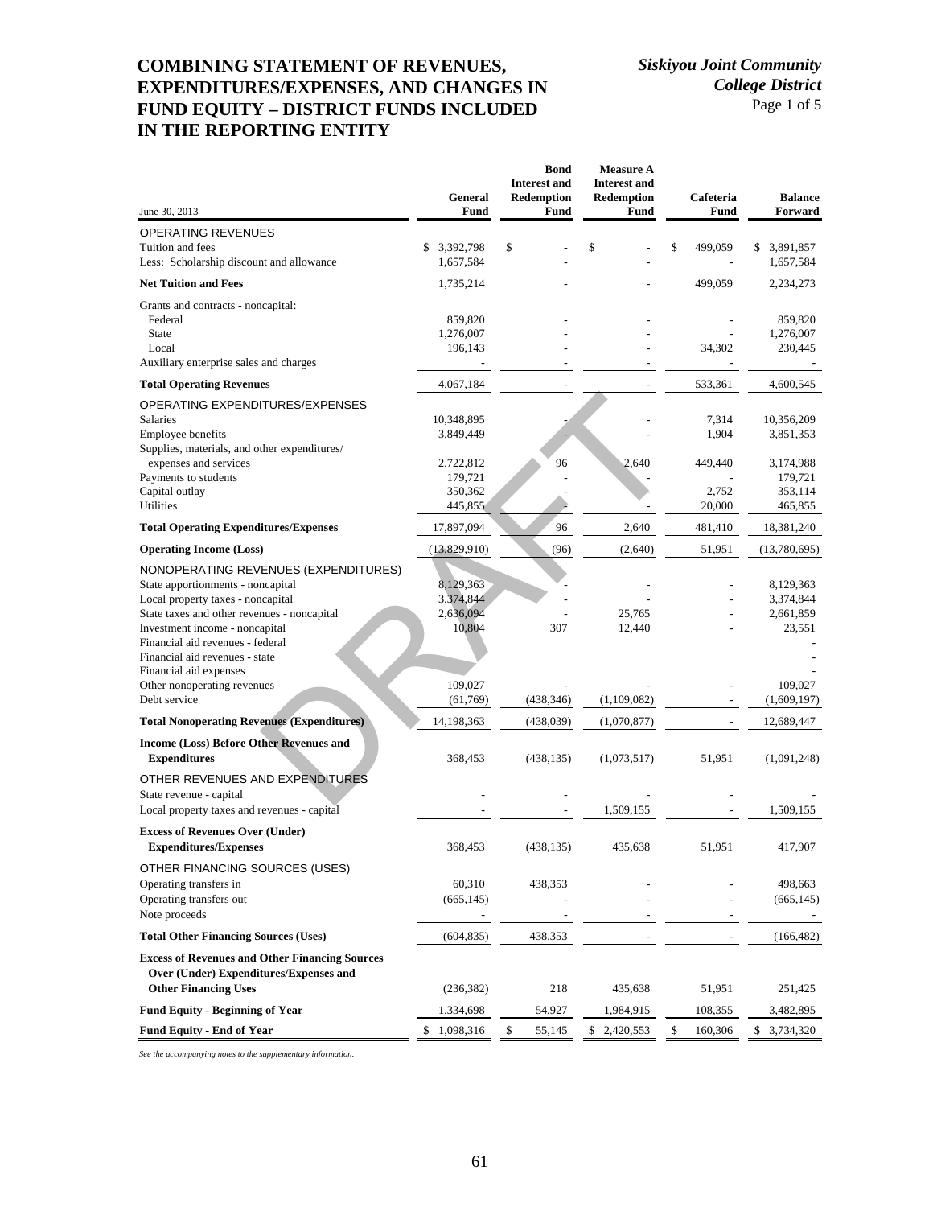# COMBINING STATEMENT OF REVENUES, EXPENDITURES/EXPENSES, AND CHANGES IN FUND EQUITY – DISTRICT FUNDS INCLUDED IN THE REPORTING ENTITY

*Siskiyou Joint Community College District*

| June 30, 2013 | General Fund | Bond Interest and Redemption Fund | Measure A Interest and Redemption Fund | Cafeteria Fund | Balance Forward |
|---|---|---|---|---|---|
| OPERATING REVENUES | | | | | |
| Tuition and fees | $ 3,392,798 | $ - | $ - | $ 499,059 | $ 3,891,857 |
| Less: Scholarship discount and allowance | 1,657,584 | - | - | - | 1,657,584 |
| **Net Tuition and Fees** | 1,735,214 | - | - | 499,059 | 2,234,273 |
| Grants and contracts - noncapital: | | | | | |
| Federal | 859,820 | - | - | - | 859,820 |
| State | 1,276,007 | - | - | - | 1,276,007 |
| Local | 196,143 | - | - | 34,302 | 230,445 |
| Auxiliary enterprise sales and charges | - | - | - | - | - |
| **Total Operating Revenues** | 4,067,184 | - | - | 533,361 | 4,600,545 |
| OPERATING EXPENDITURES/EXPENSES | | | | | |
| Salaries | 10,348,895 | - | - | 7,314 | 10,356,209 |
| Employee benefits | 3,849,449 | - | - | 1,904 | 3,851,353 |
| Supplies, materials, and other expenditures/ expenses and services | 2,722,812 | 96 | 2,640 | 449,440 | 3,174,988 |
| Payments to students | 179,721 | - | - | - | 179,721 |
| Capital outlay | 350,362 | - | - | 2,752 | 353,114 |
| Utilities | 445,855 | - | - | 20,000 | 465,855 |
| **Total Operating Expenditures/Expenses** | 17,897,094 | 96 | 2,640 | 481,410 | 18,381,240 |
| **Operating Income (Loss)** | (13,829,910) | (96) | (2,640) | 51,951 | (13,780,695) |
| NONOPERATING REVENUES (EXPENDITURES) | | | | | |
| State apportionments - noncapital | 8,129,363 | - | - | - | 8,129,363 |
| Local property taxes - noncapital | 3,374,844 | - | - | - | 3,374,844 |
| State taxes and other revenues - noncapital | 2,636,094 | - | 25,765 | - | 2,661,859 |
| Investment income - noncapital | 10,804 | 307 | 12,440 | - | 23,551 |
| Financial aid revenues - federal | | | | | - |
| Financial aid revenues - state | | | | | - |
| Financial aid expenses | | | | | - |
| Other nonoperating revenues | 109,027 | - | - | - | 109,027 |
| Debt service | (61,769) | (438,346) | (1,109,082) | - | (1,609,197) |
| **Total Nonoperating Revenues (Expenditures)** | 14,198,363 | (438,039) | (1,070,877) | - | 12,689,447 |
| **Income (Loss) Before Other Revenues and Expenditures** | 368,453 | (438,135) | (1,073,517) | 51,951 | (1,091,248) |
| OTHER REVENUES AND EXPENDITURES | | | | | |
| State revenue - capital | - | - | - | - | - |
| Local property taxes and revenues - capital | - | - | 1,509,155 | - | 1,509,155 |
| **Excess of Revenues Over (Under) Expenditures/Expenses** | 368,453 | (438,135) | 435,638 | 51,951 | 417,907 |
| OTHER FINANCING SOURCES (USES) | | | | | |
| Operating transfers in | 60,310 | 438,353 | - | - | 498,663 |
| Operating transfers out | (665,145) | - | - | - | (665,145) |
| Note proceeds | - | - | - | - | - |
| **Total Other Financing Sources (Uses)** | (604,835) | 438,353 | - | - | (166,482) |
| **Excess of Revenues and Other Financing Sources Over (Under) Expenditures/Expenses and Other Financing Uses** | (236,382) | 218 | 435,638 | 51,951 | 251,425 |
| **Fund Equity - Beginning of Year** | 1,334,698 | 54,927 | 1,984,915 | 108,355 | 3,482,895 |
| **Fund Equity - End of Year** | $ 1,098,316 | $ 55,145 | $ 2,420,553 | $ 160,306 | $ 3,734,320 |

*See the accompanying notes to the supplementary information.*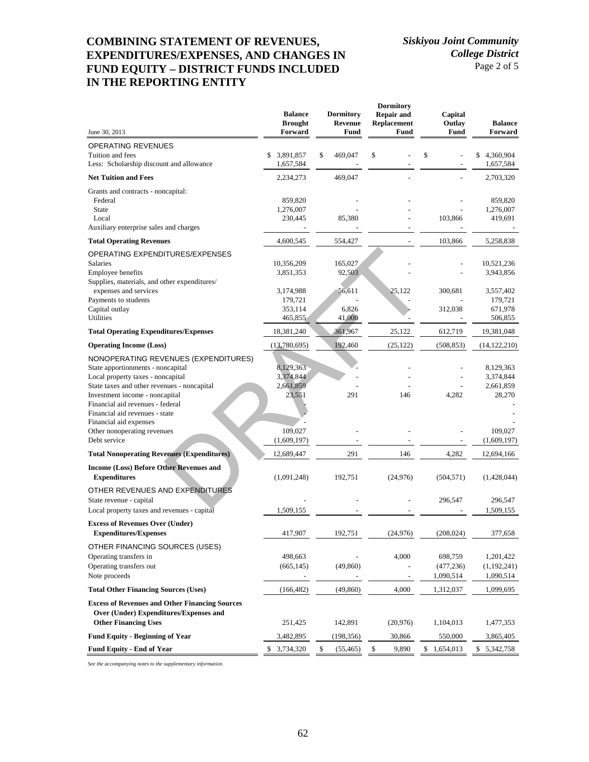# COMBINING STATEMENT OF REVENUES, EXPENDITURES/EXPENSES, AND CHANGES IN FUND EQUITY – DISTRICT FUNDS INCLUDED IN THE REPORTING ENTITY

*Siskiyou Joint Community College District*

| June 30, 2013 | Balance Brought Forward | Dormitory Revenue Fund | Dormitory Repair and Replacement Fund | Capital Outlay Fund | Balance Forward |
|---|---|---|---|---|---|
| OPERATING REVENUES | | | | | |
| Tuition and fees | $ 3,891,857 | $ 469,047 | $ - | $ - | $ 4,360,904 |
| Less: Scholarship discount and allowance | 1,657,584 | - | - | - | 1,657,584 |
| **Net Tuition and Fees** | 2,234,273 | 469,047 | - | - | 2,703,320 |
| Grants and contracts - noncapital: | | | | | |
| Federal | 859,820 | - | - | - | 859,820 |
| State | 1,276,007 | - | - | - | 1,276,007 |
| Local | 230,445 | 85,380 | - | 103,866 | 419,691 |
| Auxiliary enterprise sales and charges | - | - | - | - | - |
| **Total Operating Revenues** | 4,600,545 | 554,427 | - | 103,866 | 5,258,838 |
| OPERATING EXPENDITURES/EXPENSES | | | | | |
| Salaries | 10,356,209 | 165,027 | - | - | 10,521,236 |
| Employee benefits | 3,851,353 | 92,503 | - | - | 3,943,856 |
| Supplies, materials, and other expenditures/ expenses and services | 3,174,988 | 56,611 | 25,122 | 300,681 | 3,557,402 |
| Payments to students | 179,721 | - | - | - | 179,721 |
| Capital outlay | 353,114 | 6,826 | - | 312,038 | 671,978 |
| Utilities | 465,855 | 41,000 | - | - | 506,855 |
| **Total Operating Expenditures/Expenses** | 18,381,240 | 361,967 | 25,122 | 612,719 | 19,381,048 |
| **Operating Income (Loss)** | (13,780,695) | 192,460 | (25,122) | (508,853) | (14,122,210) |
| NONOPERATING REVENUES (EXPENDITURES) | | | | | |
| State apportionments - noncapital | 8,129,363 | - | - | - | 8,129,363 |
| Local property taxes - noncapital | 3,374,844 | - | - | - | 3,374,844 |
| State taxes and other revenues - noncapital | 2,661,859 | - | - | - | 2,661,859 |
| Investment income - noncapital | 23,551 | 291 | 146 | 4,282 | 28,270 |
| Financial aid revenues - federal | - | | | | - |
| Financial aid revenues - state | - | | | | - |
| Financial aid expenses | - | | | | - |
| Other nonoperating revenues | 109,027 | - | - | - | 109,027 |
| Debt service | (1,609,197) | - | - | - | (1,609,197) |
| **Total Nonoperating Revenues (Expenditures)** | 12,689,447 | 291 | 146 | 4,282 | 12,694,166 |
| **Income (Loss) Before Other Revenues and Expenditures** | (1,091,248) | 192,751 | (24,976) | (504,571) | (1,428,044) |
| OTHER REVENUES AND EXPENDITURES | | | | | |
| State revenue - capital | - | - | - | 296,547 | 296,547 |
| Local property taxes and revenues - capital | 1,509,155 | - | - | - | 1,509,155 |
| **Excess of Revenues Over (Under) Expenditures/Expenses** | 417,907 | 192,751 | (24,976) | (208,024) | 377,658 |
| OTHER FINANCING SOURCES (USES) | | | | | |
| Operating transfers in | 498,663 | - | 4,000 | 698,759 | 1,201,422 |
| Operating transfers out | (665,145) | (49,860) | - | (477,236) | (1,192,241) |
| Note proceeds | - | - | - | 1,090,514 | 1,090,514 |
| **Total Other Financing Sources (Uses)** | (166,482) | (49,860) | 4,000 | 1,312,037 | 1,099,695 |
| **Excess of Revenues and Other Financing Sources Over (Under) Expenditures/Expenses and Other Financing Uses** | 251,425 | 142,891 | (20,976) | 1,104,013 | 1,477,353 |
| **Fund Equity - Beginning of Year** | 3,482,895 | (198,356) | 30,866 | 550,000 | 3,865,405 |
| **Fund Equity - End of Year** | $ 3,734,320 | $ (55,465) | $ 9,890 | $ 1,654,013 | $ 5,342,758 |

*See the accompanying notes to the supplementary information.*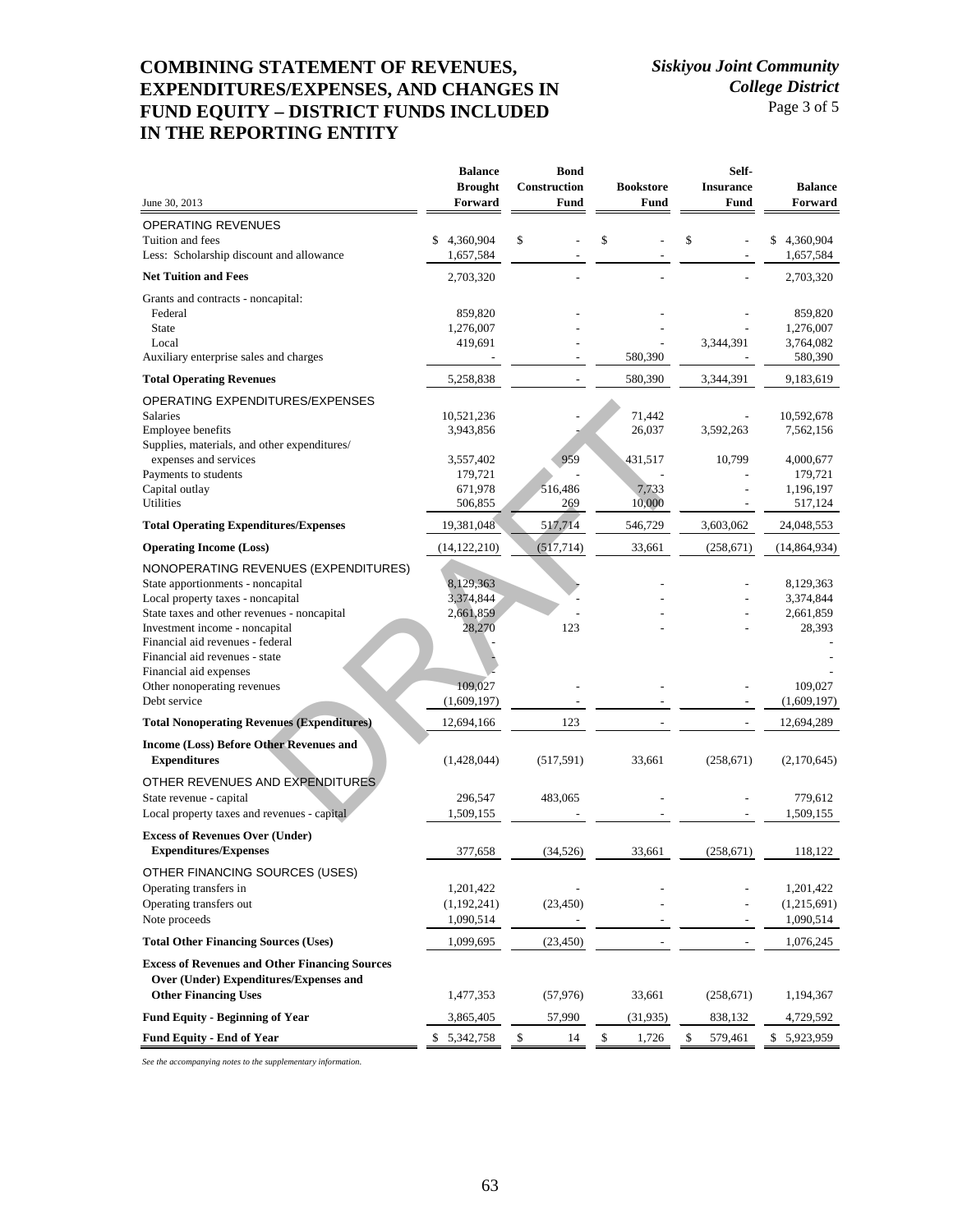# COMBINING STATEMENT OF REVENUES, EXPENDITURES/EXPENSES, AND CHANGES IN FUND EQUITY – DISTRICT FUNDS INCLUDED IN THE REPORTING ENTITY

*Siskiyou Joint Community College District*

| June 30, 2013 | Balance Brought Forward | Bond Construction Fund | Bookstore Fund | Self-Insurance Fund | Balance Forward |
|---|---|---|---|---|---|
| OPERATING REVENUES | | | | | |
| Tuition and fees | $ 4,360,904 | $ - | $ - | $ - | $ 4,360,904 |
| Less: Scholarship discount and allowance | 1,657,584 | - | - | - | 1,657,584 |
| **Net Tuition and Fees** | 2,703,320 | - | - | - | 2,703,320 |
| Grants and contracts - noncapital: | | | | | |
| Federal | 859,820 | - | - | - | 859,820 |
| State | 1,276,007 | - | - | - | 1,276,007 |
| Local | 419,691 | - | - | 3,344,391 | 3,764,082 |
| Auxiliary enterprise sales and charges | - | - | 580,390 | - | 580,390 |
| **Total Operating Revenues** | 5,258,838 | - | 580,390 | 3,344,391 | 9,183,619 |
| OPERATING EXPENDITURES/EXPENSES | | | | | |
| Salaries | 10,521,236 | - | 71,442 | - | 10,592,678 |
| Employee benefits | 3,943,856 | - | 26,037 | 3,592,263 | 7,562,156 |
| Supplies, materials, and other expenditures/ expenses and services | 3,557,402 | 959 | 431,517 | 10,799 | 4,000,677 |
| Payments to students | 179,721 | - | - | - | 179,721 |
| Capital outlay | 671,978 | 516,486 | 7,733 | - | 1,196,197 |
| Utilities | 506,855 | 269 | 10,000 | - | 517,124 |
| **Total Operating Expenditures/Expenses** | 19,381,048 | 517,714 | 546,729 | 3,603,062 | 24,048,553 |
| **Operating Income (Loss)** | (14,122,210) | (517,714) | 33,661 | (258,671) | (14,864,934) |
| NONOPERATING REVENUES (EXPENDITURES) | | | | | |
| State apportionments - noncapital | 8,129,363 | - | - | - | 8,129,363 |
| Local property taxes - noncapital | 3,374,844 | - | - | - | 3,374,844 |
| State taxes and other revenues - noncapital | 2,661,859 | - | - | - | 2,661,859 |
| Investment income - noncapital | 28,270 | 123 | - | - | 28,393 |
| Financial aid revenues - federal | - | | | | - |
| Financial aid revenues - state | - | | | | - |
| Financial aid expenses | - | | | | - |
| Other nonoperating revenues | 109,027 | - | - | - | 109,027 |
| Debt service | (1,609,197) | - | - | - | (1,609,197) |
| **Total Nonoperating Revenues (Expenditures)** | 12,694,166 | 123 | - | - | 12,694,289 |
| **Income (Loss) Before Other Revenues and Expenditures** | (1,428,044) | (517,591) | 33,661 | (258,671) | (2,170,645) |
| OTHER REVENUES AND EXPENDITURES | | | | | |
| State revenue - capital | 296,547 | 483,065 | - | - | 779,612 |
| Local property taxes and revenues - capital | 1,509,155 | - | - | - | 1,509,155 |
| **Excess of Revenues Over (Under) Expenditures/Expenses** | 377,658 | (34,526) | 33,661 | (258,671) | 118,122 |
| OTHER FINANCING SOURCES (USES) | | | | | |
| Operating transfers in | 1,201,422 | - | - | - | 1,201,422 |
| Operating transfers out | (1,192,241) | (23,450) | - | - | (1,215,691) |
| Note proceeds | 1,090,514 | - | - | - | 1,090,514 |
| **Total Other Financing Sources (Uses)** | 1,099,695 | (23,450) | - | - | 1,076,245 |
| **Excess of Revenues and Other Financing Sources Over (Under) Expenditures/Expenses and Other Financing Uses** | 1,477,353 | (57,976) | 33,661 | (258,671) | 1,194,367 |
| **Fund Equity - Beginning of Year** | 3,865,405 | 57,990 | (31,935) | 838,132 | 4,729,592 |
| **Fund Equity - End of Year** | $ 5,342,758 | $ 14 | $ 1,726 | $ 579,461 | $ 5,923,959 |

*See the accompanying notes to the supplementary information.*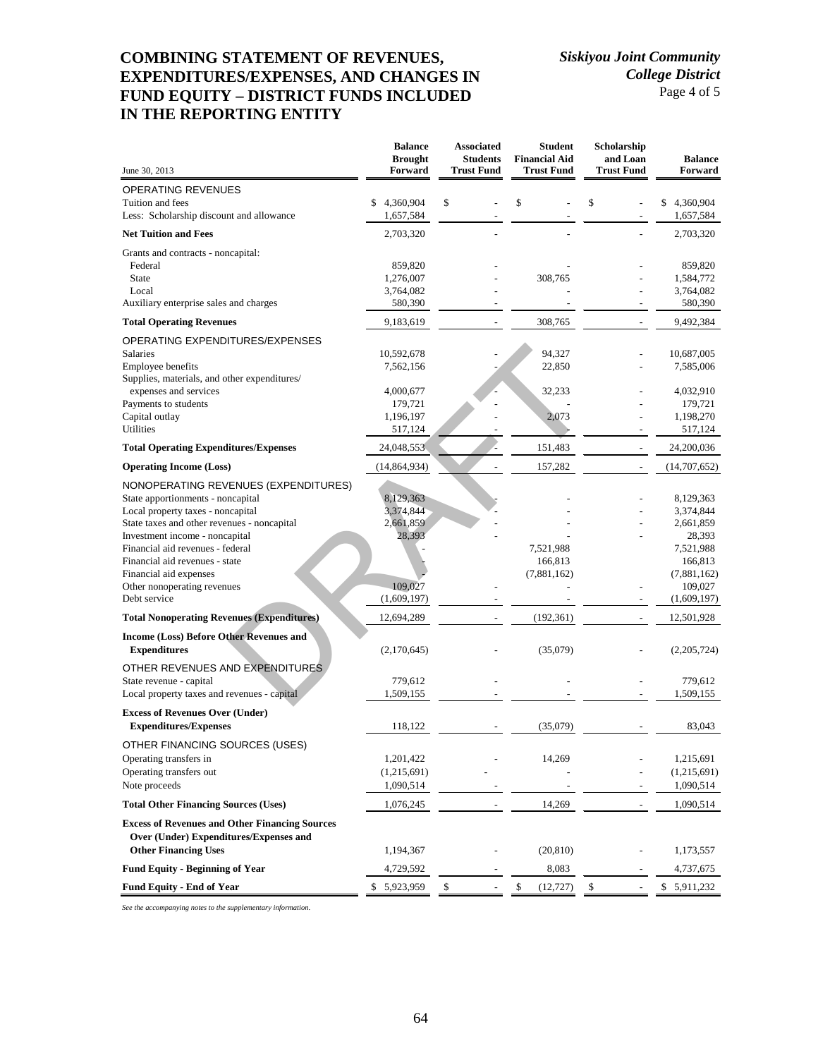# COMBINING STATEMENT OF REVENUES, EXPENDITURES/EXPENSES, AND CHANGES IN FUND EQUITY – DISTRICT FUNDS INCLUDED IN THE REPORTING ENTITY

*Siskiyou Joint Community College District*

| June 30, 2013 | Balance Brought Forward | Associated Students Trust Fund | Student Financial Aid Trust Fund | Scholarship and Loan Trust Fund | Balance Forward |
|---|---|---|---|---|---|
| OPERATING REVENUES | | | | | |
| Tuition and fees | $ 4,360,904 | $ - | $ - | $ - | $ 4,360,904 |
| Less: Scholarship discount and allowance | 1,657,584 | - | - | - | 1,657,584 |
| **Net Tuition and Fees** | 2,703,320 | - | - | - | 2,703,320 |
| Grants and contracts - noncapital: | | | | | |
| Federal | 859,820 | - | - | - | 859,820 |
| State | 1,276,007 | - | 308,765 | - | 1,584,772 |
| Local | 3,764,082 | - | - | - | 3,764,082 |
| Auxiliary enterprise sales and charges | 580,390 | - | - | - | 580,390 |
| **Total Operating Revenues** | 9,183,619 | - | 308,765 | - | 9,492,384 |
| OPERATING EXPENDITURES/EXPENSES | | | | | |
| Salaries | 10,592,678 | - | 94,327 | - | 10,687,005 |
| Employee benefits | 7,562,156 | - | 22,850 | - | 7,585,006 |
| Supplies, materials, and other expenditures/ expenses and services | 4,000,677 | - | 32,233 | - | 4,032,910 |
| Payments to students | 179,721 | - | - | - | 179,721 |
| Capital outlay | 1,196,197 | - | 2,073 | - | 1,198,270 |
| Utilities | 517,124 | - | - | - | 517,124 |
| **Total Operating Expenditures/Expenses** | 24,048,553 | - | 151,483 | - | 24,200,036 |
| **Operating Income (Loss)** | (14,864,934) | - | 157,282 | - | (14,707,652) |
| NONOPERATING REVENUES (EXPENDITURES) | | | | | |
| State apportionments - noncapital | 8,129,363 | - | - | - | 8,129,363 |
| Local property taxes - noncapital | 3,374,844 | - | - | - | 3,374,844 |
| State taxes and other revenues - noncapital | 2,661,859 | - | - | - | 2,661,859 |
| Investment income - noncapital | 28,393 | - | - | - | 28,393 |
| Financial aid revenues - federal | - | | 7,521,988 | | 7,521,988 |
| Financial aid revenues - state | - | | 166,813 | | 166,813 |
| Financial aid expenses | - | | (7,881,162) | | (7,881,162) |
| Other nonoperating revenues | 109,027 | - | - | - | 109,027 |
| Debt service | (1,609,197) | - | - | - | (1,609,197) |
| **Total Nonoperating Revenues (Expenditures)** | 12,694,289 | - | (192,361) | - | 12,501,928 |
| **Income (Loss) Before Other Revenues and Expenditures** | (2,170,645) | - | (35,079) | - | (2,205,724) |
| OTHER REVENUES AND EXPENDITURES | | | | | |
| State revenue - capital | 779,612 | - | - | - | 779,612 |
| Local property taxes and revenues - capital | 1,509,155 | - | - | - | 1,509,155 |
| **Excess of Revenues Over (Under) Expenditures/Expenses** | 118,122 | - | (35,079) | - | 83,043 |
| OTHER FINANCING SOURCES (USES) | | | | | |
| Operating transfers in | 1,201,422 | - | 14,269 | - | 1,215,691 |
| Operating transfers out | (1,215,691) | - | - | - | (1,215,691) |
| Note proceeds | 1,090,514 | - | - | - | 1,090,514 |
| **Total Other Financing Sources (Uses)** | 1,076,245 | - | 14,269 | - | 1,090,514 |
| **Excess of Revenues and Other Financing Sources Over (Under) Expenditures/Expenses and Other Financing Uses** | 1,194,367 | - | (20,810) | - | 1,173,557 |
| **Fund Equity - Beginning of Year** | 4,729,592 | - | 8,083 | - | 4,737,675 |
| **Fund Equity - End of Year** | $ 5,923,959 | $ - | $ (12,727) | $ - | $ 5,911,232 |

*See the accompanying notes to the supplementary information.*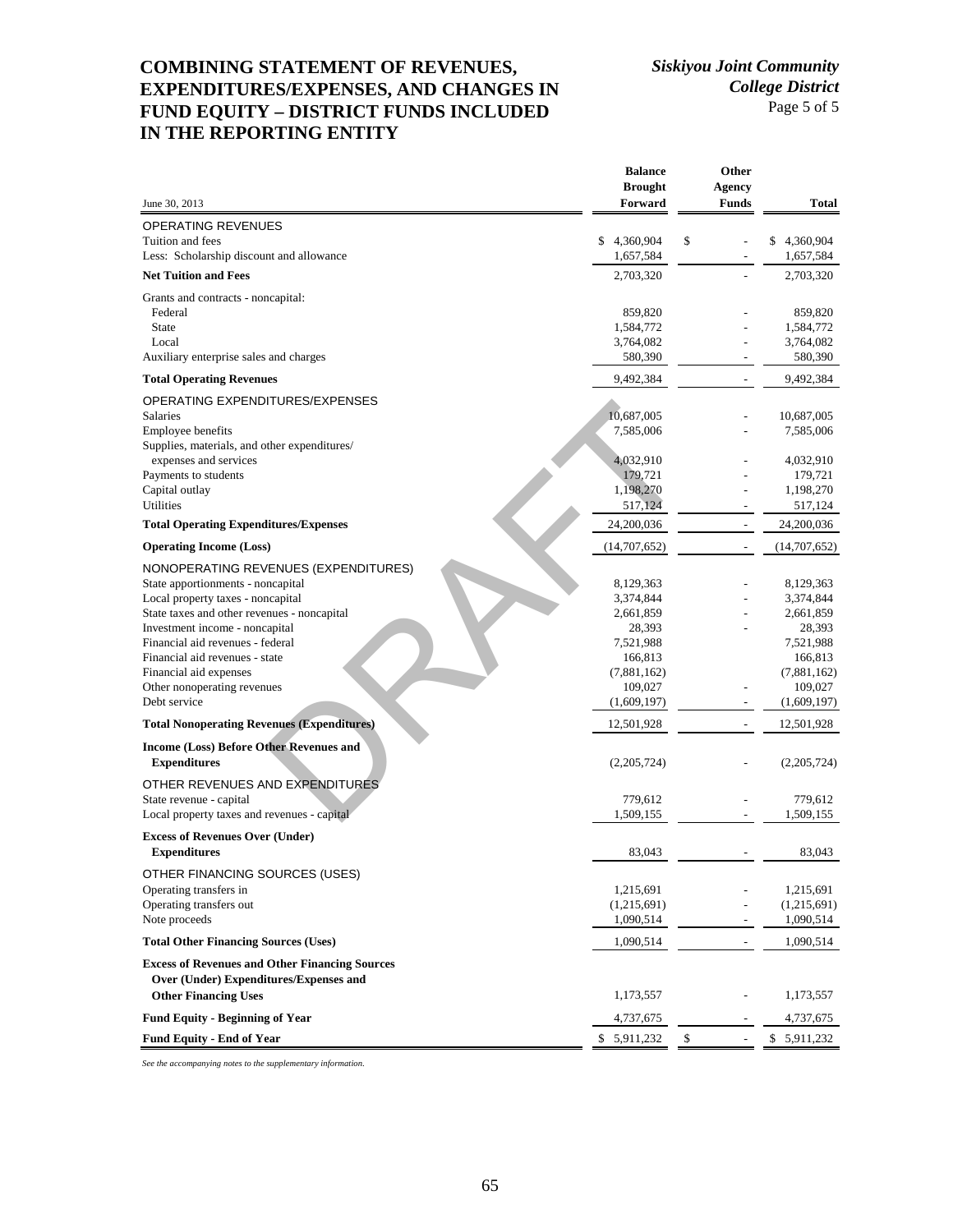# COMBINING STATEMENT OF REVENUES, EXPENDITURES/EXPENSES, AND CHANGES IN FUND EQUITY – DISTRICT FUNDS INCLUDED IN THE REPORTING ENTITY

*Siskiyou Joint Community College District*

| June 30, 2013 | Balance Brought Forward | Other Agency Funds | Total |
|---|---|---|---|
| OPERATING REVENUES | | | |
| Tuition and fees | $ 4,360,904 | $ - | $ 4,360,904 |
| Less: Scholarship discount and allowance | 1,657,584 | - | 1,657,584 |
| **Net Tuition and Fees** | 2,703,320 | - | 2,703,320 |
| Grants and contracts - noncapital: | | | |
| Federal | 859,820 | - | 859,820 |
| State | 1,584,772 | - | 1,584,772 |
| Local | 3,764,082 | - | 3,764,082 |
| Auxiliary enterprise sales and charges | 580,390 | - | 580,390 |
| **Total Operating Revenues** | 9,492,384 | - | 9,492,384 |
| OPERATING EXPENDITURES/EXPENSES | | | |
| Salaries | 10,687,005 | - | 10,687,005 |
| Employee benefits | 7,585,006 | - | 7,585,006 |
| Supplies, materials, and other expenditures/ expenses and services | 4,032,910 | - | 4,032,910 |
| Payments to students | 179,721 | - | 179,721 |
| Capital outlay | 1,198,270 | - | 1,198,270 |
| Utilities | 517,124 | - | 517,124 |
| **Total Operating Expenditures/Expenses** | 24,200,036 | - | 24,200,036 |
| **Operating Income (Loss)** | (14,707,652) | - | (14,707,652) |
| NONOPERATING REVENUES (EXPENDITURES) | | | |
| State apportionments - noncapital | 8,129,363 | - | 8,129,363 |
| Local property taxes - noncapital | 3,374,844 | - | 3,374,844 |
| State taxes and other revenues - noncapital | 2,661,859 | - | 2,661,859 |
| Investment income - noncapital | 28,393 | - | 28,393 |
| Financial aid revenues - federal | 7,521,988 | | 7,521,988 |
| Financial aid revenues - state | 166,813 | | 166,813 |
| Financial aid expenses | (7,881,162) | | (7,881,162) |
| Other nonoperating revenues | 109,027 | - | 109,027 |
| Debt service | (1,609,197) | - | (1,609,197) |
| **Total Nonoperating Revenues (Expenditures)** | 12,501,928 | - | 12,501,928 |
| **Income (Loss) Before Other Revenues and Expenditures** | (2,205,724) | - | (2,205,724) |
| OTHER REVENUES AND EXPENDITURES | | | |
| State revenue - capital | 779,612 | - | 779,612 |
| Local property taxes and revenues - capital | 1,509,155 | - | 1,509,155 |
| **Excess of Revenues Over (Under) Expenditures** | 83,043 | - | 83,043 |
| OTHER FINANCING SOURCES (USES) | | | |
| Operating transfers in | 1,215,691 | - | 1,215,691 |
| Operating transfers out | (1,215,691) | - | (1,215,691) |
| Note proceeds | 1,090,514 | - | 1,090,514 |
| **Total Other Financing Sources (Uses)** | 1,090,514 | - | 1,090,514 |
| **Excess of Revenues and Other Financing Sources Over (Under) Expenditures/Expenses and Other Financing Uses** | 1,173,557 | - | 1,173,557 |
| **Fund Equity - Beginning of Year** | 4,737,675 | - | 4,737,675 |
| **Fund Equity - End of Year** | $ 5,911,232 | $ - | $ 5,911,232 |

*See the accompanying notes to the supplementary information.*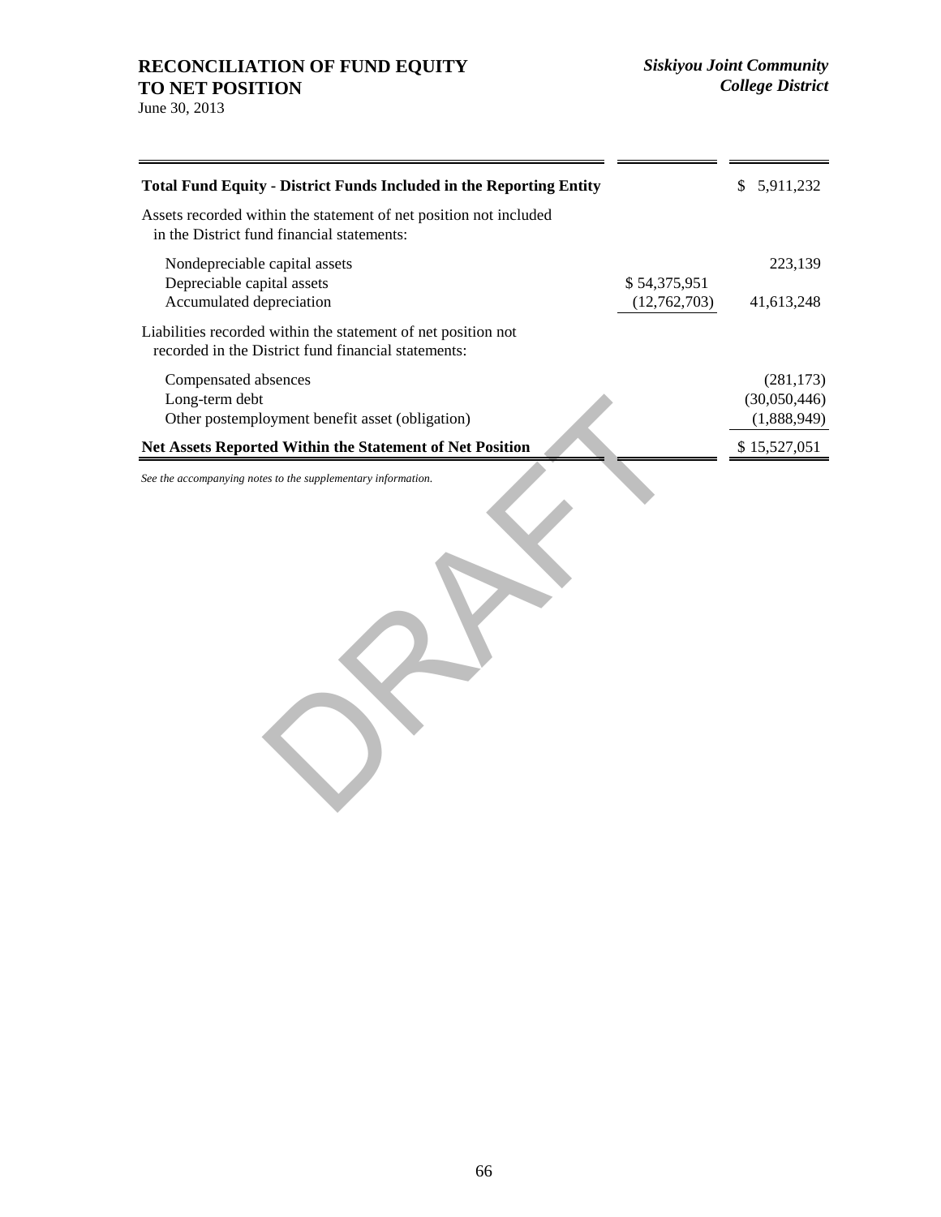# RECONCILIATION OF FUND EQUITY TO NET POSITION

*Siskiyou Joint Community College District*

June 30, 2013

| | | |
|---|---|---|
| **Total Fund Equity - District Funds Included in the Reporting Entity** | | $ 5,911,232 |
| Assets recorded within the statement of net position not included in the District fund financial statements: | | |
| Nondepreciable capital assets | | 223,139 |
| Depreciable capital assets | $ 54,375,951 | |
| Accumulated depreciation | (12,762,703) | 41,613,248 |
| Liabilities recorded within the statement of net position not recorded in the District fund financial statements: | | |
| Compensated absences | | (281,173) |
| Long-term debt | | (30,050,446) |
| Other postemployment benefit asset (obligation) | | (1,888,949) |
| **Net Assets Reported Within the Statement of Net Position** | | $ 15,527,051 |

*See the accompanying notes to the supplementary information.*

DRAFT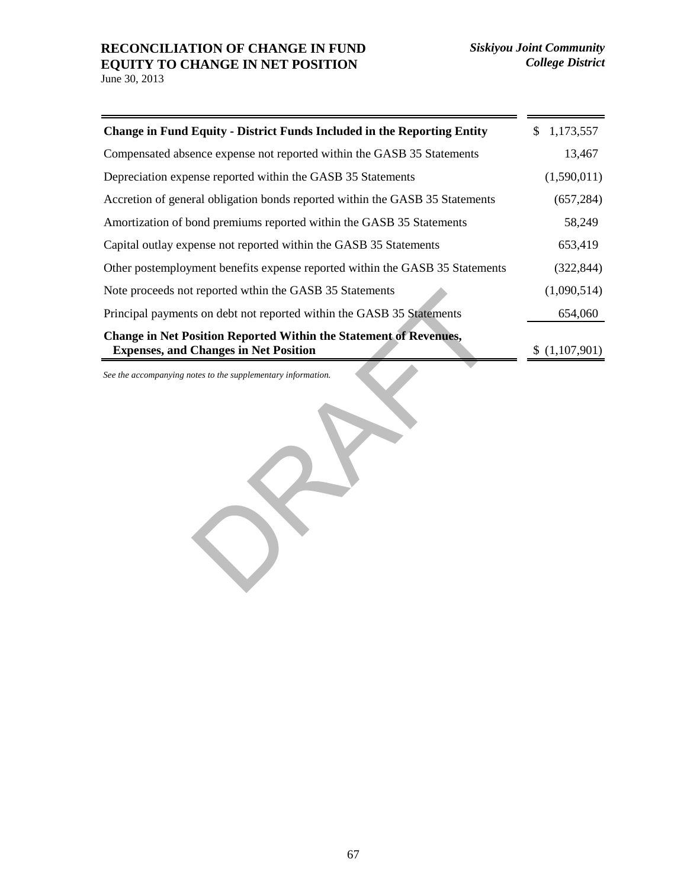# RECONCILIATION OF CHANGE IN FUND EQUITY TO CHANGE IN NET POSITION

June 30, 2013

*Siskiyou Joint Community College District*

| | |
|---|---|
| **Change in Fund Equity - District Funds Included in the Reporting Entity** | $ 1,173,557 |
| Compensated absence expense not reported within the GASB 35 Statements | 13,467 |
| Depreciation expense reported within the GASB 35 Statements | (1,590,011) |
| Accretion of general obligation bonds reported within the GASB 35 Statements | (657,284) |
| Amortization of bond premiums reported within the GASB 35 Statements | 58,249 |
| Capital outlay expense not reported within the GASB 35 Statements | 653,419 |
| Other postemployment benefits expense reported within the GASB 35 Statements | (322,844) |
| Note proceeds not reported wthin the GASB 35 Statements | (1,090,514) |
| Principal payments on debt not reported within the GASB 35 Statements | 654,060 |
| **Change in Net Position Reported Within the Statement of Revenues, Expenses, and Changes in Net Position** | $ (1,107,901) |

*See the accompanying notes to the supplementary information.*

DRAFT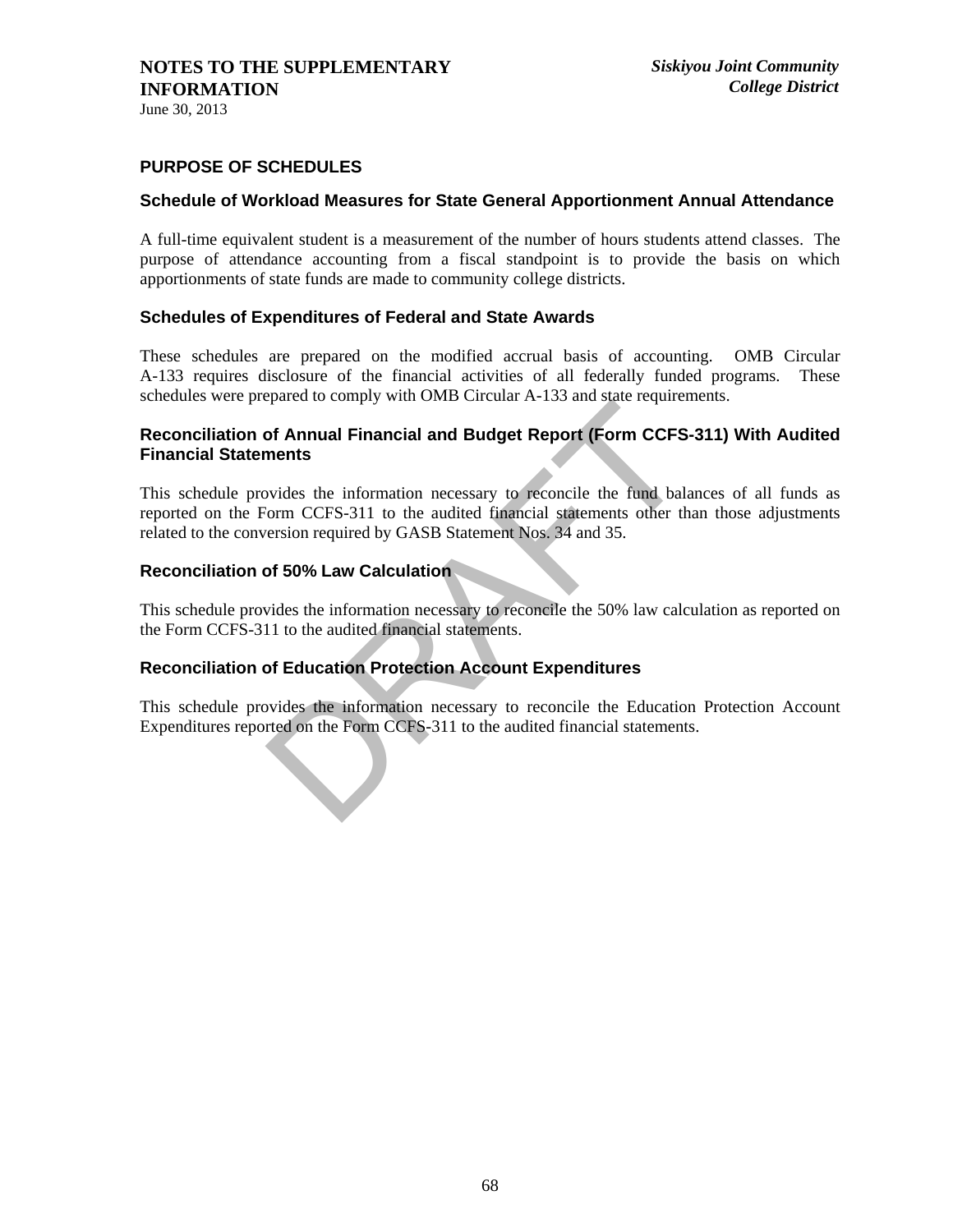**NOTES TO THE SUPPLEMENTARY INFORMATION**
June 30, 2013

*Siskiyou Joint Community College District*

## PURPOSE OF SCHEDULES

### Schedule of Workload Measures for State General Apportionment Annual Attendance

A full-time equivalent student is a measurement of the number of hours students attend classes. The purpose of attendance accounting from a fiscal standpoint is to provide the basis on which apportionments of state funds are made to community college districts.

### Schedules of Expenditures of Federal and State Awards

These schedules are prepared on the modified accrual basis of accounting. OMB Circular A-133 requires disclosure of the financial activities of all federally funded programs. These schedules were prepared to comply with OMB Circular A-133 and state requirements.

### Reconciliation of Annual Financial and Budget Report (Form CCFS-311) With Audited Financial Statements

This schedule provides the information necessary to reconcile the fund balances of all funds as reported on the Form CCFS-311 to the audited financial statements other than those adjustments related to the conversion required by GASB Statement Nos. 34 and 35.

### Reconciliation of 50% Law Calculation

This schedule provides the information necessary to reconcile the 50% law calculation as reported on the Form CCFS-311 to the audited financial statements.

### Reconciliation of Education Protection Account Expenditures

This schedule provides the information necessary to reconcile the Education Protection Account Expenditures reported on the Form CCFS-311 to the audited financial statements.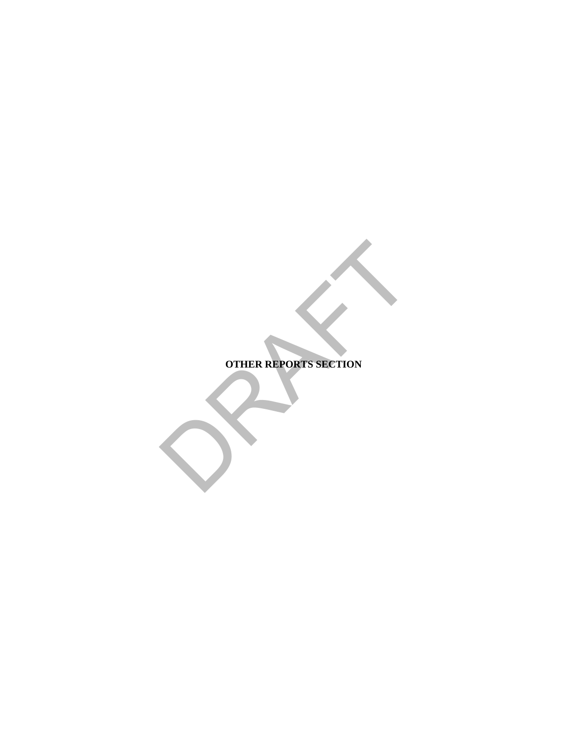**OTHER REPORTS SECTION**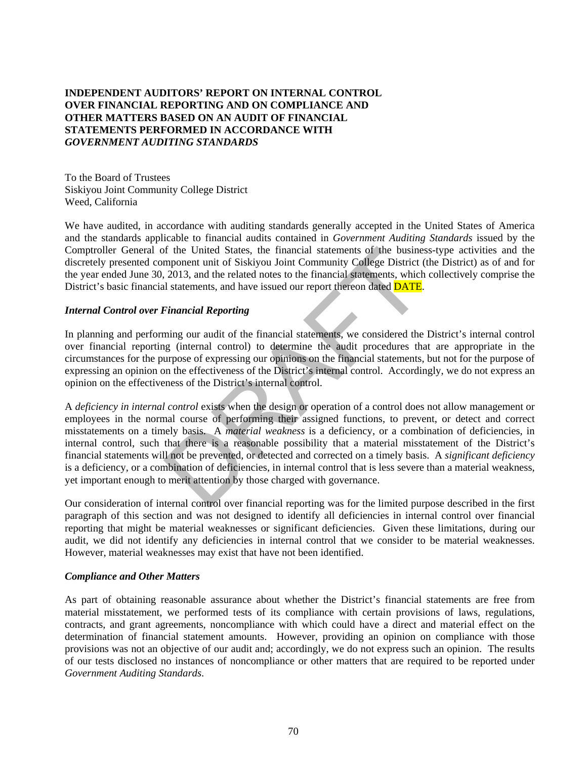**INDEPENDENT AUDITORS' REPORT ON INTERNAL CONTROL OVER FINANCIAL REPORTING AND ON COMPLIANCE AND OTHER MATTERS BASED ON AN AUDIT OF FINANCIAL STATEMENTS PERFORMED IN ACCORDANCE WITH *GOVERNMENT AUDITING STANDARDS***

To the Board of Trustees
Siskiyou Joint Community College District
Weed, California

We have audited, in accordance with auditing standards generally accepted in the United States of America and the standards applicable to financial audits contained in *Government Auditing Standards* issued by the Comptroller General of the United States, the financial statements of the business-type activities and the discretely presented component unit of Siskiyou Joint Community College District (the District) as of and for the year ended June 30, 2013, and the related notes to the financial statements, which collectively comprise the District's basic financial statements, and have issued our report thereon dated DATE.

***Internal Control over Financial Reporting***

In planning and performing our audit of the financial statements, we considered the District's internal control over financial reporting (internal control) to determine the audit procedures that are appropriate in the circumstances for the purpose of expressing our opinions on the financial statements, but not for the purpose of expressing an opinion on the effectiveness of the District's internal control. Accordingly, we do not express an opinion on the effectiveness of the District's internal control.

A *deficiency in internal control* exists when the design or operation of a control does not allow management or employees in the normal course of performing their assigned functions, to prevent, or detect and correct misstatements on a timely basis. A *material weakness* is a deficiency, or a combination of deficiencies, in internal control, such that there is a reasonable possibility that a material misstatement of the District's financial statements will not be prevented, or detected and corrected on a timely basis. A *significant deficiency* is a deficiency, or a combination of deficiencies, in internal control that is less severe than a material weakness, yet important enough to merit attention by those charged with governance.

Our consideration of internal control over financial reporting was for the limited purpose described in the first paragraph of this section and was not designed to identify all deficiencies in internal control over financial reporting that might be material weaknesses or significant deficiencies. Given these limitations, during our audit, we did not identify any deficiencies in internal control that we consider to be material weaknesses. However, material weaknesses may exist that have not been identified.

***Compliance and Other Matters***

As part of obtaining reasonable assurance about whether the District's financial statements are free from material misstatement, we performed tests of its compliance with certain provisions of laws, regulations, contracts, and grant agreements, noncompliance with which could have a direct and material effect on the determination of financial statement amounts. However, providing an opinion on compliance with those provisions was not an objective of our audit and; accordingly, we do not express such an opinion. The results of our tests disclosed no instances of noncompliance or other matters that are required to be reported under *Government Auditing Standards*.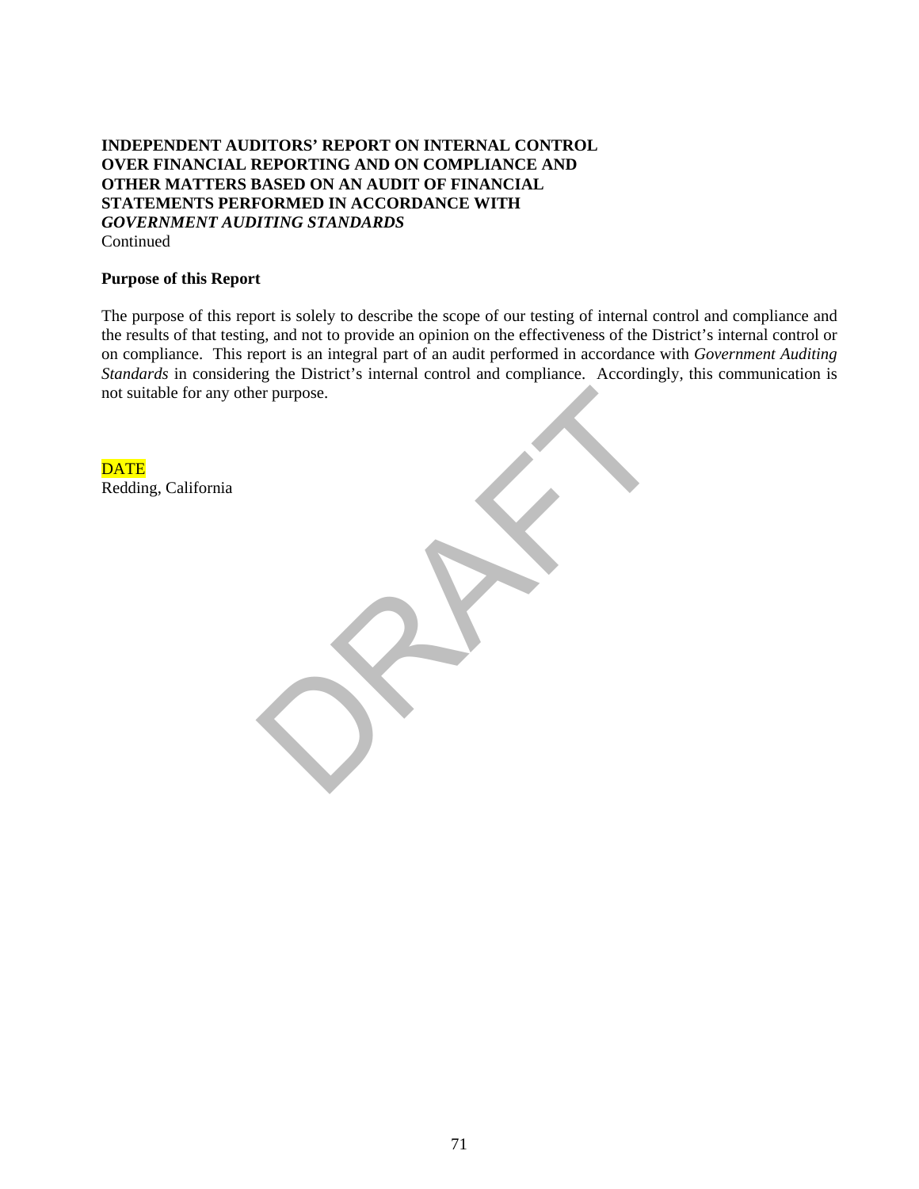**INDEPENDENT AUDITORS' REPORT ON INTERNAL CONTROL OVER FINANCIAL REPORTING AND ON COMPLIANCE AND OTHER MATTERS BASED ON AN AUDIT OF FINANCIAL STATEMENTS PERFORMED IN ACCORDANCE WITH *GOVERNMENT AUDITING STANDARDS***
Continued

**Purpose of this Report**

The purpose of this report is solely to describe the scope of our testing of internal control and compliance and the results of that testing, and not to provide an opinion on the effectiveness of the District's internal control or on compliance. This report is an integral part of an audit performed in accordance with *Government Auditing Standards* in considering the District's internal control and compliance. Accordingly, this communication is not suitable for any other purpose.

DATE
Redding, California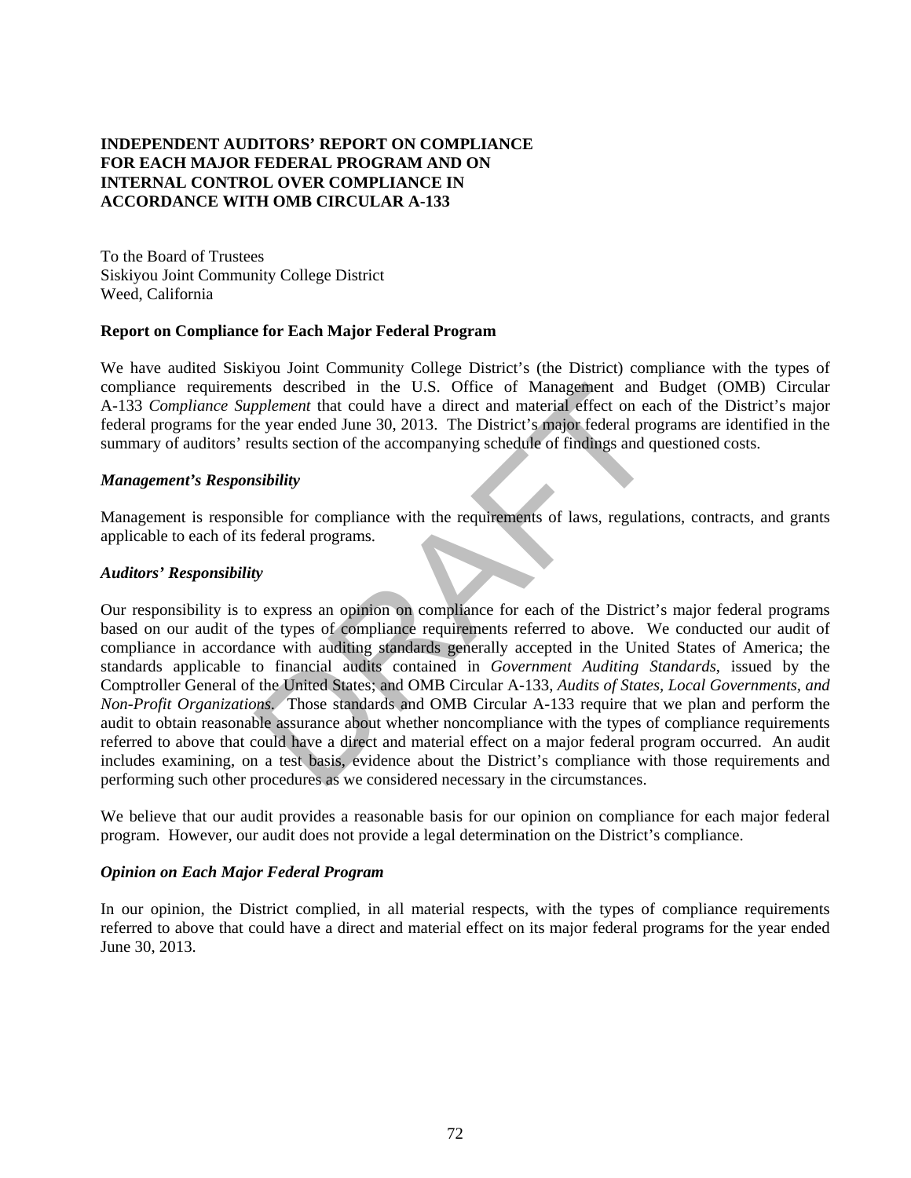**INDEPENDENT AUDITORS' REPORT ON COMPLIANCE FOR EACH MAJOR FEDERAL PROGRAM AND ON INTERNAL CONTROL OVER COMPLIANCE IN ACCORDANCE WITH OMB CIRCULAR A-133**

To the Board of Trustees
Siskiyou Joint Community College District
Weed, California

**Report on Compliance for Each Major Federal Program**

We have audited Siskiyou Joint Community College District's (the District) compliance with the types of compliance requirements described in the U.S. Office of Management and Budget (OMB) Circular A-133 *Compliance Supplement* that could have a direct and material effect on each of the District's major federal programs for the year ended June 30, 2013. The District's major federal programs are identified in the summary of auditors' results section of the accompanying schedule of findings and questioned costs.

***Management's Responsibility***

Management is responsible for compliance with the requirements of laws, regulations, contracts, and grants applicable to each of its federal programs.

***Auditors' Responsibility***

Our responsibility is to express an opinion on compliance for each of the District's major federal programs based on our audit of the types of compliance requirements referred to above. We conducted our audit of compliance in accordance with auditing standards generally accepted in the United States of America; the standards applicable to financial audits contained in *Government Auditing Standards*, issued by the Comptroller General of the United States; and OMB Circular A-133, *Audits of States, Local Governments, and Non-Profit Organizations*. Those standards and OMB Circular A-133 require that we plan and perform the audit to obtain reasonable assurance about whether noncompliance with the types of compliance requirements referred to above that could have a direct and material effect on a major federal program occurred. An audit includes examining, on a test basis, evidence about the District's compliance with those requirements and performing such other procedures as we considered necessary in the circumstances.

We believe that our audit provides a reasonable basis for our opinion on compliance for each major federal program. However, our audit does not provide a legal determination on the District's compliance.

***Opinion on Each Major Federal Program***

In our opinion, the District complied, in all material respects, with the types of compliance requirements referred to above that could have a direct and material effect on its major federal programs for the year ended June 30, 2013.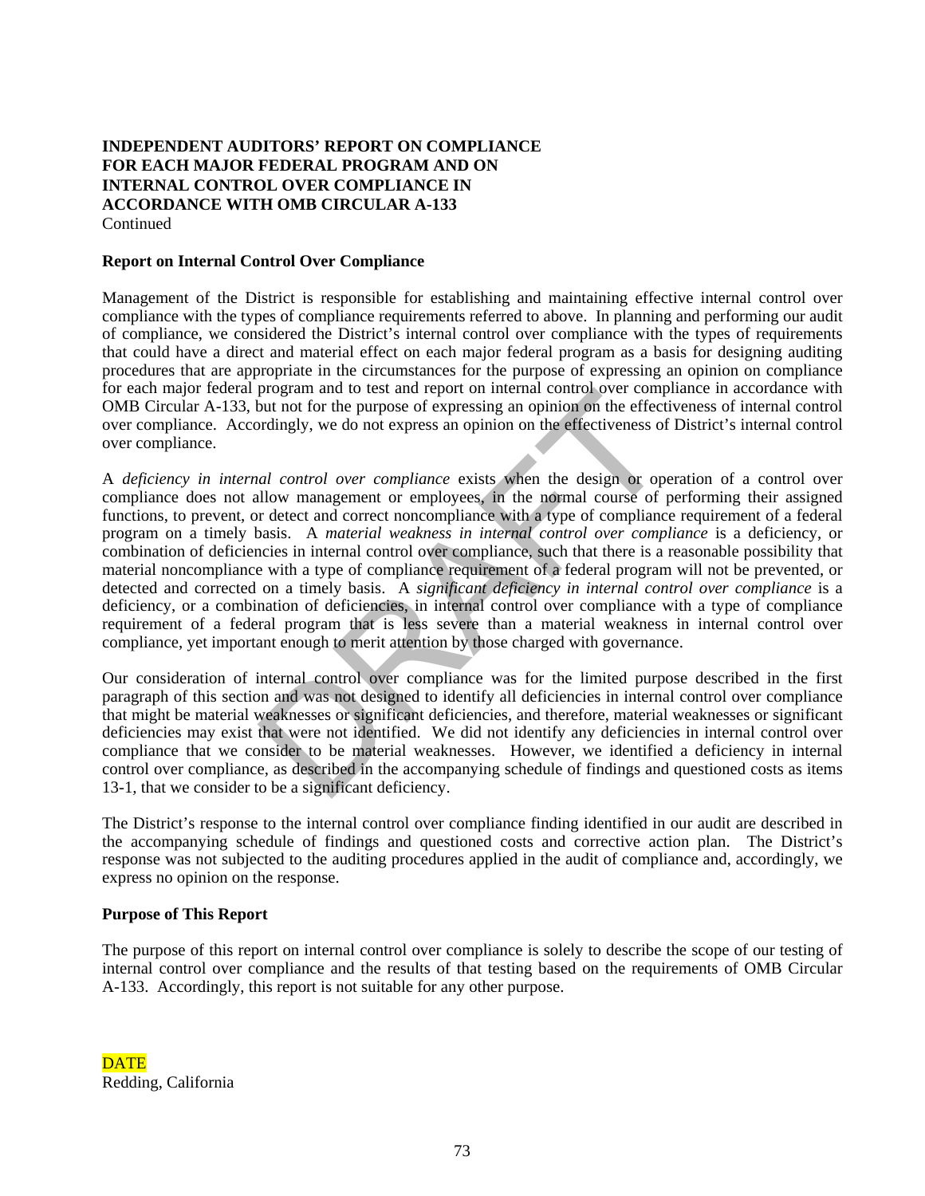**INDEPENDENT AUDITORS' REPORT ON COMPLIANCE FOR EACH MAJOR FEDERAL PROGRAM AND ON INTERNAL CONTROL OVER COMPLIANCE IN ACCORDANCE WITH OMB CIRCULAR A-133**
Continued

**Report on Internal Control Over Compliance**

Management of the District is responsible for establishing and maintaining effective internal control over compliance with the types of compliance requirements referred to above. In planning and performing our audit of compliance, we considered the District's internal control over compliance with the types of requirements that could have a direct and material effect on each major federal program as a basis for designing auditing procedures that are appropriate in the circumstances for the purpose of expressing an opinion on compliance for each major federal program and to test and report on internal control over compliance in accordance with OMB Circular A-133, but not for the purpose of expressing an opinion on the effectiveness of internal control over compliance. Accordingly, we do not express an opinion on the effectiveness of District's internal control over compliance.

A *deficiency in internal control over compliance* exists when the design or operation of a control over compliance does not allow management or employees, in the normal course of performing their assigned functions, to prevent, or detect and correct noncompliance with a type of compliance requirement of a federal program on a timely basis. A *material weakness in internal control over compliance* is a deficiency, or combination of deficiencies in internal control over compliance, such that there is a reasonable possibility that material noncompliance with a type of compliance requirement of a federal program will not be prevented, or detected and corrected on a timely basis. A *significant deficiency in internal control over compliance* is a deficiency, or a combination of deficiencies, in internal control over compliance with a type of compliance requirement of a federal program that is less severe than a material weakness in internal control over compliance, yet important enough to merit attention by those charged with governance.

Our consideration of internal control over compliance was for the limited purpose described in the first paragraph of this section and was not designed to identify all deficiencies in internal control over compliance that might be material weaknesses or significant deficiencies, and therefore, material weaknesses or significant deficiencies may exist that were not identified. We did not identify any deficiencies in internal control over compliance that we consider to be material weaknesses. However, we identified a deficiency in internal control over compliance, as described in the accompanying schedule of findings and questioned costs as items 13-1, that we consider to be a significant deficiency.

The District's response to the internal control over compliance finding identified in our audit are described in the accompanying schedule of findings and questioned costs and corrective action plan. The District's response was not subjected to the auditing procedures applied in the audit of compliance and, accordingly, we express no opinion on the response.

**Purpose of This Report**

The purpose of this report on internal control over compliance is solely to describe the scope of our testing of internal control over compliance and the results of that testing based on the requirements of OMB Circular A-133. Accordingly, this report is not suitable for any other purpose.

DATE
Redding, California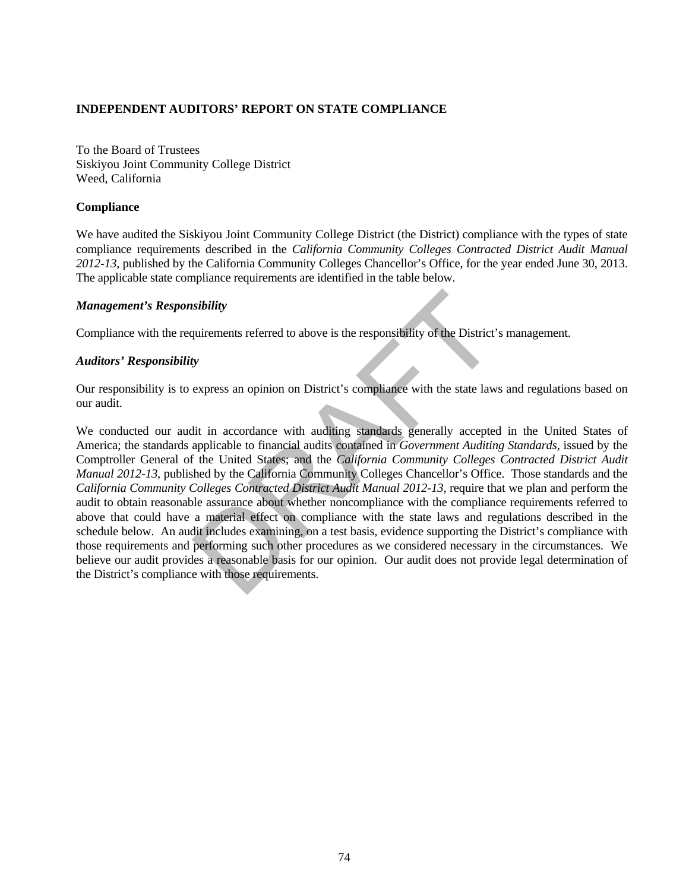**INDEPENDENT AUDITORS' REPORT ON STATE COMPLIANCE**

To the Board of Trustees
Siskiyou Joint Community College District
Weed, California

**Compliance**

We have audited the Siskiyou Joint Community College District (the District) compliance with the types of state compliance requirements described in the *California Community Colleges Contracted District Audit Manual 2012-13,* published by the California Community Colleges Chancellor's Office, for the year ended June 30, 2013. The applicable state compliance requirements are identified in the table below.

***Management's Responsibility***

Compliance with the requirements referred to above is the responsibility of the District's management.

***Auditors' Responsibility***

Our responsibility is to express an opinion on District's compliance with the state laws and regulations based on our audit.

We conducted our audit in accordance with auditing standards generally accepted in the United States of America; the standards applicable to financial audits contained in *Government Auditing Standards,* issued by the Comptroller General of the United States; and the *California Community Colleges Contracted District Audit Manual 2012-13,* published by the California Community Colleges Chancellor's Office. Those standards and the *California Community Colleges Contracted District Audit Manual 2012-13,* require that we plan and perform the audit to obtain reasonable assurance about whether noncompliance with the compliance requirements referred to above that could have a material effect on compliance with the state laws and regulations described in the schedule below. An audit includes examining, on a test basis, evidence supporting the District's compliance with those requirements and performing such other procedures as we considered necessary in the circumstances. We believe our audit provides a reasonable basis for our opinion. Our audit does not provide legal determination of the District's compliance with those requirements.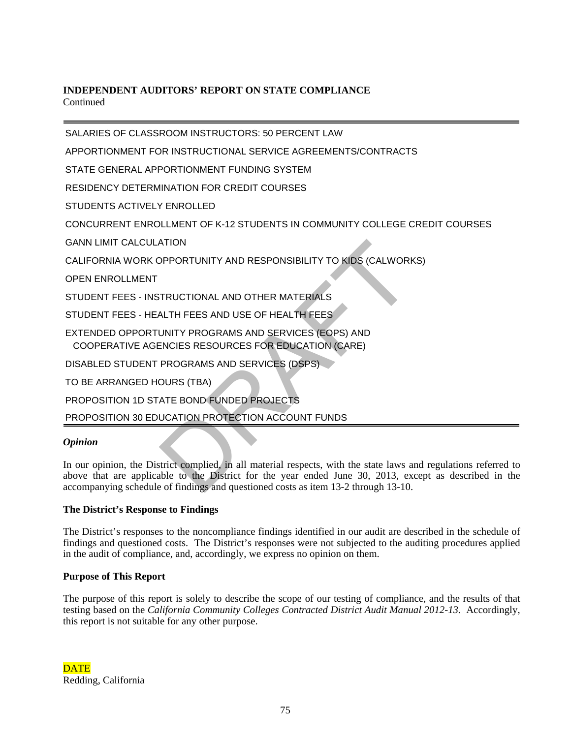**INDEPENDENT AUDITORS' REPORT ON STATE COMPLIANCE**
Continued

SALARIES OF CLASSROOM INSTRUCTORS: 50 PERCENT LAW

APPORTIONMENT FOR INSTRUCTIONAL SERVICE AGREEMENTS/CONTRACTS

STATE GENERAL APPORTIONMENT FUNDING SYSTEM

RESIDENCY DETERMINATION FOR CREDIT COURSES

STUDENTS ACTIVELY ENROLLED

CONCURRENT ENROLLMENT OF K-12 STUDENTS IN COMMUNITY COLLEGE CREDIT COURSES

GANN LIMIT CALCULATION

CALIFORNIA WORK OPPORTUNITY AND RESPONSIBILITY TO KIDS (CALWORKS)

OPEN ENROLLMENT

STUDENT FEES - INSTRUCTIONAL AND OTHER MATERIALS

STUDENT FEES - HEALTH FEES AND USE OF HEALTH FEES

EXTENDED OPPORTUNITY PROGRAMS AND SERVICES (EOPS) AND COOPERATIVE AGENCIES RESOURCES FOR EDUCATION (CARE)

DISABLED STUDENT PROGRAMS AND SERVICES (DSPS)

TO BE ARRANGED HOURS (TBA)

PROPOSITION 1D STATE BOND FUNDED PROJECTS

PROPOSITION 30 EDUCATION PROTECTION ACCOUNT FUNDS

***Opinion***

In our opinion, the District complied, in all material respects, with the state laws and regulations referred to above that are applicable to the District for the year ended June 30, 2013, except as described in the accompanying schedule of findings and questioned costs as item 13-2 through 13-10.

**The District's Response to Findings**

The District's responses to the noncompliance findings identified in our audit are described in the schedule of findings and questioned costs. The District's responses were not subjected to the auditing procedures applied in the audit of compliance, and, accordingly, we express no opinion on them.

**Purpose of This Report**

The purpose of this report is solely to describe the scope of our testing of compliance, and the results of that testing based on the *California Community Colleges Contracted District Audit Manual 2012-13.* Accordingly, this report is not suitable for any other purpose.

DATE
Redding, California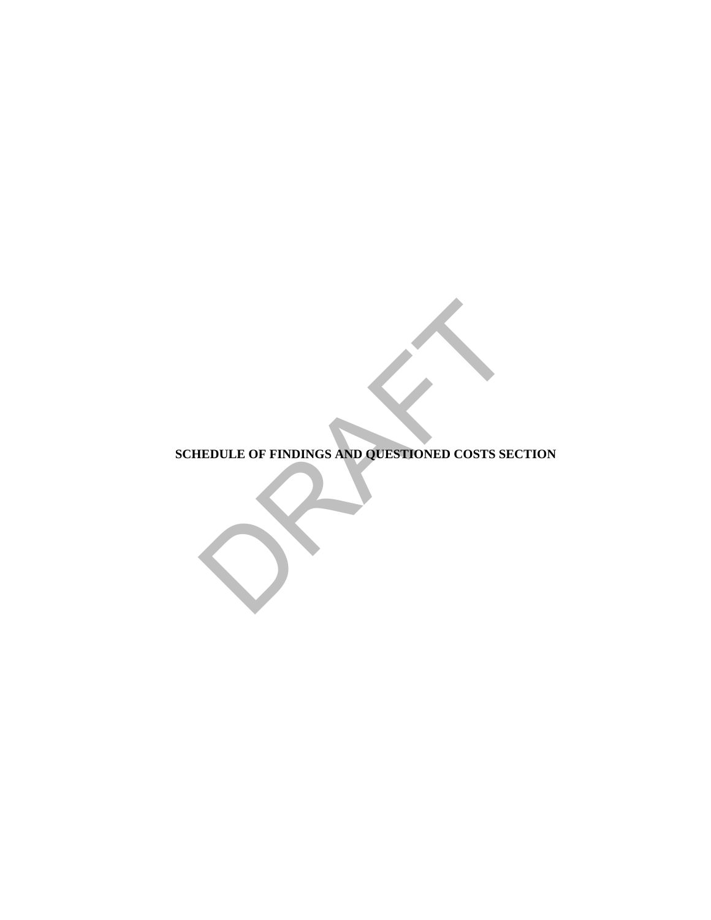**SCHEDULE OF FINDINGS AND QUESTIONED COSTS SECTION**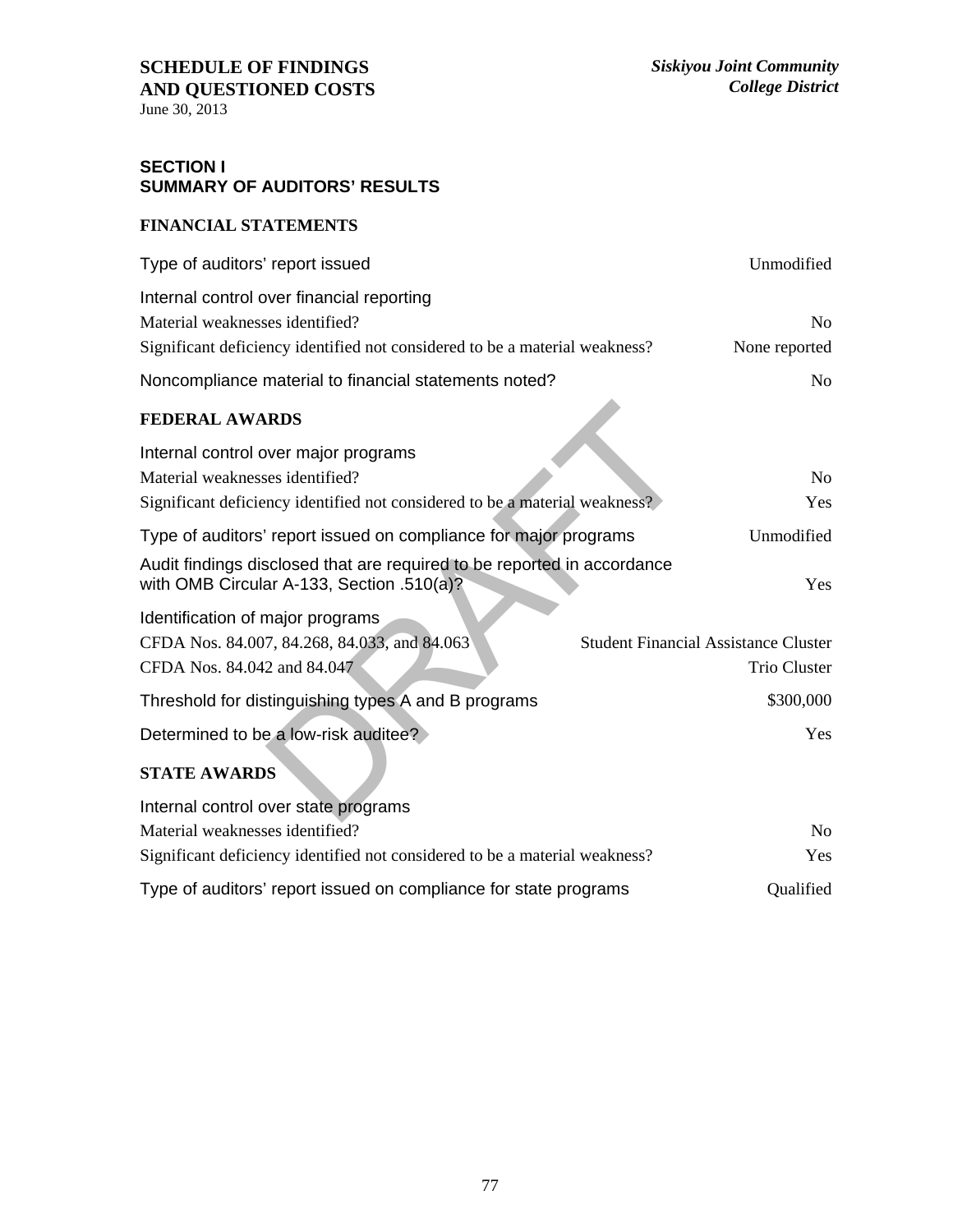**SCHEDULE OF FINDINGS AND QUESTIONED COSTS**
June 30, 2013

*Siskiyou Joint Community College District*

### SECTION I
### SUMMARY OF AUDITORS' RESULTS

#### FINANCIAL STATEMENTS

| | |
|---|---|
| Type of auditors' report issued | Unmodified |
| Internal control over financial reporting | |
| Material weaknesses identified? | No |
| Significant deficiency identified not considered to be a material weakness? | None reported |
| Noncompliance material to financial statements noted? | No |

#### FEDERAL AWARDS

| | |
|---|---|
| Internal control over major programs | |
| Material weaknesses identified? | No |
| Significant deficiency identified not considered to be a material weakness? | Yes |
| Type of auditors' report issued on compliance for major programs | Unmodified |
| Audit findings disclosed that are required to be reported in accordance with OMB Circular A-133, Section .510(a)? | Yes |
| Identification of major programs | |
| CFDA Nos. 84.007, 84.268, 84.033, and 84.063 | Student Financial Assistance Cluster |
| CFDA Nos. 84.042 and 84.047 | Trio Cluster |
| Threshold for distinguishing types A and B programs | $300,000 |
| Determined to be a low-risk auditee? | Yes |

#### STATE AWARDS

| | |
|---|---|
| Internal control over state programs | |
| Material weaknesses identified? | No |
| Significant deficiency identified not considered to be a material weakness? | Yes |
| Type of auditors' report issued on compliance for state programs | Qualified |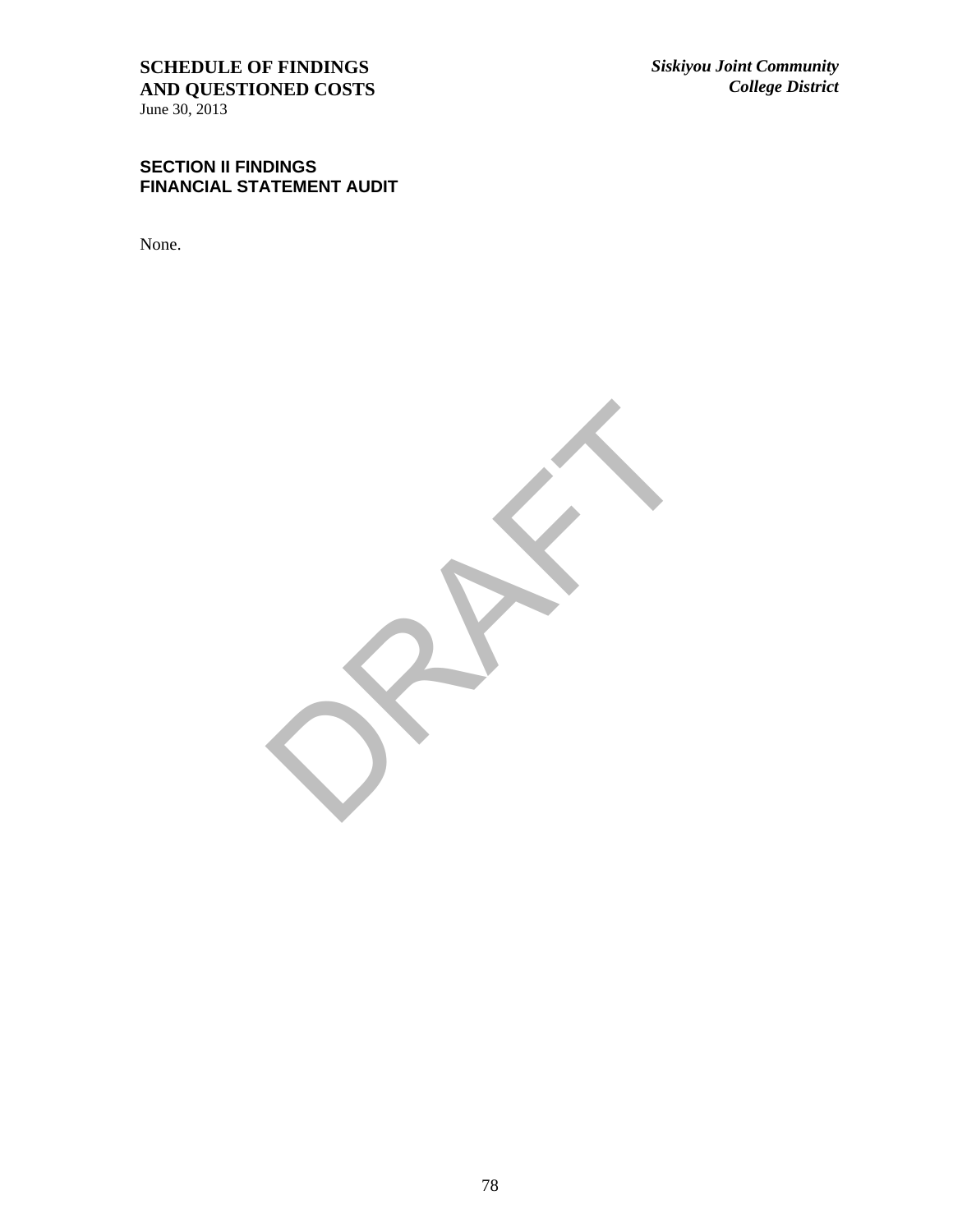**SCHEDULE OF FINDINGS AND QUESTIONED COSTS**
June 30, 2013

*Siskiyou Joint Community College District*

## SECTION II FINDINGS FINANCIAL STATEMENT AUDIT

None.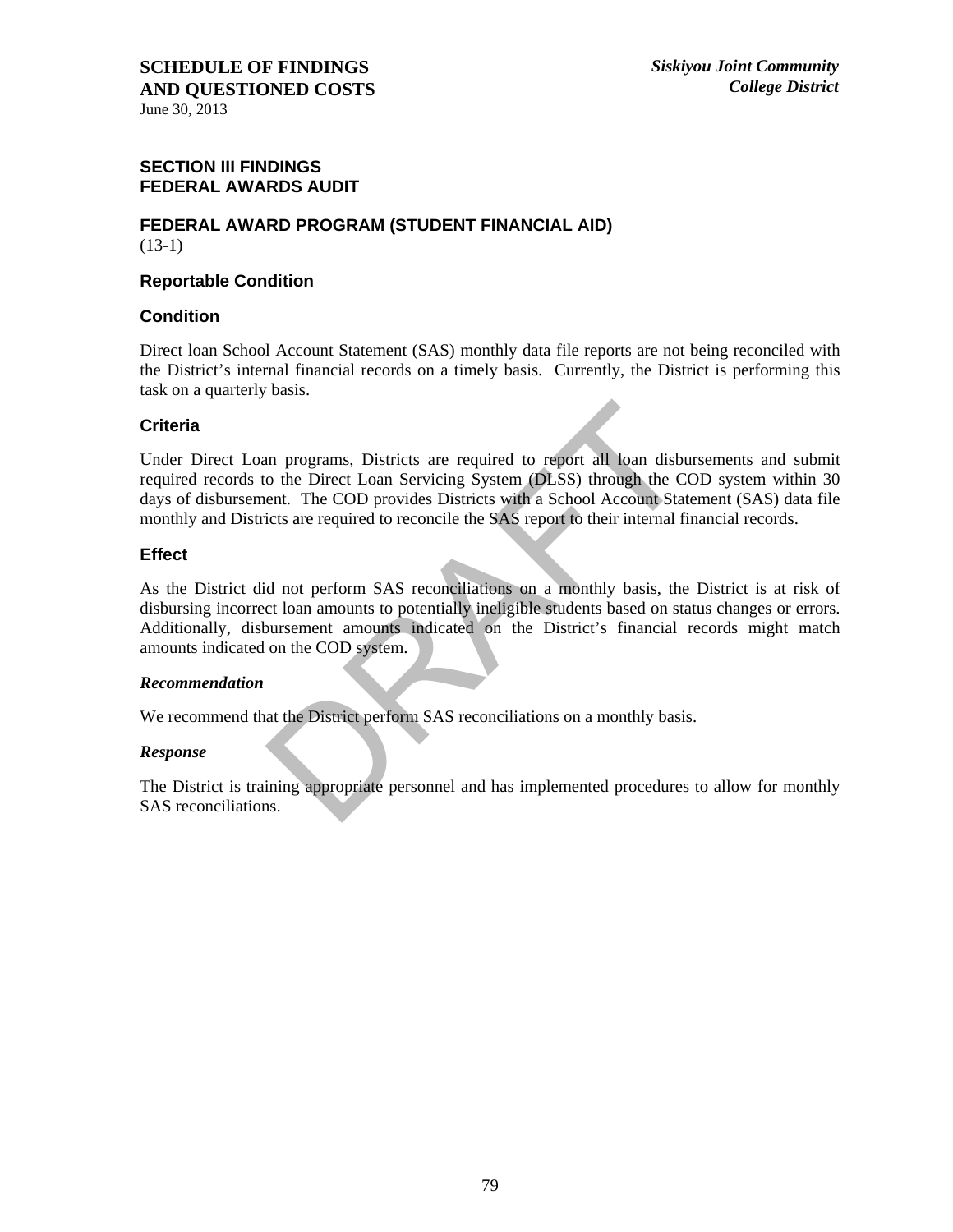**SCHEDULE OF FINDINGS AND QUESTIONED COSTS**
June 30, 2013

*Siskiyou Joint Community College District*

## SECTION III FINDINGS
## FEDERAL AWARDS AUDIT

### FEDERAL AWARD PROGRAM (STUDENT FINANCIAL AID)
(13-1)

### Reportable Condition

### Condition

Direct loan School Account Statement (SAS) monthly data file reports are not being reconciled with the District's internal financial records on a timely basis. Currently, the District is performing this task on a quarterly basis.

### Criteria

Under Direct Loan programs, Districts are required to report all loan disbursements and submit required records to the Direct Loan Servicing System (DLSS) through the COD system within 30 days of disbursement. The COD provides Districts with a School Account Statement (SAS) data file monthly and Districts are required to reconcile the SAS report to their internal financial records.

### Effect

As the District did not perform SAS reconciliations on a monthly basis, the District is at risk of disbursing incorrect loan amounts to potentially ineligible students based on status changes or errors. Additionally, disbursement amounts indicated on the District's financial records might match amounts indicated on the COD system.

***Recommendation***

We recommend that the District perform SAS reconciliations on a monthly basis.

***Response***

The District is training appropriate personnel and has implemented procedures to allow for monthly SAS reconciliations.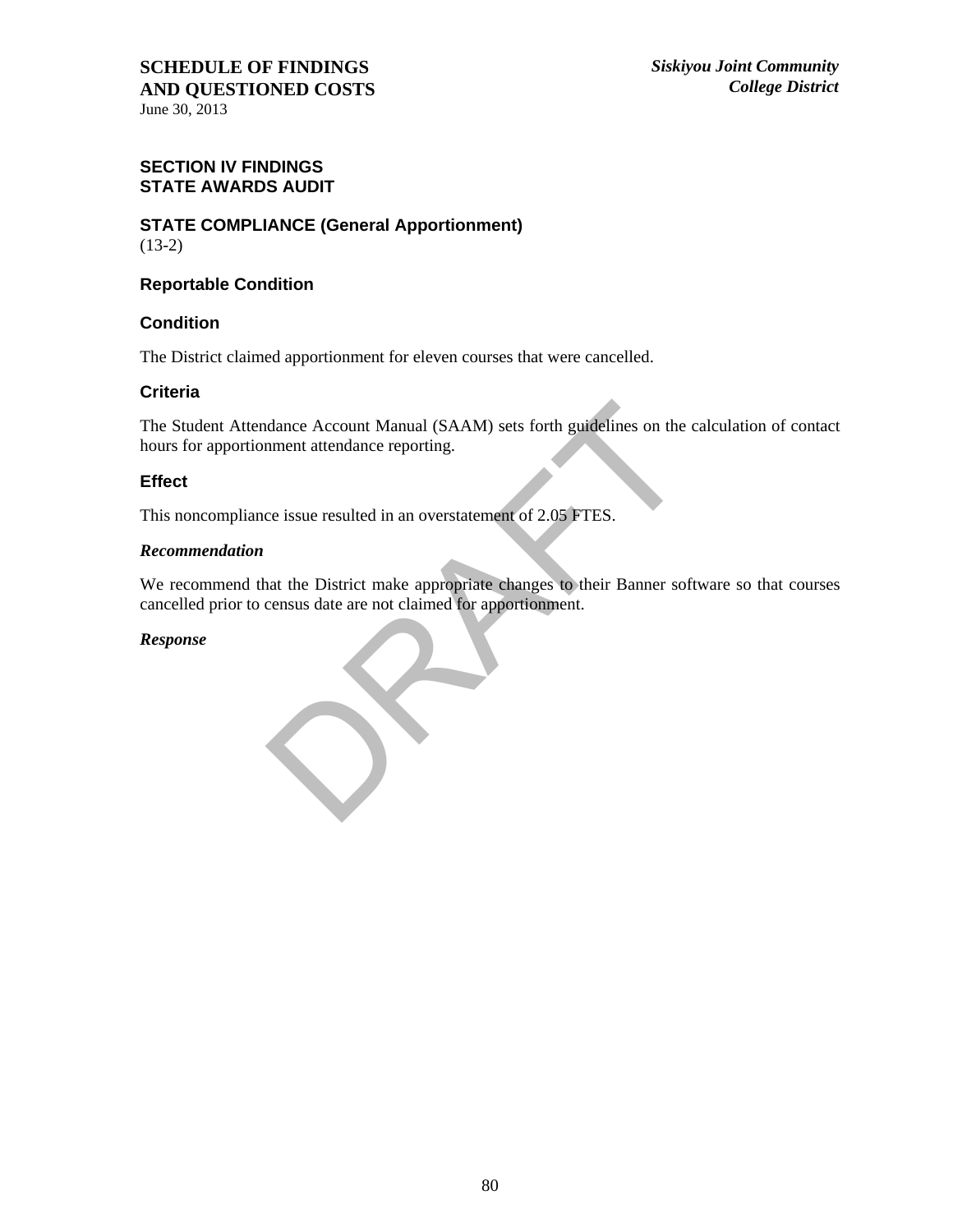**SCHEDULE OF FINDINGS AND QUESTIONED COSTS**
June 30, 2013

*Siskiyou Joint Community College District*

## SECTION IV FINDINGS
## STATE AWARDS AUDIT

### STATE COMPLIANCE (General Apportionment)
(13-2)

### Reportable Condition

### Condition

The District claimed apportionment for eleven courses that were cancelled.

### Criteria

The Student Attendance Account Manual (SAAM) sets forth guidelines on the calculation of contact hours for apportionment attendance reporting.

### Effect

This noncompliance issue resulted in an overstatement of 2.05 FTES.

***Recommendation***

We recommend that the District make appropriate changes to their Banner software so that courses cancelled prior to census date are not claimed for apportionment.

***Response***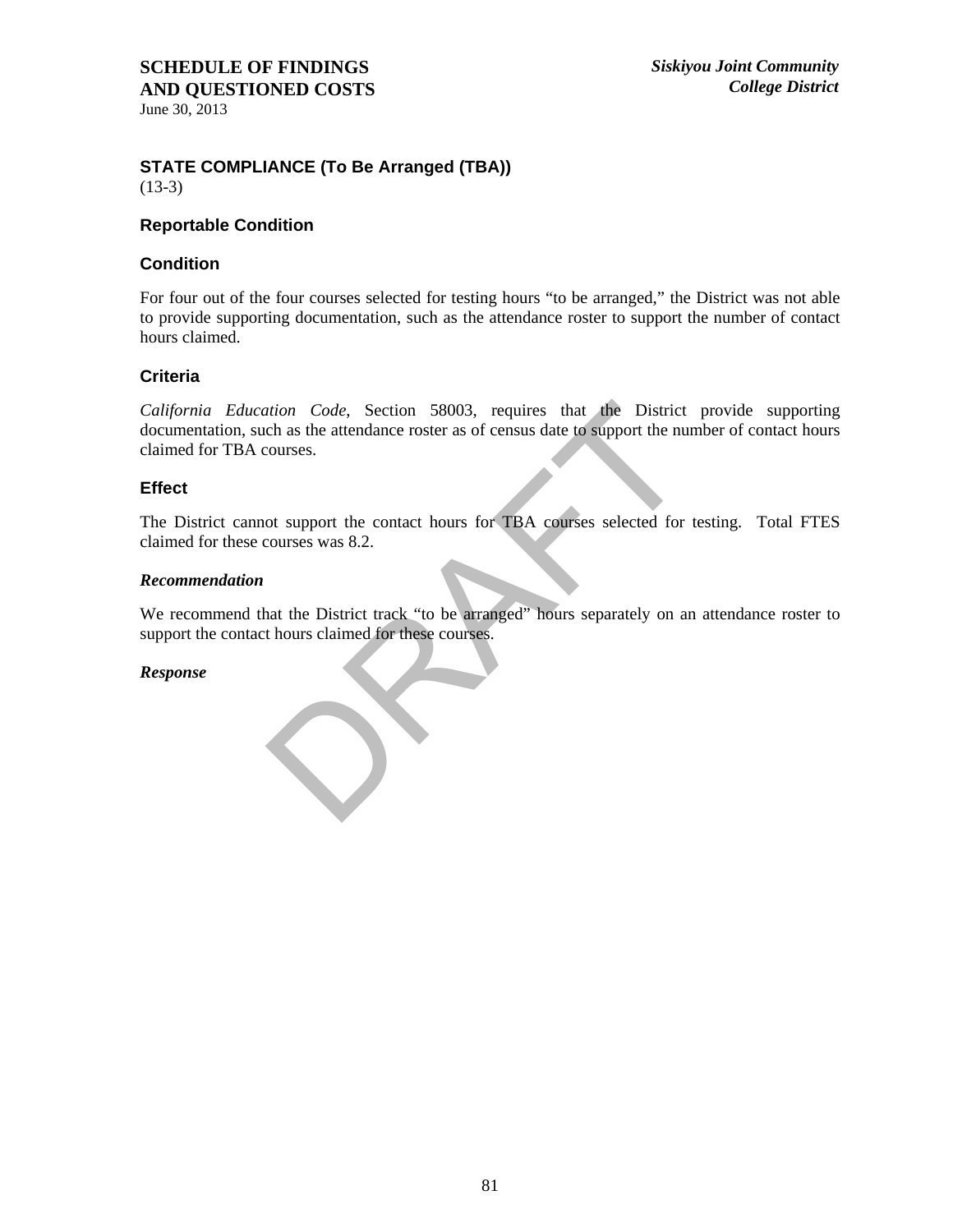# SCHEDULE OF FINDINGS AND QUESTIONED COSTS

June 30, 2013

### STATE COMPLIANCE (To Be Arranged (TBA))

(13-3)

### Reportable Condition

### Condition

For four out of the four courses selected for testing hours "to be arranged," the District was not able to provide supporting documentation, such as the attendance roster to support the number of contact hours claimed.

### Criteria

*California Education Code*, Section 58003, requires that the District provide supporting documentation, such as the attendance roster as of census date to support the number of contact hours claimed for TBA courses.

### Effect

The District cannot support the contact hours for TBA courses selected for testing. Total FTES claimed for these courses was 8.2.

***Recommendation***

We recommend that the District track "to be arranged" hours separately on an attendance roster to support the contact hours claimed for these courses.

***Response***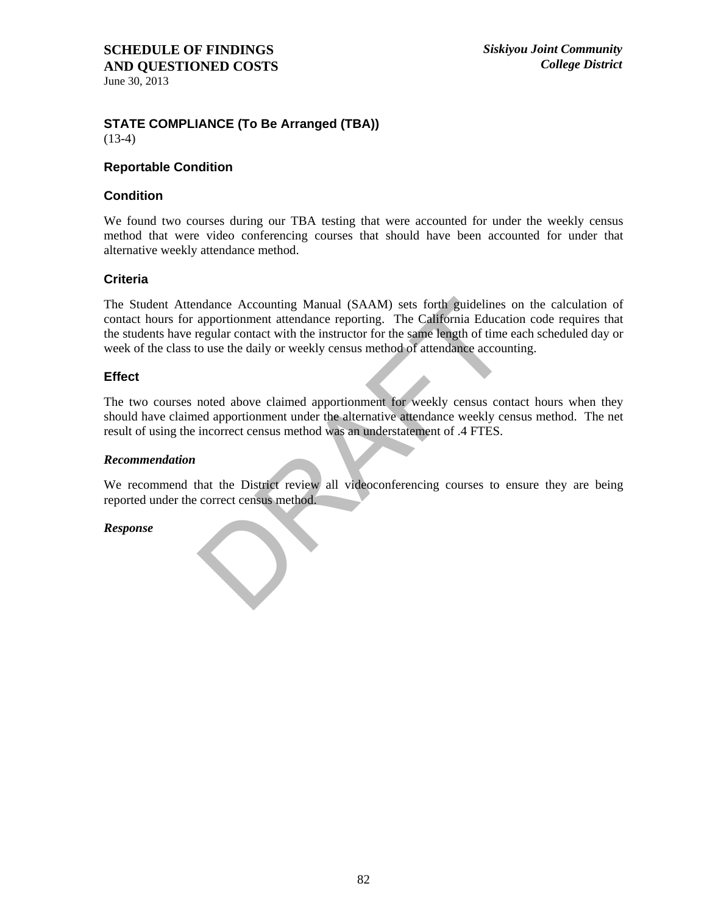**SCHEDULE OF FINDINGS AND QUESTIONED COSTS**
June 30, 2013

*Siskiyou Joint Community College District*

### STATE COMPLIANCE (To Be Arranged (TBA))

(13-4)

### Reportable Condition

### Condition

We found two courses during our TBA testing that were accounted for under the weekly census method that were video conferencing courses that should have been accounted for under that alternative weekly attendance method.

### Criteria

The Student Attendance Accounting Manual (SAAM) sets forth guidelines on the calculation of contact hours for apportionment attendance reporting. The California Education code requires that the students have regular contact with the instructor for the same length of time each scheduled day or week of the class to use the daily or weekly census method of attendance accounting.

### Effect

The two courses noted above claimed apportionment for weekly census contact hours when they should have claimed apportionment under the alternative attendance weekly census method. The net result of using the incorrect census method was an understatement of .4 FTES.

***Recommendation***

We recommend that the District review all videoconferencing courses to ensure they are being reported under the correct census method.

***Response***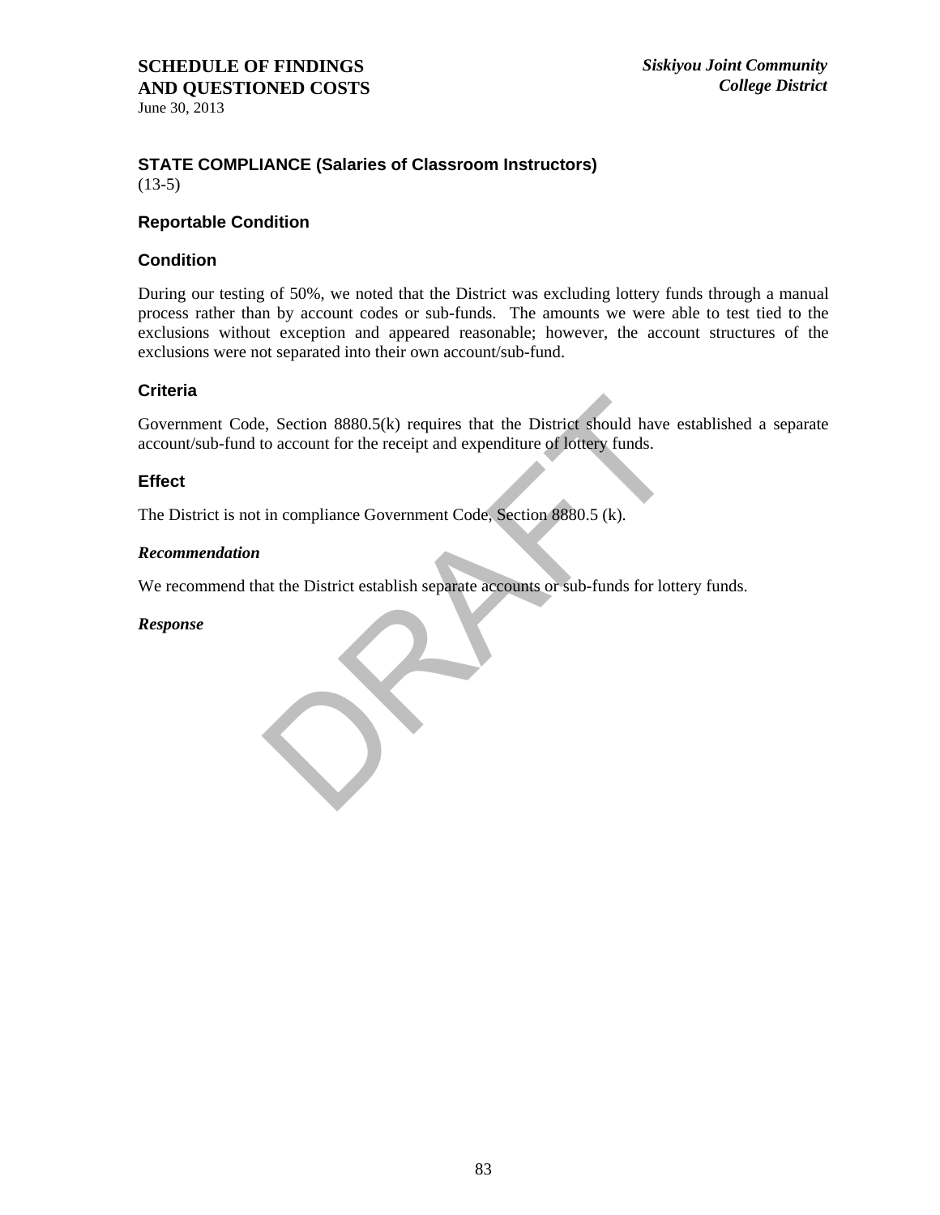**SCHEDULE OF FINDINGS AND QUESTIONED COSTS**
June 30, 2013

*Siskiyou Joint Community College District*

### STATE COMPLIANCE (Salaries of Classroom Instructors)
(13-5)

### Reportable Condition

### Condition

During our testing of 50%, we noted that the District was excluding lottery funds through a manual process rather than by account codes or sub-funds. The amounts we were able to test tied to the exclusions without exception and appeared reasonable; however, the account structures of the exclusions were not separated into their own account/sub-fund.

### Criteria

Government Code, Section 8880.5(k) requires that the District should have established a separate account/sub-fund to account for the receipt and expenditure of lottery funds.

### Effect

The District is not in compliance Government Code, Section 8880.5 (k).

***Recommendation***

We recommend that the District establish separate accounts or sub-funds for lottery funds.

***Response***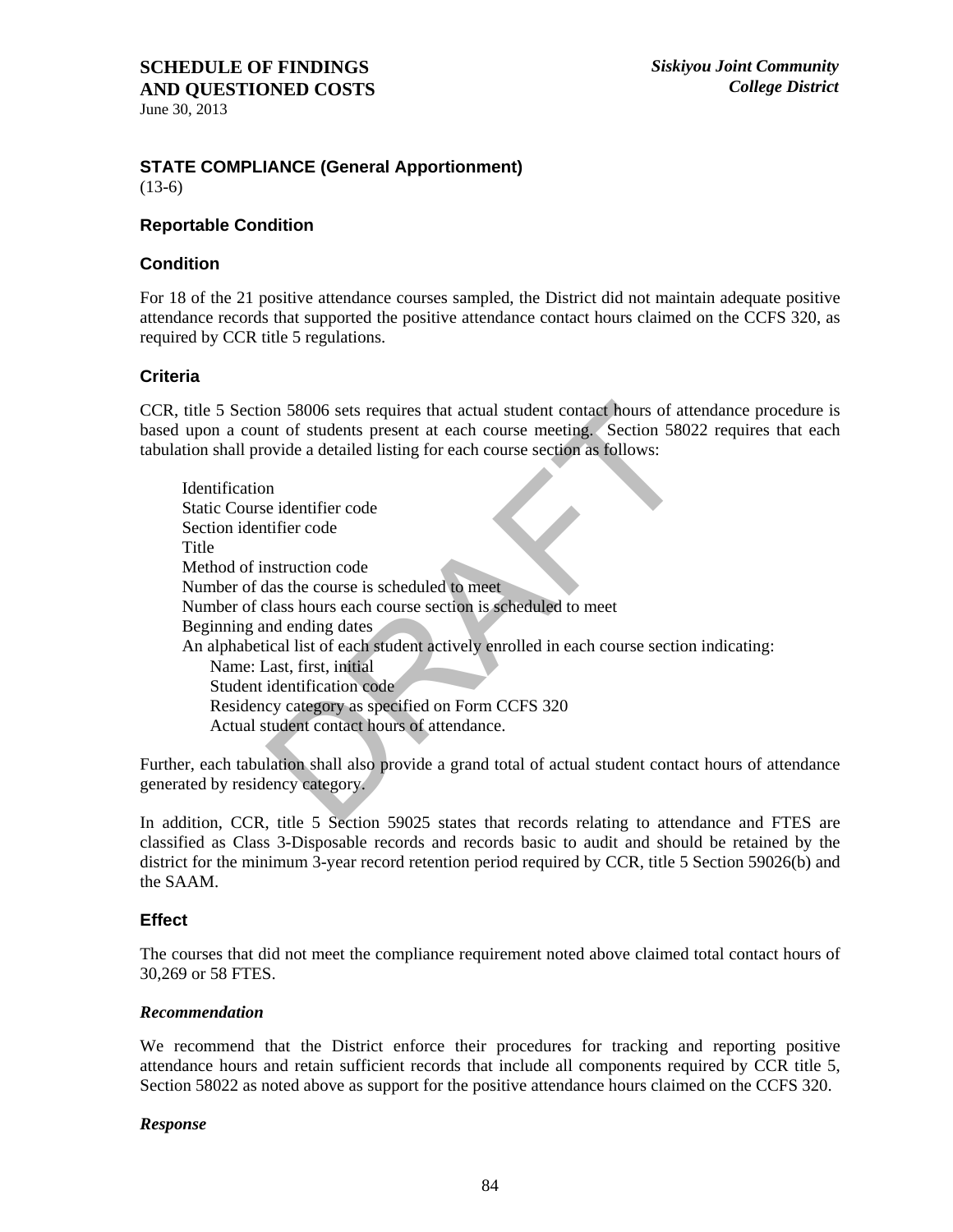# SCHEDULE OF FINDINGS AND QUESTIONED COSTS

June 30, 2013

*Siskiyou Joint Community College District*

## STATE COMPLIANCE (General Apportionment)

(13-6)

### Reportable Condition

### Condition

For 18 of the 21 positive attendance courses sampled, the District did not maintain adequate positive attendance records that supported the positive attendance contact hours claimed on the CCFS 320, as required by CCR title 5 regulations.

### Criteria

CCR, title 5 Section 58006 sets requires that actual student contact hours of attendance procedure is based upon a count of students present at each course meeting. Section 58022 requires that each tabulation shall provide a detailed listing for each course section as follows:

- Identification
- Static Course identifier code
- Section identifier code
- Title
- Method of instruction code
- Number of das the course is scheduled to meet
- Number of class hours each course section is scheduled to meet
- Beginning and ending dates
- An alphabetical list of each student actively enrolled in each course section indicating:
  - Name: Last, first, initial
  - Student identification code
  - Residency category as specified on Form CCFS 320
  - Actual student contact hours of attendance.

Further, each tabulation shall also provide a grand total of actual student contact hours of attendance generated by residency category.

In addition, CCR, title 5 Section 59025 states that records relating to attendance and FTES are classified as Class 3-Disposable records and records basic to audit and should be retained by the district for the minimum 3-year record retention period required by CCR, title 5 Section 59026(b) and the SAAM.

### Effect

The courses that did not meet the compliance requirement noted above claimed total contact hours of 30,269 or 58 FTES.

#### *Recommendation*

We recommend that the District enforce their procedures for tracking and reporting positive attendance hours and retain sufficient records that include all components required by CCR title 5, Section 58022 as noted above as support for the positive attendance hours claimed on the CCFS 320.

#### *Response*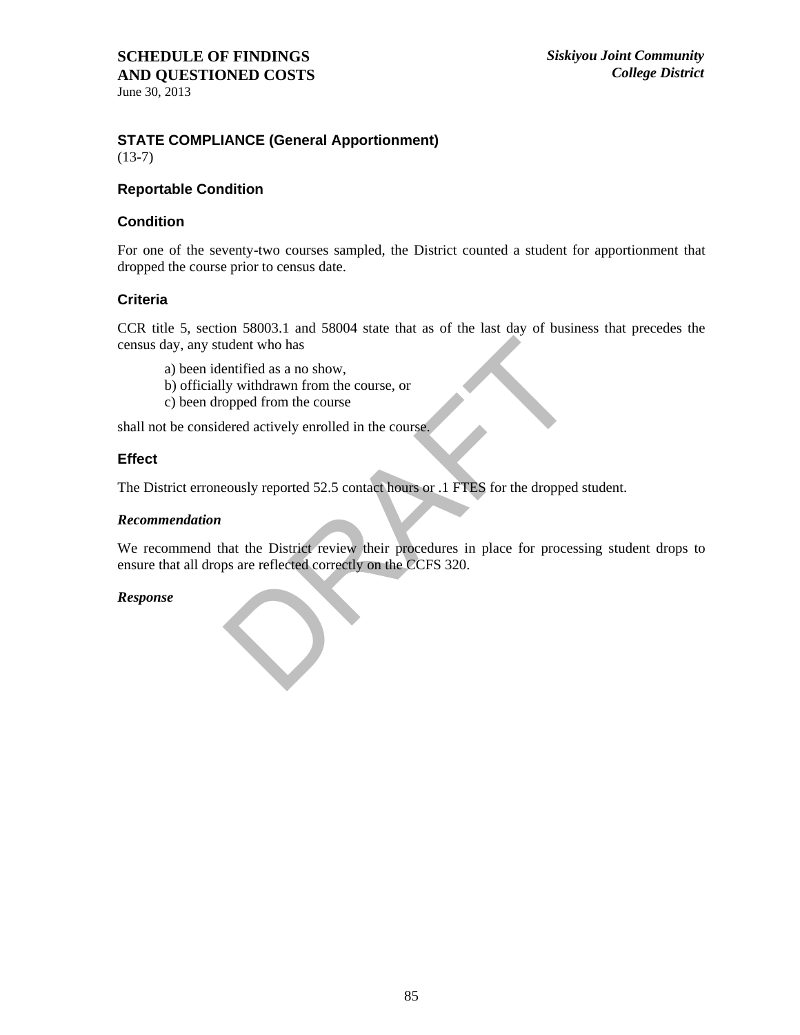**SCHEDULE OF FINDINGS AND QUESTIONED COSTS**
June 30, 2013

***Siskiyou Joint Community College District***

## STATE COMPLIANCE (General Apportionment)

(13-7)

### Reportable Condition

### Condition

For one of the seventy-two courses sampled, the District counted a student for apportionment that dropped the course prior to census date.

### Criteria

CCR title 5, section 58003.1 and 58004 state that as of the last day of business that precedes the census day, any student who has

a) been identified as a no show,
b) officially withdrawn from the course, or
c) been dropped from the course

shall not be considered actively enrolled in the course.

### Effect

The District erroneously reported 52.5 contact hours or .1 FTES for the dropped student.

***Recommendation***

We recommend that the District review their procedures in place for processing student drops to ensure that all drops are reflected correctly on the CCFS 320.

***Response***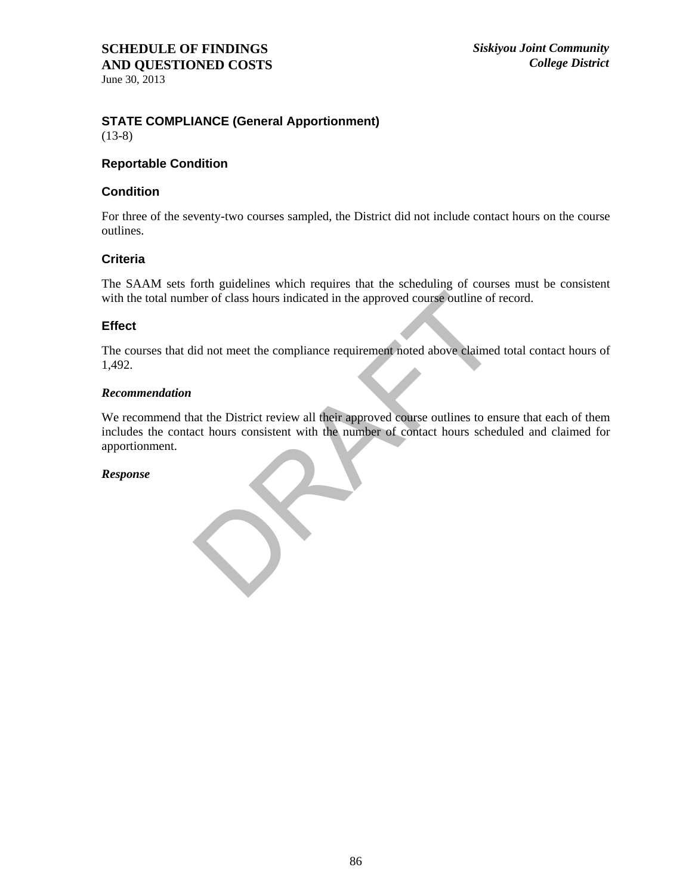# SCHEDULE OF FINDINGS AND QUESTIONED COSTS

June 30, 2013

*Siskiyou Joint Community College District*

## STATE COMPLIANCE (General Apportionment)

(13-8)

### Reportable Condition

### Condition

For three of the seventy-two courses sampled, the District did not include contact hours on the course outlines.

### Criteria

The SAAM sets forth guidelines which requires that the scheduling of courses must be consistent with the total number of class hours indicated in the approved course outline of record.

### Effect

The courses that did not meet the compliance requirement noted above claimed total contact hours of 1,492.

### *Recommendation*

We recommend that the District review all their approved course outlines to ensure that each of them includes the contact hours consistent with the number of contact hours scheduled and claimed for apportionment.

### *Response*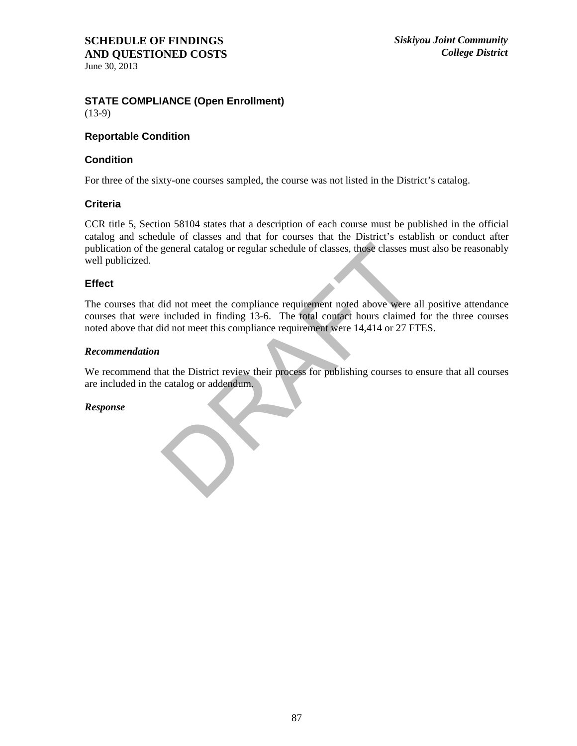## STATE COMPLIANCE (Open Enrollment)

(13-9)

### Reportable Condition

### Condition

For three of the sixty-one courses sampled, the course was not listed in the District's catalog.

### Criteria

CCR title 5, Section 58104 states that a description of each course must be published in the official catalog and schedule of classes and that for courses that the District's establish or conduct after publication of the general catalog or regular schedule of classes, those classes must also be reasonably well publicized.

### Effect

The courses that did not meet the compliance requirement noted above were all positive attendance courses that were included in finding 13-6. The total contact hours claimed for the three courses noted above that did not meet this compliance requirement were 14,414 or 27 FTES.

### *Recommendation*

We recommend that the District review their process for publishing courses to ensure that all courses are included in the catalog or addendum.

### *Response*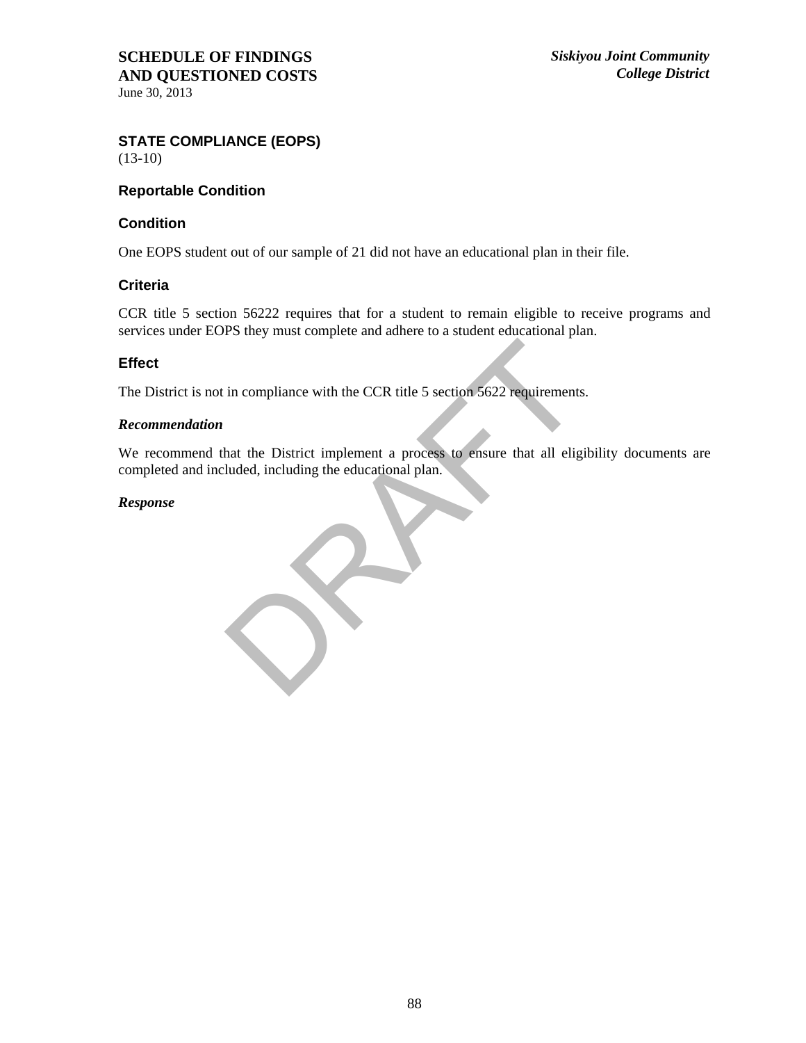**SCHEDULE OF FINDINGS AND QUESTIONED COSTS**
June 30, 2013

*Siskiyou Joint Community College District*

## STATE COMPLIANCE (EOPS)

(13-10)

### Reportable Condition

### Condition

One EOPS student out of our sample of 21 did not have an educational plan in their file.

### Criteria

CCR title 5 section 56222 requires that for a student to remain eligible to receive programs and services under EOPS they must complete and adhere to a student educational plan.

### Effect

The District is not in compliance with the CCR title 5 section 5622 requirements.

***Recommendation***

We recommend that the District implement a process to ensure that all eligibility documents are completed and included, including the educational plan.

***Response***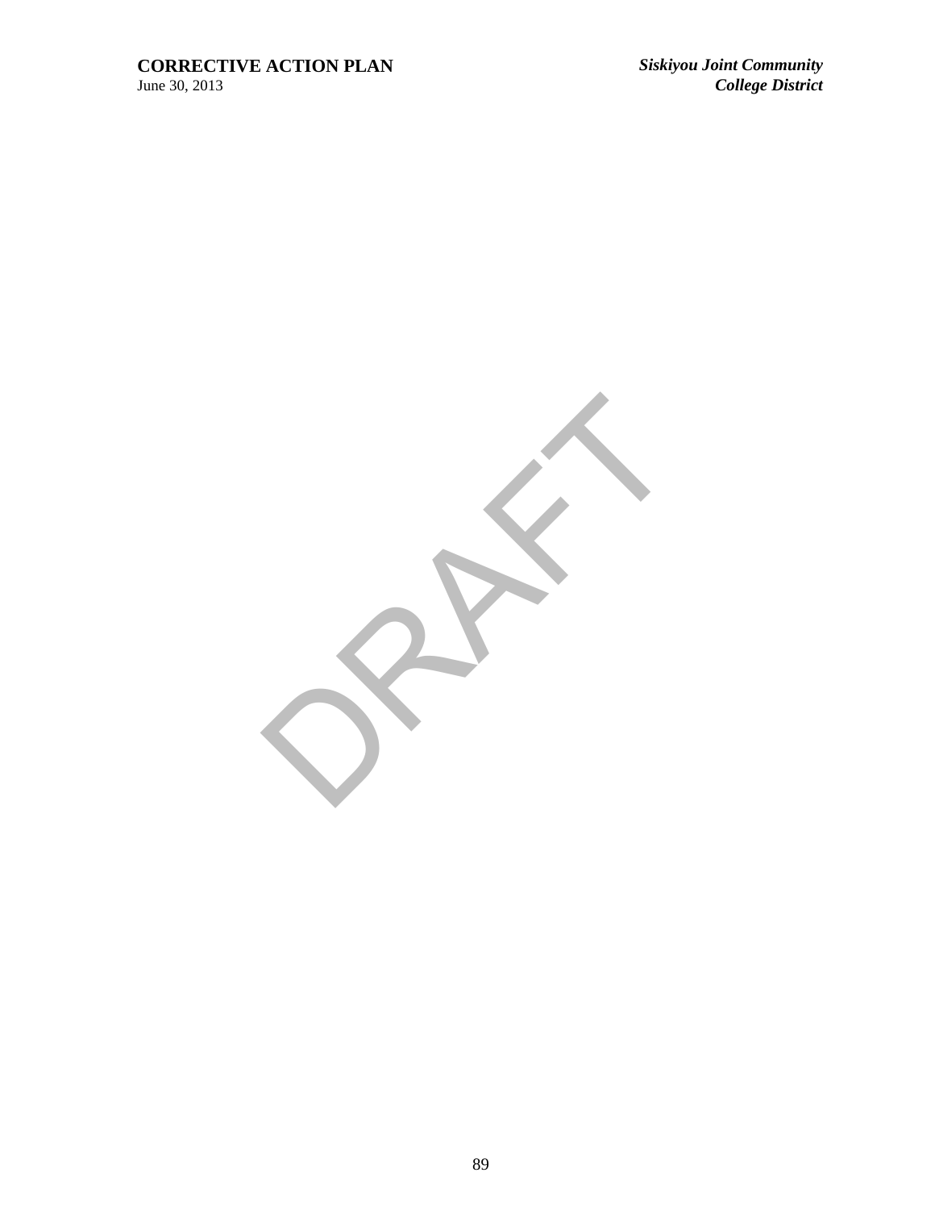DRAFT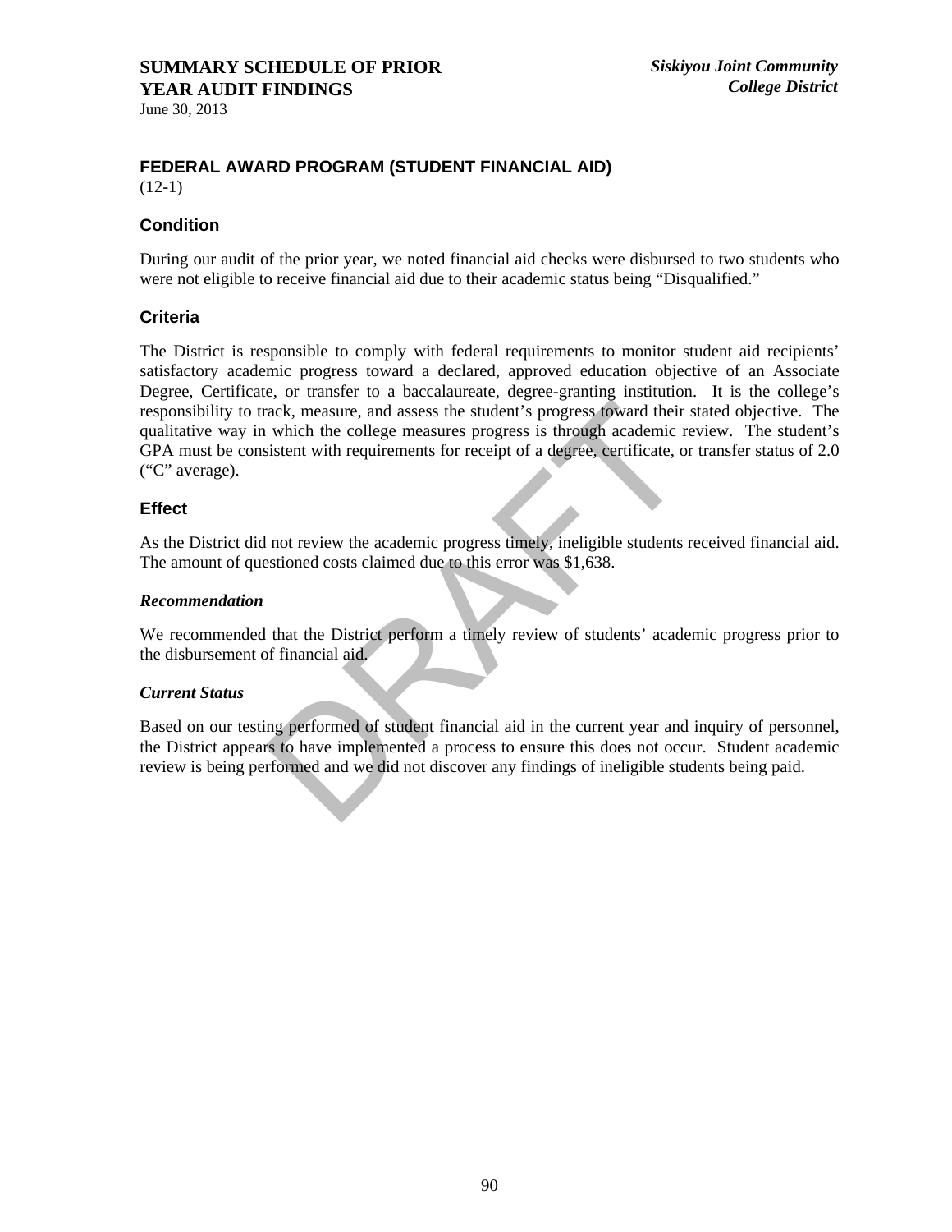# SUMMARY SCHEDULE OF PRIOR YEAR AUDIT FINDINGS

June 30, 2013

*Siskiyou Joint Community College District*

## FEDERAL AWARD PROGRAM (STUDENT FINANCIAL AID)

(12-1)

### Condition

During our audit of the prior year, we noted financial aid checks were disbursed to two students who were not eligible to receive financial aid due to their academic status being "Disqualified."

### Criteria

The District is responsible to comply with federal requirements to monitor student aid recipients' satisfactory academic progress toward a declared, approved education objective of an Associate Degree, Certificate, or transfer to a baccalaureate, degree-granting institution. It is the college's responsibility to track, measure, and assess the student's progress toward their stated objective. The qualitative way in which the college measures progress is through academic review. The student's GPA must be consistent with requirements for receipt of a degree, certificate, or transfer status of 2.0 ("C" average).

### Effect

As the District did not review the academic progress timely, ineligible students received financial aid. The amount of questioned costs claimed due to this error was $1,638.

***Recommendation***

We recommended that the District perform a timely review of students' academic progress prior to the disbursement of financial aid.

***Current Status***

Based on our testing performed of student financial aid in the current year and inquiry of personnel, the District appears to have implemented a process to ensure this does not occur. Student academic review is being performed and we did not discover any findings of ineligible students being paid.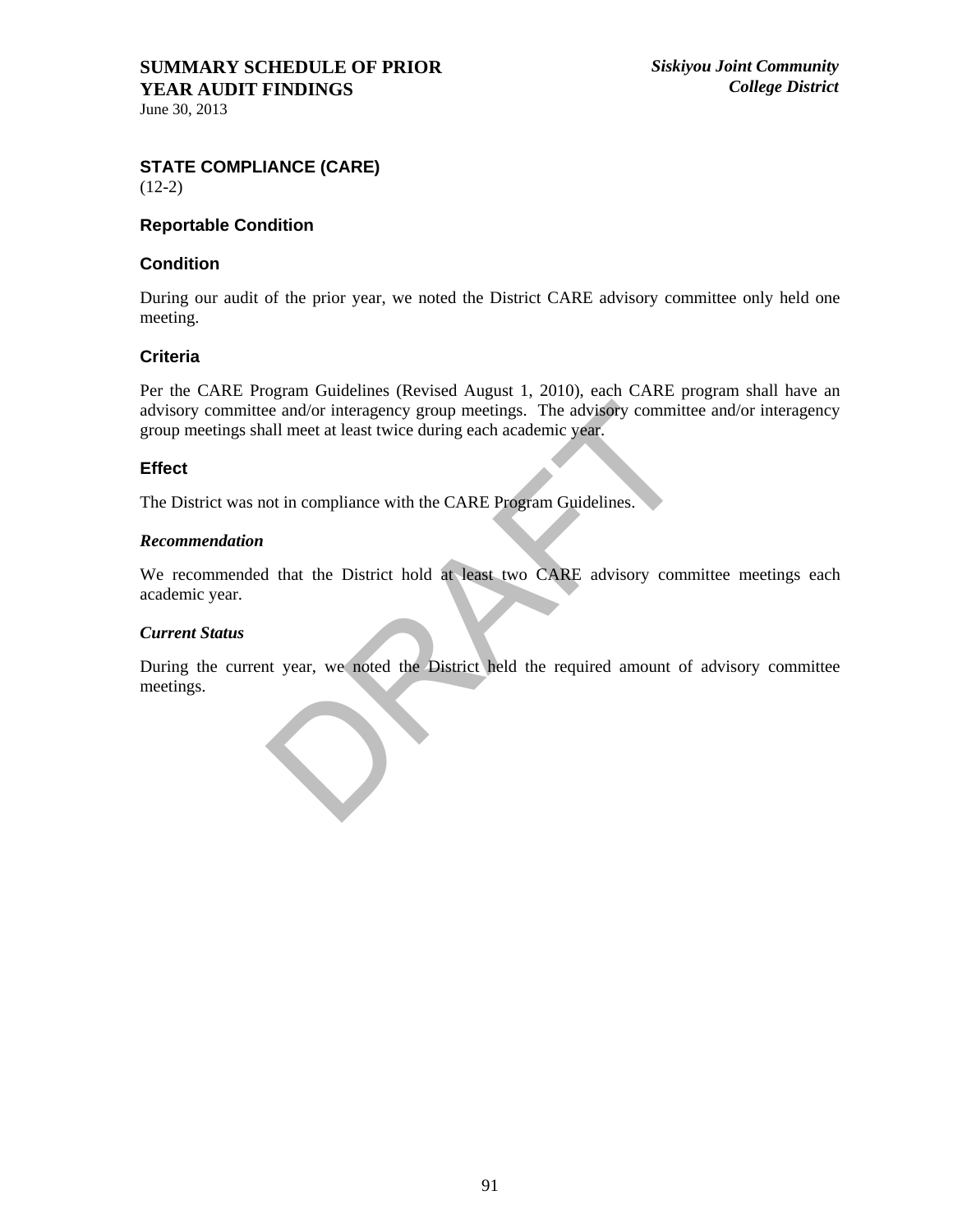# SUMMARY SCHEDULE OF PRIOR YEAR AUDIT FINDINGS

June 30, 2013

*Siskiyou Joint Community College District*

## STATE COMPLIANCE (CARE)

(12-2)

### Reportable Condition

### Condition

During our audit of the prior year, we noted the District CARE advisory committee only held one meeting.

### Criteria

Per the CARE Program Guidelines (Revised August 1, 2010), each CARE program shall have an advisory committee and/or interagency group meetings. The advisory committee and/or interagency group meetings shall meet at least twice during each academic year.

### Effect

The District was not in compliance with the CARE Program Guidelines.

***Recommendation***

We recommended that the District hold at least two CARE advisory committee meetings each academic year.

***Current Status***

During the current year, we noted the District held the required amount of advisory committee meetings.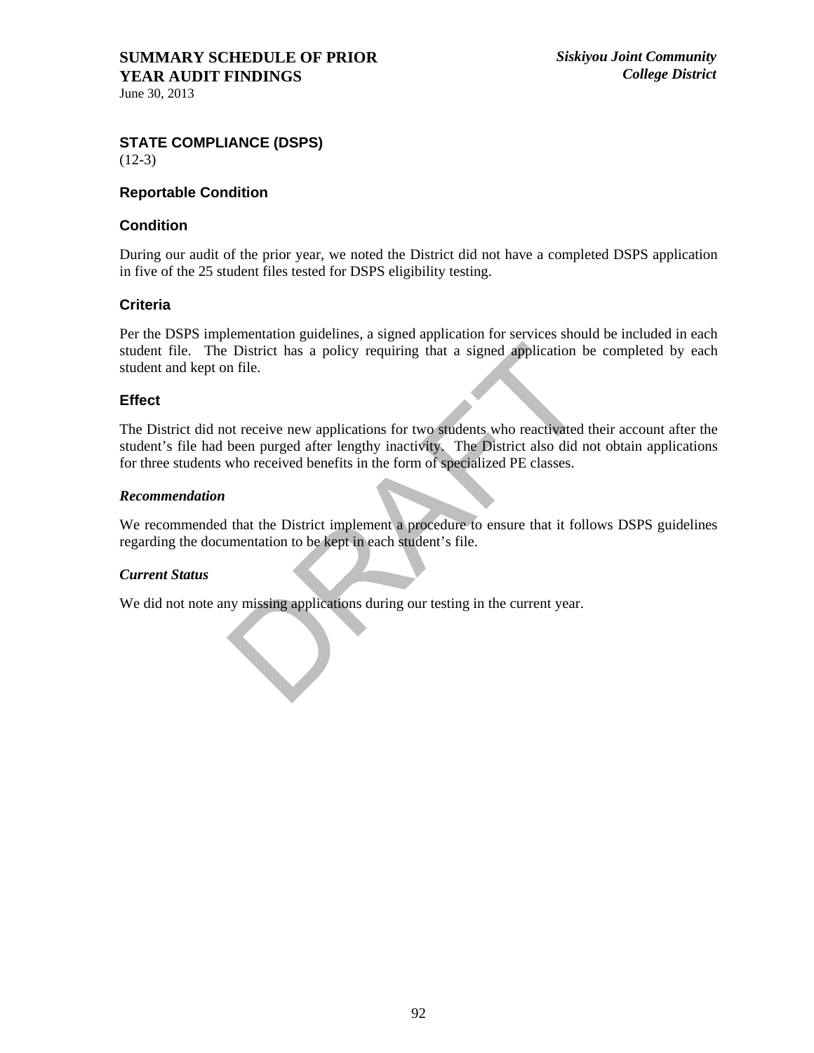# SUMMARY SCHEDULE OF PRIOR YEAR AUDIT FINDINGS

June 30, 2013

*Siskiyou Joint Community College District*

## STATE COMPLIANCE (DSPS)

(12-3)

### Reportable Condition

### Condition

During our audit of the prior year, we noted the District did not have a completed DSPS application in five of the 25 student files tested for DSPS eligibility testing.

### Criteria

Per the DSPS implementation guidelines, a signed application for services should be included in each student file. The District has a policy requiring that a signed application be completed by each student and kept on file.

### Effect

The District did not receive new applications for two students who reactivated their account after the student's file had been purged after lengthy inactivity. The District also did not obtain applications for three students who received benefits in the form of specialized PE classes.

***Recommendation***

We recommended that the District implement a procedure to ensure that it follows DSPS guidelines regarding the documentation to be kept in each student's file.

***Current Status***

We did not note any missing applications during our testing in the current year.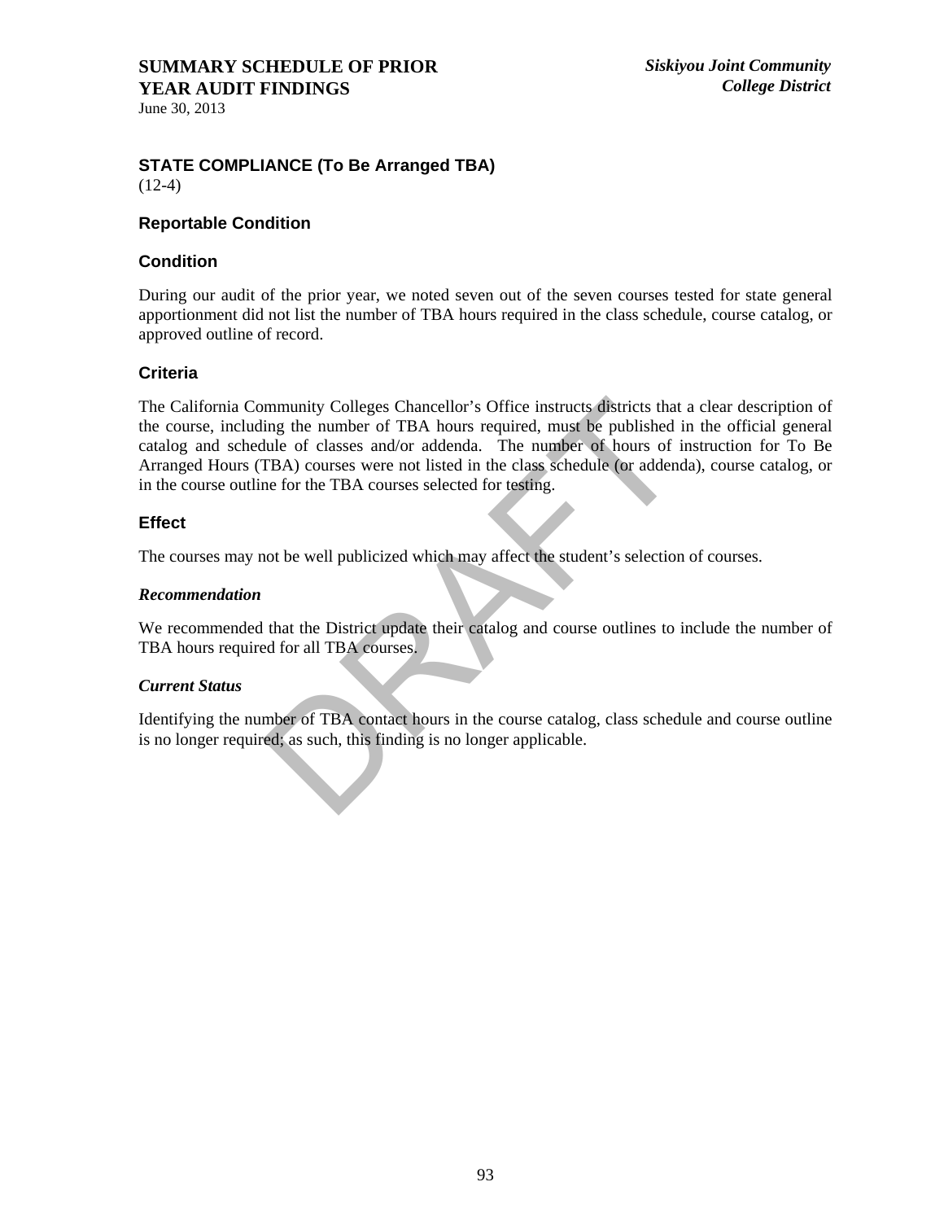## STATE COMPLIANCE (To Be Arranged TBA)

(12-4)

### Reportable Condition

### Condition

During our audit of the prior year, we noted seven out of the seven courses tested for state general apportionment did not list the number of TBA hours required in the class schedule, course catalog, or approved outline of record.

### Criteria

The California Community Colleges Chancellor's Office instructs districts that a clear description of the course, including the number of TBA hours required, must be published in the official general catalog and schedule of classes and/or addenda. The number of hours of instruction for To Be Arranged Hours (TBA) courses were not listed in the class schedule (or addenda), course catalog, or in the course outline for the TBA courses selected for testing.

### Effect

The courses may not be well publicized which may affect the student's selection of courses.

#### *Recommendation*

We recommended that the District update their catalog and course outlines to include the number of TBA hours required for all TBA courses.

#### *Current Status*

Identifying the number of TBA contact hours in the course catalog, class schedule and course outline is no longer required; as such, this finding is no longer applicable.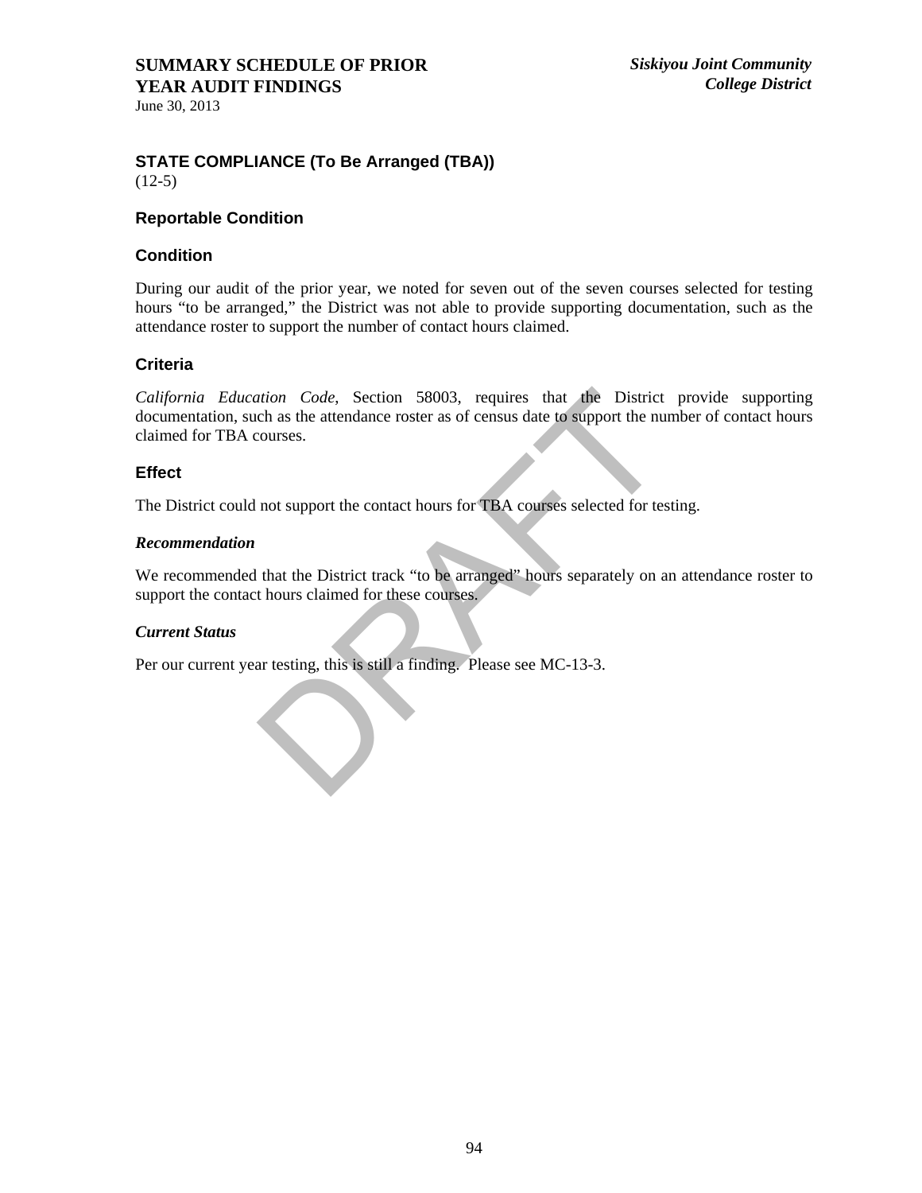# SUMMARY SCHEDULE OF PRIOR YEAR AUDIT FINDINGS

June 30, 2013

*Siskiyou Joint Community College District*

## STATE COMPLIANCE (To Be Arranged (TBA))

(12-5)

### Reportable Condition

### Condition

During our audit of the prior year, we noted for seven out of the seven courses selected for testing hours "to be arranged," the District was not able to provide supporting documentation, such as the attendance roster to support the number of contact hours claimed.

### Criteria

*California Education Code*, Section 58003, requires that the District provide supporting documentation, such as the attendance roster as of census date to support the number of contact hours claimed for TBA courses.

### Effect

The District could not support the contact hours for TBA courses selected for testing.

***Recommendation***

We recommended that the District track "to be arranged" hours separately on an attendance roster to support the contact hours claimed for these courses.

***Current Status***

Per our current year testing, this is still a finding. Please see MC-13-3.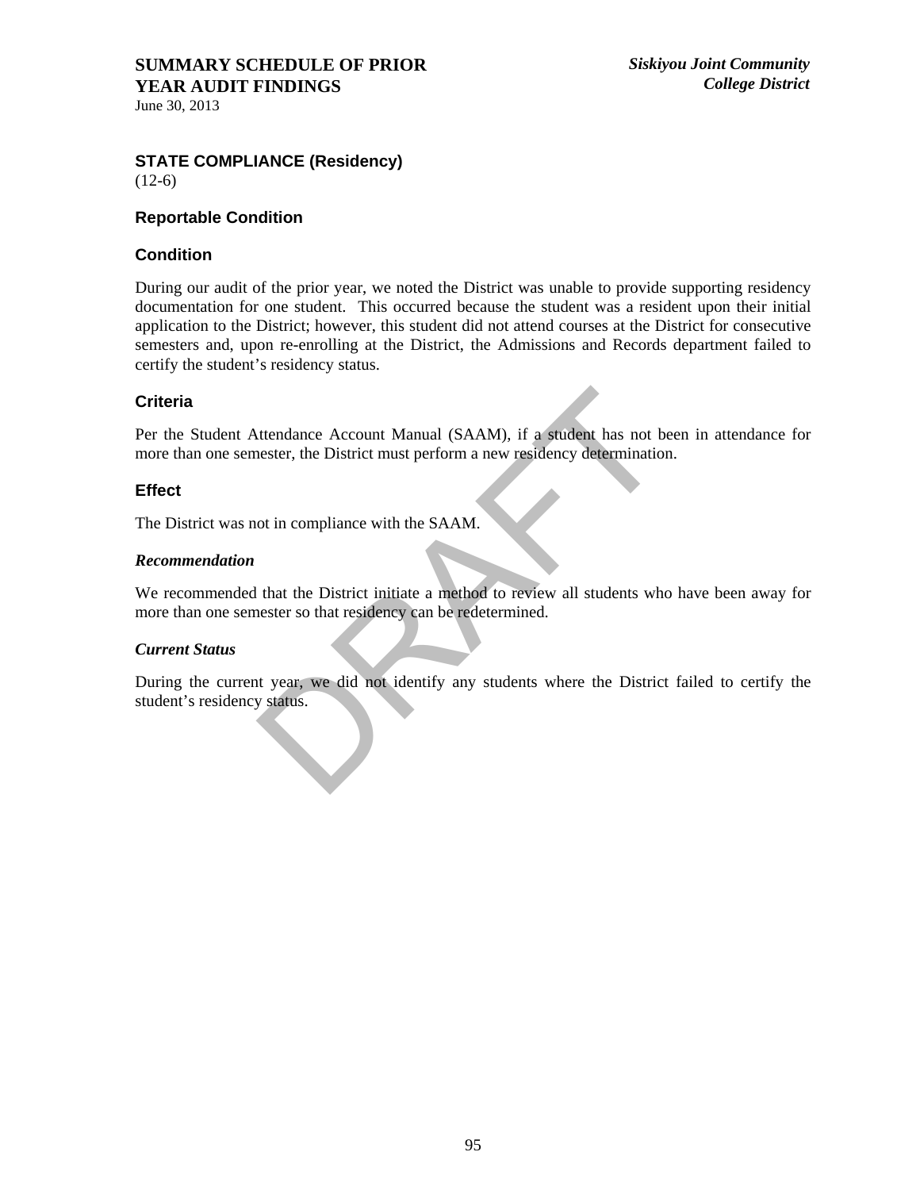# SUMMARY SCHEDULE OF PRIOR YEAR AUDIT FINDINGS

June 30, 2013

*Siskiyou Joint Community College District*

## STATE COMPLIANCE (Residency)

(12-6)

### Reportable Condition

### Condition

During our audit of the prior year, we noted the District was unable to provide supporting residency documentation for one student. This occurred because the student was a resident upon their initial application to the District; however, this student did not attend courses at the District for consecutive semesters and, upon re-enrolling at the District, the Admissions and Records department failed to certify the student's residency status.

### Criteria

Per the Student Attendance Account Manual (SAAM), if a student has not been in attendance for more than one semester, the District must perform a new residency determination.

### Effect

The District was not in compliance with the SAAM.

#### *Recommendation*

We recommended that the District initiate a method to review all students who have been away for more than one semester so that residency can be redetermined.

#### *Current Status*

During the current year, we did not identify any students where the District failed to certify the student's residency status.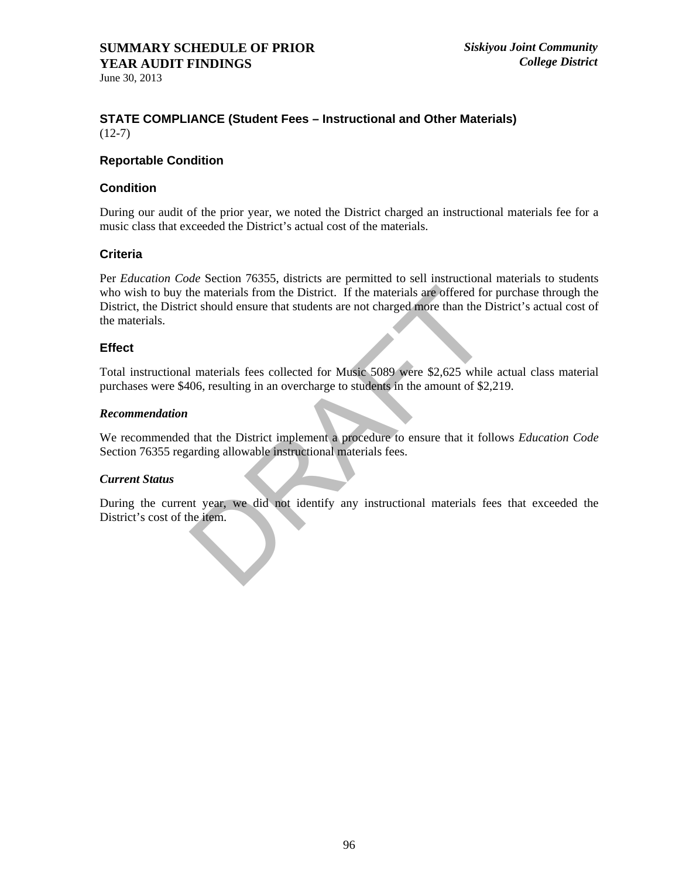# SUMMARY SCHEDULE OF PRIOR YEAR AUDIT FINDINGS

June 30, 2013

*Siskiyou Joint Community College District*

## STATE COMPLIANCE (Student Fees – Instructional and Other Materials)

(12-7)

### Reportable Condition

### Condition

During our audit of the prior year, we noted the District charged an instructional materials fee for a music class that exceeded the District's actual cost of the materials.

### Criteria

Per *Education Code* Section 76355, districts are permitted to sell instructional materials to students who wish to buy the materials from the District. If the materials are offered for purchase through the District, the District should ensure that students are not charged more than the District's actual cost of the materials.

### Effect

Total instructional materials fees collected for Music 5089 were $2,625 while actual class material purchases were $406, resulting in an overcharge to students in the amount of $2,219.

***Recommendation***

We recommended that the District implement a procedure to ensure that it follows *Education Code* Section 76355 regarding allowable instructional materials fees.

***Current Status***

During the current year, we did not identify any instructional materials fees that exceeded the District's cost of the item.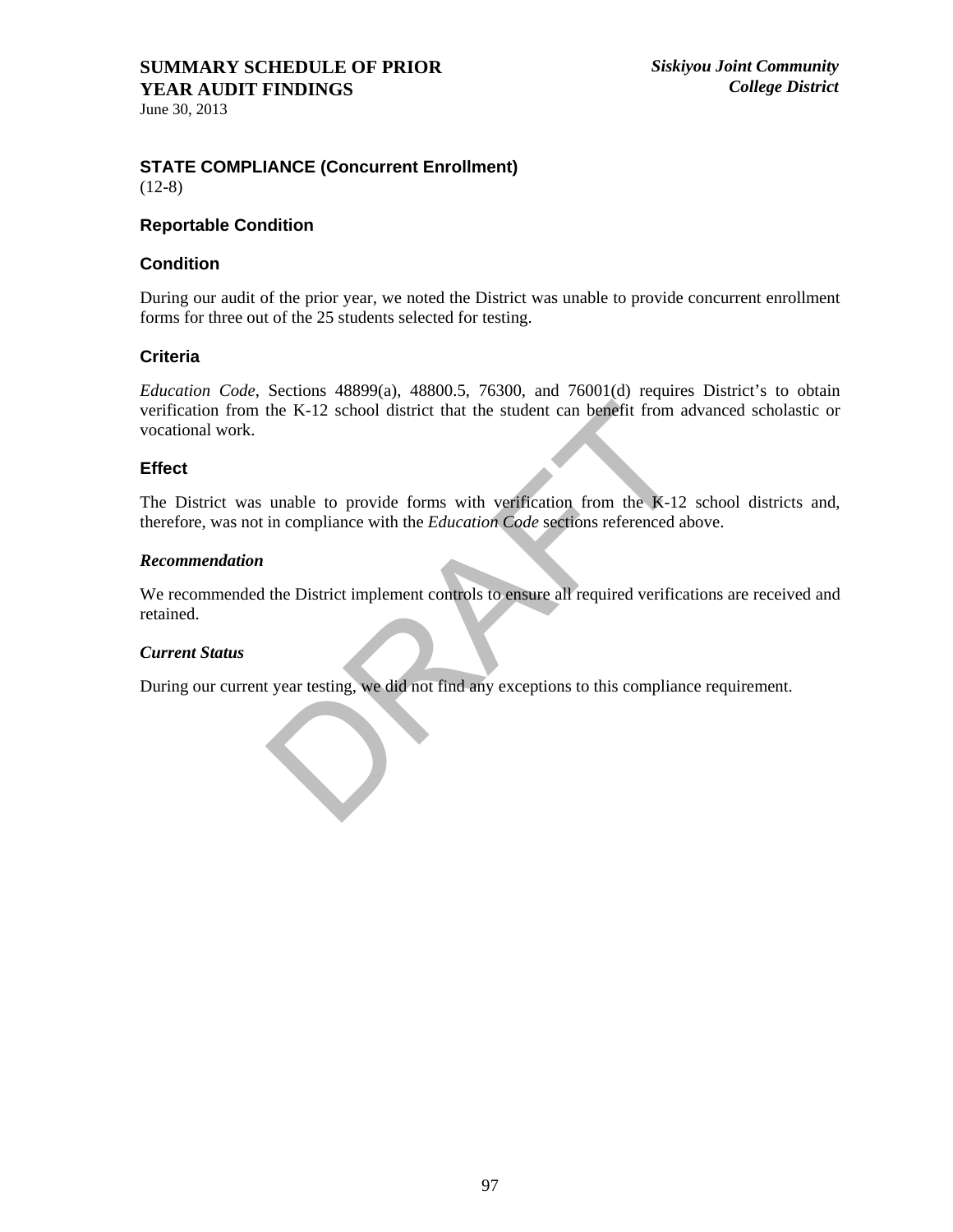**SUMMARY SCHEDULE OF PRIOR YEAR AUDIT FINDINGS**
June 30, 2013

### STATE COMPLIANCE (Concurrent Enrollment)

(12-8)

### Reportable Condition

### Condition

During our audit of the prior year, we noted the District was unable to provide concurrent enrollment forms for three out of the 25 students selected for testing.

### Criteria

*Education Code*, Sections 48899(a), 48800.5, 76300, and 76001(d) requires District's to obtain verification from the K-12 school district that the student can benefit from advanced scholastic or vocational work.

### Effect

The District was unable to provide forms with verification from the K-12 school districts and, therefore, was not in compliance with the *Education Code* sections referenced above.

***Recommendation***

We recommended the District implement controls to ensure all required verifications are received and retained.

***Current Status***

During our current year testing, we did not find any exceptions to this compliance requirement.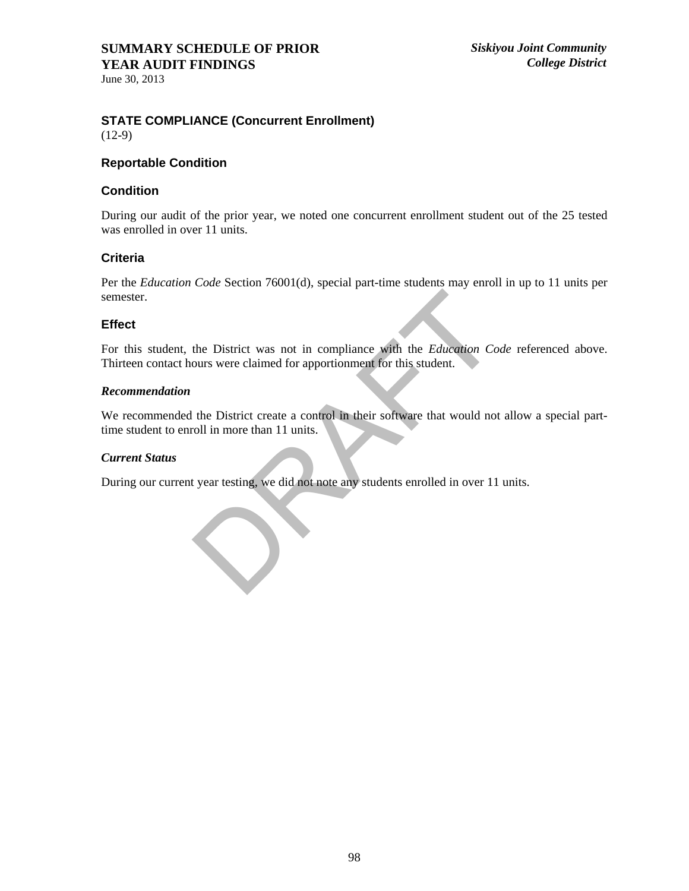# SUMMARY SCHEDULE OF PRIOR YEAR AUDIT FINDINGS

June 30, 2013

*Siskiyou Joint Community College District*

### STATE COMPLIANCE (Concurrent Enrollment)

(12-9)

### Reportable Condition

### Condition

During our audit of the prior year, we noted one concurrent enrollment student out of the 25 tested was enrolled in over 11 units.

### Criteria

Per the *Education Code* Section 76001(d), special part-time students may enroll in up to 11 units per semester.

### Effect

For this student, the District was not in compliance with the *Education Code* referenced above. Thirteen contact hours were claimed for apportionment for this student.

***Recommendation***

We recommended the District create a control in their software that would not allow a special part-time student to enroll in more than 11 units.

***Current Status***

During our current year testing, we did not note any students enrolled in over 11 units.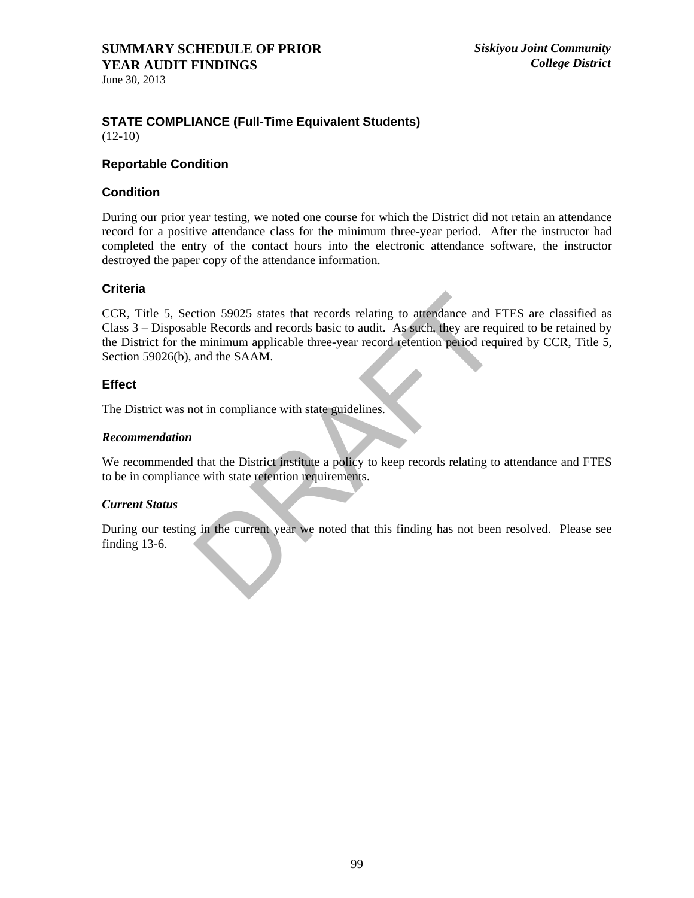## STATE COMPLIANCE (Full-Time Equivalent Students)

(12-10)

### Reportable Condition

### Condition

During our prior year testing, we noted one course for which the District did not retain an attendance record for a positive attendance class for the minimum three-year period. After the instructor had completed the entry of the contact hours into the electronic attendance software, the instructor destroyed the paper copy of the attendance information.

### Criteria

CCR, Title 5, Section 59025 states that records relating to attendance and FTES are classified as Class 3 – Disposable Records and records basic to audit. As such, they are required to be retained by the District for the minimum applicable three-year record retention period required by CCR, Title 5, Section 59026(b), and the SAAM.

### Effect

The District was not in compliance with state guidelines.

***Recommendation***

We recommended that the District institute a policy to keep records relating to attendance and FTES to be in compliance with state retention requirements.

***Current Status***

During our testing in the current year we noted that this finding has not been resolved. Please see finding 13-6.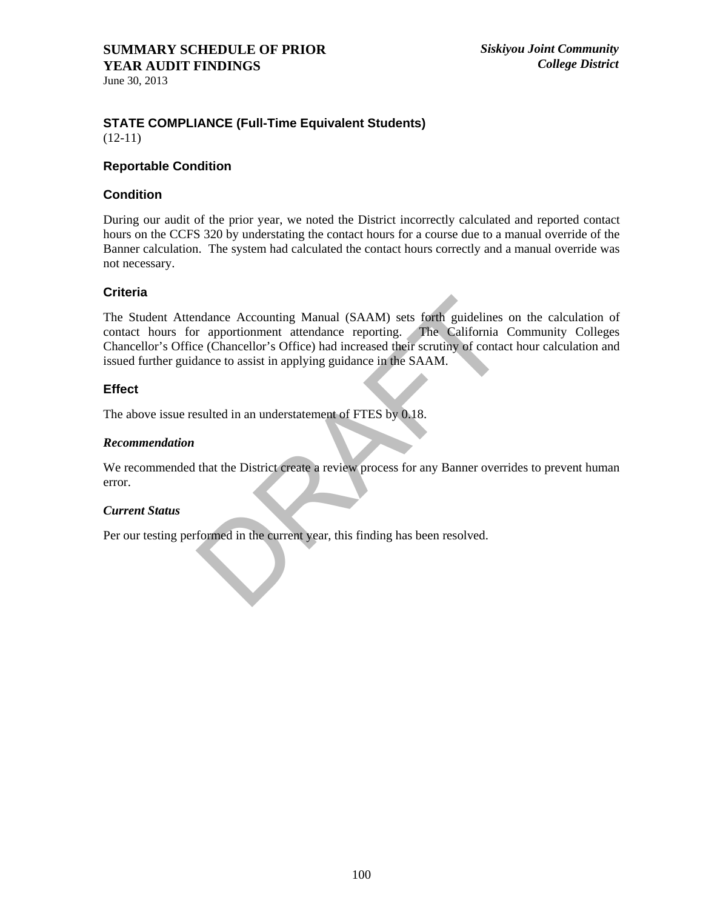# SUMMARY SCHEDULE OF PRIOR YEAR AUDIT FINDINGS

June 30, 2013

*Siskiyou Joint Community College District*

## STATE COMPLIANCE (Full-Time Equivalent Students)

(12-11)

### Reportable Condition

### Condition

During our audit of the prior year, we noted the District incorrectly calculated and reported contact hours on the CCFS 320 by understating the contact hours for a course due to a manual override of the Banner calculation. The system had calculated the contact hours correctly and a manual override was not necessary.

### Criteria

The Student Attendance Accounting Manual (SAAM) sets forth guidelines on the calculation of contact hours for apportionment attendance reporting. The California Community Colleges Chancellor's Office (Chancellor's Office) had increased their scrutiny of contact hour calculation and issued further guidance to assist in applying guidance in the SAAM.

### Effect

The above issue resulted in an understatement of FTES by 0.18.

***Recommendation***

We recommended that the District create a review process for any Banner overrides to prevent human error.

***Current Status***

Per our testing performed in the current year, this finding has been resolved.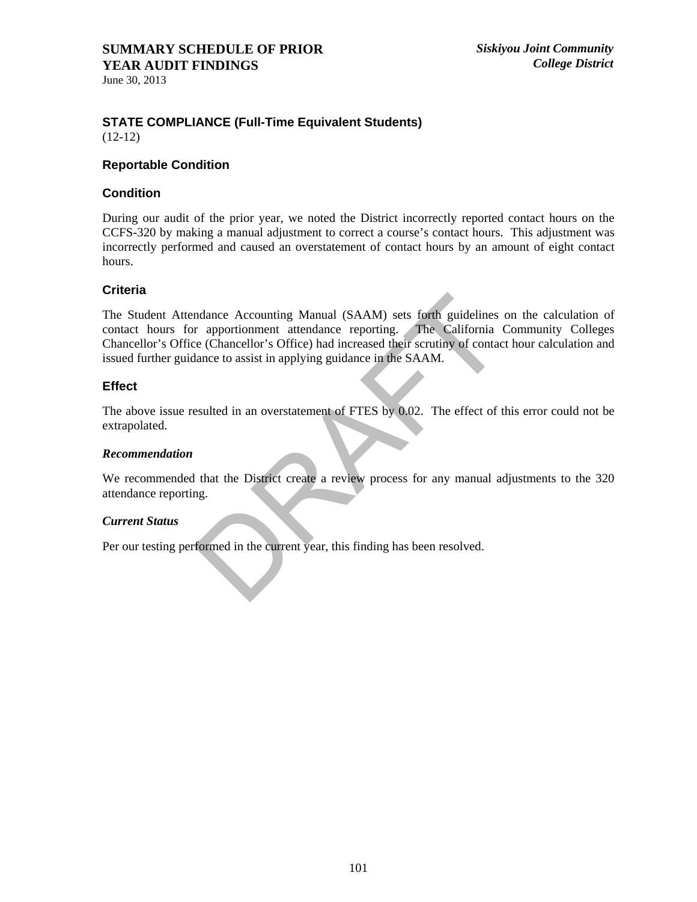# SUMMARY SCHEDULE OF PRIOR YEAR AUDIT FINDINGS

June 30, 2013

*Siskiyou Joint Community College District*

## STATE COMPLIANCE (Full-Time Equivalent Students)

(12-12)

### Reportable Condition

### Condition

During our audit of the prior year, we noted the District incorrectly reported contact hours on the CCFS-320 by making a manual adjustment to correct a course's contact hours. This adjustment was incorrectly performed and caused an overstatement of contact hours by an amount of eight contact hours.

### Criteria

The Student Attendance Accounting Manual (SAAM) sets forth guidelines on the calculation of contact hours for apportionment attendance reporting. The California Community Colleges Chancellor's Office (Chancellor's Office) had increased their scrutiny of contact hour calculation and issued further guidance to assist in applying guidance in the SAAM.

### Effect

The above issue resulted in an overstatement of FTES by 0.02. The effect of this error could not be extrapolated.

***Recommendation***

We recommended that the District create a review process for any manual adjustments to the 320 attendance reporting.

***Current Status***

Per our testing performed in the current year, this finding has been resolved.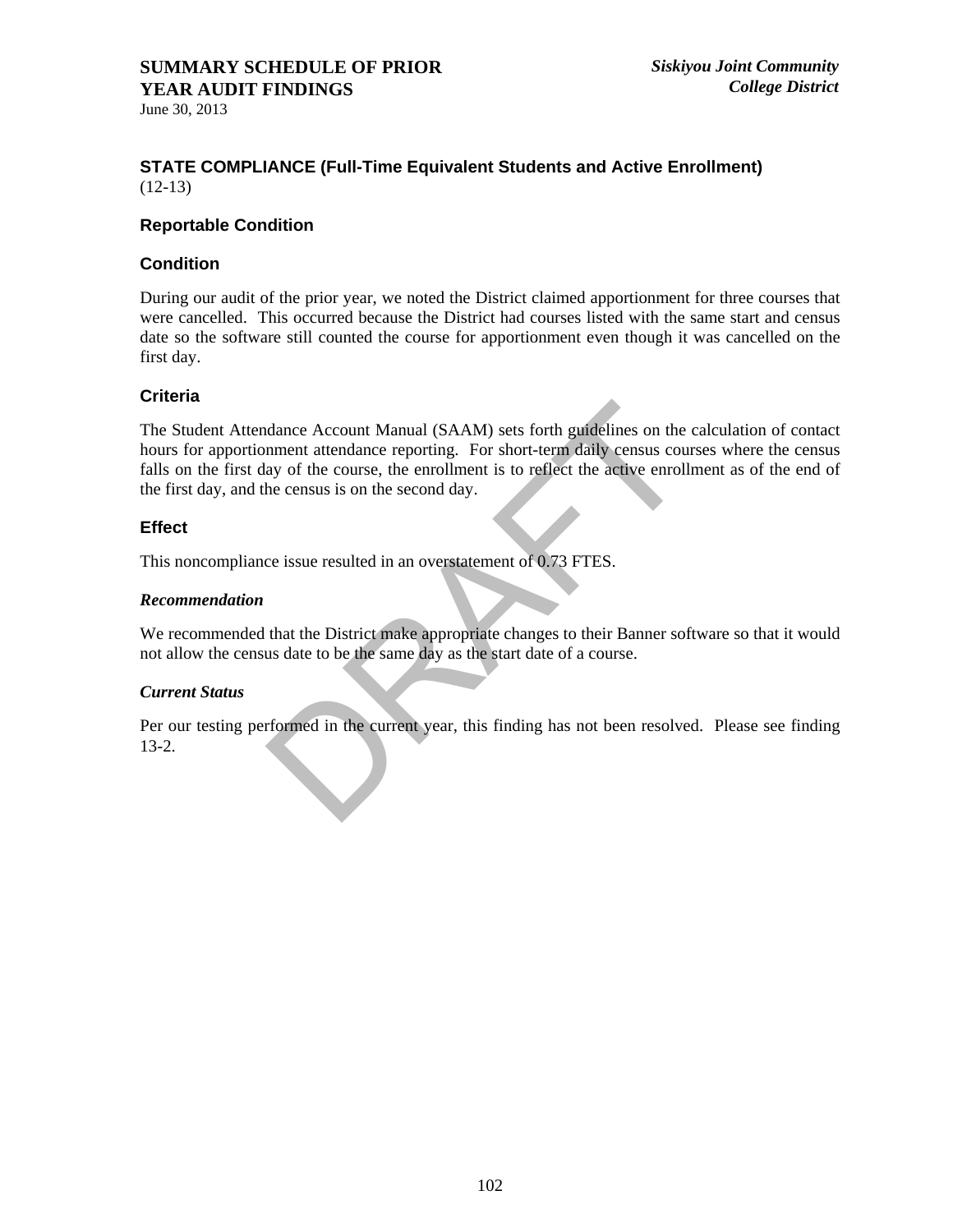# SUMMARY SCHEDULE OF PRIOR YEAR AUDIT FINDINGS

June 30, 2013

*Siskiyou Joint Community College District*

## STATE COMPLIANCE (Full-Time Equivalent Students and Active Enrollment)

(12-13)

### Reportable Condition

### Condition

During our audit of the prior year, we noted the District claimed apportionment for three courses that were cancelled. This occurred because the District had courses listed with the same start and census date so the software still counted the course for apportionment even though it was cancelled on the first day.

### Criteria

The Student Attendance Account Manual (SAAM) sets forth guidelines on the calculation of contact hours for apportionment attendance reporting. For short-term daily census courses where the census falls on the first day of the course, the enrollment is to reflect the active enrollment as of the end of the first day, and the census is on the second day.

### Effect

This noncompliance issue resulted in an overstatement of 0.73 FTES.

***Recommendation***

We recommended that the District make appropriate changes to their Banner software so that it would not allow the census date to be the same day as the start date of a course.

***Current Status***

Per our testing performed in the current year, this finding has not been resolved. Please see finding 13-2.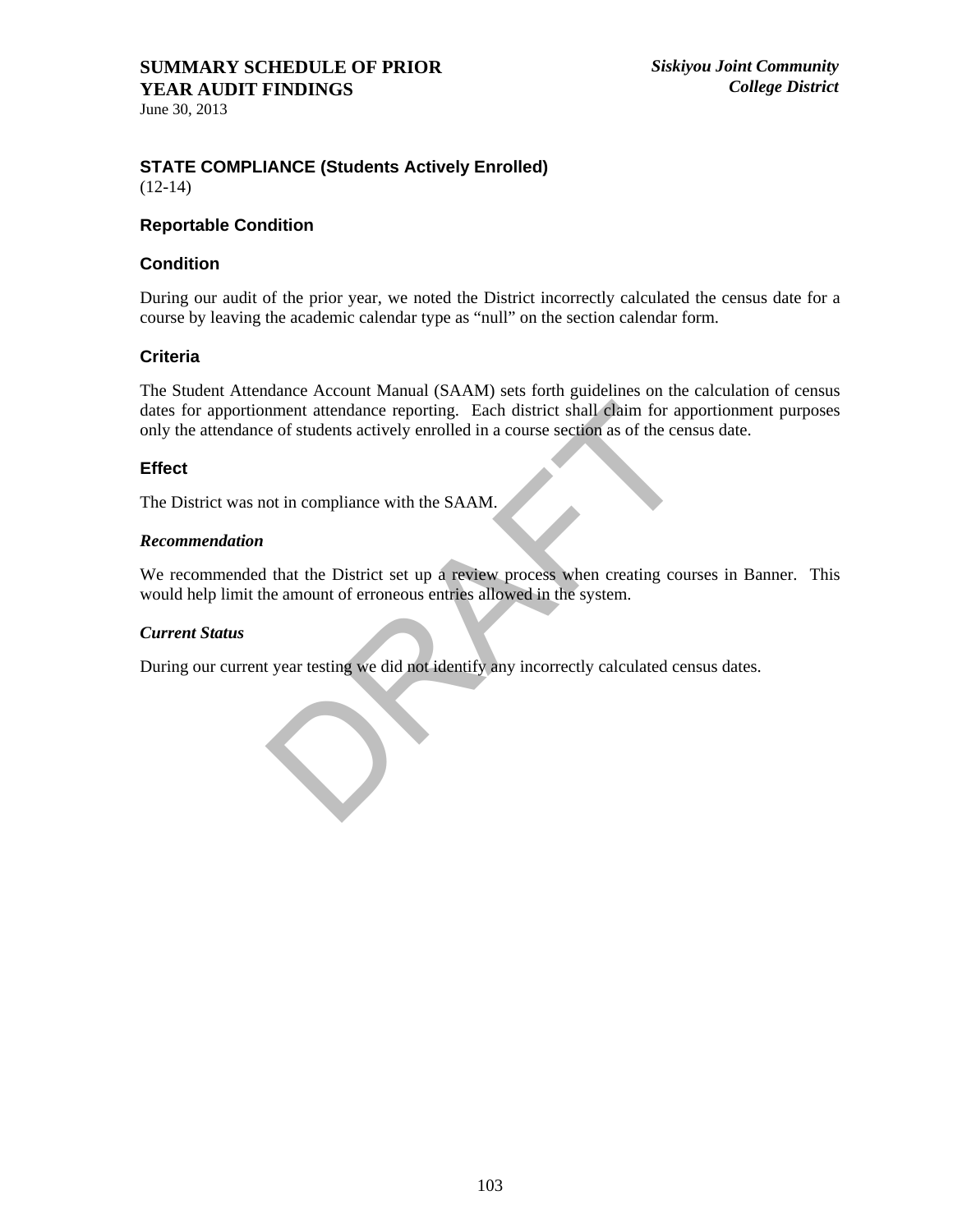# SUMMARY SCHEDULE OF PRIOR YEAR AUDIT FINDINGS

June 30, 2013

*Siskiyou Joint Community College District*

## STATE COMPLIANCE (Students Actively Enrolled)

(12-14)

### Reportable Condition

### Condition

During our audit of the prior year, we noted the District incorrectly calculated the census date for a course by leaving the academic calendar type as "null" on the section calendar form.

### Criteria

The Student Attendance Account Manual (SAAM) sets forth guidelines on the calculation of census dates for apportionment attendance reporting. Each district shall claim for apportionment purposes only the attendance of students actively enrolled in a course section as of the census date.

### Effect

The District was not in compliance with the SAAM.

***Recommendation***

We recommended that the District set up a review process when creating courses in Banner. This would help limit the amount of erroneous entries allowed in the system.

***Current Status***

During our current year testing we did not identify any incorrectly calculated census dates.